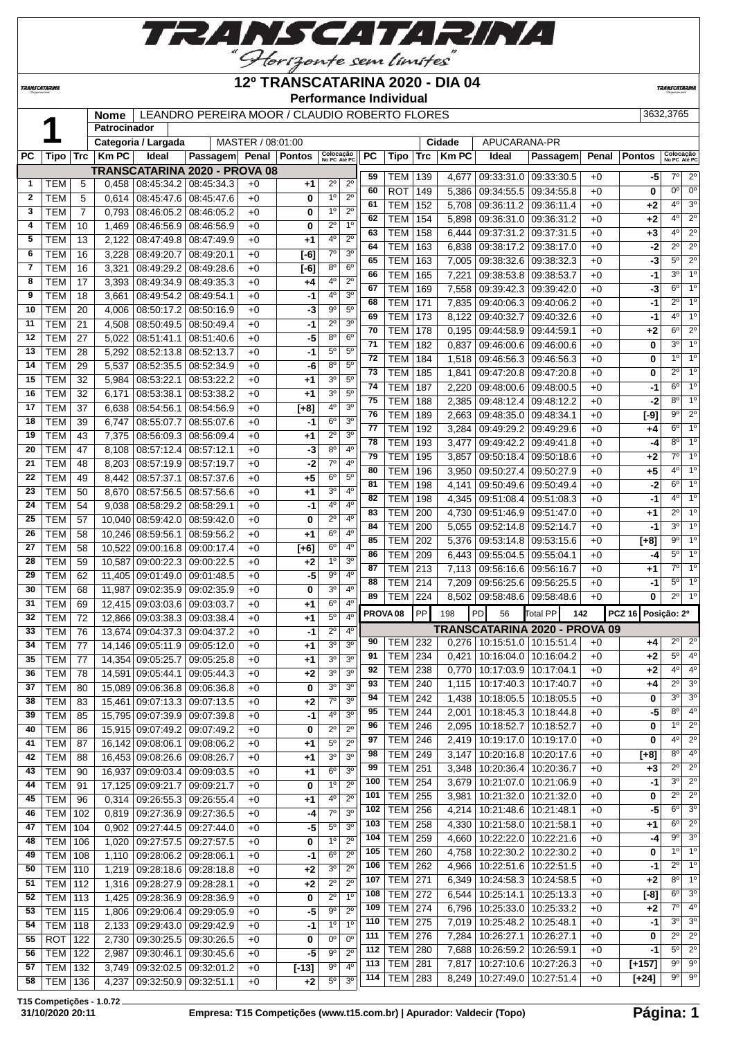# TRANSCATARINA

"Horizonte sem limites"

## 12º TRANSCATARINA 2020 - DIA 04

### Performance Individual

**1**

| Nome | LEANDRO PEREIRA MOOR / CLAUDIO ROBERTO FLORES | 3632,3765 |
|---|---|---|
| Patrocinador | | |
| Categoria / Largada | MASTER / 08:01:00 | |
| Cidade | APUCARANA-PR | |

**TRANSCATARINA 2020 - PROVA 08**

| PC | Tipo | Trc | Km PC | Ideal | Passagem | Penal | Pontos | Colocação No PC | Colocação Até PC |
|---|---|---|---|---|---|---|---|---|---|
| 1 | TEM | 5 | 0,458 | 08:45:34.2 | 08:45:34.3 | +0 | +1 | 2º | 2º |
| 2 | TEM | 5 | 0,614 | 08:45:47.6 | 08:45:47.6 | +0 | 0 | 1º | 2º |
| 3 | TEM | 7 | 0,793 | 08:46:05.2 | 08:46:05.2 | +0 | 0 | 1º | 2º |
| 4 | TEM | 10 | 1,469 | 08:46:56.9 | 08:46:56.9 | +0 | 0 | 2º | 1º |
| 5 | TEM | 13 | 2,122 | 08:47:49.8 | 08:47:49.9 | +0 | +1 | 4º | 2º |
| 6 | TEM | 16 | 3,228 | 08:49:20.7 | 08:49:20.1 | +0 | [-6] | 7º | 3º |
| 7 | TEM | 16 | 3,321 | 08:49:29.2 | 08:49:28.6 | +0 | [-6] | 8º | 6º |
| 8 | TEM | 17 | 3,393 | 08:49:34.9 | 08:49:35.3 | +0 | +4 | 4º | 2º |
| 9 | TEM | 18 | 3,661 | 08:49:54.2 | 08:49:54.1 | +0 | -1 | 4º | 3º |
| 10 | TEM | 20 | 4,006 | 08:50:17.2 | 08:50:16.9 | +0 | -3 | 9º | 5º |
| 11 | TEM | 21 | 4,508 | 08:50:49.5 | 08:50:49.4 | +0 | -1 | 2º | 3º |
| 12 | TEM | 27 | 5,022 | 08:51:41.1 | 08:51:40.6 | +0 | -5 | 8º | 6º |
| 13 | TEM | 28 | 5,292 | 08:52:13.8 | 08:52:13.7 | +0 | -1 | 5º | 5º |
| 14 | TEM | 29 | 5,537 | 08:52:35.5 | 08:52:34.9 | +0 | -6 | 8º | 5º |
| 15 | TEM | 32 | 5,984 | 08:53:22.1 | 08:53:22.2 | +0 | +1 | 3º | 5º |
| 16 | TEM | 32 | 6,171 | 08:53:38.1 | 08:53:38.2 | +0 | +1 | 3º | 5º |
| 17 | TEM | 37 | 6,638 | 08:54:56.1 | 08:54:56.9 | +0 | [+8] | 4º | 3º |
| 18 | TEM | 39 | 6,747 | 08:55:07.7 | 08:55:07.6 | +0 | -1 | 6º | 3º |
| 19 | TEM | 43 | 7,375 | 08:56:09.3 | 08:56:09.4 | +0 | +1 | 2º | 3º |
| 20 | TEM | 47 | 8,108 | 08:57:12.4 | 08:57:12.1 | +0 | -3 | 8º | 4º |
| 21 | TEM | 48 | 8,203 | 08:57:19.9 | 08:57:19.7 | +0 | -2 | 7º | 4º |
| 22 | TEM | 49 | 8,442 | 08:57:37.1 | 08:57:37.6 | +0 | +5 | 6º | 5º |
| 23 | TEM | 50 | 8,670 | 08:57:56.5 | 08:57:56.6 | +0 | +1 | 3º | 4º |
| 24 | TEM | 54 | 9,038 | 08:58:29.2 | 08:58:29.1 | +0 | -1 | 4º | 4º |
| 25 | TEM | 57 | 10,040 | 08:59:42.0 | 08:59:42.0 | +0 | 0 | 2º | 4º |
| 26 | TEM | 58 | 10,246 | 08:59:56.1 | 08:59:56.2 | +0 | +1 | 6º | 4º |
| 27 | TEM | 58 | 10,522 | 09:00:16.8 | 09:00:17.4 | +0 | [+6] | 6º | 4º |
| 28 | TEM | 59 | 10,587 | 09:00:22.3 | 09:00:22.5 | +0 | +2 | 1º | 3º |
| 29 | TEM | 62 | 11,405 | 09:01:49.0 | 09:01:48.5 | +0 | -5 | 9º | 4º |
| 30 | TEM | 68 | 11,987 | 09:02:35.9 | 09:02:35.9 | +0 | 0 | 3º | 4º |
| 31 | TEM | 69 | 12,415 | 09:03:03.6 | 09:03:03.7 | +0 | +1 | 6º | 4º |
| 32 | TEM | 72 | 12,866 | 09:03:38.3 | 09:03:38.4 | +0 | +1 | 5º | 4º |
| 33 | TEM | 76 | 13,674 | 09:04:37.3 | 09:04:37.2 | +0 | -1 | 2º | 4º |
| 34 | TEM | 77 | 14,146 | 09:05:11.9 | 09:05:12.0 | +0 | +1 | 3º | 3º |
| 35 | TEM | 77 | 14,354 | 09:05:25.7 | 09:05:25.8 | +0 | +1 | 3º | 3º |
| 36 | TEM | 78 | 14,591 | 09:05:44.1 | 09:05:44.3 | +0 | +2 | 3º | 3º |
| 37 | TEM | 80 | 15,089 | 09:06:36.8 | 09:06:36.8 | +0 | 0 | 3º | 3º |
| 38 | TEM | 83 | 15,461 | 09:07:13.3 | 09:07:13.5 | +0 | +2 | 7º | 3º |
| 39 | TEM | 85 | 15,795 | 09:07:39.9 | 09:07:39.8 | +0 | -1 | 4º | 3º |
| 40 | TEM | 86 | 15,915 | 09:07:49.2 | 09:07:49.2 | +0 | 0 | 2º | 2º |
| 41 | TEM | 87 | 16,142 | 09:08:06.1 | 09:08:06.2 | +0 | +1 | 5º | 2º |
| 42 | TEM | 88 | 16,453 | 09:08:26.6 | 09:08:26.7 | +0 | +1 | 3º | 3º |
| 43 | TEM | 90 | 16,937 | 09:09:03.4 | 09:09:03.5 | +0 | +1 | 6º | 3º |
| 44 | TEM | 91 | 17,125 | 09:09:21.7 | 09:09:21.7 | +0 | 0 | 1º | 2º |
| 45 | TEM | 96 | 0,314 | 09:26:55.3 | 09:26:55.4 | +0 | +1 | 4º | 2º |
| 46 | TEM | 102 | 0,819 | 09:27:36.9 | 09:27:36.5 | +0 | -4 | 7º | 3º |
| 47 | TEM | 104 | 0,902 | 09:27:44.5 | 09:27:44.0 | +0 | -5 | 5º | 3º |
| 48 | TEM | 106 | 1,020 | 09:27:57.5 | 09:27:57.5 | +0 | 0 | 1º | 2º |
| 49 | TEM | 108 | 1,110 | 09:28:06.2 | 09:28:06.1 | +0 | -1 | 6º | 2º |
| 50 | TEM | 110 | 1,219 | 09:28:18.6 | 09:28:18.8 | +0 | +2 | 3º | 2º |
| 51 | TEM | 112 | 1,316 | 09:28:27.9 | 09:28:28.1 | +0 | +2 | 2º | 2º |
| 52 | TEM | 113 | 1,425 | 09:28:36.9 | 09:28:36.9 | +0 | 0 | 2º | 1º |
| 53 | TEM | 115 | 1,806 | 09:29:06.4 | 09:29:05.9 | +0 | -5 | 9º | 2º |
| 54 | TEM | 118 | 2,133 | 09:29:43.0 | 09:29:42.9 | +0 | -1 | 1º | 1º |
| 55 | ROT | 122 | 2,730 | 09:30:25.5 | 09:30:26.5 | +0 | 0 | 0º | 0º |
| 56 | TEM | 122 | 2,987 | 09:30:46.1 | 09:30:45.6 | +0 | -5 | 9º | 2º |
| 57 | TEM | 132 | 3,749 | 09:32:02.5 | 09:32:01.2 | +0 | [-13] | 9º | 4º |
| 58 | TEM | 136 | 4,237 | 09:32:50.9 | 09:32:51.1 | +0 | +2 | 5º | 3º |
| 59 | TEM | 139 | 4,677 | 09:33:31.0 | 09:33:30.5 | +0 | -5 | 7º | 2º |
| 60 | ROT | 149 | 5,386 | 09:34:55.5 | 09:34:55.8 | +0 | 0 | 0º | 0º |
| 61 | TEM | 152 | 5,708 | 09:36:11.2 | 09:36:11.4 | +0 | +2 | 4º | 3º |
| 62 | TEM | 154 | 5,898 | 09:36:31.0 | 09:36:31.2 | +0 | +2 | 4º | 2º |
| 63 | TEM | 158 | 6,444 | 09:37:31.2 | 09:37:31.5 | +0 | +3 | 4º | 2º |
| 64 | TEM | 163 | 6,838 | 09:38:17.2 | 09:38:17.0 | +0 | -2 | 2º | 2º |
| 65 | TEM | 163 | 7,005 | 09:38:32.6 | 09:38:32.3 | +0 | -3 | 5º | 2º |
| 66 | TEM | 165 | 7,221 | 09:38:53.8 | 09:38:53.7 | +0 | -1 | 3º | 1º |
| 67 | TEM | 169 | 7,558 | 09:39:42.3 | 09:39:42.0 | +0 | -3 | 6º | 1º |
| 68 | TEM | 171 | 7,835 | 09:40:06.3 | 09:40:06.2 | +0 | -1 | 2º | 1º |
| 69 | TEM | 173 | 8,122 | 09:40:32.7 | 09:40:32.6 | +0 | -1 | 4º | 1º |
| 70 | TEM | 178 | 0,195 | 09:44:58.9 | 09:44:59.1 | +0 | +2 | 6º | 2º |
| 71 | TEM | 182 | 0,837 | 09:46:00.6 | 09:46:00.6 | +0 | 0 | 3º | 1º |
| 72 | TEM | 184 | 1,518 | 09:46:56.3 | 09:46:56.3 | +0 | 0 | 1º | 1º |
| 73 | TEM | 185 | 1,841 | 09:47:20.8 | 09:47:20.8 | +0 | 0 | 2º | 1º |
| 74 | TEM | 187 | 2,220 | 09:48:00.6 | 09:48:00.5 | +0 | -1 | 6º | 1º |
| 75 | TEM | 188 | 2,385 | 09:48:12.4 | 09:48:12.2 | +0 | -2 | 8º | 1º |
| 76 | TEM | 189 | 2,663 | 09:48:35.0 | 09:48:34.1 | +0 | [-9] | 9º | 2º |
| 77 | TEM | 192 | 3,284 | 09:49:29.2 | 09:49:29.6 | +0 | +4 | 6º | 1º |
| 78 | TEM | 193 | 3,477 | 09:49:42.2 | 09:49:41.8 | +0 | -4 | 8º | 1º |
| 79 | TEM | 195 | 3,857 | 09:50:18.4 | 09:50:18.6 | +0 | +2 | 7º | 1º |
| 80 | TEM | 196 | 3,950 | 09:50:27.4 | 09:50:27.9 | +0 | +5 | 4º | 1º |
| 81 | TEM | 198 | 4,141 | 09:50:49.6 | 09:50:49.4 | +0 | -2 | 6º | 1º |
| 82 | TEM | 198 | 4,345 | 09:51:08.4 | 09:51:08.3 | +0 | -1 | 4º | 1º |
| 83 | TEM | 200 | 4,730 | 09:51:46.9 | 09:51:47.0 | +0 | +1 | 2º | 1º |
| 84 | TEM | 200 | 5,055 | 09:52:14.8 | 09:52:14.7 | +0 | -1 | 3º | 1º |
| 85 | TEM | 202 | 5,376 | 09:53:14.8 | 09:53:15.6 | +0 | [+8] | 9º | 1º |
| 86 | TEM | 209 | 6,443 | 09:55:04.5 | 09:55:04.1 | +0 | -4 | 5º | 1º |
| 87 | TEM | 213 | 7,113 | 09:56:16.6 | 09:56:16.7 | +0 | +1 | 7º | 1º |
| 88 | TEM | 214 | 7,209 | 09:56:25.6 | 09:56:25.5 | +0 | -1 | 5º | 1º |
| 89 | TEM | 224 | 8,502 | 09:58:48.6 | 09:58:48.6 | +0 | 0 | 2º | 1º |

PROVA 08 | PP 198 | PD 56 | Total PP 142 | PCZ 16 | Posição: 2º

**TRANSCATARINA 2020 - PROVA 09**

| PC | Tipo | Trc | Km PC | Ideal | Passagem | Penal | Pontos | Colocação No PC | Colocação Até PC |
|---|---|---|---|---|---|---|---|---|---|
| 90 | TEM | 232 | 0,276 | 10:15:51.0 | 10:15:51.4 | +0 | +4 | 2º | 2º |
| 91 | TEM | 234 | 0,421 | 10:16:04.0 | 10:16:04.2 | +0 | +2 | 5º | 4º |
| 92 | TEM | 238 | 0,770 | 10:17:03.9 | 10:17:04.1 | +0 | +2 | 4º | 4º |
| 93 | TEM | 240 | 1,115 | 10:17:40.3 | 10:17:40.7 | +0 | +4 | 2º | 3º |
| 94 | TEM | 242 | 1,438 | 10:18:05.5 | 10:18:05.5 | +0 | 0 | 3º | 3º |
| 95 | TEM | 244 | 2,001 | 10:18:45.3 | 10:18:44.8 | +0 | -5 | 8º | 4º |
| 96 | TEM | 246 | 2,095 | 10:18:52.7 | 10:18:52.7 | +0 | 0 | 1º | 2º |
| 97 | TEM | 246 | 2,419 | 10:19:17.0 | 10:19:17.0 | +0 | 0 | 4º | 2º |
| 98 | TEM | 249 | 3,147 | 10:20:16.8 | 10:20:17.6 | +0 | [+8] | 8º | 4º |
| 99 | TEM | 251 | 3,348 | 10:20:36.4 | 10:20:36.7 | +0 | +3 | 2º | 2º |
| 100 | TEM | 254 | 3,679 | 10:21:07.0 | 10:21:06.9 | +0 | -1 | 3º | 2º |
| 101 | TEM | 255 | 3,981 | 10:21:32.0 | 10:21:32.0 | +0 | 0 | 2º | 2º |
| 102 | TEM | 256 | 4,214 | 10:21:48.6 | 10:21:48.1 | +0 | -5 | 6º | 3º |
| 103 | TEM | 258 | 4,330 | 10:21:58.0 | 10:21:58.1 | +0 | +1 | 6º | 2º |
| 104 | TEM | 259 | 4,660 | 10:22:22.0 | 10:22:21.6 | +0 | -4 | 9º | 3º |
| 105 | TEM | 260 | 4,758 | 10:22:30.2 | 10:22:30.2 | +0 | 0 | 1º | 1º |
| 106 | TEM | 262 | 4,966 | 10:22:51.6 | 10:22:51.5 | +0 | -1 | 2º | 1º |
| 107 | TEM | 271 | 6,349 | 10:24:58.3 | 10:24:58.5 | +0 | +2 | 8º | 1º |
| 108 | TEM | 272 | 6,544 | 10:25:14.1 | 10:25:13.3 | +0 | [-8] | 6º | 3º |
| 109 | TEM | 274 | 6,796 | 10:25:33.0 | 10:25:33.2 | +0 | +2 | 7º | 4º |
| 110 | TEM | 275 | 7,019 | 10:25:48.2 | 10:25:48.1 | +0 | -1 | 3º | 3º |
| 111 | TEM | 276 | 7,294 | 10:26:27.1 | 10:26:27.1 | +0 | 0 | 2º | 2º |
| 112 | TEM | 280 | 7,688 | 10:26:59.2 | 10:26:59.1 | +0 | -1 | 5º | 2º |
| 113 | TEM | 281 | 7,817 | 10:27:10.6 | 10:27:26.3 | +0 | [+157] | 9º | 9º |
| 114 | TEM | 283 | 8,249 | 10:27:49.0 | 10:27:51.4 | +0 | [+24] | 9º | 9º |

T15 Competições - 1.0.72

31/10/2020 20:11 — Empresa: T15 Competições (www.t15.com.br) | Apurador: Valdecir (Topo)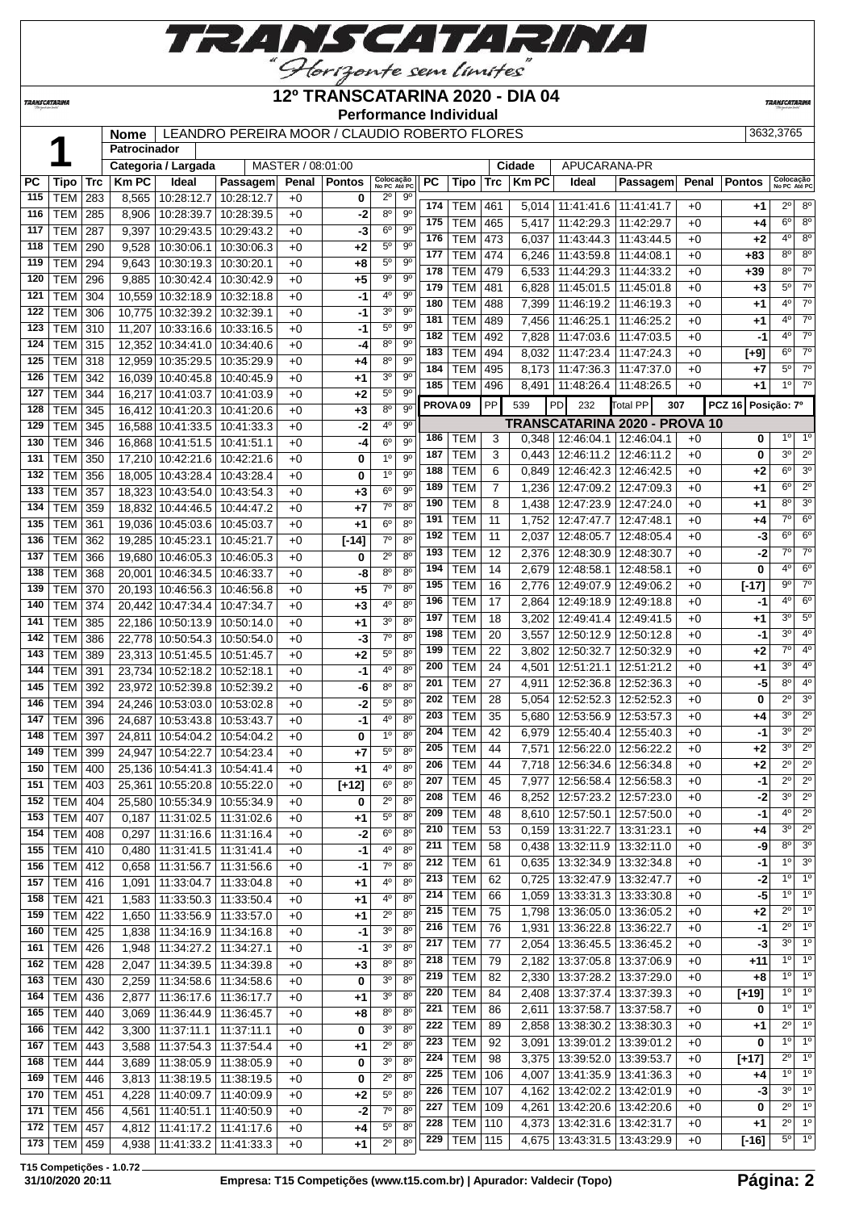# 12º TRANSCATARINA 2020 - DIA 04

**Performance Individual**

| | | |
|---|---|---|
| **1** | **Nome** | LEANDRO PEREIRA MOOR / CLAUDIO ROBERTO FLORES — 3632,3765 |
| | **Patrocinador** | |
| | **Categoria / Largada** | MASTER / 08:01:00 |
| | **Cidade** | APUCARANA-PR |

| PC | Tipo | Trc | Km PC | Ideal | Passagem | Penal | Pontos | Colocação No PC | Colocação Até PC |
|---|---|---|---|---|---|---|---|---|---|
| 115 | TEM | 283 | 8,565 | 10:28:12.7 | 10:28:12.7 | +0 | 0 | 2º | 9º |
| 116 | TEM | 285 | 8,906 | 10:28:39.7 | 10:28:39.5 | +0 | -2 | 8º | 9º |
| 117 | TEM | 287 | 9,397 | 10:29:43.5 | 10:29:43.2 | +0 | -3 | 6º | 9º |
| 118 | TEM | 290 | 9,528 | 10:30:06.1 | 10:30:06.3 | +0 | +2 | 5º | 9º |
| 119 | TEM | 294 | 9,643 | 10:30:19.3 | 10:30:20.1 | +0 | +8 | 5º | 9º |
| 120 | TEM | 296 | 9,885 | 10:30:42.4 | 10:30:42.9 | +0 | +5 | 9º | 9º |
| 121 | TEM | 304 | 10,559 | 10:32:18.9 | 10:32:18.8 | +0 | -1 | 4º | 9º |
| 122 | TEM | 306 | 10,775 | 10:32:39.2 | 10:32:39.1 | +0 | -1 | 3º | 9º |
| 123 | TEM | 310 | 11,207 | 10:33:16.6 | 10:33:16.5 | +0 | -1 | 5º | 9º |
| 124 | TEM | 315 | 12,352 | 10:34:41.0 | 10:34:40.6 | +0 | -4 | 8º | 9º |
| 125 | TEM | 318 | 12,959 | 10:35:29.5 | 10:35:29.9 | +0 | +4 | 8º | 9º |
| 126 | TEM | 342 | 16,039 | 10:40:45.8 | 10:40:45.9 | +0 | +1 | 3º | 9º |
| 127 | TEM | 344 | 16,217 | 10:41:03.7 | 10:41:03.9 | +0 | +2 | 5º | 9º |
| 128 | TEM | 345 | 16,412 | 10:41:20.3 | 10:41:20.6 | +0 | +3 | 8º | 9º |
| 129 | TEM | 345 | 16,588 | 10:41:33.5 | 10:41:33.3 | +0 | -2 | 4º | 9º |
| 130 | TEM | 346 | 16,868 | 10:41:51.5 | 10:41:51.1 | +0 | -4 | 6º | 9º |
| 131 | TEM | 350 | 17,210 | 10:42:21.6 | 10:42:21.6 | +0 | 0 | 1º | 9º |
| 132 | TEM | 356 | 18,005 | 10:43:28.4 | 10:43:28.4 | +0 | 0 | 1º | 9º |
| 133 | TEM | 357 | 18,323 | 10:43:54.0 | 10:43:54.3 | +0 | +3 | 6º | 9º |
| 134 | TEM | 359 | 18,832 | 10:44:46.5 | 10:44:47.2 | +0 | +7 | 7º | 8º |
| 135 | TEM | 361 | 19,036 | 10:45:03.6 | 10:45:03.7 | +0 | +1 | 6º | 8º |
| 136 | TEM | 362 | 19,285 | 10:45:23.1 | 10:45:21.7 | +0 | [-14] | 7º | 8º |
| 137 | TEM | 366 | 19,680 | 10:46:05.3 | 10:46:05.3 | +0 | 0 | 2º | 8º |
| 138 | TEM | 368 | 20,001 | 10:46:34.5 | 10:46:33.7 | +0 | -8 | 8º | 8º |
| 139 | TEM | 370 | 20,193 | 10:46:56.3 | 10:46:56.8 | +0 | +5 | 7º | 8º |
| 140 | TEM | 374 | 20,442 | 10:47:34.4 | 10:47:34.7 | +0 | +3 | 4º | 8º |
| 141 | TEM | 385 | 22,186 | 10:50:13.9 | 10:50:14.0 | +0 | +1 | 3º | 8º |
| 142 | TEM | 386 | 22,778 | 10:50:54.3 | 10:50:54.0 | +0 | -3 | 7º | 8º |
| 143 | TEM | 389 | 23,313 | 10:51:45.5 | 10:51:45.7 | +0 | +2 | 5º | 8º |
| 144 | TEM | 391 | 23,734 | 10:52:18.2 | 10:52:18.1 | +0 | -1 | 4º | 8º |
| 145 | TEM | 392 | 23,972 | 10:52:39.8 | 10:52:39.2 | +0 | -6 | 8º | 8º |
| 146 | TEM | 394 | 24,246 | 10:53:03.0 | 10:53:02.8 | +0 | -2 | 5º | 8º |
| 147 | TEM | 396 | 24,687 | 10:53:43.8 | 10:53:43.7 | +0 | -1 | 4º | 8º |
| 148 | TEM | 397 | 24,811 | 10:54:04.2 | 10:54:04.2 | +0 | 0 | 1º | 8º |
| 149 | TEM | 399 | 24,947 | 10:54:22.7 | 10:54:23.4 | +0 | +7 | 5º | 8º |
| 150 | TEM | 400 | 25,136 | 10:54:41.3 | 10:54:41.4 | +0 | +1 | 4º | 8º |
| 151 | TEM | 403 | 25,361 | 10:55:20.8 | 10:55:22.0 | +0 | [+12] | 6º | 8º |
| 152 | TEM | 404 | 25,580 | 10:55:34.9 | 10:55:34.9 | +0 | 0 | 2º | 8º |
| 153 | TEM | 407 | 0,187 | 11:31:02.5 | 11:31:02.6 | +0 | +1 | 5º | 8º |
| 154 | TEM | 408 | 0,297 | 11:31:16.6 | 11:31:16.4 | +0 | -2 | 6º | 8º |
| 155 | TEM | 410 | 0,480 | 11:31:41.5 | 11:31:41.4 | +0 | -1 | 4º | 8º |
| 156 | TEM | 412 | 0,658 | 11:31:56.7 | 11:31:56.6 | +0 | -1 | 7º | 8º |
| 157 | TEM | 416 | 1,091 | 11:33:04.7 | 11:33:04.8 | +0 | +1 | 4º | 8º |
| 158 | TEM | 421 | 1,583 | 11:33:50.3 | 11:33:50.4 | +0 | +1 | 4º | 8º |
| 159 | TEM | 422 | 1,650 | 11:33:56.9 | 11:33:57.0 | +0 | +1 | 2º | 8º |
| 160 | TEM | 425 | 1,838 | 11:34:16.9 | 11:34:16.8 | +0 | -1 | 3º | 8º |
| 161 | TEM | 426 | 1,948 | 11:34:27.2 | 11:34:27.1 | +0 | -1 | 3º | 8º |
| 162 | TEM | 428 | 2,047 | 11:34:39.5 | 11:34:39.8 | +0 | +3 | 8º | 8º |
| 163 | TEM | 430 | 2,259 | 11:34:58.6 | 11:34:58.6 | +0 | 0 | 3º | 8º |
| 164 | TEM | 436 | 2,877 | 11:36:17.6 | 11:36:17.7 | +0 | +1 | 3º | 8º |
| 165 | TEM | 440 | 3,069 | 11:36:44.9 | 11:36:45.7 | +0 | +8 | 8º | 8º |
| 166 | TEM | 442 | 3,300 | 11:37:11.1 | 11:37:11.1 | +0 | 0 | 3º | 8º |
| 167 | TEM | 443 | 3,588 | 11:37:54.3 | 11:37:54.4 | +0 | +1 | 2º | 8º |
| 168 | TEM | 444 | 3,689 | 11:38:05.9 | 11:38:05.9 | +0 | 0 | 3º | 8º |
| 169 | TEM | 446 | 3,813 | 11:38:19.5 | 11:38:19.5 | +0 | 0 | 2º | 8º |
| 170 | TEM | 451 | 4,228 | 11:40:09.7 | 11:40:09.9 | +0 | +2 | 5º | 8º |
| 171 | TEM | 456 | 4,561 | 11:40:51.1 | 11:40:50.9 | +0 | -2 | 7º | 8º |
| 172 | TEM | 457 | 4,812 | 11:41:17.2 | 11:41:17.6 | +0 | +4 | 5º | 8º |
| 173 | TEM | 459 | 4,938 | 11:41:33.2 | 11:41:33.3 | +0 | +1 | 2º | 8º |
| 174 | TEM | 461 | 5,014 | 11:41:41.6 | 11:41:41.7 | +0 | +1 | 2º | 8º |
| 175 | TEM | 465 | 5,417 | 11:42:29.3 | 11:42:29.7 | +0 | +4 | 6º | 8º |
| 176 | TEM | 473 | 6,037 | 11:43:44.3 | 11:43:44.5 | +0 | +2 | 4º | 8º |
| 177 | TEM | 474 | 6,246 | 11:43:59.8 | 11:44:08.1 | +0 | +83 | 8º | 8º |
| 178 | TEM | 479 | 6,533 | 11:44:29.3 | 11:44:33.2 | +0 | +39 | 8º | 7º |
| 179 | TEM | 481 | 6,828 | 11:45:01.5 | 11:45:01.8 | +0 | +3 | 5º | 7º |
| 180 | TEM | 488 | 7,399 | 11:46:19.2 | 11:46:19.3 | +0 | +1 | 4º | 7º |
| 181 | TEM | 489 | 7,456 | 11:46:25.1 | 11:46:25.2 | +0 | +1 | 4º | 7º |
| 182 | TEM | 492 | 7,828 | 11:47:03.6 | 11:47:03.5 | +0 | -1 | 4º | 7º |
| 183 | TEM | 494 | 8,032 | 11:47:23.4 | 11:47:24.3 | +0 | [+9] | 6º | 7º |
| 184 | TEM | 495 | 8,173 | 11:47:36.3 | 11:47:37.0 | +0 | +7 | 5º | 7º |
| 185 | TEM | 496 | 8,491 | 11:48:26.4 | 11:48:26.5 | +0 | +1 | 1º | 7º |

**PROVA 09** — PP 539 — PD 232 — Total PP 307 — PCZ 16 — Posição: 7º

## TRANSCATARINA 2020 - PROVA 10

| PC | Tipo | Trc | Km PC | Ideal | Passagem | Penal | Pontos | Colocação No PC | Colocação Até PC |
|---|---|---|---|---|---|---|---|---|---|
| 186 | TEM | 3 | 0,348 | 12:46:04.1 | 12:46:04.1 | +0 | 0 | 1º | 1º |
| 187 | TEM | 3 | 0,443 | 12:46:11.2 | 12:46:11.2 | +0 | 0 | 3º | 2º |
| 188 | TEM | 6 | 0,849 | 12:46:42.3 | 12:46:42.5 | +0 | +2 | 6º | 3º |
| 189 | TEM | 7 | 1,236 | 12:47:09.2 | 12:47:09.3 | +0 | +1 | 6º | 2º |
| 190 | TEM | 8 | 1,438 | 12:47:23.9 | 12:47:24.0 | +0 | +1 | 8º | 3º |
| 191 | TEM | 11 | 1,752 | 12:47:47.7 | 12:47:48.1 | +0 | +4 | 7º | 6º |
| 192 | TEM | 11 | 2,037 | 12:48:05.7 | 12:48:05.4 | +0 | -3 | 6º | 6º |
| 193 | TEM | 12 | 2,376 | 12:48:30.9 | 12:48:30.7 | +0 | -2 | 7º | 7º |
| 194 | TEM | 14 | 2,679 | 12:48:58.1 | 12:48:58.1 | +0 | 0 | 4º | 6º |
| 195 | TEM | 16 | 2,776 | 12:49:07.9 | 12:49:06.2 | +0 | [-17] | 9º | 7º |
| 196 | TEM | 17 | 2,864 | 12:49:18.9 | 12:49:18.8 | +0 | -1 | 4º | 6º |
| 197 | TEM | 18 | 3,202 | 12:49:41.4 | 12:49:41.5 | +0 | +1 | 3º | 5º |
| 198 | TEM | 20 | 3,557 | 12:50:12.9 | 12:50:12.8 | +0 | -1 | 3º | 4º |
| 199 | TEM | 22 | 3,802 | 12:50:32.7 | 12:50:32.9 | +0 | +2 | 7º | 4º |
| 200 | TEM | 24 | 4,501 | 12:51:21.1 | 12:51:21.2 | +0 | +1 | 3º | 4º |
| 201 | TEM | 27 | 4,911 | 12:52:36.8 | 12:52:36.3 | +0 | -5 | 8º | 4º |
| 202 | TEM | 28 | 5,054 | 12:52:52.3 | 12:52:52.3 | +0 | 0 | 2º | 3º |
| 203 | TEM | 35 | 5,680 | 12:53:56.9 | 12:53:57.3 | +0 | +4 | 3º | 2º |
| 204 | TEM | 42 | 6,979 | 12:55:40.4 | 12:55:40.3 | +0 | -1 | 3º | 2º |
| 205 | TEM | 44 | 7,571 | 12:56:22.0 | 12:56:22.2 | +0 | +2 | 3º | 2º |
| 206 | TEM | 44 | 7,718 | 12:56:34.6 | 12:56:34.8 | +0 | +2 | 2º | 2º |
| 207 | TEM | 45 | 7,977 | 12:56:58.4 | 12:56:58.3 | +0 | -1 | 2º | 2º |
| 208 | TEM | 46 | 8,252 | 12:57:23.2 | 12:57:23.0 | +0 | -2 | 3º | 2º |
| 209 | TEM | 48 | 8,610 | 12:57:50.1 | 12:57:50.0 | +0 | -1 | 4º | 2º |
| 210 | TEM | 53 | 0,159 | 13:31:22.7 | 13:31:23.1 | +0 | +4 | 3º | 2º |
| 211 | TEM | 58 | 0,438 | 13:32:11.9 | 13:32:11.0 | +0 | -9 | 8º | 3º |
| 212 | TEM | 61 | 0,635 | 13:32:34.9 | 13:32:34.8 | +0 | -1 | 1º | 3º |
| 213 | TEM | 62 | 0,725 | 13:32:47.9 | 13:32:47.7 | +0 | -2 | 1º | 1º |
| 214 | TEM | 66 | 1,059 | 13:33:31.3 | 13:33:30.8 | +0 | -5 | 1º | 1º |
| 215 | TEM | 75 | 1,798 | 13:36:05.0 | 13:36:05.2 | +0 | +2 | 2º | 1º |
| 216 | TEM | 76 | 1,931 | 13:36:22.8 | 13:36:22.7 | +0 | -1 | 2º | 1º |
| 217 | TEM | 77 | 2,054 | 13:36:45.5 | 13:36:45.2 | +0 | -3 | 3º | 1º |
| 218 | TEM | 79 | 2,182 | 13:37:05.8 | 13:37:06.9 | +0 | +11 | 1º | 1º |
| 219 | TEM | 82 | 2,330 | 13:37:28.2 | 13:37:29.0 | +0 | +8 | 1º | 1º |
| 220 | TEM | 84 | 2,408 | 13:37:37.4 | 13:37:39.3 | +0 | [+19] | 1º | 1º |
| 221 | TEM | 86 | 2,611 | 13:37:58.7 | 13:37:58.7 | +0 | 0 | 1º | 1º |
| 222 | TEM | 89 | 2,858 | 13:38:30.2 | 13:38:30.3 | +0 | +1 | 2º | 1º |
| 223 | TEM | 92 | 3,091 | 13:39:01.2 | 13:39:01.2 | +0 | 0 | 1º | 1º |
| 224 | TEM | 98 | 3,375 | 13:39:52.0 | 13:39:53.7 | +0 | [+17] | 2º | 1º |
| 225 | TEM | 106 | 4,007 | 13:41:35.9 | 13:41:36.3 | +0 | +4 | 1º | 1º |
| 226 | TEM | 107 | 4,162 | 13:42:02.2 | 13:42:01.9 | +0 | -3 | 3º | 1º |
| 227 | TEM | 109 | 4,261 | 13:42:20.6 | 13:42:20.6 | +0 | 0 | 2º | 1º |
| 228 | TEM | 110 | 4,373 | 13:42:31.6 | 13:42:31.7 | +0 | +1 | 2º | 1º |
| 229 | TEM | 115 | 4,675 | 13:43:31.5 | 13:43:29.9 | +0 | [-16] | 5º | 1º |

T15 Competições - 1.0.72
31/10/2020 20:11 — Empresa: T15 Competições (www.t15.com.br) | Apurador: Valdecir (Topo)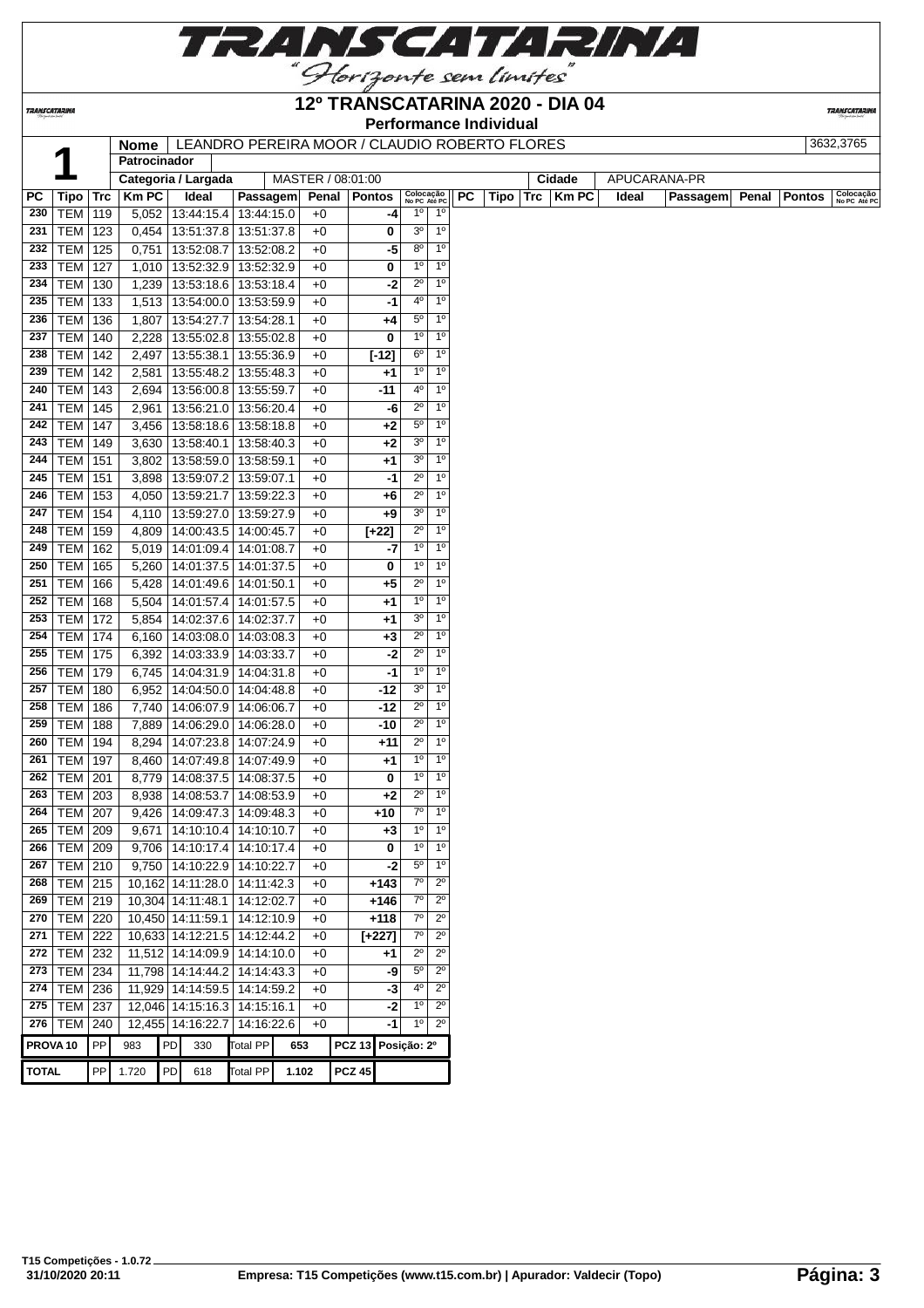# 12º TRANSCATARINA 2020 - DIA 04

## Performance Individual

| | Nome | LEANDRO PEREIRA MOOR / CLAUDIO ROBERTO FLORES | 3632,3765 |
|---|---|---|---|
| **1** | Patrocinador | | |
| | Categoria / Largada | MASTER / 08:01:00 | Cidade: APUCARANA-PR |

| PC | Tipo | Trc | Km PC | Ideal | Passagem | Penal | Pontos | Colocação No PC | Colocação Até PC |
|---|---|---|---|---|---|---|---|---|---|
| 230 | TEM | 119 | 5,052 | 13:44:15.4 | 13:44:15.0 | +0 | -4 | 1º | 1º |
| 231 | TEM | 123 | 0,454 | 13:51:37.8 | 13:51:37.8 | +0 | 0 | 3º | 1º |
| 232 | TEM | 125 | 0,751 | 13:52:08.7 | 13:52:08.2 | +0 | -5 | 8º | 1º |
| 233 | TEM | 127 | 1,010 | 13:52:32.9 | 13:52:32.9 | +0 | 0 | 1º | 1º |
| 234 | TEM | 130 | 1,239 | 13:53:18.6 | 13:53:18.4 | +0 | -2 | 2º | 1º |
| 235 | TEM | 133 | 1,513 | 13:54:00.0 | 13:53:59.9 | +0 | -1 | 4º | 1º |
| 236 | TEM | 136 | 1,807 | 13:54:27.7 | 13:54:28.1 | +0 | +4 | 5º | 1º |
| 237 | TEM | 140 | 2,228 | 13:55:02.8 | 13:55:02.8 | +0 | 0 | 1º | 1º |
| 238 | TEM | 142 | 2,497 | 13:55:38.1 | 13:55:36.9 | +0 | [-12] | 6º | 1º |
| 239 | TEM | 142 | 2,581 | 13:55:48.2 | 13:55:48.3 | +0 | +1 | 1º | 1º |
| 240 | TEM | 143 | 2,694 | 13:56:00.8 | 13:55:59.7 | +0 | -11 | 4º | 1º |
| 241 | TEM | 145 | 2,961 | 13:56:21.0 | 13:56:20.4 | +0 | -6 | 2º | 1º |
| 242 | TEM | 147 | 3,456 | 13:58:18.6 | 13:58:18.8 | +0 | +2 | 5º | 1º |
| 243 | TEM | 149 | 3,630 | 13:58:40.1 | 13:58:40.3 | +0 | +2 | 3º | 1º |
| 244 | TEM | 151 | 3,802 | 13:58:59.0 | 13:58:59.1 | +0 | +1 | 3º | 1º |
| 245 | TEM | 151 | 3,898 | 13:59:07.2 | 13:59:07.1 | +0 | -1 | 2º | 1º |
| 246 | TEM | 153 | 4,050 | 13:59:21.7 | 13:59:22.3 | +0 | +6 | 2º | 1º |
| 247 | TEM | 154 | 4,110 | 13:59:27.0 | 13:59:27.9 | +0 | +9 | 3º | 1º |
| 248 | TEM | 159 | 4,809 | 14:00:43.5 | 14:00:45.7 | +0 | [+22] | 2º | 1º |
| 249 | TEM | 162 | 5,019 | 14:01:09.4 | 14:01:08.7 | +0 | -7 | 1º | 1º |
| 250 | TEM | 165 | 5,260 | 14:01:37.5 | 14:01:37.5 | +0 | 0 | 1º | 1º |
| 251 | TEM | 166 | 5,428 | 14:01:49.6 | 14:01:50.1 | +0 | +5 | 2º | 1º |
| 252 | TEM | 168 | 5,504 | 14:01:57.4 | 14:01:57.5 | +0 | +1 | 1º | 1º |
| 253 | TEM | 172 | 5,854 | 14:02:37.6 | 14:02:37.7 | +0 | +1 | 3º | 1º |
| 254 | TEM | 174 | 6,160 | 14:03:08.0 | 14:03:08.3 | +0 | +3 | 2º | 1º |
| 255 | TEM | 175 | 6,392 | 14:03:33.9 | 14:03:33.7 | +0 | -2 | 2º | 1º |
| 256 | TEM | 179 | 6,745 | 14:04:31.9 | 14:04:31.8 | +0 | -1 | 1º | 1º |
| 257 | TEM | 180 | 6,952 | 14:04:50.0 | 14:04:48.8 | +0 | -12 | 3º | 1º |
| 258 | TEM | 186 | 7,740 | 14:06:07.9 | 14:06:06.7 | +0 | -12 | 2º | 1º |
| 259 | TEM | 188 | 7,889 | 14:06:29.0 | 14:06:28.0 | +0 | -10 | 2º | 1º |
| 260 | TEM | 194 | 8,294 | 14:07:23.8 | 14:07:24.9 | +0 | +11 | 2º | 1º |
| 261 | TEM | 197 | 8,460 | 14:07:49.8 | 14:07:49.9 | +0 | +1 | 1º | 1º |
| 262 | TEM | 201 | 8,779 | 14:08:37.5 | 14:08:37.5 | +0 | 0 | 1º | 1º |
| 263 | TEM | 203 | 8,938 | 14:08:53.7 | 14:08:53.9 | +0 | +2 | 2º | 1º |
| 264 | TEM | 207 | 9,426 | 14:09:47.3 | 14:09:48.3 | +0 | +10 | 7º | 1º |
| 265 | TEM | 209 | 9,671 | 14:10:10.4 | 14:10:10.7 | +0 | +3 | 1º | 1º |
| 266 | TEM | 209 | 9,706 | 14:10:17.4 | 14:10:17.4 | +0 | 0 | 1º | 1º |
| 267 | TEM | 210 | 9,750 | 14:10:22.9 | 14:10:22.7 | +0 | -2 | 5º | 1º |
| 268 | TEM | 215 | 10,162 | 14:11:28.0 | 14:11:42.3 | +0 | +143 | 7º | 2º |
| 269 | TEM | 219 | 10,304 | 14:11:48.1 | 14:12:02.7 | +0 | +146 | 7º | 2º |
| 270 | TEM | 220 | 10,450 | 14:11:59.1 | 14:12:10.9 | +0 | +118 | 7º | 2º |
| 271 | TEM | 222 | 10,633 | 14:12:21.5 | 14:12:44.2 | +0 | [+227] | 7º | 2º |
| 272 | TEM | 232 | 11,512 | 14:14:09.9 | 14:14:10.0 | +0 | +1 | 2º | 2º |
| 273 | TEM | 234 | 11,798 | 14:14:44.2 | 14:14:43.3 | +0 | -9 | 5º | 2º |
| 274 | TEM | 236 | 11,929 | 14:14:59.5 | 14:14:59.2 | +0 | -3 | 4º | 2º |
| 275 | TEM | 237 | 12,046 | 14:15:16.3 | 14:15:16.1 | +0 | -2 | 1º | 2º |
| 276 | TEM | 240 | 12,455 | 14:16:22.7 | 14:16:22.6 | +0 | -1 | 1º | 2º |

| | | | | | | | | |
|---|---|---|---|---|---|---|---|---|
| PROVA 10 | PP | 983 | PD | 330 | Total PP | 653 | PCZ 13 | Posição: 2º |
| TOTAL | PP | 1.720 | PD | 618 | Total PP | 1.102 | PCZ 45 | |

T15 Competições - 1.0.72
31/10/2020 20:11

Empresa: T15 Competições (www.t15.com.br) | Apurador: Valdecir (Topo)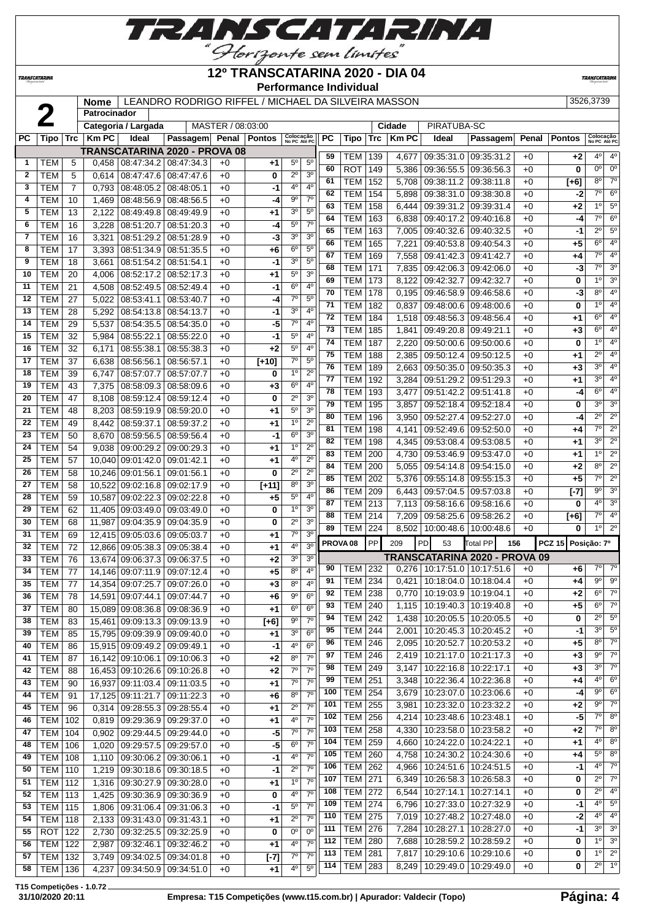# TRANSCATARINA

"Horizonte sem limites"

## 12º TRANSCATARINA 2020 - DIA 04

### Performance Individual

| 2 | Nome | LEANDRO RODRIGO RIFFEL / MICHAEL DA SILVEIRA MASSON | 3526,3739 |
|---|---|---|---|
| | Patrocinador | | |
| | Categoria / Largada | MASTER / 08:03:00 | Cidade: PIRATUBA-SC |

**TRANSCATARINA 2020 - PROVA 08**

| PC | Tipo | Trc | Km PC | Ideal | Passagem | Penal | Pontos | Colocação No PC | Colocação Até PC |
|---|---|---|---|---|---|---|---|---|---|
| 1 | TEM | 5 | 0,458 | 08:47:34.2 | 08:47:34.3 | +0 | +1 | 5º | 5º |
| 2 | TEM | 5 | 0,614 | 08:47:47.6 | 08:47:47.6 | +0 | 0 | 2º | 3º |
| 3 | TEM | 7 | 0,793 | 08:48:05.2 | 08:48:05.1 | +0 | -1 | 4º | 4º |
| 4 | TEM | 10 | 1,469 | 08:48:56.9 | 08:48:56.5 | +0 | -4 | 9º | 7º |
| 5 | TEM | 13 | 2,122 | 08:49:49.8 | 08:49:49.9 | +0 | +1 | 3º | 5º |
| 6 | TEM | 16 | 3,228 | 08:51:20.7 | 08:51:20.3 | +0 | -4 | 5º | 7º |
| 7 | TEM | 16 | 3,321 | 08:51:29.2 | 08:51:28.9 | +0 | -3 | 3º | 3º |
| 8 | TEM | 17 | 3,393 | 08:51:34.9 | 08:51:35.5 | +0 | +6 | 6º | 5º |
| 9 | TEM | 18 | 3,661 | 08:51:54.2 | 08:51:54.1 | +0 | -1 | 3º | 5º |
| 10 | TEM | 20 | 4,006 | 08:52:17.2 | 08:52:17.3 | +0 | +1 | 5º | 3º |
| 11 | TEM | 21 | 4,508 | 08:52:49.5 | 08:52:49.4 | +0 | -1 | 6º | 4º |
| 12 | TEM | 27 | 5,022 | 08:53:41.1 | 08:53:40.7 | +0 | -4 | 7º | 5º |
| 13 | TEM | 28 | 5,292 | 08:54:13.8 | 08:54:13.7 | +0 | -1 | 3º | 4º |
| 14 | TEM | 29 | 5,537 | 08:54:35.5 | 08:54:35.0 | +0 | -5 | 7º | 4º |
| 15 | TEM | 32 | 5,984 | 08:55:22.1 | 08:55:22.0 | +0 | -1 | 5º | 4º |
| 16 | TEM | 32 | 6,171 | 08:55:38.1 | 08:55:38.3 | +0 | +2 | 5º | 4º |
| 17 | TEM | 37 | 6,638 | 08:56:56.1 | 08:56:57.1 | +0 | [+10] | 7º | 5º |
| 18 | TEM | 39 | 6,747 | 08:57:07.7 | 08:57:07.7 | +0 | 0 | 1º | 2º |
| 19 | TEM | 43 | 7,375 | 08:58:09.3 | 08:58:09.6 | +0 | +3 | 6º | 4º |
| 20 | TEM | 47 | 8,108 | 08:59:12.4 | 08:59:12.4 | +0 | 0 | 2º | 3º |
| 21 | TEM | 48 | 8,203 | 08:59:19.9 | 08:59:20.0 | +0 | +1 | 5º | 3º |
| 22 | TEM | 49 | 8,442 | 08:59:37.1 | 08:59:37.2 | +0 | +1 | 1º | 2º |
| 23 | TEM | 50 | 8,670 | 08:59:56.5 | 08:59:56.4 | +0 | -1 | 6º | 3º |
| 24 | TEM | 54 | 9,038 | 09:00:29.2 | 09:00:29.3 | +0 | +1 | 1º | 2º |
| 25 | TEM | 57 | 10,040 | 09:01:42.0 | 09:01:42.1 | +0 | +1 | 4º | 2º |
| 26 | TEM | 58 | 10,246 | 09:01:56.1 | 09:01:56.1 | +0 | 0 | 2º | 2º |
| 27 | TEM | 58 | 10,522 | 09:02:16.8 | 09:02:17.9 | +0 | [+11] | 8º | 3º |
| 28 | TEM | 59 | 10,587 | 09:02:22.3 | 09:02:22.8 | +0 | +5 | 5º | 4º |
| 29 | TEM | 62 | 11,405 | 09:03:49.0 | 09:03:49.0 | +0 | 0 | 1º | 3º |
| 30 | TEM | 68 | 11,987 | 09:04:35.9 | 09:04:35.9 | +0 | 0 | 2º | 3º |
| 31 | TEM | 69 | 12,415 | 09:05:03.6 | 09:05:03.7 | +0 | +1 | 7º | 3º |
| 32 | TEM | 72 | 12,866 | 09:05:38.3 | 09:05:38.4 | +0 | +1 | 4º | 3º |
| 33 | TEM | 76 | 13,674 | 09:06:37.3 | 09:06:37.5 | +0 | +2 | 3º | 3º |
| 34 | TEM | 77 | 14,146 | 09:07:11.9 | 09:07:12.4 | +0 | +5 | 8º | 4º |
| 35 | TEM | 77 | 14,354 | 09:07:25.7 | 09:07:26.0 | +0 | +3 | 8º | 4º |
| 36 | TEM | 78 | 14,591 | 09:07:44.1 | 09:07:44.7 | +0 | +6 | 9º | 6º |
| 37 | TEM | 80 | 15,089 | 09:08:36.8 | 09:08:36.9 | +0 | +1 | 6º | 6º |
| 38 | TEM | 83 | 15,461 | 09:09:13.3 | 09:09:13.9 | +0 | [+6] | 9º | 7º |
| 39 | TEM | 85 | 15,795 | 09:09:39.9 | 09:09:40.0 | +0 | +1 | 3º | 6º |
| 40 | TEM | 86 | 15,915 | 09:09:49.2 | 09:09:49.1 | +0 | -1 | 4º | 6º |
| 41 | TEM | 87 | 16,142 | 09:10:06.1 | 09:10:06.3 | +0 | +2 | 8º | 7º |
| 42 | TEM | 88 | 16,453 | 09:10:26.6 | 09:10:26.8 | +0 | +2 | 7º | 7º |
| 43 | TEM | 90 | 16,937 | 09:11:03.4 | 09:11:03.5 | +0 | +1 | 7º | 7º |
| 44 | TEM | 91 | 17,125 | 09:11:21.7 | 09:11:22.3 | +0 | +6 | 8º | 7º |
| 45 | TEM | 96 | 0,314 | 09:28:55.3 | 09:28:55.4 | +0 | +1 | 2º | 7º |
| 46 | TEM | 102 | 0,819 | 09:29:36.9 | 09:29:37.0 | +0 | +1 | 4º | 7º |
| 47 | TEM | 104 | 0,902 | 09:29:44.5 | 09:29:44.0 | +0 | -5 | 7º | 7º |
| 48 | TEM | 106 | 1,020 | 09:29:57.5 | 09:29:57.0 | +0 | -5 | 6º | 7º |
| 49 | TEM | 108 | 1,110 | 09:30:06.2 | 09:30:06.1 | +0 | -1 | 4º | 7º |
| 50 | TEM | 110 | 1,219 | 09:30:18.6 | 09:30:18.5 | +0 | -1 | 2º | 7º |
| 51 | TEM | 112 | 1,316 | 09:30:27.9 | 09:30:28.0 | +0 | +1 | 1º | 7º |
| 52 | TEM | 113 | 1,425 | 09:30:36.9 | 09:30:36.9 | +0 | 0 | 4º | 7º |
| 53 | TEM | 115 | 1,806 | 09:31:06.4 | 09:31:06.3 | +0 | -1 | 5º | 7º |
| 54 | TEM | 118 | 2,133 | 09:31:43.0 | 09:31:43.1 | +0 | +1 | 2º | 7º |
| 55 | ROT | 122 | 2,730 | 09:32:25.5 | 09:32:25.9 | +0 | 0 | 0º | 0º |
| 56 | TEM | 122 | 2,987 | 09:32:46.1 | 09:32:46.2 | +0 | +1 | 4º | 7º |
| 57 | TEM | 132 | 3,749 | 09:34:02.5 | 09:34:01.8 | +0 | [-7] | 7º | 7º |
| 58 | TEM | 136 | 4,237 | 09:34:50.9 | 09:34:51.0 | +0 | +1 | 4º | 5º |
| 59 | TEM | 139 | 4,677 | 09:35:31.0 | 09:35:31.2 | +0 | +2 | 4º | 4º |
| 60 | ROT | 149 | 5,386 | 09:36:55.5 | 09:36:56.3 | +0 | 0 | 0º | 0º |
| 61 | TEM | 152 | 5,708 | 09:38:11.2 | 09:38:11.8 | +0 | [+6] | 8º | 7º |
| 62 | TEM | 154 | 5,898 | 09:38:31.0 | 09:38:30.8 | +0 | -2 | 7º | 6º |
| 63 | TEM | 158 | 6,444 | 09:39:31.2 | 09:39:31.4 | +0 | +2 | 1º | 5º |
| 64 | TEM | 163 | 6,838 | 09:40:17.2 | 09:40:16.8 | +0 | -4 | 7º | 6º |
| 65 | TEM | 163 | 7,005 | 09:40:32.6 | 09:40:32.5 | +0 | -1 | 2º | 5º |
| 66 | TEM | 165 | 7,221 | 09:40:53.8 | 09:40:54.3 | +0 | +5 | 6º | 4º |
| 67 | TEM | 169 | 7,558 | 09:41:42.3 | 09:41:42.7 | +0 | +4 | 7º | 4º |
| 68 | TEM | 171 | 7,835 | 09:42:06.3 | 09:42:06.0 | +0 | -3 | 7º | 3º |
| 69 | TEM | 173 | 8,122 | 09:42:32.7 | 09:42:32.7 | +0 | 0 | 1º | 3º |
| 70 | TEM | 178 | 0,195 | 09:46:58.9 | 09:46:58.6 | +0 | -3 | 8º | 4º |
| 71 | TEM | 182 | 0,837 | 09:48:00.6 | 09:48:00.6 | +0 | 0 | 1º | 4º |
| 72 | TEM | 184 | 1,518 | 09:48:56.3 | 09:48:56.4 | +0 | +1 | 6º | 4º |
| 73 | TEM | 185 | 1,841 | 09:49:20.8 | 09:49:21.1 | +0 | +3 | 6º | 4º |
| 74 | TEM | 187 | 2,220 | 09:50:00.6 | 09:50:00.6 | +0 | 0 | 1º | 4º |
| 75 | TEM | 188 | 2,385 | 09:50:12.4 | 09:50:12.5 | +0 | +1 | 2º | 4º |
| 76 | TEM | 189 | 2,663 | 09:50:35.0 | 09:50:35.3 | +0 | +3 | 3º | 4º |
| 77 | TEM | 192 | 3,284 | 09:51:29.2 | 09:51:29.3 | +0 | +1 | 3º | 4º |
| 78 | TEM | 193 | 3,477 | 09:51:42.2 | 09:51:41.8 | +0 | -4 | 6º | 4º |
| 79 | TEM | 195 | 3,857 | 09:52:18.4 | 09:52:18.4 | +0 | 0 | 3º | 3º |
| 80 | TEM | 196 | 3,950 | 09:52:27.4 | 09:52:27.0 | +0 | -4 | 2º | 2º |
| 81 | TEM | 198 | 4,141 | 09:52:49.6 | 09:52:50.0 | +0 | +4 | 7º | 2º |
| 82 | TEM | 198 | 4,345 | 09:53:08.4 | 09:53:08.5 | +0 | +1 | 3º | 2º |
| 83 | TEM | 200 | 4,730 | 09:53:46.9 | 09:53:47.0 | +0 | +1 | 1º | 2º |
| 84 | TEM | 200 | 5,055 | 09:54:14.8 | 09:54:15.0 | +0 | +2 | 8º | 2º |
| 85 | TEM | 202 | 5,376 | 09:55:14.8 | 09:55:15.3 | +0 | +5 | 7º | 2º |
| 86 | TEM | 209 | 6,443 | 09:57:04.5 | 09:57:03.8 | +0 | [-7] | 9º | 3º |
| 87 | TEM | 213 | 7,113 | 09:58:16.6 | 09:58:16.6 | +0 | 0 | 4º | 3º |
| 88 | TEM | 214 | 7,209 | 09:58:25.6 | 09:58:26.2 | +0 | [+6] | 7º | 4º |
| 89 | TEM | 224 | 8,502 | 10:00:48.6 | 10:00:48.6 | +0 | 0 | 1º | 2º |

PROVA 08: PP 209 | PD 53 | Total PP 156 | PCZ 15 | Posição: 7º

**TRANSCATARINA 2020 - PROVA 09**

| PC | Tipo | Trc | Km PC | Ideal | Passagem | Penal | Pontos | Colocação No PC | Colocação Até PC |
|---|---|---|---|---|---|---|---|---|---|
| 90 | TEM | 232 | 0,276 | 10:17:51.0 | 10:17:51.6 | +0 | +6 | 7º | 7º |
| 91 | TEM | 234 | 0,421 | 10:18:04.0 | 10:18:04.4 | +0 | +4 | 9º | 9º |
| 92 | TEM | 238 | 0,770 | 10:19:03.9 | 10:19:04.1 | +0 | +2 | 6º | 7º |
| 93 | TEM | 240 | 1,115 | 10:19:40.3 | 10:19:40.8 | +0 | +5 | 6º | 7º |
| 94 | TEM | 242 | 1,438 | 10:20:05.5 | 10:20:05.5 | +0 | 0 | 2º | 5º |
| 95 | TEM | 244 | 2,001 | 10:20:45.3 | 10:20:45.2 | +0 | -1 | 3º | 5º |
| 96 | TEM | 246 | 2,095 | 10:20:52.7 | 10:20:53.2 | +0 | +5 | 8º | 7º |
| 97 | TEM | 246 | 2,419 | 10:21:17.0 | 10:21:17.3 | +0 | +3 | 9º | 7º |
| 98 | TEM | 249 | 3,147 | 10:22:16.8 | 10:22:17.1 | +0 | +3 | 3º | 7º |
| 99 | TEM | 251 | 3,348 | 10:22:36.4 | 10:22:36.8 | +0 | +4 | 4º | 6º |
| 100 | TEM | 254 | 3,679 | 10:23:07.0 | 10:23:06.6 | +0 | -4 | 9º | 6º |
| 101 | TEM | 255 | 3,981 | 10:23:32.0 | 10:23:32.2 | +0 | +2 | 9º | 7º |
| 102 | TEM | 256 | 4,214 | 10:23:48.6 | 10:23:48.1 | +0 | -5 | 7º | 8º |
| 103 | TEM | 258 | 4,330 | 10:23:58.0 | 10:23:58.2 | +0 | +2 | 7º | 8º |
| 104 | TEM | 259 | 4,660 | 10:24:22.0 | 10:24:22.1 | +0 | +1 | 4º | 8º |
| 105 | TEM | 260 | 4,758 | 10:24:30.2 | 10:24:30.6 | +0 | +4 | 5º | 8º |
| 106 | TEM | 262 | 4,966 | 10:24:51.6 | 10:24:51.5 | +0 | -1 | 4º | 7º |
| 107 | TEM | 271 | 6,349 | 10:26:58.3 | 10:26:58.3 | +0 | 0 | 2º | 7º |
| 108 | TEM | 272 | 6,544 | 10:27:14.1 | 10:27:14.1 | +0 | 0 | 2º | 4º |
| 109 | TEM | 274 | 6,796 | 10:27:33.0 | 10:27:32.9 | +0 | -1 | 4º | 5º |
| 110 | TEM | 275 | 7,019 | 10:27:48.2 | 10:27:48.0 | +0 | -2 | 4º | 4º |
| 111 | TEM | 276 | 7,284 | 10:28:27.1 | 10:28:27.0 | +0 | -1 | 3º | 3º |
| 112 | TEM | 280 | 7,688 | 10:28:59.2 | 10:28:59.2 | +0 | 0 | 1º | 3º |
| 113 | TEM | 281 | 7,817 | 10:29:10.6 | 10:29:10.6 | +0 | 0 | 1º | 2º |
| 114 | TEM | 283 | 8,249 | 10:29:49.0 | 10:29:49.0 | +0 | 0 | 2º | 1º |

T15 Competições - 1.0.72
31/10/2020 20:11 | Empresa: T15 Competições (www.t15.com.br) | Apurador: Valdecir (Topo)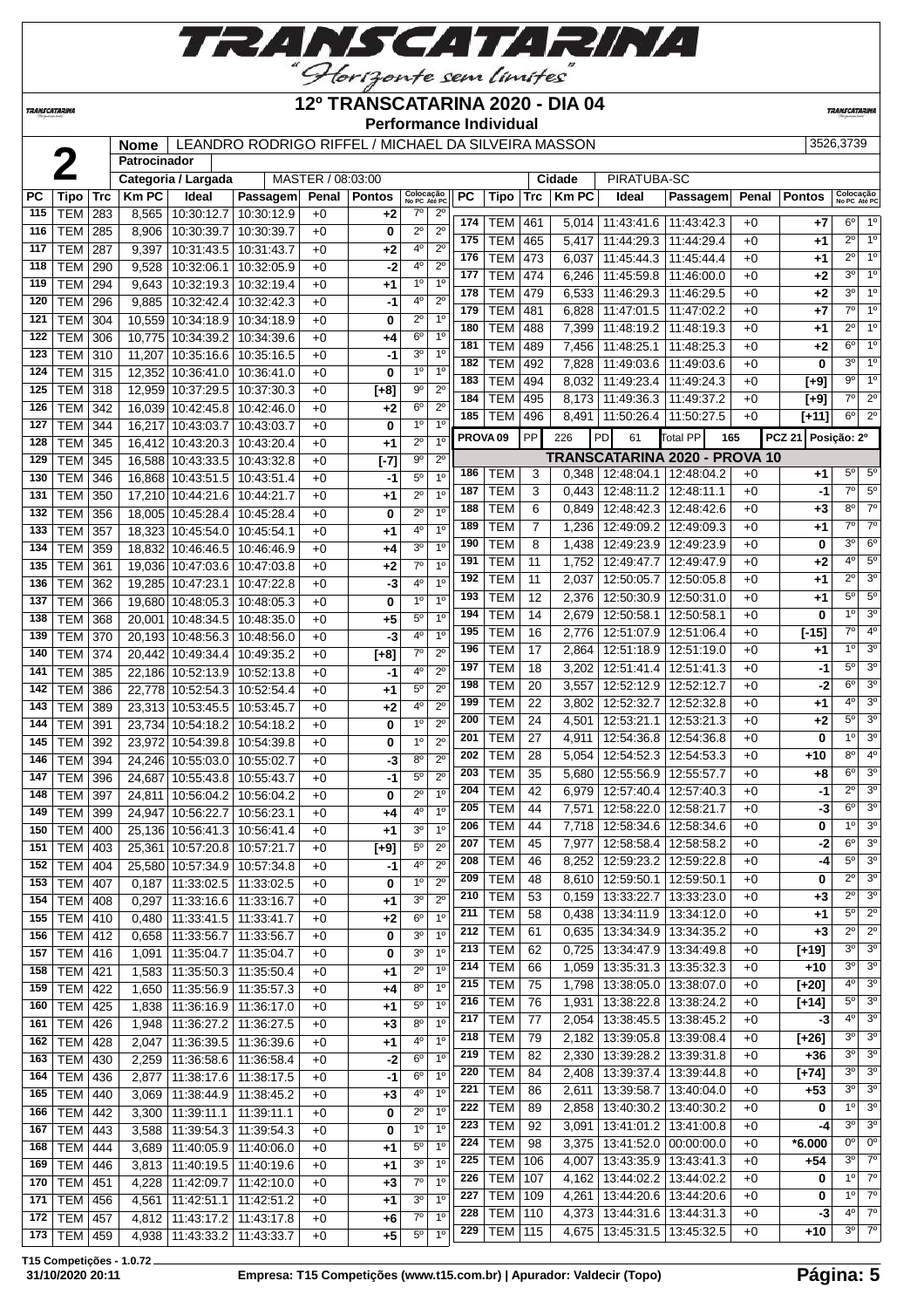# 12º TRANSCATARINA 2020 - DIA 04

**Performance Individual**

| | | |
|---|---|---|
| **2** | **Nome** | LEANDRO RODRIGO RIFFEL / MICHAEL DA SILVEIRA MASSON | 3526,3739 |
| | **Patrocinador** | |
| | **Categoria / Largada** | MASTER / 08:03:00 | **Cidade** PIRATUBA-SC |

| PC | Tipo | Trc | Km PC | Ideal | Passagem | Penal | Pontos | Colocação No PC | Colocação Até PC |
|---|---|---|---|---|---|---|---|---|---|
| 115 | TEM | 283 | 8,565 | 10:30:12.7 | 10:30:12.9 | +0 | +2 | 7º | 2º |
| 116 | TEM | 285 | 8,906 | 10:30:39.7 | 10:30:39.7 | +0 | 0 | 2º | 2º |
| 117 | TEM | 287 | 9,397 | 10:31:43.5 | 10:31:43.7 | +0 | +2 | 4º | 2º |
| 118 | TEM | 290 | 9,528 | 10:32:06.1 | 10:32:05.9 | +0 | -2 | 4º | 2º |
| 119 | TEM | 294 | 9,643 | 10:32:19.3 | 10:32:19.4 | +0 | +1 | 1º | 1º |
| 120 | TEM | 296 | 9,885 | 10:32:42.4 | 10:32:42.3 | +0 | -1 | 4º | 2º |
| 121 | TEM | 304 | 10,559 | 10:34:18.9 | 10:34:18.9 | +0 | 0 | 2º | 1º |
| 122 | TEM | 306 | 10,775 | 10:34:39.2 | 10:34:39.6 | +0 | +4 | 6º | 1º |
| 123 | TEM | 310 | 11,207 | 10:35:16.6 | 10:35:16.5 | +0 | -1 | 3º | 1º |
| 124 | TEM | 315 | 12,352 | 10:36:41.0 | 10:36:41.0 | +0 | 0 | 1º | 1º |
| 125 | TEM | 318 | 12,959 | 10:37:29.5 | 10:37:30.3 | +0 | [+8] | 9º | 2º |
| 126 | TEM | 342 | 16,039 | 10:42:45.8 | 10:42:46.0 | +0 | +2 | 6º | 2º |
| 127 | TEM | 344 | 16,217 | 10:43:03.7 | 10:43:03.7 | +0 | 0 | 1º | 1º |
| 128 | TEM | 345 | 16,412 | 10:43:20.3 | 10:43:20.4 | +0 | +1 | 2º | 1º |
| 129 | TEM | 345 | 16,588 | 10:43:33.5 | 10:43:32.8 | +0 | [-7] | 9º | 2º |
| 130 | TEM | 346 | 16,868 | 10:43:51.5 | 10:43:51.4 | +0 | -1 | 5º | 1º |
| 131 | TEM | 350 | 17,210 | 10:44:21.6 | 10:44:21.7 | +0 | +1 | 2º | 1º |
| 132 | TEM | 356 | 18,005 | 10:45:28.4 | 10:45:28.4 | +0 | 0 | 2º | 1º |
| 133 | TEM | 357 | 18,323 | 10:45:54.0 | 10:45:54.1 | +0 | +1 | 4º | 1º |
| 134 | TEM | 359 | 18,832 | 10:46:46.5 | 10:46:46.9 | +0 | +4 | 3º | 1º |
| 135 | TEM | 361 | 19,036 | 10:47:03.6 | 10:47:03.8 | +0 | +2 | 7º | 1º |
| 136 | TEM | 362 | 19,285 | 10:47:23.1 | 10:47:22.8 | +0 | -3 | 4º | 1º |
| 137 | TEM | 366 | 19,680 | 10:48:05.3 | 10:48:05.3 | +0 | 0 | 1º | 1º |
| 138 | TEM | 368 | 20,001 | 10:48:34.5 | 10:48:35.0 | +0 | +5 | 5º | 1º |
| 139 | TEM | 370 | 20,193 | 10:48:56.3 | 10:48:56.0 | +0 | -3 | 4º | 1º |
| 140 | TEM | 374 | 20,442 | 10:49:34.4 | 10:49:35.2 | +0 | [+8] | 7º | 2º |
| 141 | TEM | 385 | 22,186 | 10:52:13.9 | 10:52:13.8 | +0 | -1 | 4º | 2º |
| 142 | TEM | 386 | 22,778 | 10:52:54.3 | 10:52:54.4 | +0 | +1 | 5º | 2º |
| 143 | TEM | 389 | 23,313 | 10:53:45.5 | 10:53:45.7 | +0 | +2 | 4º | 2º |
| 144 | TEM | 391 | 23,734 | 10:54:18.2 | 10:54:18.2 | +0 | 0 | 1º | 2º |
| 145 | TEM | 392 | 23,972 | 10:54:39.8 | 10:54:39.8 | +0 | 0 | 1º | 2º |
| 146 | TEM | 394 | 24,246 | 10:55:03.0 | 10:55:02.7 | +0 | -3 | 8º | 2º |
| 147 | TEM | 396 | 24,687 | 10:55:43.8 | 10:55:43.7 | +0 | -1 | 5º | 2º |
| 148 | TEM | 397 | 24,811 | 10:56:04.2 | 10:56:04.2 | +0 | 0 | 2º | 1º |
| 149 | TEM | 399 | 24,947 | 10:56:22.7 | 10:56:23.1 | +0 | +4 | 4º | 1º |
| 150 | TEM | 400 | 25,136 | 10:56:41.3 | 10:56:41.4 | +0 | +1 | 3º | 1º |
| 151 | TEM | 403 | 25,361 | 10:57:20.8 | 10:57:21.7 | +0 | [+9] | 5º | 2º |
| 152 | TEM | 404 | 25,580 | 10:57:34.9 | 10:57:34.8 | +0 | -1 | 4º | 2º |
| 153 | TEM | 407 | 0,187 | 11:33:02.5 | 11:33:02.5 | +0 | 0 | 1º | 2º |
| 154 | TEM | 408 | 0,297 | 11:33:16.6 | 11:33:16.7 | +0 | +1 | 3º | 2º |
| 155 | TEM | 410 | 0,480 | 11:33:41.5 | 11:33:41.7 | +0 | +2 | 6º | 1º |
| 156 | TEM | 412 | 0,658 | 11:33:56.7 | 11:33:56.7 | +0 | 0 | 3º | 1º |
| 157 | TEM | 416 | 1,091 | 11:35:04.7 | 11:35:04.7 | +0 | 0 | 3º | 1º |
| 158 | TEM | 421 | 1,583 | 11:35:50.3 | 11:35:50.4 | +0 | +1 | 2º | 1º |
| 159 | TEM | 422 | 1,650 | 11:35:56.9 | 11:35:57.3 | +0 | +4 | 8º | 1º |
| 160 | TEM | 425 | 1,838 | 11:36:16.9 | 11:36:17.0 | +0 | +1 | 5º | 1º |
| 161 | TEM | 426 | 1,948 | 11:36:27.2 | 11:36:27.5 | +0 | +3 | 8º | 1º |
| 162 | TEM | 428 | 2,047 | 11:36:39.5 | 11:36:39.6 | +0 | +1 | 4º | 1º |
| 163 | TEM | 430 | 2,259 | 11:36:58.6 | 11:36:58.4 | +0 | -2 | 6º | 1º |
| 164 | TEM | 436 | 2,877 | 11:38:17.6 | 11:38:17.5 | +0 | -1 | 6º | 1º |
| 165 | TEM | 440 | 3,069 | 11:38:44.9 | 11:38:45.2 | +0 | +3 | 4º | 1º |
| 166 | TEM | 442 | 3,300 | 11:39:11.1 | 11:39:11.1 | +0 | 0 | 2º | 1º |
| 167 | TEM | 443 | 3,588 | 11:39:54.3 | 11:39:54.3 | +0 | 0 | 1º | 1º |
| 168 | TEM | 444 | 3,689 | 11:40:05.9 | 11:40:06.0 | +0 | +1 | 5º | 1º |
| 169 | TEM | 446 | 3,813 | 11:40:19.5 | 11:40:19.6 | +0 | +1 | 3º | 1º |
| 170 | TEM | 451 | 4,228 | 11:42:09.7 | 11:42:10.0 | +0 | +3 | 7º | 1º |
| 171 | TEM | 456 | 4,561 | 11:42:51.1 | 11:42:51.2 | +0 | +1 | 3º | 1º |
| 172 | TEM | 457 | 4,812 | 11:43:17.2 | 11:43:17.8 | +0 | +6 | 7º | 1º |
| 173 | TEM | 459 | 4,938 | 11:43:33.2 | 11:43:33.7 | +0 | +5 | 5º | 1º |
| 174 | TEM | 461 | 5,014 | 11:43:41.6 | 11:43:42.3 | +0 | +7 | 6º | 1º |
| 175 | TEM | 465 | 5,417 | 11:44:29.3 | 11:44:29.4 | +0 | +1 | 2º | 1º |
| 176 | TEM | 473 | 6,037 | 11:45:44.3 | 11:45:44.4 | +0 | +1 | 2º | 1º |
| 177 | TEM | 474 | 6,246 | 11:45:59.8 | 11:46:00.0 | +0 | +2 | 3º | 1º |
| 178 | TEM | 479 | 6,533 | 11:46:29.3 | 11:46:29.5 | +0 | +2 | 3º | 1º |
| 179 | TEM | 481 | 6,828 | 11:47:01.5 | 11:47:02.2 | +0 | +7 | 7º | 1º |
| 180 | TEM | 488 | 7,399 | 11:48:19.2 | 11:48:19.3 | +0 | +1 | 2º | 1º |
| 181 | TEM | 489 | 7,456 | 11:48:25.1 | 11:48:25.3 | +0 | +2 | 6º | 1º |
| 182 | TEM | 492 | 7,828 | 11:49:03.6 | 11:49:03.6 | +0 | 0 | 3º | 1º |
| 183 | TEM | 494 | 8,032 | 11:49:23.4 | 11:49:24.3 | +0 | [+9] | 9º | 1º |
| 184 | TEM | 495 | 8,173 | 11:49:36.3 | 11:49:37.2 | +0 | [+9] | 7º | 2º |
| 185 | TEM | 496 | 8,491 | 11:50:26.4 | 11:50:27.5 | +0 | [+11] | 6º | 2º |

| PROVA 09 | PP | 226 | PD | 61 | Total PP | 165 | PCZ 21 | Posição: 2º |
|---|---|---|---|---|---|---|---|---|

## TRANSCATARINA 2020 - PROVA 10

| PC | Tipo | Trc | Km PC | Ideal | Passagem | Penal | Pontos | Colocação No PC | Colocação Até PC |
|---|---|---|---|---|---|---|---|---|---|
| 186 | TEM | 3 | 0,348 | 12:48:04.1 | 12:48:04.2 | +0 | +1 | 5º | 5º |
| 187 | TEM | 3 | 0,443 | 12:48:11.2 | 12:48:11.1 | +0 | -1 | 7º | 5º |
| 188 | TEM | 6 | 0,849 | 12:48:42.3 | 12:48:42.6 | +0 | +3 | 8º | 7º |
| 189 | TEM | 7 | 1,236 | 12:49:09.2 | 12:49:09.3 | +0 | +1 | 7º | 7º |
| 190 | TEM | 8 | 1,438 | 12:49:23.9 | 12:49:23.9 | +0 | 0 | 3º | 6º |
| 191 | TEM | 11 | 1,752 | 12:49:47.7 | 12:49:47.9 | +0 | +2 | 4º | 5º |
| 192 | TEM | 11 | 2,037 | 12:50:05.7 | 12:50:05.8 | +0 | +1 | 2º | 3º |
| 193 | TEM | 12 | 2,376 | 12:50:30.9 | 12:50:31.0 | +0 | +1 | 5º | 5º |
| 194 | TEM | 14 | 2,679 | 12:50:58.1 | 12:50:58.1 | +0 | 0 | 1º | 3º |
| 195 | TEM | 16 | 2,776 | 12:51:07.9 | 12:51:06.4 | +0 | [-15] | 7º | 4º |
| 196 | TEM | 17 | 2,864 | 12:51:18.9 | 12:51:19.0 | +0 | +1 | 1º | 3º |
| 197 | TEM | 18 | 3,202 | 12:51:41.4 | 12:51:41.3 | +0 | -1 | 5º | 3º |
| 198 | TEM | 20 | 3,557 | 12:52:12.9 | 12:52:12.7 | +0 | -2 | 6º | 3º |
| 199 | TEM | 22 | 3,802 | 12:52:32.7 | 12:52:32.8 | +0 | +1 | 4º | 3º |
| 200 | TEM | 24 | 4,501 | 12:53:21.1 | 12:53:21.3 | +0 | +2 | 5º | 3º |
| 201 | TEM | 27 | 4,911 | 12:54:36.8 | 12:54:36.8 | +0 | 0 | 1º | 3º |
| 202 | TEM | 28 | 5,054 | 12:54:52.3 | 12:54:53.3 | +0 | +10 | 8º | 4º |
| 203 | TEM | 35 | 5,680 | 12:55:56.9 | 12:55:57.7 | +0 | +8 | 6º | 3º |
| 204 | TEM | 42 | 6,979 | 12:57:40.4 | 12:57:40.3 | +0 | -1 | 2º | 3º |
| 205 | TEM | 44 | 7,571 | 12:58:22.0 | 12:58:21.7 | +0 | -3 | 6º | 3º |
| 206 | TEM | 44 | 7,718 | 12:58:34.6 | 12:58:34.6 | +0 | 0 | 1º | 3º |
| 207 | TEM | 45 | 7,977 | 12:58:58.4 | 12:58:58.2 | +0 | -2 | 6º | 3º |
| 208 | TEM | 46 | 8,252 | 12:59:23.2 | 12:59:22.8 | +0 | -4 | 5º | 3º |
| 209 | TEM | 48 | 8,610 | 12:59:50.1 | 12:59:50.1 | +0 | 0 | 2º | 3º |
| 210 | TEM | 53 | 0,159 | 13:33:22.7 | 13:33:23.0 | +0 | +3 | 2º | 3º |
| 211 | TEM | 58 | 0,438 | 13:34:11.9 | 13:34:12.0 | +0 | +1 | 5º | 2º |
| 212 | TEM | 61 | 0,635 | 13:34:34.9 | 13:34:35.2 | +0 | +3 | 2º | 2º |
| 213 | TEM | 62 | 0,725 | 13:34:47.9 | 13:34:49.8 | +0 | [+19] | 3º | 3º |
| 214 | TEM | 66 | 1,059 | 13:35:31.3 | 13:35:32.3 | +0 | +10 | 3º | 3º |
| 215 | TEM | 75 | 1,798 | 13:38:05.0 | 13:38:07.0 | +0 | [+20] | 4º | 3º |
| 216 | TEM | 76 | 1,931 | 13:38:22.8 | 13:38:24.2 | +0 | [+14] | 5º | 3º |
| 217 | TEM | 77 | 2,054 | 13:38:45.5 | 13:38:45.2 | +0 | -3 | 4º | 3º |
| 218 | TEM | 79 | 2,182 | 13:39:05.8 | 13:39:08.4 | +0 | [+26] | 3º | 3º |
| 219 | TEM | 82 | 2,330 | 13:39:28.2 | 13:39:31.8 | +0 | +36 | 3º | 3º |
| 220 | TEM | 84 | 2,408 | 13:39:37.4 | 13:39:44.8 | +0 | [+74] | 3º | 3º |
| 221 | TEM | 86 | 2,611 | 13:39:58.7 | 13:40:04.0 | +0 | +53 | 3º | 3º |
| 222 | TEM | 89 | 2,858 | 13:40:30.2 | 13:40:30.2 | +0 | 0 | 1º | 3º |
| 223 | TEM | 92 | 3,091 | 13:41:01.2 | 13:41:00.8 | +0 | -4 | 3º | 3º |
| 224 | TEM | 98 | 3,375 | 13:41:52.0 | 00:00:00.0 | +0 | *6.000 | 0º | 0º |
| 225 | TEM | 106 | 4,007 | 13:43:35.9 | 13:43:41.3 | +0 | +54 | 3º | 7º |
| 226 | TEM | 107 | 4,162 | 13:44:02.2 | 13:44:02.2 | +0 | 0 | 1º | 7º |
| 227 | TEM | 109 | 4,261 | 13:44:20.6 | 13:44:20.6 | +0 | 0 | 1º | 7º |
| 228 | TEM | 110 | 4,373 | 13:44:31.6 | 13:44:31.3 | +0 | -3 | 4º | 7º |
| 229 | TEM | 115 | 4,675 | 13:45:31.5 | 13:45:32.5 | +0 | +10 | 3º | 7º |

T15 Competições - 1.0.72
31/10/2020 20:11 — Empresa: T15 Competições (www.t15.com.br) | Apurador: Valdecir (Topo)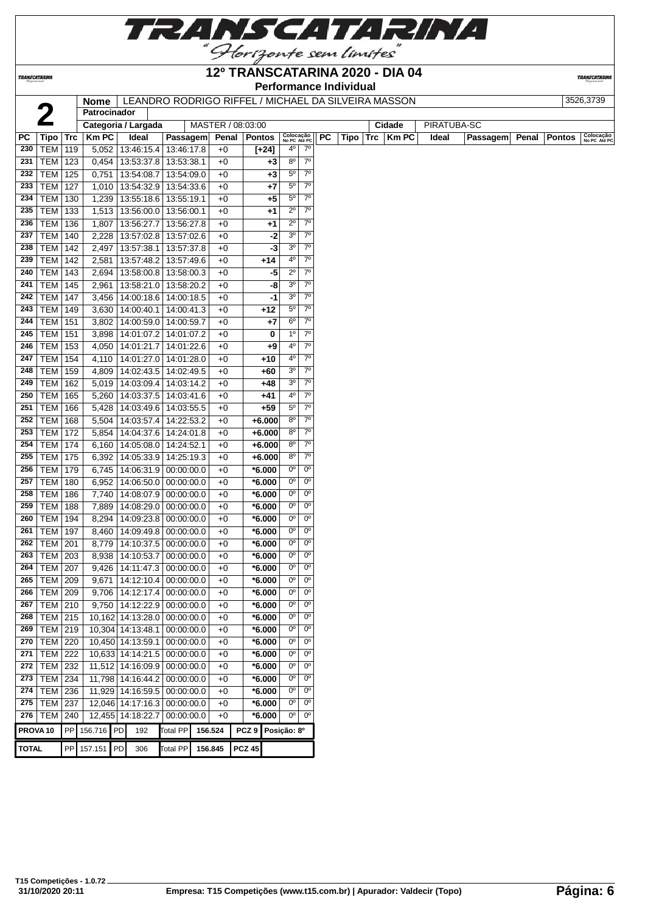# 12º TRANSCATARINA 2020 - DIA 04

## Performance Individual

| **2** | **Nome** | LEANDRO RODRIGO RIFFEL / MICHAEL DA SILVEIRA MASSON | 3526,3739 |
|---|---|---|---|
| | **Patrocinador** | | |
| | **Categoria / Largada** | MASTER / 08:03:00 | **Cidade** PIRATUBA-SC |

| PC | Tipo | Trc | Km PC | Ideal | Passagem | Penal | Pontos | Colocação No PC | Colocação Até PC |
|---|---|---|---|---|---|---|---|---|---|
| 230 | TEM | 119 | 5,052 | 13:46:15.4 | 13:46:17.8 | +0 | [+24] | 4º | 7º |
| 231 | TEM | 123 | 0,454 | 13:53:37.8 | 13:53:38.1 | +0 | +3 | 8º | 7º |
| 232 | TEM | 125 | 0,751 | 13:54:08.7 | 13:54:09.0 | +0 | +3 | 5º | 7º |
| 233 | TEM | 127 | 1,010 | 13:54:32.9 | 13:54:33.6 | +0 | +7 | 5º | 7º |
| 234 | TEM | 130 | 1,239 | 13:55:18.6 | 13:55:19.1 | +0 | +5 | 5º | 7º |
| 235 | TEM | 133 | 1,513 | 13:56:00.0 | 13:56:00.1 | +0 | +1 | 2º | 7º |
| 236 | TEM | 136 | 1,807 | 13:56:27.7 | 13:56:27.8 | +0 | +1 | 2º | 7º |
| 237 | TEM | 140 | 2,228 | 13:57:02.8 | 13:57:02.6 | +0 | -2 | 3º | 7º |
| 238 | TEM | 142 | 2,497 | 13:57:38.1 | 13:57:37.8 | +0 | -3 | 3º | 7º |
| 239 | TEM | 142 | 2,581 | 13:57:48.2 | 13:57:49.6 | +0 | +14 | 4º | 7º |
| 240 | TEM | 143 | 2,694 | 13:58:00.8 | 13:58:00.3 | +0 | -5 | 2º | 7º |
| 241 | TEM | 145 | 2,961 | 13:58:21.0 | 13:58:20.2 | +0 | -8 | 3º | 7º |
| 242 | TEM | 147 | 3,456 | 14:00:18.6 | 14:00:18.5 | +0 | -1 | 3º | 7º |
| 243 | TEM | 149 | 3,630 | 14:00:40.1 | 14:00:41.3 | +0 | +12 | 5º | 7º |
| 244 | TEM | 151 | 3,802 | 14:00:59.0 | 14:00:59.7 | +0 | +7 | 6º | 7º |
| 245 | TEM | 151 | 3,898 | 14:01:07.2 | 14:01:07.2 | +0 | 0 | 1º | 7º |
| 246 | TEM | 153 | 4,050 | 14:01:21.7 | 14:01:22.6 | +0 | +9 | 4º | 7º |
| 247 | TEM | 154 | 4,110 | 14:01:27.0 | 14:01:28.0 | +0 | +10 | 4º | 7º |
| 248 | TEM | 159 | 4,809 | 14:02:43.5 | 14:02:49.5 | +0 | +60 | 3º | 7º |
| 249 | TEM | 162 | 5,019 | 14:03:09.4 | 14:03:14.2 | +0 | +48 | 3º | 7º |
| 250 | TEM | 165 | 5,260 | 14:03:37.5 | 14:03:41.6 | +0 | +41 | 4º | 7º |
| 251 | TEM | 166 | 5,428 | 14:03:49.6 | 14:03:55.5 | +0 | +59 | 5º | 7º |
| 252 | TEM | 168 | 5,504 | 14:03:57.4 | 14:22:53.2 | +0 | +6.000 | 8º | 7º |
| 253 | TEM | 172 | 5,854 | 14:04:37.6 | 14:24:01.8 | +0 | +6.000 | 8º | 7º |
| 254 | TEM | 174 | 6,160 | 14:05:08.0 | 14:24:52.1 | +0 | +6.000 | 8º | 7º |
| 255 | TEM | 175 | 6,392 | 14:05:33.9 | 14:25:19.3 | +0 | +6.000 | 8º | 7º |
| 256 | TEM | 179 | 6,745 | 14:06:31.9 | 00:00:00.0 | +0 | *6.000 | 0º | 0º |
| 257 | TEM | 180 | 6,952 | 14:06:50.0 | 00:00:00.0 | +0 | *6.000 | 0º | 0º |
| 258 | TEM | 186 | 7,740 | 14:08:07.9 | 00:00:00.0 | +0 | *6.000 | 0º | 0º |
| 259 | TEM | 188 | 7,889 | 14:08:29.0 | 00:00:00.0 | +0 | *6.000 | 0º | 0º |
| 260 | TEM | 194 | 8,294 | 14:09:23.8 | 00:00:00.0 | +0 | *6.000 | 0º | 0º |
| 261 | TEM | 197 | 8,460 | 14:09:49.8 | 00:00:00.0 | +0 | *6.000 | 0º | 0º |
| 262 | TEM | 201 | 8,779 | 14:10:37.5 | 00:00:00.0 | +0 | *6.000 | 0º | 0º |
| 263 | TEM | 203 | 8,938 | 14:10:53.7 | 00:00:00.0 | +0 | *6.000 | 0º | 0º |
| 264 | TEM | 207 | 9,426 | 14:11:47.3 | 00:00:00.0 | +0 | *6.000 | 0º | 0º |
| 265 | TEM | 209 | 9,671 | 14:12:10.4 | 00:00:00.0 | +0 | *6.000 | 0º | 0º |
| 266 | TEM | 209 | 9,706 | 14:12:17.4 | 00:00:00.0 | +0 | *6.000 | 0º | 0º |
| 267 | TEM | 210 | 9,750 | 14:12:22.9 | 00:00:00.0 | +0 | *6.000 | 0º | 0º |
| 268 | TEM | 215 | 10,162 | 14:13:28.0 | 00:00:00.0 | +0 | *6.000 | 0º | 0º |
| 269 | TEM | 219 | 10,304 | 14:13:48.1 | 00:00:00.0 | +0 | *6.000 | 0º | 0º |
| 270 | TEM | 220 | 10,450 | 14:13:59.1 | 00:00:00.0 | +0 | *6.000 | 0º | 0º |
| 271 | TEM | 222 | 10,633 | 14:14:21.5 | 00:00:00.0 | +0 | *6.000 | 0º | 0º |
| 272 | TEM | 232 | 11,512 | 14:16:09.9 | 00:00:00.0 | +0 | *6.000 | 0º | 0º |
| 273 | TEM | 234 | 11,798 | 14:16:44.2 | 00:00:00.0 | +0 | *6.000 | 0º | 0º |
| 274 | TEM | 236 | 11,929 | 14:16:59.5 | 00:00:00.0 | +0 | *6.000 | 0º | 0º |
| 275 | TEM | 237 | 12,046 | 14:17:16.3 | 00:00:00.0 | +0 | *6.000 | 0º | 0º |
| 276 | TEM | 240 | 12,455 | 14:18:22.7 | 00:00:00.0 | +0 | *6.000 | 0º | 0º |

| | | | | | | | |
|---|---|---|---|---|---|---|---|
| **PROVA 10** | PP 156.716 | PD 192 | Total PP | 156.524 | PCZ 9 | Posição: 8º | |
| **TOTAL** | PP 157.151 | PD 306 | Total PP | 156.845 | PCZ 45 | | |

T15 Competições - 1.0.72
31/10/2020 20:11

Empresa: T15 Competições (www.t15.com.br) | Apurador: Valdecir (Topo)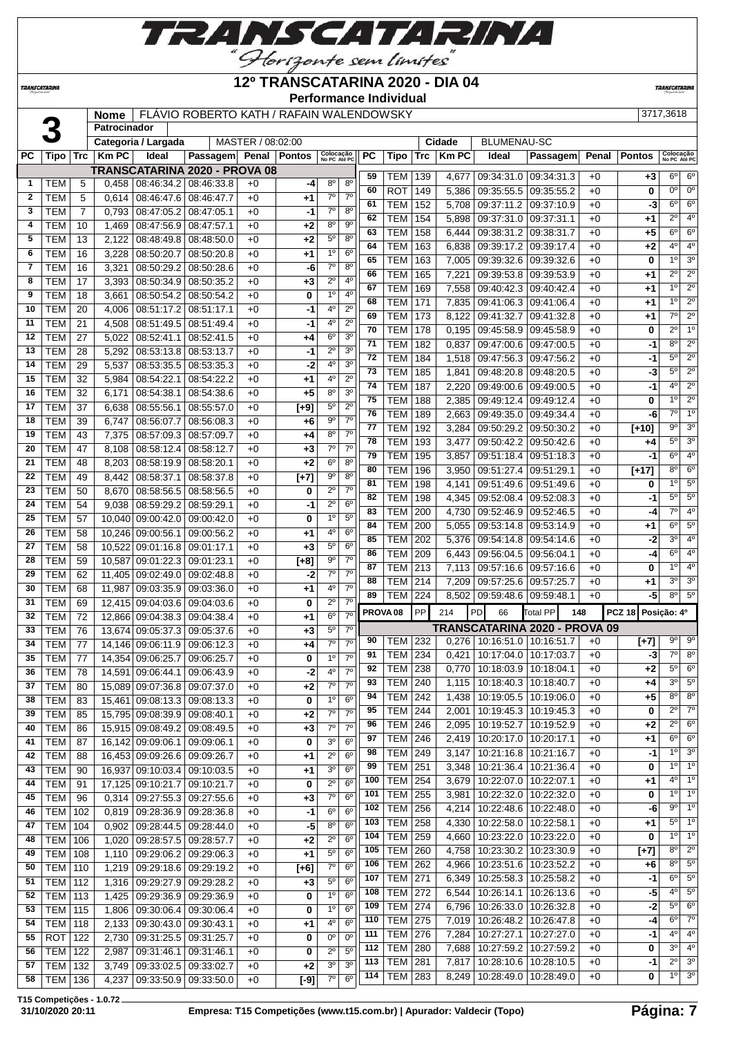# 12º TRANSCATARINA 2020 - DIA 04

**Performance Individual**

| **3** | Nome | FLÁVIO ROBERTO KATH / RAFAIN WALENDOWSKY | 3717,3618 |
|---|---|---|---|
| | Patrocinador | | |
| | Categoria / Largada | MASTER / 08:02:00 | Cidade: BLUMENAU-SC |

| PC | Tipo | Trc | Km PC | Ideal | Passagem | Penal | Pontos | Colocação No PC | Colocação Até PC |
|---|---|---|---|---|---|---|---|---|---|
| **TRANSCATARINA 2020 - PROVA 08** | | | | | | | | | |
| 1 | TEM | 5 | 0,458 | 08:46:34.2 | 08:46:33.8 | +0 | -4 | 8º | 8º |
| 2 | TEM | 5 | 0,614 | 08:46:47.6 | 08:46:47.7 | +0 | +1 | 7º | 7º |
| 3 | TEM | 7 | 0,793 | 08:47:05.2 | 08:47:05.1 | +0 | -1 | 7º | 8º |
| 4 | TEM | 10 | 1,469 | 08:47:56.9 | 08:47:57.1 | +0 | +2 | 8º | 9º |
| 5 | TEM | 13 | 2,122 | 08:48:49.8 | 08:48:50.0 | +0 | +2 | 5º | 8º |
| 6 | TEM | 16 | 3,228 | 08:50:20.7 | 08:50:20.8 | +0 | +1 | 1º | 6º |
| 7 | TEM | 16 | 3,321 | 08:50:29.2 | 08:50:28.6 | +0 | -6 | 7º | 8º |
| 8 | TEM | 17 | 3,393 | 08:50:34.9 | 08:50:35.2 | +0 | +3 | 2º | 4º |
| 9 | TEM | 18 | 3,661 | 08:50:54.2 | 08:50:54.2 | +0 | 0 | 1º | 4º |
| 10 | TEM | 20 | 4,006 | 08:51:17.2 | 08:51:17.1 | +0 | -1 | 4º | 2º |
| 11 | TEM | 21 | 4,508 | 08:51:49.5 | 08:51:49.4 | +0 | -1 | 4º | 2º |
| 12 | TEM | 27 | 5,022 | 08:52:41.1 | 08:52:41.5 | +0 | +4 | 6º | 3º |
| 13 | TEM | 28 | 5,292 | 08:53:13.8 | 08:53:13.7 | +0 | -1 | 2º | 3º |
| 14 | TEM | 29 | 5,537 | 08:53:35.5 | 08:53:35.3 | +0 | -2 | 4º | 3º |
| 15 | TEM | 32 | 5,984 | 08:54:22.1 | 08:54:22.2 | +0 | +1 | 4º | 2º |
| 16 | TEM | 32 | 6,171 | 08:54:38.1 | 08:54:38.6 | +0 | +5 | 8º | 3º |
| 17 | TEM | 37 | 6,638 | 08:55:56.1 | 08:55:57.0 | +0 | [+9] | 5º | 2º |
| 18 | TEM | 39 | 6,747 | 08:56:07.7 | 08:56:08.3 | +0 | +6 | 9º | 7º |
| 19 | TEM | 43 | 7,375 | 08:57:09.3 | 08:57:09.7 | +0 | +4 | 8º | 7º |
| 20 | TEM | 47 | 8,108 | 08:58:12.4 | 08:58:12.7 | +0 | +3 | 7º | 7º |
| 21 | TEM | 48 | 8,203 | 08:58:19.9 | 08:58:20.1 | +0 | +2 | 6º | 8º |
| 22 | TEM | 49 | 8,442 | 08:58:37.1 | 08:58:37.8 | +0 | [+7] | 9º | 8º |
| 23 | TEM | 50 | 8,670 | 08:58:56.5 | 08:58:56.5 | +0 | 0 | 2º | 7º |
| 24 | TEM | 54 | 9,038 | 08:59:29.2 | 08:59:29.1 | +0 | -1 | 2º | 6º |
| 25 | TEM | 57 | 10,040 | 09:00:42.0 | 09:00:42.0 | +0 | 0 | 1º | 5º |
| 26 | TEM | 58 | 10,246 | 09:00:56.1 | 09:00:56.2 | +0 | +1 | 4º | 6º |
| 27 | TEM | 58 | 10,522 | 09:01:16.8 | 09:01:17.1 | +0 | +3 | 5º | 6º |
| 28 | TEM | 59 | 10,587 | 09:01:22.3 | 09:01:23.1 | +0 | [+8] | 9º | 7º |
| 29 | TEM | 62 | 11,405 | 09:02:49.0 | 09:02:48.8 | +0 | -2 | 7º | 7º |
| 30 | TEM | 68 | 11,987 | 09:03:35.9 | 09:03:36.0 | +0 | +1 | 4º | 7º |
| 31 | TEM | 69 | 12,415 | 09:04:03.6 | 09:04:03.6 | +0 | 0 | 2º | 7º |
| 32 | TEM | 72 | 12,866 | 09:04:38.3 | 09:04:38.4 | +0 | +1 | 6º | 7º |
| 33 | TEM | 76 | 13,674 | 09:05:37.3 | 09:05:37.6 | +0 | +3 | 5º | 7º |
| 34 | TEM | 77 | 14,146 | 09:06:11.9 | 09:06:12.3 | +0 | +4 | 7º | 7º |
| 35 | TEM | 77 | 14,354 | 09:06:25.7 | 09:06:25.7 | +0 | 0 | 1º | 7º |
| 36 | TEM | 78 | 14,591 | 09:06:44.1 | 09:06:43.9 | +0 | -2 | 4º | 7º |
| 37 | TEM | 80 | 15,089 | 09:07:36.8 | 09:07:37.0 | +0 | +2 | 7º | 7º |
| 38 | TEM | 83 | 15,461 | 09:08:13.3 | 09:08:13.3 | +0 | 0 | 1º | 6º |
| 39 | TEM | 85 | 15,795 | 09:08:39.9 | 09:08:40.1 | +0 | +2 | 7º | 7º |
| 40 | TEM | 86 | 15,915 | 09:08:49.2 | 09:08:49.5 | +0 | +3 | 7º | 7º |
| 41 | TEM | 87 | 16,142 | 09:09:06.1 | 09:09:06.1 | +0 | 0 | 3º | 6º |
| 42 | TEM | 88 | 16,453 | 09:09:26.6 | 09:09:26.7 | +0 | +1 | 2º | 6º |
| 43 | TEM | 90 | 16,937 | 09:10:03.4 | 09:10:03.5 | +0 | +1 | 3º | 6º |
| 44 | TEM | 91 | 17,125 | 09:10:21.7 | 09:10:21.7 | +0 | 0 | 2º | 6º |
| 45 | TEM | 96 | 0,314 | 09:27:55.3 | 09:27:55.6 | +0 | +3 | 7º | 6º |
| 46 | TEM | 102 | 0,819 | 09:28:36.9 | 09:28:36.8 | +0 | -1 | 6º | 6º |
| 47 | TEM | 104 | 0,902 | 09:28:44.5 | 09:28:44.0 | +0 | -5 | 8º | 6º |
| 48 | TEM | 106 | 1,020 | 09:28:57.5 | 09:28:57.7 | +0 | +2 | 2º | 6º |
| 49 | TEM | 108 | 1,110 | 09:29:06.2 | 09:29:06.3 | +0 | +1 | 5º | 6º |
| 50 | TEM | 110 | 1,219 | 09:29:18.6 | 09:29:19.2 | +0 | [+6] | 7º | 6º |
| 51 | TEM | 112 | 1,316 | 09:29:27.9 | 09:29:28.2 | +0 | +3 | 5º | 6º |
| 52 | TEM | 113 | 1,425 | 09:29:36.9 | 09:29:36.9 | +0 | 0 | 1º | 6º |
| 53 | TEM | 115 | 1,806 | 09:30:06.4 | 09:30:06.4 | +0 | 0 | 1º | 6º |
| 54 | TEM | 118 | 2,133 | 09:30:43.0 | 09:30:43.1 | +0 | +1 | 4º | 6º |
| 55 | ROT | 122 | 2,730 | 09:31:25.5 | 09:31:25.7 | +0 | 0 | 0º | 0º |
| 56 | TEM | 122 | 2,987 | 09:31:46.1 | 09:31:46.1 | +0 | 0 | 2º | 5º |
| 57 | TEM | 132 | 3,749 | 09:33:02.5 | 09:33:02.7 | +0 | +2 | 3º | 3º |
| 58 | TEM | 136 | 4,237 | 09:33:50.9 | 09:33:50.0 | +0 | [-9] | 7º | 6º |
| 59 | TEM | 139 | 4,677 | 09:34:31.0 | 09:34:31.3 | +0 | +3 | 6º | 6º |
| 60 | ROT | 149 | 5,386 | 09:35:55.5 | 09:35:55.2 | +0 | 0 | 0º | 0º |
| 61 | TEM | 152 | 5,708 | 09:37:11.2 | 09:37:10.9 | +0 | -3 | 6º | 6º |
| 62 | TEM | 154 | 5,898 | 09:37:31.0 | 09:37:31.1 | +0 | +1 | 2º | 4º |
| 63 | TEM | 158 | 6,444 | 09:38:31.2 | 09:38:31.7 | +0 | +5 | 6º | 6º |
| 64 | TEM | 163 | 6,838 | 09:39:17.2 | 09:39:17.4 | +0 | +2 | 4º | 4º |
| 65 | TEM | 163 | 7,005 | 09:39:32.6 | 09:39:32.6 | +0 | 0 | 1º | 3º |
| 66 | TEM | 165 | 7,221 | 09:39:53.8 | 09:39:53.9 | +0 | +1 | 2º | 2º |
| 67 | TEM | 169 | 7,558 | 09:40:42.3 | 09:40:42.4 | +0 | +1 | 1º | 2º |
| 68 | TEM | 171 | 7,835 | 09:41:06.3 | 09:41:06.4 | +0 | +1 | 1º | 2º |
| 69 | TEM | 173 | 8,122 | 09:41:32.7 | 09:41:32.8 | +0 | +1 | 7º | 2º |
| 70 | TEM | 178 | 0,195 | 09:45:58.9 | 09:45:58.9 | +0 | 0 | 2º | 1º |
| 71 | TEM | 182 | 0,837 | 09:47:00.6 | 09:47:00.5 | +0 | -1 | 8º | 2º |
| 72 | TEM | 184 | 1,518 | 09:47:56.3 | 09:47:56.2 | +0 | -1 | 5º | 2º |
| 73 | TEM | 185 | 1,841 | 09:48:20.8 | 09:48:20.5 | +0 | -3 | 5º | 2º |
| 74 | TEM | 187 | 2,220 | 09:49:00.6 | 09:49:00.5 | +0 | -1 | 4º | 2º |
| 75 | TEM | 188 | 2,385 | 09:49:12.4 | 09:49:12.4 | +0 | 0 | 1º | 2º |
| 76 | TEM | 189 | 2,663 | 09:49:35.0 | 09:49:34.4 | +0 | -6 | 7º | 1º |
| 77 | TEM | 192 | 3,284 | 09:50:29.2 | 09:50:30.2 | +0 | [+10] | 9º | 3º |
| 78 | TEM | 193 | 3,477 | 09:50:42.2 | 09:50:42.6 | +0 | +4 | 5º | 3º |
| 79 | TEM | 195 | 3,857 | 09:51:18.4 | 09:51:18.3 | +0 | -1 | 6º | 4º |
| 80 | TEM | 196 | 3,950 | 09:51:27.4 | 09:51:29.1 | +0 | [+17] | 8º | 6º |
| 81 | TEM | 198 | 4,141 | 09:51:49.6 | 09:51:49.6 | +0 | 0 | 1º | 5º |
| 82 | TEM | 198 | 4,345 | 09:52:08.4 | 09:52:08.3 | +0 | -1 | 5º | 5º |
| 83 | TEM | 200 | 4,730 | 09:52:46.9 | 09:52:46.5 | +0 | -4 | 7º | 4º |
| 84 | TEM | 200 | 5,055 | 09:53:14.8 | 09:53:14.9 | +0 | +1 | 6º | 5º |
| 85 | TEM | 202 | 5,376 | 09:54:14.8 | 09:54:14.6 | +0 | -2 | 3º | 4º |
| 86 | TEM | 209 | 6,443 | 09:56:04.5 | 09:56:04.1 | +0 | -4 | 6º | 4º |
| 87 | TEM | 213 | 7,113 | 09:57:16.6 | 09:57:16.6 | +0 | 0 | 1º | 4º |
| 88 | TEM | 214 | 7,209 | 09:57:25.6 | 09:57:25.7 | +0 | +1 | 3º | 3º |
| 89 | TEM | 224 | 8,502 | 09:59:48.6 | 09:59:48.1 | +0 | -5 | 8º | 5º |
| PROVA 08 | PP | 214 | PD | 66 | Total PP | 148 | PCZ 18 | Posição: 4º | |
| **TRANSCATARINA 2020 - PROVA 09** | | | | | | | | | |
| 90 | TEM | 232 | 0,276 | 10:16:51.0 | 10:16:51.7 | +0 | [+7] | 9º | 9º |
| 91 | TEM | 234 | 0,421 | 10:17:04.0 | 10:17:03.7 | +0 | -3 | 7º | 8º |
| 92 | TEM | 238 | 0,770 | 10:18:03.9 | 10:18:04.1 | +0 | +2 | 5º | 6º |
| 93 | TEM | 240 | 1,115 | 10:18:40.3 | 10:18:40.7 | +0 | +4 | 3º | 5º |
| 94 | TEM | 242 | 1,438 | 10:19:05.5 | 10:19:06.0 | +0 | +5 | 8º | 8º |
| 95 | TEM | 244 | 2,001 | 10:19:45.3 | 10:19:45.3 | +0 | 0 | 2º | 7º |
| 96 | TEM | 246 | 2,095 | 10:19:52.7 | 10:19:52.9 | +0 | +2 | 2º | 6º |
| 97 | TEM | 246 | 2,419 | 10:20:17.0 | 10:20:17.1 | +0 | +1 | 6º | 6º |
| 98 | TEM | 249 | 3,147 | 10:21:16.8 | 10:21:16.7 | +0 | -1 | 1º | 3º |
| 99 | TEM | 251 | 3,348 | 10:21:36.4 | 10:21:36.4 | +0 | 0 | 1º | 1º |
| 100 | TEM | 254 | 3,679 | 10:22:07.0 | 10:22:07.1 | +0 | +1 | 4º | 1º |
| 101 | TEM | 255 | 3,981 | 10:22:32.0 | 10:22:32.0 | +0 | 0 | 1º | 1º |
| 102 | TEM | 256 | 4,214 | 10:22:48.6 | 10:22:48.0 | +0 | -6 | 9º | 1º |
| 103 | TEM | 258 | 4,330 | 10:22:58.0 | 10:22:58.1 | +0 | +1 | 5º | 1º |
| 104 | TEM | 259 | 4,660 | 10:23:22.0 | 10:23:22.0 | +0 | 0 | 1º | 1º |
| 105 | TEM | 260 | 4,758 | 10:23:30.2 | 10:23:30.9 | +0 | [+7] | 8º | 2º |
| 106 | TEM | 262 | 4,966 | 10:23:51.6 | 10:23:52.2 | +0 | +6 | 8º | 5º |
| 107 | TEM | 271 | 6,349 | 10:25:58.3 | 10:25:58.2 | +0 | -1 | 6º | 5º |
| 108 | TEM | 272 | 6,544 | 10:26:14.1 | 10:26:13.6 | +0 | -5 | 4º | 5º |
| 109 | TEM | 274 | 6,796 | 10:26:33.0 | 10:26:32.8 | +0 | -2 | 5º | 6º |
| 110 | TEM | 275 | 7,019 | 10:26:48.2 | 10:26:47.8 | +0 | -4 | 6º | 7º |
| 111 | TEM | 276 | 7,284 | 10:27:27.1 | 10:27:27.0 | +0 | -1 | 4º | 4º |
| 112 | TEM | 280 | 7,688 | 10:27:59.2 | 10:27:59.2 | +0 | 0 | 3º | 4º |
| 113 | TEM | 281 | 7,817 | 10:28:10.6 | 10:28:10.5 | +0 | -1 | 2º | 3º |
| 114 | TEM | 283 | 8,249 | 10:28:49.0 | 10:28:49.0 | +0 | 0 | 1º | 3º |

T15 Competições - 1.0.72
31/10/2020 20:11

Empresa: T15 Competições (www.t15.com.br) | Apurador: Valdecir (Topo)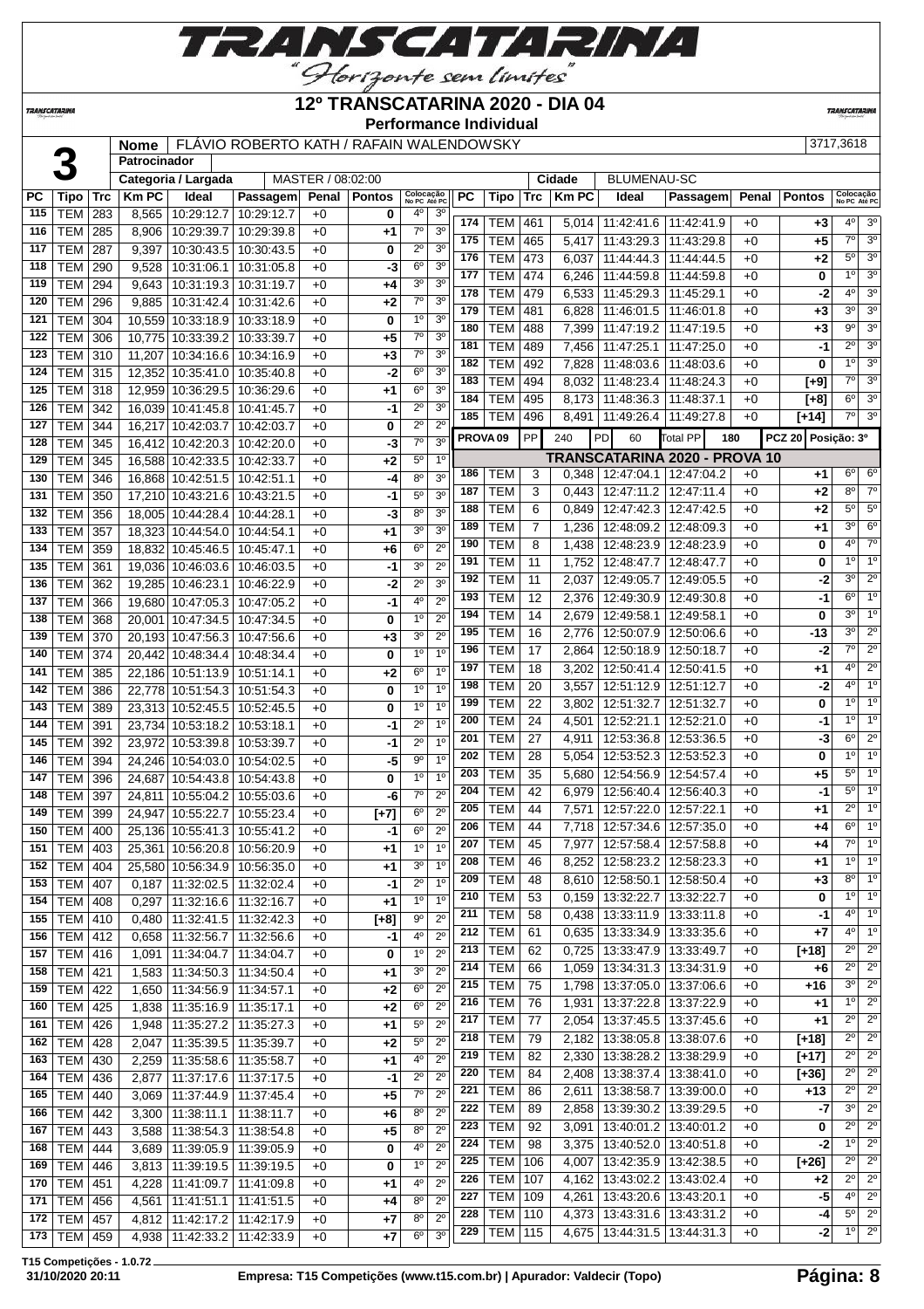# 12º TRANSCATARINA 2020 - DIA 04

**Performance Individual**

**3** | Nome: FLÁVIO ROBERTO KATH / RAFAIN WALENDOWSKY | 3717,3618

Patrocinador:

Categoria / Largada: MASTER / 08:02:00 | Cidade: BLUMENAU-SC

| PC | Tipo | Trc | Km PC | Ideal | Passagem | Penal | Pontos | Colocação No PC | Colocação Até PC |
|---|---|---|---|---|---|---|---|---|---|
| 115 | TEM | 283 | 8,565 | 10:29:12.7 | 10:29:12.7 | +0 | 0 | 4º | 3º |
| 116 | TEM | 285 | 8,906 | 10:29:39.7 | 10:29:39.8 | +0 | +1 | 7º | 3º |
| 117 | TEM | 287 | 9,397 | 10:30:43.5 | 10:30:43.5 | +0 | 0 | 2º | 3º |
| 118 | TEM | 290 | 9,528 | 10:31:06.1 | 10:31:05.8 | +0 | -3 | 6º | 3º |
| 119 | TEM | 294 | 9,643 | 10:31:19.3 | 10:31:19.7 | +0 | +4 | 3º | 3º |
| 120 | TEM | 296 | 9,885 | 10:31:42.4 | 10:31:42.6 | +0 | +2 | 7º | 3º |
| 121 | TEM | 304 | 10,559 | 10:33:18.9 | 10:33:18.9 | +0 | 0 | 1º | 3º |
| 122 | TEM | 306 | 10,775 | 10:33:39.2 | 10:33:39.7 | +0 | +5 | 7º | 3º |
| 123 | TEM | 310 | 11,207 | 10:34:16.6 | 10:34:16.9 | +0 | +3 | 7º | 3º |
| 124 | TEM | 315 | 12,352 | 10:35:41.0 | 10:35:40.8 | +0 | -2 | 6º | 3º |
| 125 | TEM | 318 | 12,959 | 10:36:29.5 | 10:36:29.6 | +0 | +1 | 6º | 3º |
| 126 | TEM | 342 | 16,039 | 10:41:45.8 | 10:41:45.7 | +0 | -1 | 2º | 3º |
| 127 | TEM | 344 | 16,217 | 10:42:03.7 | 10:42:03.7 | +0 | 0 | 2º | 2º |
| 128 | TEM | 345 | 16,412 | 10:42:20.3 | 10:42:20.0 | +0 | -3 | 7º | 3º |
| 129 | TEM | 345 | 16,588 | 10:42:33.5 | 10:42:33.7 | +0 | +2 | 5º | 1º |
| 130 | TEM | 346 | 16,868 | 10:42:51.5 | 10:42:51.1 | +0 | -4 | 8º | 3º |
| 131 | TEM | 350 | 17,210 | 10:43:21.6 | 10:43:21.5 | +0 | -1 | 5º | 3º |
| 132 | TEM | 356 | 18,005 | 10:44:28.4 | 10:44:28.1 | +0 | -3 | 8º | 3º |
| 133 | TEM | 357 | 18,323 | 10:44:54.0 | 10:44:54.1 | +0 | +1 | 3º | 3º |
| 134 | TEM | 359 | 18,832 | 10:45:46.5 | 10:45:47.1 | +0 | +6 | 6º | 2º |
| 135 | TEM | 361 | 19,036 | 10:46:03.6 | 10:46:03.5 | +0 | -1 | 3º | 2º |
| 136 | TEM | 362 | 19,285 | 10:46:23.1 | 10:46:22.9 | +0 | -2 | 2º | 3º |
| 137 | TEM | 366 | 19,680 | 10:47:05.3 | 10:47:05.2 | +0 | -1 | 4º | 2º |
| 138 | TEM | 368 | 20,001 | 10:47:34.5 | 10:47:34.5 | +0 | 0 | 1º | 2º |
| 139 | TEM | 370 | 20,193 | 10:47:56.3 | 10:47:56.6 | +0 | +3 | 3º | 2º |
| 140 | TEM | 374 | 20,442 | 10:48:34.4 | 10:48:34.4 | +0 | 0 | 1º | 1º |
| 141 | TEM | 385 | 22,186 | 10:51:13.9 | 10:51:14.1 | +0 | +2 | 6º | 1º |
| 142 | TEM | 386 | 22,778 | 10:51:54.3 | 10:51:54.3 | +0 | 0 | 1º | 1º |
| 143 | TEM | 389 | 23,313 | 10:52:45.5 | 10:52:45.5 | +0 | 0 | 1º | 1º |
| 144 | TEM | 391 | 23,734 | 10:53:18.2 | 10:53:18.1 | +0 | -1 | 2º | 1º |
| 145 | TEM | 392 | 23,972 | 10:53:39.8 | 10:53:39.7 | +0 | -1 | 2º | 1º |
| 146 | TEM | 394 | 24,246 | 10:54:03.0 | 10:54:02.5 | +0 | -5 | 9º | 1º |
| 147 | TEM | 396 | 24,687 | 10:54:43.8 | 10:54:43.8 | +0 | 0 | 1º | 1º |
| 148 | TEM | 397 | 24,811 | 10:55:04.2 | 10:55:03.6 | +0 | -6 | 7º | 2º |
| 149 | TEM | 399 | 24,947 | 10:55:22.7 | 10:55:23.4 | +0 | [+7] | 6º | 2º |
| 150 | TEM | 400 | 25,136 | 10:55:41.3 | 10:55:41.2 | +0 | -1 | 6º | 2º |
| 151 | TEM | 403 | 25,361 | 10:56:20.8 | 10:56:20.9 | +0 | +1 | 1º | 1º |
| 152 | TEM | 404 | 25,580 | 10:56:34.9 | 10:56:35.0 | +0 | +1 | 3º | 1º |
| 153 | TEM | 407 | 0,187 | 11:32:02.5 | 11:32:02.4 | +0 | -1 | 2º | 1º |
| 154 | TEM | 408 | 0,297 | 11:32:16.6 | 11:32:16.7 | +0 | +1 | 1º | 1º |
| 155 | TEM | 410 | 0,480 | 11:32:41.5 | 11:32:42.3 | +0 | [+8] | 9º | 2º |
| 156 | TEM | 412 | 0,658 | 11:32:56.7 | 11:32:56.6 | +0 | -1 | 4º | 2º |
| 157 | TEM | 416 | 1,091 | 11:34:04.7 | 11:34:04.7 | +0 | 0 | 1º | 2º |
| 158 | TEM | 421 | 1,583 | 11:34:50.3 | 11:34:50.4 | +0 | +1 | 3º | 2º |
| 159 | TEM | 422 | 1,650 | 11:34:56.9 | 11:34:57.1 | +0 | +2 | 6º | 2º |
| 160 | TEM | 425 | 1,838 | 11:35:16.9 | 11:35:17.1 | +0 | +2 | 6º | 2º |
| 161 | TEM | 426 | 1,948 | 11:35:27.2 | 11:35:27.3 | +0 | +1 | 5º | 2º |
| 162 | TEM | 428 | 2,047 | 11:35:39.5 | 11:35:39.7 | +0 | +2 | 5º | 2º |
| 163 | TEM | 430 | 2,259 | 11:35:58.6 | 11:35:58.7 | +0 | +1 | 4º | 2º |
| 164 | TEM | 436 | 2,877 | 11:37:17.6 | 11:37:17.5 | +0 | -1 | 2º | 2º |
| 165 | TEM | 440 | 3,069 | 11:37:44.9 | 11:37:45.4 | +0 | +5 | 7º | 2º |
| 166 | TEM | 442 | 3,300 | 11:38:11.1 | 11:38:11.7 | +0 | +6 | 8º | 2º |
| 167 | TEM | 443 | 3,588 | 11:38:54.3 | 11:38:54.8 | +0 | +5 | 8º | 2º |
| 168 | TEM | 444 | 3,689 | 11:39:05.9 | 11:39:05.9 | +0 | 0 | 4º | 2º |
| 169 | TEM | 446 | 3,813 | 11:39:19.5 | 11:39:19.5 | +0 | 0 | 1º | 2º |
| 170 | TEM | 451 | 4,228 | 11:41:09.7 | 11:41:09.8 | +0 | +1 | 4º | 2º |
| 171 | TEM | 456 | 4,561 | 11:41:51.1 | 11:41:51.5 | +0 | +4 | 8º | 2º |
| 172 | TEM | 457 | 4,812 | 11:42:17.2 | 11:42:17.9 | +0 | +7 | 8º | 2º |
| 173 | TEM | 459 | 4,938 | 11:42:33.2 | 11:42:33.9 | +0 | +7 | 6º | 3º |
| 174 | TEM | 461 | 5,014 | 11:42:41.6 | 11:42:41.9 | +0 | +3 | 4º | 3º |
| 175 | TEM | 465 | 5,417 | 11:43:29.3 | 11:43:29.8 | +0 | +5 | 7º | 3º |
| 176 | TEM | 473 | 6,037 | 11:44:44.3 | 11:44:44.5 | +0 | +2 | 5º | 3º |
| 177 | TEM | 474 | 6,246 | 11:44:59.8 | 11:44:59.8 | +0 | 0 | 1º | 3º |
| 178 | TEM | 479 | 6,533 | 11:45:29.3 | 11:45:29.1 | +0 | -2 | 4º | 3º |
| 179 | TEM | 481 | 6,828 | 11:46:01.5 | 11:46:01.8 | +0 | +3 | 3º | 3º |
| 180 | TEM | 488 | 7,399 | 11:47:19.2 | 11:47:19.5 | +0 | +3 | 9º | 3º |
| 181 | TEM | 489 | 7,456 | 11:47:25.1 | 11:47:25.0 | +0 | -1 | 2º | 3º |
| 182 | TEM | 492 | 7,828 | 11:48:03.6 | 11:48:03.6 | +0 | 0 | 1º | 3º |
| 183 | TEM | 494 | 8,032 | 11:48:23.4 | 11:48:24.3 | +0 | [+9] | 7º | 3º |
| 184 | TEM | 495 | 8,173 | 11:48:36.3 | 11:48:37.1 | +0 | [+8] | 6º | 3º |
| 185 | TEM | 496 | 8,491 | 11:49:26.4 | 11:49:27.8 | +0 | [+14] | 7º | 3º |

PROVA 09 | PP 240 | PD 60 | Total PP 180 | PCZ 20 | Posição: 3º

## TRANSCATARINA 2020 - PROVA 10

| PC | Tipo | Trc | Km PC | Ideal | Passagem | Penal | Pontos | Colocação No PC | Colocação Até PC |
|---|---|---|---|---|---|---|---|---|---|
| 186 | TEM | 3 | 0,348 | 12:47:04.1 | 12:47:04.2 | +0 | +1 | 6º | 6º |
| 187 | TEM | 3 | 0,443 | 12:47:11.2 | 12:47:11.4 | +0 | +2 | 8º | 7º |
| 188 | TEM | 6 | 0,849 | 12:47:42.3 | 12:47:42.5 | +0 | +2 | 5º | 5º |
| 189 | TEM | 7 | 1,236 | 12:48:09.2 | 12:48:09.3 | +0 | +1 | 3º | 6º |
| 190 | TEM | 8 | 1,438 | 12:48:23.9 | 12:48:23.9 | +0 | 0 | 4º | 7º |
| 191 | TEM | 11 | 1,752 | 12:48:47.7 | 12:48:47.7 | +0 | 0 | 1º | 1º |
| 192 | TEM | 11 | 2,037 | 12:49:05.7 | 12:49:05.5 | +0 | -2 | 3º | 2º |
| 193 | TEM | 12 | 2,376 | 12:49:30.9 | 12:49:30.8 | +0 | -1 | 6º | 1º |
| 194 | TEM | 14 | 2,679 | 12:49:58.1 | 12:49:58.1 | +0 | 0 | 3º | 1º |
| 195 | TEM | 16 | 2,776 | 12:50:07.9 | 12:50:06.6 | +0 | -13 | 3º | 2º |
| 196 | TEM | 17 | 2,864 | 12:50:18.9 | 12:50:18.7 | +0 | -2 | 7º | 2º |
| 197 | TEM | 18 | 3,202 | 12:50:41.4 | 12:50:41.5 | +0 | +1 | 4º | 2º |
| 198 | TEM | 20 | 3,557 | 12:51:12.9 | 12:51:12.7 | +0 | -2 | 4º | 1º |
| 199 | TEM | 22 | 3,802 | 12:51:32.7 | 12:51:32.7 | +0 | 0 | 1º | 1º |
| 200 | TEM | 24 | 4,501 | 12:52:21.1 | 12:52:21.0 | +0 | -1 | 1º | 1º |
| 201 | TEM | 27 | 4,911 | 12:53:36.8 | 12:53:36.5 | +0 | -3 | 6º | 2º |
| 202 | TEM | 28 | 5,054 | 12:53:52.3 | 12:53:52.3 | +0 | 0 | 1º | 1º |
| 203 | TEM | 35 | 5,680 | 12:54:56.9 | 12:54:57.4 | +0 | +5 | 5º | 1º |
| 204 | TEM | 42 | 6,979 | 12:56:40.4 | 12:56:40.3 | +0 | -1 | 5º | 1º |
| 205 | TEM | 44 | 7,571 | 12:57:22.0 | 12:57:22.1 | +0 | +1 | 2º | 1º |
| 206 | TEM | 44 | 7,718 | 12:57:34.6 | 12:57:35.0 | +0 | +4 | 6º | 1º |
| 207 | TEM | 45 | 7,977 | 12:57:58.4 | 12:57:58.8 | +0 | +4 | 7º | 1º |
| 208 | TEM | 46 | 8,252 | 12:58:23.2 | 12:58:23.3 | +0 | +1 | 1º | 1º |
| 209 | TEM | 48 | 8,610 | 12:58:50.1 | 12:58:50.4 | +0 | +3 | 8º | 1º |
| 210 | TEM | 53 | 0,159 | 13:32:22.7 | 13:32:22.7 | +0 | 0 | 1º | 1º |
| 211 | TEM | 58 | 0,438 | 13:33:11.9 | 13:33:11.8 | +0 | -1 | 4º | 1º |
| 212 | TEM | 61 | 0,635 | 13:33:34.9 | 13:33:35.6 | +0 | +7 | 4º | 1º |
| 213 | TEM | 62 | 0,725 | 13:33:47.9 | 13:33:49.7 | +0 | [+18] | 2º | 2º |
| 214 | TEM | 66 | 1,059 | 13:34:31.3 | 13:34:31.9 | +0 | +6 | 2º | 2º |
| 215 | TEM | 75 | 1,798 | 13:37:05.0 | 13:37:06.6 | +0 | +16 | 3º | 2º |
| 216 | TEM | 76 | 1,931 | 13:37:22.8 | 13:37:22.9 | +0 | +1 | 1º | 2º |
| 217 | TEM | 77 | 2,054 | 13:37:45.5 | 13:37:45.6 | +0 | +1 | 2º | 2º |
| 218 | TEM | 79 | 2,182 | 13:38:05.8 | 13:38:07.6 | +0 | [+18] | 2º | 2º |
| 219 | TEM | 82 | 2,330 | 13:38:28.2 | 13:38:29.9 | +0 | [+17] | 2º | 2º |
| 220 | TEM | 84 | 2,408 | 13:38:37.4 | 13:38:41.0 | +0 | [+36] | 2º | 2º |
| 221 | TEM | 86 | 2,611 | 13:38:58.7 | 13:39:00.0 | +0 | +13 | 2º | 2º |
| 222 | TEM | 89 | 2,858 | 13:39:30.2 | 13:39:29.5 | +0 | -7 | 3º | 2º |
| 223 | TEM | 92 | 3,091 | 13:40:01.2 | 13:40:01.2 | +0 | 0 | 2º | 2º |
| 224 | TEM | 98 | 3,375 | 13:40:52.0 | 13:40:51.8 | +0 | -2 | 1º | 2º |
| 225 | TEM | 106 | 4,007 | 13:42:35.9 | 13:42:38.5 | +0 | [+26] | 2º | 2º |
| 226 | TEM | 107 | 4,162 | 13:43:02.2 | 13:43:02.4 | +0 | +2 | 2º | 2º |
| 227 | TEM | 109 | 4,261 | 13:43:20.6 | 13:43:20.1 | +0 | -5 | 4º | 2º |
| 228 | TEM | 110 | 4,373 | 13:43:31.6 | 13:43:31.2 | +0 | -4 | 5º | 2º |
| 229 | TEM | 115 | 4,675 | 13:44:31.5 | 13:44:31.3 | +0 | -2 | 1º | 2º |

T15 Competições - 1.0.72
31/10/2020 20:11 | Empresa: T15 Competições (www.t15.com.br) | Apurador: Valdecir (Topo)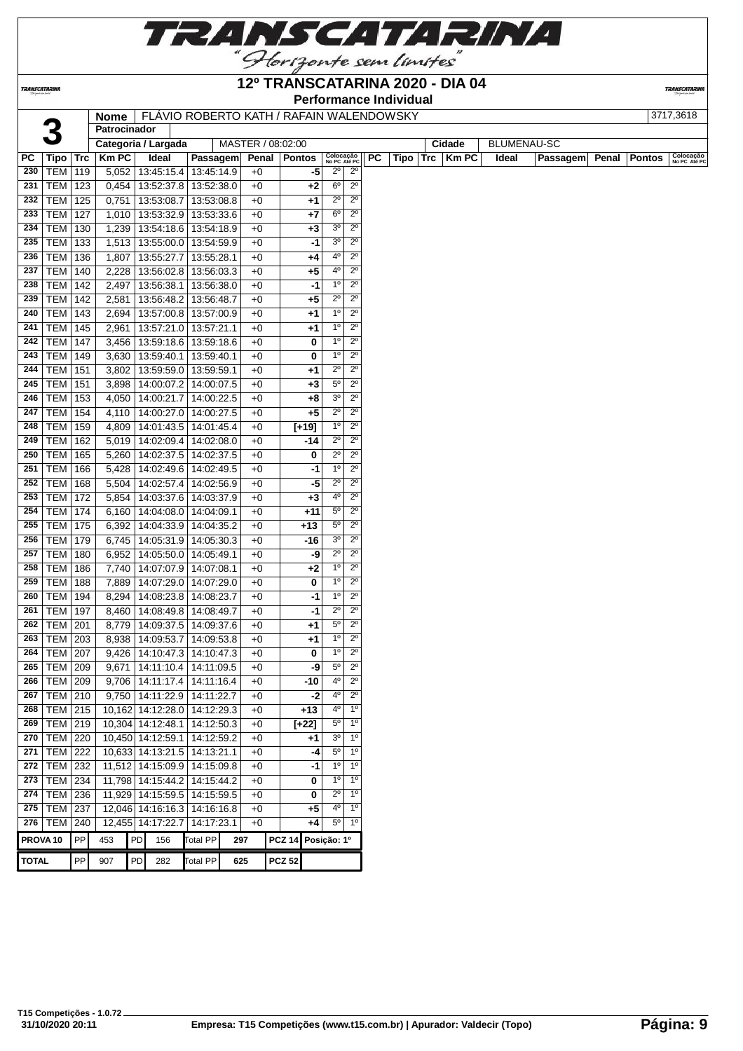# 12º TRANSCATARINA 2020 - DIA 04

**Performance Individual**

| 3 | Nome | FLÁVIO ROBERTO KATH / RAFAIN WALENDOWSKY | 3717,3618 |
|---|---|---|---|
| | Patrocinador | | |
| | Categoria / Largada | MASTER / 08:02:00 | Cidade: BLUMENAU-SC |

| PC | Tipo | Trc | Km PC | Ideal | Passagem | Penal | Pontos | Colocação No PC | Colocação Até PC |
|---|---|---|---|---|---|---|---|---|---|
| 230 | TEM | 119 | 5,052 | 13:45:15.4 | 13:45:14.9 | +0 | -5 | 2º | 2º |
| 231 | TEM | 123 | 0,454 | 13:52:37.8 | 13:52:38.0 | +0 | +2 | 6º | 2º |
| 232 | TEM | 125 | 0,751 | 13:53:08.7 | 13:53:08.8 | +0 | +1 | 2º | 2º |
| 233 | TEM | 127 | 1,010 | 13:53:32.9 | 13:53:33.6 | +0 | +7 | 6º | 2º |
| 234 | TEM | 130 | 1,239 | 13:54:18.6 | 13:54:18.9 | +0 | +3 | 3º | 2º |
| 235 | TEM | 133 | 1,513 | 13:55:00.0 | 13:54:59.9 | +0 | -1 | 3º | 2º |
| 236 | TEM | 136 | 1,807 | 13:55:27.7 | 13:55:28.1 | +0 | +4 | 4º | 2º |
| 237 | TEM | 140 | 2,228 | 13:56:02.8 | 13:56:03.3 | +0 | +5 | 4º | 2º |
| 238 | TEM | 142 | 2,497 | 13:56:38.1 | 13:56:38.0 | +0 | -1 | 1º | 2º |
| 239 | TEM | 142 | 2,581 | 13:56:48.2 | 13:56:48.7 | +0 | +5 | 2º | 2º |
| 240 | TEM | 143 | 2,694 | 13:57:00.8 | 13:57:00.9 | +0 | +1 | 1º | 2º |
| 241 | TEM | 145 | 2,961 | 13:57:21.0 | 13:57:21.1 | +0 | +1 | 1º | 2º |
| 242 | TEM | 147 | 3,456 | 13:59:18.6 | 13:59:18.6 | +0 | 0 | 1º | 2º |
| 243 | TEM | 149 | 3,630 | 13:59:40.1 | 13:59:40.1 | +0 | 0 | 1º | 2º |
| 244 | TEM | 151 | 3,802 | 13:59:59.0 | 13:59:59.1 | +0 | +1 | 2º | 2º |
| 245 | TEM | 151 | 3,898 | 14:00:07.2 | 14:00:07.5 | +0 | +3 | 5º | 2º |
| 246 | TEM | 153 | 4,050 | 14:00:21.7 | 14:00:22.5 | +0 | +8 | 3º | 2º |
| 247 | TEM | 154 | 4,110 | 14:00:27.0 | 14:00:27.5 | +0 | +5 | 2º | 2º |
| 248 | TEM | 159 | 4,809 | 14:01:43.5 | 14:01:45.4 | +0 | [+19] | 1º | 2º |
| 249 | TEM | 162 | 5,019 | 14:02:09.4 | 14:02:08.0 | +0 | -14 | 2º | 2º |
| 250 | TEM | 165 | 5,260 | 14:02:37.5 | 14:02:37.5 | +0 | 0 | 2º | 2º |
| 251 | TEM | 166 | 5,428 | 14:02:49.6 | 14:02:49.5 | +0 | -1 | 1º | 2º |
| 252 | TEM | 168 | 5,504 | 14:02:57.4 | 14:02:56.9 | +0 | -5 | 2º | 2º |
| 253 | TEM | 172 | 5,854 | 14:03:37.6 | 14:03:37.9 | +0 | +3 | 4º | 2º |
| 254 | TEM | 174 | 6,160 | 14:04:08.0 | 14:04:09.1 | +0 | +11 | 5º | 2º |
| 255 | TEM | 175 | 6,392 | 14:04:33.9 | 14:04:35.2 | +0 | +13 | 5º | 2º |
| 256 | TEM | 179 | 6,745 | 14:05:31.9 | 14:05:30.3 | +0 | -16 | 3º | 2º |
| 257 | TEM | 180 | 6,952 | 14:05:50.0 | 14:05:49.1 | +0 | -9 | 2º | 2º |
| 258 | TEM | 186 | 7,740 | 14:07:07.9 | 14:07:08.1 | +0 | +2 | 1º | 2º |
| 259 | TEM | 188 | 7,889 | 14:07:29.0 | 14:07:29.0 | +0 | 0 | 1º | 2º |
| 260 | TEM | 194 | 8,294 | 14:08:23.8 | 14:08:23.7 | +0 | -1 | 1º | 2º |
| 261 | TEM | 197 | 8,460 | 14:08:49.8 | 14:08:49.7 | +0 | -1 | 2º | 2º |
| 262 | TEM | 201 | 8,779 | 14:09:37.5 | 14:09:37.6 | +0 | +1 | 5º | 2º |
| 263 | TEM | 203 | 8,938 | 14:09:53.7 | 14:09:53.8 | +0 | +1 | 1º | 2º |
| 264 | TEM | 207 | 9,426 | 14:10:47.3 | 14:10:47.3 | +0 | 0 | 1º | 2º |
| 265 | TEM | 209 | 9,671 | 14:11:10.4 | 14:11:09.5 | +0 | -9 | 5º | 2º |
| 266 | TEM | 209 | 9,706 | 14:11:17.4 | 14:11:16.4 | +0 | -10 | 4º | 2º |
| 267 | TEM | 210 | 9,750 | 14:11:22.9 | 14:11:22.7 | +0 | -2 | 4º | 2º |
| 268 | TEM | 215 | 10,162 | 14:12:28.0 | 14:12:29.3 | +0 | +13 | 4º | 1º |
| 269 | TEM | 219 | 10,304 | 14:12:48.1 | 14:12:50.3 | +0 | [+22] | 5º | 1º |
| 270 | TEM | 220 | 10,450 | 14:12:59.1 | 14:12:59.2 | +0 | +1 | 3º | 1º |
| 271 | TEM | 222 | 10,633 | 14:13:21.5 | 14:13:21.1 | +0 | -4 | 5º | 1º |
| 272 | TEM | 232 | 11,512 | 14:15:09.9 | 14:15:09.8 | +0 | -1 | 1º | 1º |
| 273 | TEM | 234 | 11,798 | 14:15:44.2 | 14:15:44.2 | +0 | 0 | 1º | 1º |
| 274 | TEM | 236 | 11,929 | 14:15:59.5 | 14:15:59.5 | +0 | 0 | 2º | 1º |
| 275 | TEM | 237 | 12,046 | 14:16:16.3 | 14:16:16.8 | +0 | +5 | 4º | 1º |
| 276 | TEM | 240 | 12,455 | 14:17:22.7 | 14:17:23.1 | +0 | +4 | 5º | 1º |

| | | | | | | | |
|---|---|---|---|---|---|---|---|
| PROVA 10 | PP 453 | PD 156 | Total PP 297 | PCZ 14 | Posição: 1º |
| TOTAL | PP 907 | PD 282 | Total PP 625 | PCZ 52 | |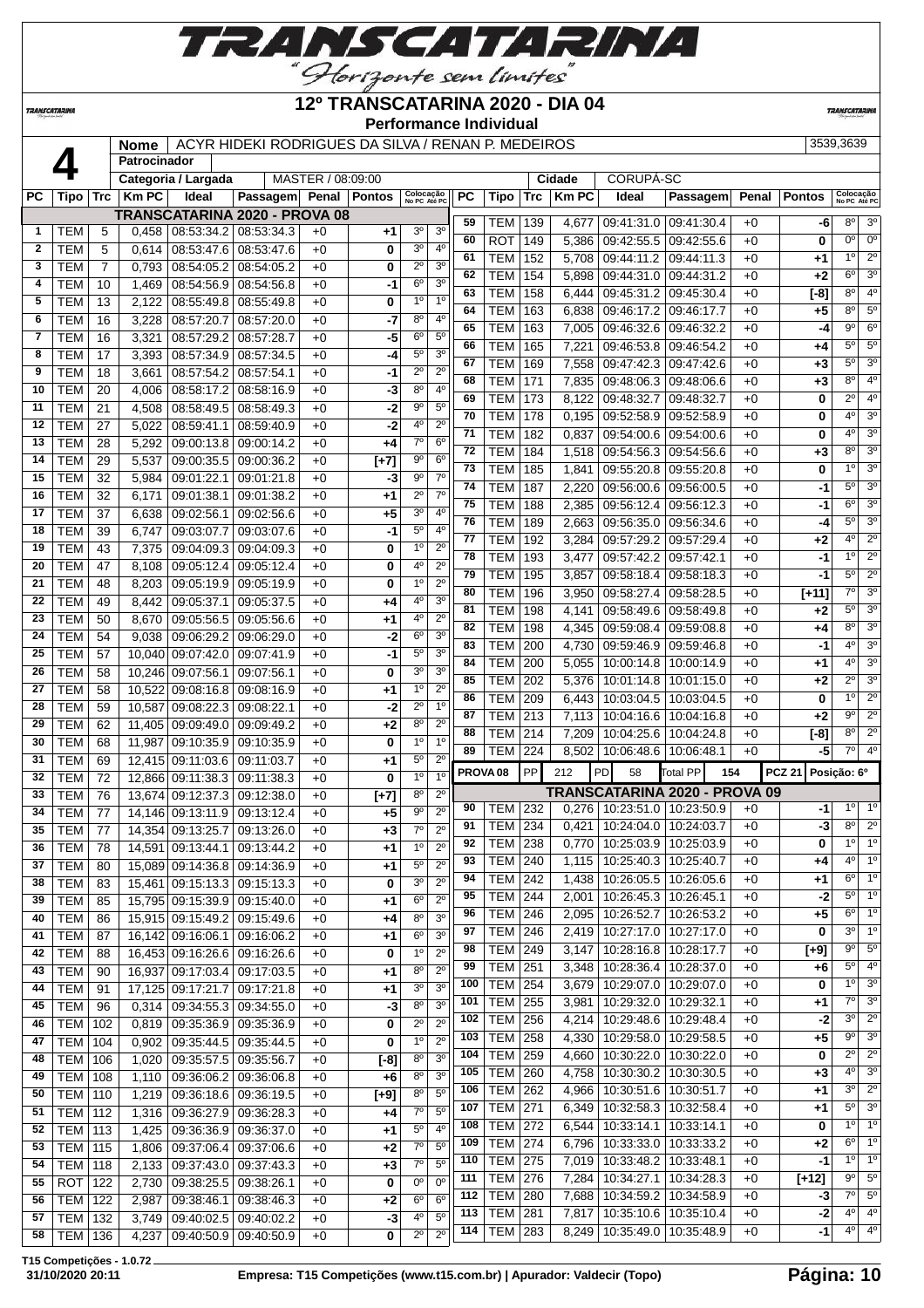# 12º TRANSCATARINA 2020 - DIA 04

**Performance Individual**

| 4 | Nome | ACYR HIDEKI RODRIGUES DA SILVA / RENAN P. MEDEIROS | 3539,3639 |
|---|---|---|---|
| | Patrocinador | | |
| | Categoria / Largada | MASTER / 08:09:00 | Cidade: CORUPÁ-SC |

**TRANSCATARINA 2020 - PROVA 08**

| PC | Tipo | Trc | Km PC | Ideal | Passagem | Penal | Pontos | Colocação No PC | Colocação Até PC |
|---|---|---|---|---|---|---|---|---|---|
| 1 | TEM | 5 | 0,458 | 08:53:34.2 | 08:53:34.3 | +0 | +1 | 3º | 3º |
| 2 | TEM | 5 | 0,614 | 08:53:47.6 | 08:53:47.6 | +0 | 0 | 3º | 4º |
| 3 | TEM | 7 | 0,793 | 08:54:05.2 | 08:54:05.2 | +0 | 0 | 2º | 3º |
| 4 | TEM | 10 | 1,469 | 08:54:56.9 | 08:54:56.8 | +0 | -1 | 6º | 3º |
| 5 | TEM | 13 | 2,122 | 08:55:49.8 | 08:55:49.8 | +0 | 0 | 1º | 1º |
| 6 | TEM | 16 | 3,228 | 08:57:20.7 | 08:57:20.0 | +0 | -7 | 8º | 4º |
| 7 | TEM | 16 | 3,321 | 08:57:29.2 | 08:57:28.7 | +0 | -5 | 6º | 5º |
| 8 | TEM | 17 | 3,393 | 08:57:34.9 | 08:57:34.5 | +0 | -4 | 5º | 3º |
| 9 | TEM | 18 | 3,661 | 08:57:54.2 | 08:57:54.1 | +0 | -1 | 2º | 2º |
| 10 | TEM | 20 | 4,006 | 08:58:17.2 | 08:58:16.9 | +0 | -3 | 8º | 4º |
| 11 | TEM | 21 | 4,508 | 08:58:49.5 | 08:58:49.3 | +0 | -2 | 9º | 5º |
| 12 | TEM | 27 | 5,022 | 08:59:41.1 | 08:59:40.9 | +0 | -2 | 4º | 2º |
| 13 | TEM | 28 | 5,292 | 09:00:13.8 | 09:00:14.2 | +0 | +4 | 7º | 6º |
| 14 | TEM | 29 | 5,537 | 09:00:35.5 | 09:00:36.2 | +0 | [+7] | 9º | 6º |
| 15 | TEM | 32 | 5,984 | 09:01:22.1 | 09:01:21.8 | +0 | -3 | 9º | 7º |
| 16 | TEM | 32 | 6,171 | 09:01:38.1 | 09:01:38.2 | +0 | +1 | 2º | 7º |
| 17 | TEM | 37 | 6,638 | 09:02:56.1 | 09:02:56.6 | +0 | +5 | 3º | 4º |
| 18 | TEM | 39 | 6,747 | 09:03:07.7 | 09:03:07.6 | +0 | -1 | 5º | 4º |
| 19 | TEM | 43 | 7,375 | 09:04:09.3 | 09:04:09.3 | +0 | 0 | 1º | 2º |
| 20 | TEM | 47 | 8,108 | 09:05:12.4 | 09:05:12.4 | +0 | 0 | 4º | 2º |
| 21 | TEM | 48 | 8,203 | 09:05:19.9 | 09:05:19.9 | +0 | 0 | 1º | 2º |
| 22 | TEM | 49 | 8,442 | 09:05:37.1 | 09:05:37.5 | +0 | +4 | 4º | 3º |
| 23 | TEM | 50 | 8,670 | 09:05:56.5 | 09:05:56.6 | +0 | +1 | 4º | 2º |
| 24 | TEM | 54 | 9,038 | 09:06:29.2 | 09:06:29.0 | +0 | -2 | 6º | 3º |
| 25 | TEM | 57 | 10,040 | 09:07:42.0 | 09:07:41.9 | +0 | -1 | 5º | 3º |
| 26 | TEM | 58 | 10,246 | 09:07:56.1 | 09:07:56.1 | +0 | 0 | 3º | 3º |
| 27 | TEM | 58 | 10,522 | 09:08:16.8 | 09:08:16.9 | +0 | +1 | 1º | 2º |
| 28 | TEM | 59 | 10,587 | 09:08:22.3 | 09:08:22.1 | +0 | -2 | 2º | 1º |
| 29 | TEM | 62 | 11,405 | 09:09:49.0 | 09:09:49.2 | +0 | +2 | 8º | 2º |
| 30 | TEM | 68 | 11,987 | 09:10:35.9 | 09:10:35.9 | +0 | 0 | 1º | 1º |
| 31 | TEM | 69 | 12,415 | 09:11:03.6 | 09:11:03.7 | +0 | +1 | 5º | 2º |
| 32 | TEM | 72 | 12,866 | 09:11:38.3 | 09:11:38.3 | +0 | 0 | 1º | 1º |
| 33 | TEM | 76 | 13,674 | 09:12:37.3 | 09:12:38.0 | +0 | [+7] | 8º | 2º |
| 34 | TEM | 77 | 14,146 | 09:13:11.9 | 09:13:12.4 | +0 | +5 | 9º | 2º |
| 35 | TEM | 77 | 14,354 | 09:13:25.7 | 09:13:26.0 | +0 | +3 | 7º | 2º |
| 36 | TEM | 78 | 14,591 | 09:13:44.1 | 09:13:44.2 | +0 | +1 | 1º | 2º |
| 37 | TEM | 80 | 15,089 | 09:14:36.8 | 09:14:36.9 | +0 | +1 | 5º | 2º |
| 38 | TEM | 83 | 15,461 | 09:15:13.3 | 09:15:13.3 | +0 | 0 | 3º | 2º |
| 39 | TEM | 85 | 15,795 | 09:15:39.9 | 09:15:40.0 | +0 | +1 | 6º | 2º |
| 40 | TEM | 86 | 15,915 | 09:15:49.2 | 09:15:49.6 | +0 | +4 | 8º | 3º |
| 41 | TEM | 87 | 16,142 | 09:16:06.1 | 09:16:06.2 | +0 | +1 | 6º | 3º |
| 42 | TEM | 88 | 16,453 | 09:16:26.6 | 09:16:26.6 | +0 | 0 | 1º | 2º |
| 43 | TEM | 90 | 16,937 | 09:17:03.4 | 09:17:03.5 | +0 | +1 | 8º | 2º |
| 44 | TEM | 91 | 17,125 | 09:17:21.7 | 09:17:21.8 | +0 | +1 | 3º | 3º |
| 45 | TEM | 96 | 0,314 | 09:34:55.3 | 09:34:55.0 | +0 | -3 | 8º | 3º |
| 46 | TEM | 102 | 0,819 | 09:35:36.9 | 09:35:36.9 | +0 | 0 | 2º | 2º |
| 47 | TEM | 104 | 0,902 | 09:35:44.5 | 09:35:44.5 | +0 | 0 | 1º | 2º |
| 48 | TEM | 106 | 1,020 | 09:35:57.5 | 09:35:56.7 | +0 | [-8] | 8º | 3º |
| 49 | TEM | 108 | 1,110 | 09:36:06.2 | 09:36:06.8 | +0 | +6 | 8º | 3º |
| 50 | TEM | 110 | 1,219 | 09:36:18.6 | 09:36:19.5 | +0 | [+9] | 8º | 5º |
| 51 | TEM | 112 | 1,316 | 09:36:27.9 | 09:36:28.3 | +0 | +4 | 7º | 5º |
| 52 | TEM | 113 | 1,425 | 09:36:36.9 | 09:36:37.0 | +0 | +1 | 5º | 4º |
| 53 | TEM | 115 | 1,806 | 09:37:06.4 | 09:37:06.6 | +0 | +2 | 7º | 5º |
| 54 | TEM | 118 | 2,133 | 09:37:43.0 | 09:37:43.3 | +0 | +3 | 7º | 5º |
| 55 | ROT | 122 | 2,730 | 09:38:25.5 | 09:38:26.1 | +0 | 0 | 0º | 0º |
| 56 | TEM | 122 | 2,987 | 09:38:46.1 | 09:38:46.3 | +0 | +2 | 6º | 6º |
| 57 | TEM | 132 | 3,749 | 09:40:02.5 | 09:40:02.2 | +0 | -3 | 4º | 5º |
| 58 | TEM | 136 | 4,237 | 09:40:50.9 | 09:40:50.9 | +0 | 0 | 2º | 2º |
| 59 | TEM | 139 | 4,677 | 09:41:31.0 | 09:41:30.4 | +0 | -6 | 8º | 3º |
| 60 | ROT | 149 | 5,386 | 09:42:55.5 | 09:42:55.6 | +0 | 0 | 0º | 0º |
| 61 | TEM | 152 | 5,708 | 09:44:11.2 | 09:44:11.3 | +0 | +1 | 1º | 2º |
| 62 | TEM | 154 | 5,898 | 09:44:31.0 | 09:44:31.2 | +0 | +2 | 6º | 3º |
| 63 | TEM | 158 | 6,444 | 09:45:31.2 | 09:45:30.4 | +0 | [-8] | 8º | 4º |
| 64 | TEM | 163 | 6,838 | 09:46:17.2 | 09:46:17.7 | +0 | +5 | 8º | 5º |
| 65 | TEM | 163 | 7,005 | 09:46:32.6 | 09:46:32.2 | +0 | -4 | 9º | 6º |
| 66 | TEM | 165 | 7,221 | 09:46:53.8 | 09:46:54.2 | +0 | +4 | 5º | 5º |
| 67 | TEM | 169 | 7,558 | 09:47:42.3 | 09:47:42.6 | +0 | +3 | 5º | 3º |
| 68 | TEM | 171 | 7,835 | 09:48:06.3 | 09:48:06.6 | +0 | +3 | 8º | 4º |
| 69 | TEM | 173 | 8,122 | 09:48:32.7 | 09:48:32.7 | +0 | 0 | 2º | 4º |
| 70 | TEM | 178 | 0,195 | 09:52:58.9 | 09:52:58.9 | +0 | 0 | 4º | 3º |
| 71 | TEM | 182 | 0,837 | 09:54:00.6 | 09:54:00.6 | +0 | 0 | 4º | 3º |
| 72 | TEM | 184 | 1,518 | 09:54:56.3 | 09:54:56.6 | +0 | +3 | 8º | 3º |
| 73 | TEM | 185 | 1,841 | 09:55:20.8 | 09:55:20.8 | +0 | 0 | 1º | 3º |
| 74 | TEM | 187 | 2,220 | 09:56:00.6 | 09:56:00.5 | +0 | -1 | 5º | 3º |
| 75 | TEM | 188 | 2,385 | 09:56:12.4 | 09:56:12.3 | +0 | -1 | 6º | 3º |
| 76 | TEM | 189 | 2,663 | 09:56:35.0 | 09:56:34.6 | +0 | -4 | 5º | 3º |
| 77 | TEM | 192 | 3,284 | 09:57:29.2 | 09:57:29.4 | +0 | +2 | 4º | 2º |
| 78 | TEM | 193 | 3,477 | 09:57:42.2 | 09:57:42.1 | +0 | -1 | 1º | 2º |
| 79 | TEM | 195 | 3,857 | 09:58:18.4 | 09:58:18.3 | +0 | -1 | 5º | 2º |
| 80 | TEM | 196 | 3,950 | 09:58:27.4 | 09:58:28.5 | +0 | [+11] | 7º | 3º |
| 81 | TEM | 198 | 4,141 | 09:58:49.6 | 09:58:49.8 | +0 | +2 | 5º | 3º |
| 82 | TEM | 198 | 4,345 | 09:59:08.4 | 09:59:08.8 | +0 | +4 | 8º | 3º |
| 83 | TEM | 200 | 4,730 | 09:59:46.9 | 09:59:46.8 | +0 | -1 | 4º | 3º |
| 84 | TEM | 200 | 5,055 | 10:00:14.8 | 10:00:14.9 | +0 | +1 | 4º | 3º |
| 85 | TEM | 202 | 5,376 | 10:01:14.8 | 10:01:15.0 | +0 | +2 | 2º | 3º |
| 86 | TEM | 209 | 6,443 | 10:03:04.5 | 10:03:04.5 | +0 | 0 | 1º | 2º |
| 87 | TEM | 213 | 7,113 | 10:04:16.6 | 10:04:16.8 | +0 | +2 | 9º | 2º |
| 88 | TEM | 214 | 7,209 | 10:04:25.6 | 10:04:24.8 | +0 | [-8] | 8º | 2º |
| 89 | TEM | 224 | 8,502 | 10:06:48.6 | 10:06:48.1 | +0 | -5 | 7º | 4º |

PROVA 08 | PP: 212 | PD: 58 | Total PP: 154 | PCZ 21 | Posição: 6º

**TRANSCATARINA 2020 - PROVA 09**

| PC | Tipo | Trc | Km PC | Ideal | Passagem | Penal | Pontos | Colocação No PC | Colocação Até PC |
|---|---|---|---|---|---|---|---|---|---|
| 90 | TEM | 232 | 0,276 | 10:23:51.0 | 10:23:50.9 | +0 | -1 | 1º | 1º |
| 91 | TEM | 234 | 0,421 | 10:24:04.0 | 10:24:03.7 | +0 | -3 | 8º | 2º |
| 92 | TEM | 238 | 0,770 | 10:25:03.9 | 10:25:03.9 | +0 | 0 | 1º | 1º |
| 93 | TEM | 240 | 1,115 | 10:25:40.3 | 10:25:40.7 | +0 | +4 | 4º | 1º |
| 94 | TEM | 242 | 1,438 | 10:26:05.5 | 10:26:05.6 | +0 | +1 | 6º | 1º |
| 95 | TEM | 244 | 2,001 | 10:26:45.3 | 10:26:45.1 | +0 | -2 | 5º | 1º |
| 96 | TEM | 246 | 2,095 | 10:26:52.7 | 10:26:53.2 | +0 | +5 | 6º | 1º |
| 97 | TEM | 246 | 2,419 | 10:27:17.0 | 10:27:17.0 | +0 | 0 | 3º | 1º |
| 98 | TEM | 249 | 3,147 | 10:28:16.8 | 10:28:17.7 | +0 | [+9] | 9º | 5º |
| 99 | TEM | 251 | 3,348 | 10:28:36.4 | 10:28:37.0 | +0 | +6 | 5º | 4º |
| 100 | TEM | 254 | 3,679 | 10:29:07.0 | 10:29:07.0 | +0 | 0 | 1º | 3º |
| 101 | TEM | 255 | 3,981 | 10:29:32.0 | 10:29:32.1 | +0 | +1 | 7º | 3º |
| 102 | TEM | 256 | 4,214 | 10:29:48.6 | 10:29:48.4 | +0 | -2 | 3º | 2º |
| 103 | TEM | 258 | 4,330 | 10:29:58.0 | 10:29:58.5 | +0 | +5 | 9º | 3º |
| 104 | TEM | 259 | 4,660 | 10:30:22.0 | 10:30:22.0 | +0 | 0 | 2º | 2º |
| 105 | TEM | 260 | 4,758 | 10:30:30.2 | 10:30:30.5 | +0 | +3 | 4º | 3º |
| 106 | TEM | 262 | 4,966 | 10:30:51.6 | 10:30:51.7 | +0 | +1 | 3º | 2º |
| 107 | TEM | 271 | 6,349 | 10:32:58.3 | 10:32:58.4 | +0 | +1 | 5º | 3º |
| 108 | TEM | 272 | 6,544 | 10:33:14.1 | 10:33:14.1 | +0 | 0 | 1º | 1º |
| 109 | TEM | 274 | 6,796 | 10:33:33.0 | 10:33:33.2 | +0 | +2 | 6º | 1º |
| 110 | TEM | 275 | 7,019 | 10:33:48.2 | 10:33:48.1 | +0 | -1 | 1º | 1º |
| 111 | TEM | 276 | 7,284 | 10:34:27.1 | 10:34:28.3 | +0 | [+12] | 9º | 5º |
| 112 | TEM | 280 | 7,688 | 10:34:59.2 | 10:34:58.9 | +0 | -3 | 7º | 5º |
| 113 | TEM | 281 | 7,817 | 10:35:10.6 | 10:35:10.4 | +0 | -2 | 4º | 4º |
| 114 | TEM | 283 | 8,249 | 10:35:49.0 | 10:35:48.9 | +0 | -1 | 4º | 4º |

T15 Competições - 1.0.72
31/10/2020 20:11 — Empresa: T15 Competições (www.t15.com.br) | Apurador: Valdecir (Topo)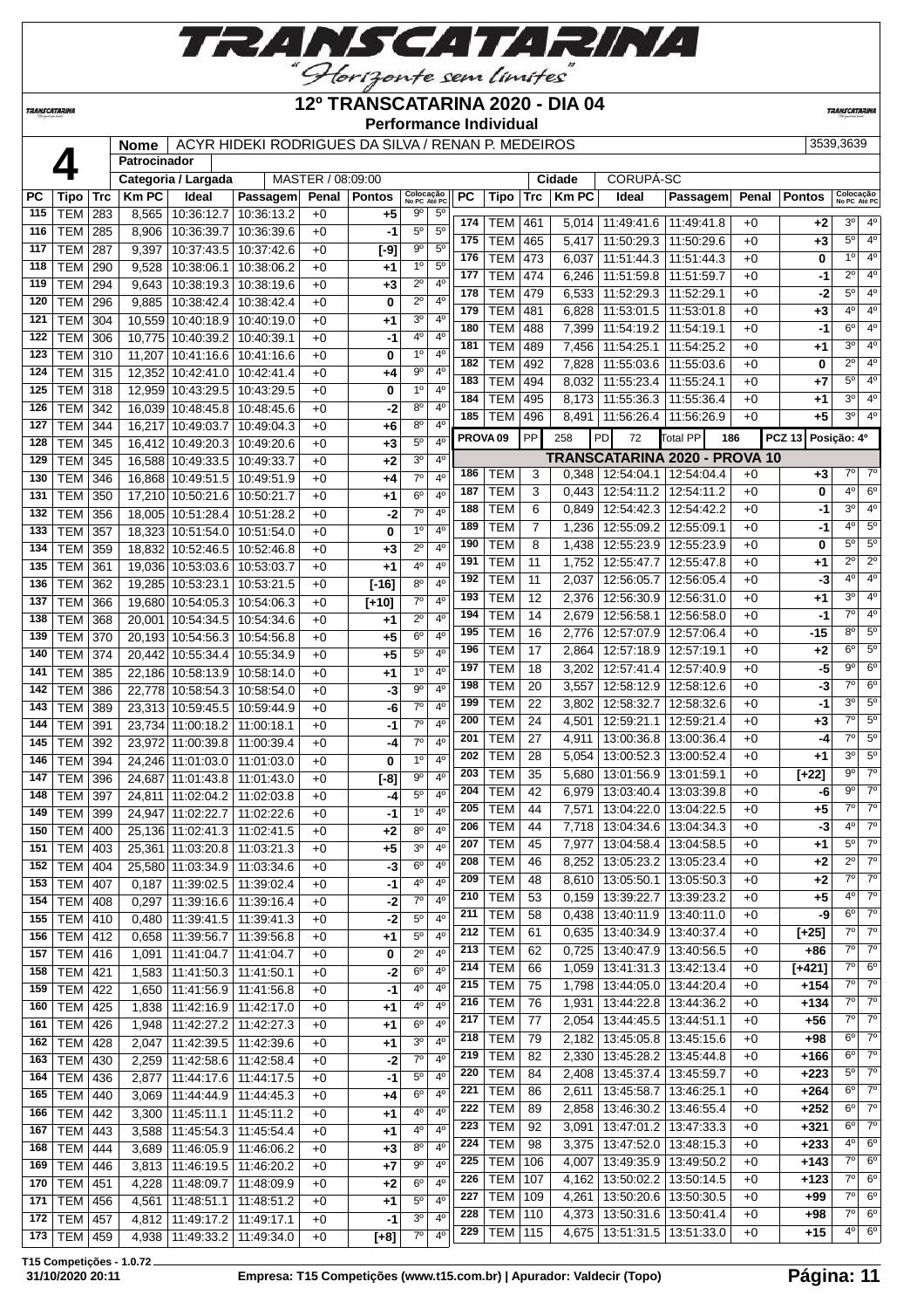# 12º TRANSCATARINA 2020 - DIA 04

**Performance Individual**

| | | |
|---|---|---|
| **4** | **Nome** | ACYR HIDEKI RODRIGUES DA SILVA / RENAN P. MEDEIROS — 3539,3639 |
| | **Patrocinador** | |
| | **Categoria / Largada** | MASTER / 08:09:00 — **Cidade** CORUPÁ-SC |

| PC | Tipo | Trc | Km PC | Ideal | Passagem | Penal | Pontos | Colocação No PC | Colocação Até PC |
|---|---|---|---|---|---|---|---|---|---|
| 115 | TEM | 283 | 8,565 | 10:36:12.7 | 10:36:13.2 | +0 | +5 | 9º | 5º |
| 116 | TEM | 285 | 8,906 | 10:36:39.7 | 10:36:39.6 | +0 | -1 | 5º | 5º |
| 117 | TEM | 287 | 9,397 | 10:37:43.5 | 10:37:42.6 | +0 | [-9] | 9º | 5º |
| 118 | TEM | 290 | 9,528 | 10:38:06.1 | 10:38:06.2 | +0 | +1 | 1º | 5º |
| 119 | TEM | 294 | 9,643 | 10:38:19.3 | 10:38:19.6 | +0 | +3 | 2º | 4º |
| 120 | TEM | 296 | 9,885 | 10:38:42.4 | 10:38:42.4 | +0 | 0 | 2º | 4º |
| 121 | TEM | 304 | 10,559 | 10:40:18.9 | 10:40:19.0 | +0 | +1 | 3º | 4º |
| 122 | TEM | 306 | 10,775 | 10:40:39.2 | 10:40:39.1 | +0 | -1 | 4º | 4º |
| 123 | TEM | 310 | 11,207 | 10:41:16.6 | 10:41:16.6 | +0 | 0 | 1º | 4º |
| 124 | TEM | 315 | 12,352 | 10:42:41.0 | 10:42:41.4 | +0 | +4 | 9º | 4º |
| 125 | TEM | 318 | 12,959 | 10:43:29.5 | 10:43:29.5 | +0 | 0 | 1º | 4º |
| 126 | TEM | 342 | 16,039 | 10:48:45.8 | 10:48:45.6 | +0 | -2 | 8º | 4º |
| 127 | TEM | 344 | 16,217 | 10:49:03.7 | 10:49:04.3 | +0 | +6 | 8º | 4º |
| 128 | TEM | 345 | 16,412 | 10:49:20.3 | 10:49:20.6 | +0 | +3 | 5º | 4º |
| 129 | TEM | 345 | 16,588 | 10:49:33.5 | 10:49:33.7 | +0 | +2 | 3º | 4º |
| 130 | TEM | 346 | 16,868 | 10:49:51.5 | 10:49:51.9 | +0 | +4 | 7º | 4º |
| 131 | TEM | 350 | 17,210 | 10:50:21.6 | 10:50:21.7 | +0 | +1 | 6º | 4º |
| 132 | TEM | 356 | 18,005 | 10:51:28.4 | 10:51:28.2 | +0 | -2 | 7º | 4º |
| 133 | TEM | 357 | 18,323 | 10:51:54.0 | 10:51:54.0 | +0 | 0 | 1º | 4º |
| 134 | TEM | 359 | 18,832 | 10:52:46.5 | 10:52:46.8 | +0 | +3 | 2º | 4º |
| 135 | TEM | 361 | 19,036 | 10:53:03.6 | 10:53:03.7 | +0 | +1 | 4º | 4º |
| 136 | TEM | 362 | 19,285 | 10:53:23.1 | 10:53:21.5 | +0 | [-16] | 8º | 4º |
| 137 | TEM | 366 | 19,680 | 10:54:05.3 | 10:54:06.3 | +0 | [+10] | 7º | 4º |
| 138 | TEM | 368 | 20,001 | 10:54:34.5 | 10:54:34.6 | +0 | +1 | 2º | 4º |
| 139 | TEM | 370 | 20,193 | 10:54:56.3 | 10:54:56.8 | +0 | +5 | 6º | 4º |
| 140 | TEM | 374 | 20,442 | 10:55:34.4 | 10:55:34.9 | +0 | +5 | 5º | 4º |
| 141 | TEM | 385 | 22,186 | 10:58:13.9 | 10:58:14.0 | +0 | +1 | 1º | 4º |
| 142 | TEM | 386 | 22,778 | 10:58:54.3 | 10:58:54.0 | +0 | -3 | 9º | 4º |
| 143 | TEM | 389 | 23,313 | 10:59:45.5 | 10:59:44.9 | +0 | -6 | 7º | 4º |
| 144 | TEM | 391 | 23,734 | 11:00:18.2 | 11:00:18.1 | +0 | -1 | 7º | 4º |
| 145 | TEM | 392 | 23,972 | 11:00:39.8 | 11:00:39.4 | +0 | -4 | 7º | 4º |
| 146 | TEM | 394 | 24,246 | 11:01:03.0 | 11:01:03.0 | +0 | 0 | 1º | 4º |
| 147 | TEM | 396 | 24,687 | 11:01:43.8 | 11:01:43.0 | +0 | [-8] | 9º | 4º |
| 148 | TEM | 397 | 24,811 | 11:02:04.2 | 11:02:03.8 | +0 | -4 | 5º | 4º |
| 149 | TEM | 399 | 24,947 | 11:02:22.7 | 11:02:22.6 | +0 | -1 | 1º | 4º |
| 150 | TEM | 400 | 25,136 | 11:02:41.3 | 11:02:41.5 | +0 | +2 | 8º | 4º |
| 151 | TEM | 403 | 25,361 | 11:03:20.8 | 11:03:21.3 | +0 | +5 | 3º | 4º |
| 152 | TEM | 404 | 25,580 | 11:03:34.9 | 11:03:34.6 | +0 | -3 | 6º | 4º |
| 153 | TEM | 407 | 0,187 | 11:39:02.5 | 11:39:02.4 | +0 | -1 | 4º | 4º |
| 154 | TEM | 408 | 0,297 | 11:39:16.6 | 11:39:16.4 | +0 | -2 | 7º | 4º |
| 155 | TEM | 410 | 0,480 | 11:39:41.5 | 11:39:41.3 | +0 | -2 | 5º | 4º |
| 156 | TEM | 412 | 0,658 | 11:39:56.7 | 11:39:56.8 | +0 | +1 | 5º | 4º |
| 157 | TEM | 416 | 1,091 | 11:41:04.7 | 11:41:04.7 | +0 | 0 | 2º | 4º |
| 158 | TEM | 421 | 1,583 | 11:41:50.3 | 11:41:50.1 | +0 | -2 | 6º | 4º |
| 159 | TEM | 422 | 1,650 | 11:41:56.9 | 11:41:56.8 | +0 | -1 | 4º | 4º |
| 160 | TEM | 425 | 1,838 | 11:42:16.9 | 11:42:17.0 | +0 | +1 | 4º | 4º |
| 161 | TEM | 426 | 1,948 | 11:42:27.2 | 11:42:27.3 | +0 | +1 | 6º | 4º |
| 162 | TEM | 428 | 2,047 | 11:42:39.5 | 11:42:39.6 | +0 | +1 | 3º | 4º |
| 163 | TEM | 430 | 2,259 | 11:42:58.6 | 11:42:58.4 | +0 | -2 | 7º | 4º |
| 164 | TEM | 436 | 2,877 | 11:44:17.6 | 11:44:17.5 | +0 | -1 | 5º | 4º |
| 165 | TEM | 440 | 3,069 | 11:44:44.9 | 11:44:45.3 | +0 | +4 | 6º | 4º |
| 166 | TEM | 442 | 3,300 | 11:45:11.1 | 11:45:11.2 | +0 | +1 | 4º | 4º |
| 167 | TEM | 443 | 3,588 | 11:45:54.3 | 11:45:54.4 | +0 | +1 | 4º | 4º |
| 168 | TEM | 444 | 3,689 | 11:46:05.9 | 11:46:06.2 | +0 | +3 | 8º | 4º |
| 169 | TEM | 446 | 3,813 | 11:46:19.5 | 11:46:20.2 | +0 | +7 | 9º | 4º |
| 170 | TEM | 451 | 4,228 | 11:48:09.7 | 11:48:09.9 | +0 | +2 | 6º | 4º |
| 171 | TEM | 456 | 4,561 | 11:48:51.1 | 11:48:51.2 | +0 | +1 | 5º | 4º |
| 172 | TEM | 457 | 4,812 | 11:49:17.2 | 11:49:17.1 | +0 | -1 | 3º | 4º |
| 173 | TEM | 459 | 4,938 | 11:49:33.2 | 11:49:34.0 | +0 | [+8] | 7º | 4º |
| 174 | TEM | 461 | 5,014 | 11:49:41.6 | 11:49:41.8 | +0 | +2 | 3º | 4º |
| 175 | TEM | 465 | 5,417 | 11:50:29.3 | 11:50:29.6 | +0 | +3 | 5º | 4º |
| 176 | TEM | 473 | 6,037 | 11:51:44.3 | 11:51:44.3 | +0 | 0 | 1º | 4º |
| 177 | TEM | 474 | 6,246 | 11:51:59.8 | 11:51:59.7 | +0 | -1 | 2º | 4º |
| 178 | TEM | 479 | 6,533 | 11:52:29.3 | 11:52:29.1 | +0 | -2 | 5º | 4º |
| 179 | TEM | 481 | 6,828 | 11:53:01.5 | 11:53:01.8 | +0 | +3 | 4º | 4º |
| 180 | TEM | 488 | 7,399 | 11:54:19.2 | 11:54:19.1 | +0 | -1 | 6º | 4º |
| 181 | TEM | 489 | 7,456 | 11:54:25.1 | 11:54:25.2 | +0 | +1 | 3º | 4º |
| 182 | TEM | 492 | 7,828 | 11:55:03.6 | 11:55:03.6 | +0 | 0 | 2º | 4º |
| 183 | TEM | 494 | 8,032 | 11:55:23.4 | 11:55:24.1 | +0 | +7 | 5º | 4º |
| 184 | TEM | 495 | 8,173 | 11:55:36.3 | 11:55:36.4 | +0 | +1 | 3º | 4º |
| 185 | TEM | 496 | 8,491 | 11:56:26.4 | 11:56:26.9 | +0 | +5 | 3º | 4º |

**PROVA 09** — PP 258 — PD 72 — Total PP 186 — PCZ 13 — Posição: 4º

## TRANSCATARINA 2020 - PROVA 10

| PC | Tipo | Trc | Km PC | Ideal | Passagem | Penal | Pontos | Colocação No PC | Colocação Até PC |
|---|---|---|---|---|---|---|---|---|---|
| 186 | TEM | 3 | 0,348 | 12:54:04.1 | 12:54:04.4 | +0 | +3 | 7º | 7º |
| 187 | TEM | 3 | 0,443 | 12:54:11.2 | 12:54:11.2 | +0 | 0 | 4º | 6º |
| 188 | TEM | 6 | 0,849 | 12:54:42.3 | 12:54:42.2 | +0 | -1 | 3º | 4º |
| 189 | TEM | 7 | 1,236 | 12:55:09.2 | 12:55:09.1 | +0 | -1 | 4º | 5º |
| 190 | TEM | 8 | 1,438 | 12:55:23.9 | 12:55:23.9 | +0 | 0 | 5º | 5º |
| 191 | TEM | 11 | 1,752 | 12:55:47.7 | 12:55:47.8 | +0 | +1 | 2º | 2º |
| 192 | TEM | 11 | 2,037 | 12:56:05.7 | 12:56:05.4 | +0 | -3 | 4º | 4º |
| 193 | TEM | 12 | 2,376 | 12:56:30.9 | 12:56:31.0 | +0 | +1 | 3º | 4º |
| 194 | TEM | 14 | 2,679 | 12:56:58.1 | 12:56:58.0 | +0 | -1 | 7º | 4º |
| 195 | TEM | 16 | 2,776 | 12:57:07.9 | 12:57:06.4 | +0 | -15 | 8º | 5º |
| 196 | TEM | 17 | 2,864 | 12:57:18.9 | 12:57:19.1 | +0 | +2 | 6º | 5º |
| 197 | TEM | 18 | 3,202 | 12:57:41.4 | 12:57:40.9 | +0 | -5 | 9º | 6º |
| 198 | TEM | 20 | 3,557 | 12:58:12.9 | 12:58:12.6 | +0 | -3 | 7º | 6º |
| 199 | TEM | 22 | 3,802 | 12:58:32.7 | 12:58:32.6 | +0 | -1 | 3º | 5º |
| 200 | TEM | 24 | 4,501 | 12:59:21.1 | 12:59:21.4 | +0 | +3 | 7º | 5º |
| 201 | TEM | 27 | 4,911 | 13:00:36.8 | 13:00:36.4 | +0 | -4 | 7º | 5º |
| 202 | TEM | 28 | 5,054 | 13:00:52.3 | 13:00:52.4 | +0 | +1 | 3º | 5º |
| 203 | TEM | 35 | 5,680 | 13:01:56.9 | 13:01:59.1 | +0 | [+22] | 9º | 7º |
| 204 | TEM | 42 | 6,979 | 13:03:40.4 | 13:03:39.8 | +0 | -6 | 9º | 7º |
| 205 | TEM | 44 | 7,571 | 13:04:22.0 | 13:04:22.5 | +0 | +5 | 7º | 7º |
| 206 | TEM | 44 | 7,718 | 13:04:34.6 | 13:04:34.3 | +0 | -3 | 4º | 7º |
| 207 | TEM | 45 | 7,977 | 13:04:58.4 | 13:04:58.5 | +0 | +1 | 5º | 7º |
| 208 | TEM | 46 | 8,252 | 13:05:23.2 | 13:05:23.4 | +0 | +2 | 2º | 7º |
| 209 | TEM | 48 | 8,610 | 13:05:50.1 | 13:05:50.3 | +0 | +2 | 7º | 7º |
| 210 | TEM | 53 | 0,159 | 13:39:22.7 | 13:39:23.2 | +0 | +5 | 4º | 7º |
| 211 | TEM | 58 | 0,438 | 13:40:11.9 | 13:40:11.0 | +0 | -9 | 6º | 7º |
| 212 | TEM | 61 | 0,635 | 13:40:34.9 | 13:40:37.4 | +0 | [+25] | 7º | 7º |
| 213 | TEM | 62 | 0,725 | 13:40:47.9 | 13:40:56.5 | +0 | +86 | 7º | 7º |
| 214 | TEM | 66 | 1,059 | 13:41:31.3 | 13:42:13.4 | +0 | [+421] | 7º | 6º |
| 215 | TEM | 75 | 1,798 | 13:44:05.0 | 13:44:20.4 | +0 | +154 | 7º | 7º |
| 216 | TEM | 76 | 1,931 | 13:44:22.8 | 13:44:36.2 | +0 | +134 | 7º | 7º |
| 217 | TEM | 77 | 2,054 | 13:44:45.5 | 13:44:51.1 | +0 | +56 | 7º | 7º |
| 218 | TEM | 79 | 2,182 | 13:45:05.8 | 13:45:15.6 | +0 | +98 | 6º | 7º |
| 219 | TEM | 82 | 2,330 | 13:45:28.2 | 13:45:44.8 | +0 | +166 | 6º | 7º |
| 220 | TEM | 84 | 2,408 | 13:45:37.4 | 13:45:59.7 | +0 | +223 | 5º | 7º |
| 221 | TEM | 86 | 2,611 | 13:45:58.7 | 13:46:25.1 | +0 | +264 | 6º | 7º |
| 222 | TEM | 89 | 2,858 | 13:46:30.2 | 13:46:55.4 | +0 | +252 | 6º | 7º |
| 223 | TEM | 92 | 3,091 | 13:47:01.2 | 13:47:33.3 | +0 | +321 | 6º | 7º |
| 224 | TEM | 98 | 3,375 | 13:47:52.0 | 13:48:15.3 | +0 | +233 | 4º | 6º |
| 225 | TEM | 106 | 4,007 | 13:49:35.9 | 13:49:50.2 | +0 | +143 | 7º | 6º |
| 226 | TEM | 107 | 4,162 | 13:50:02.2 | 13:50:14.5 | +0 | +123 | 7º | 6º |
| 227 | TEM | 109 | 4,261 | 13:50:20.6 | 13:50:30.5 | +0 | +99 | 7º | 6º |
| 228 | TEM | 110 | 4,373 | 13:50:31.6 | 13:50:41.4 | +0 | +98 | 7º | 6º |
| 229 | TEM | 115 | 4,675 | 13:51:31.5 | 13:51:33.0 | +0 | +15 | 4º | 6º |

T15 Competições - 1.0.72
31/10/2020 20:11 — Empresa: T15 Competições (www.t15.com.br) | Apurador: Valdecir (Topo)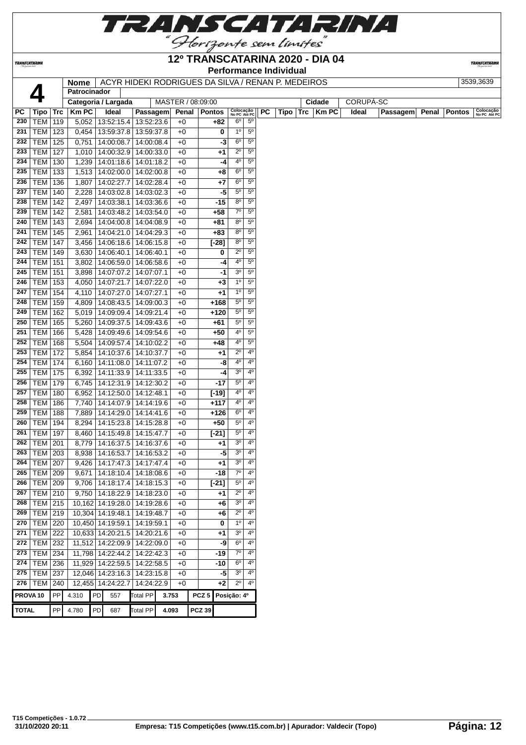# TRANSCATARINA

"Horizonte sem limites"

## 12º TRANSCATARINA 2020 - DIA 04

### Performance Individual

| 4 | Nome | ACYR HIDEKI RODRIGUES DA SILVA / RENAN P. MEDEIROS | 3539,3639 |
|---|---|---|---|
| | Patrocinador | | |
| | Categoria / Largada | MASTER / 08:09:00 | Cidade: CORUPÁ-SC |

| PC | Tipo | Trc | Km PC | Ideal | Passagem | Penal | Pontos | Colocação No PC | Colocação Até PC |
|---|---|---|---|---|---|---|---|---|---|
| 230 | TEM | 119 | 5,052 | 13:52:15.4 | 13:52:23.6 | +0 | +82 | 6º | 5º |
| 231 | TEM | 123 | 0,454 | 13:59:37.8 | 13:59:37.8 | +0 | 0 | 1º | 5º |
| 232 | TEM | 125 | 0,751 | 14:00:08.7 | 14:00:08.4 | +0 | -3 | 6º | 5º |
| 233 | TEM | 127 | 1,010 | 14:00:32.9 | 14:00:33.0 | +0 | +1 | 2º | 5º |
| 234 | TEM | 130 | 1,239 | 14:01:18.6 | 14:01:18.2 | +0 | -4 | 4º | 5º |
| 235 | TEM | 133 | 1,513 | 14:02:00.0 | 14:02:00.8 | +0 | +8 | 6º | 5º |
| 236 | TEM | 136 | 1,807 | 14:02:27.7 | 14:02:28.4 | +0 | +7 | 6º | 5º |
| 237 | TEM | 140 | 2,228 | 14:03:02.8 | 14:03:02.3 | +0 | -5 | 5º | 5º |
| 238 | TEM | 142 | 2,497 | 14:03:38.1 | 14:03:36.6 | +0 | -15 | 8º | 5º |
| 239 | TEM | 142 | 2,581 | 14:03:48.2 | 14:03:54.0 | +0 | +58 | 7º | 5º |
| 240 | TEM | 143 | 2,694 | 14:04:00.8 | 14:04:08.9 | +0 | +81 | 8º | 5º |
| 241 | TEM | 145 | 2,961 | 14:04:21.0 | 14:04:29.3 | +0 | +83 | 8º | 5º |
| 242 | TEM | 147 | 3,456 | 14:06:18.6 | 14:06:15.8 | +0 | [-28] | 8º | 5º |
| 243 | TEM | 149 | 3,630 | 14:06:40.1 | 14:06:40.1 | +0 | 0 | 2º | 5º |
| 244 | TEM | 151 | 3,802 | 14:06:59.0 | 14:06:58.6 | +0 | -4 | 4º | 5º |
| 245 | TEM | 151 | 3,898 | 14:07:07.2 | 14:07:07.1 | +0 | -1 | 3º | 5º |
| 246 | TEM | 153 | 4,050 | 14:07:21.7 | 14:07:22.0 | +0 | +3 | 1º | 5º |
| 247 | TEM | 154 | 4,110 | 14:07:27.0 | 14:07:27.1 | +0 | +1 | 1º | 5º |
| 248 | TEM | 159 | 4,809 | 14:08:43.5 | 14:09:00.3 | +0 | +168 | 5º | 5º |
| 249 | TEM | 162 | 5,019 | 14:09:09.4 | 14:09:21.4 | +0 | +120 | 5º | 5º |
| 250 | TEM | 165 | 5,260 | 14:09:37.5 | 14:09:43.6 | +0 | +61 | 5º | 5º |
| 251 | TEM | 166 | 5,428 | 14:09:49.6 | 14:09:54.6 | +0 | +50 | 4º | 5º |
| 252 | TEM | 168 | 5,504 | 14:09:57.4 | 14:10:02.2 | +0 | +48 | 4º | 5º |
| 253 | TEM | 172 | 5,854 | 14:10:37.6 | 14:10:37.7 | +0 | +1 | 2º | 4º |
| 254 | TEM | 174 | 6,160 | 14:11:08.0 | 14:11:07.2 | +0 | -8 | 4º | 4º |
| 255 | TEM | 175 | 6,392 | 14:11:33.9 | 14:11:33.5 | +0 | -4 | 3º | 4º |
| 256 | TEM | 179 | 6,745 | 14:12:31.9 | 14:12:30.2 | +0 | -17 | 5º | 4º |
| 257 | TEM | 180 | 6,952 | 14:12:50.0 | 14:12:48.1 | +0 | [-19] | 4º | 4º |
| 258 | TEM | 186 | 7,740 | 14:14:07.9 | 14:14:19.6 | +0 | +117 | 4º | 4º |
| 259 | TEM | 188 | 7,889 | 14:14:29.0 | 14:14:41.6 | +0 | +126 | 6º | 4º |
| 260 | TEM | 194 | 8,294 | 14:15:23.8 | 14:15:28.8 | +0 | +50 | 5º | 4º |
| 261 | TEM | 197 | 8,460 | 14:15:49.8 | 14:15:47.7 | +0 | [-21] | 5º | 4º |
| 262 | TEM | 201 | 8,779 | 14:16:37.5 | 14:16:37.6 | +0 | +1 | 3º | 4º |
| 263 | TEM | 203 | 8,938 | 14:16:53.7 | 14:16:53.2 | +0 | -5 | 3º | 4º |
| 264 | TEM | 207 | 9,426 | 14:17:47.3 | 14:17:47.4 | +0 | +1 | 3º | 4º |
| 265 | TEM | 209 | 9,671 | 14:18:10.4 | 14:18:08.6 | +0 | -18 | 7º | 4º |
| 266 | TEM | 209 | 9,706 | 14:18:17.4 | 14:18:15.3 | +0 | [-21] | 5º | 4º |
| 267 | TEM | 210 | 9,750 | 14:18:22.9 | 14:18:23.0 | +0 | +1 | 2º | 4º |
| 268 | TEM | 215 | 10,162 | 14:19:28.0 | 14:19:28.6 | +0 | +6 | 3º | 4º |
| 269 | TEM | 219 | 10,304 | 14:19:48.1 | 14:19:48.7 | +0 | +6 | 2º | 4º |
| 270 | TEM | 220 | 10,450 | 14:19:59.1 | 14:19:59.1 | +0 | 0 | 1º | 4º |
| 271 | TEM | 222 | 10,633 | 14:20:21.5 | 14:20:21.6 | +0 | +1 | 3º | 4º |
| 272 | TEM | 232 | 11,512 | 14:22:09.9 | 14:22:09.0 | +0 | -9 | 6º | 4º |
| 273 | TEM | 234 | 11,798 | 14:22:44.2 | 14:22:42.3 | +0 | -19 | 7º | 4º |
| 274 | TEM | 236 | 11,929 | 14:22:59.5 | 14:22:58.5 | +0 | -10 | 6º | 4º |
| 275 | TEM | 237 | 12,046 | 14:23:16.3 | 14:23:15.8 | +0 | -5 | 3º | 4º |
| 276 | TEM | 240 | 12,455 | 14:24:22.7 | 14:24:22.9 | +0 | +2 | 2º | 4º |

| | | | | | | | | |
|---|---|---|---|---|---|---|---|---|
| PROVA 10 | PP | 4.310 | PD | 557 | Total PP | 3.753 | PCZ 5 | Posição: 4º |
| TOTAL | PP | 4.780 | PD | 687 | Total PP | 4.093 | PCZ 39 | |

T15 Competições - 1.0.72
31/10/2020 20:11

Empresa: T15 Competições (www.t15.com.br) | Apurador: Valdecir (Topo)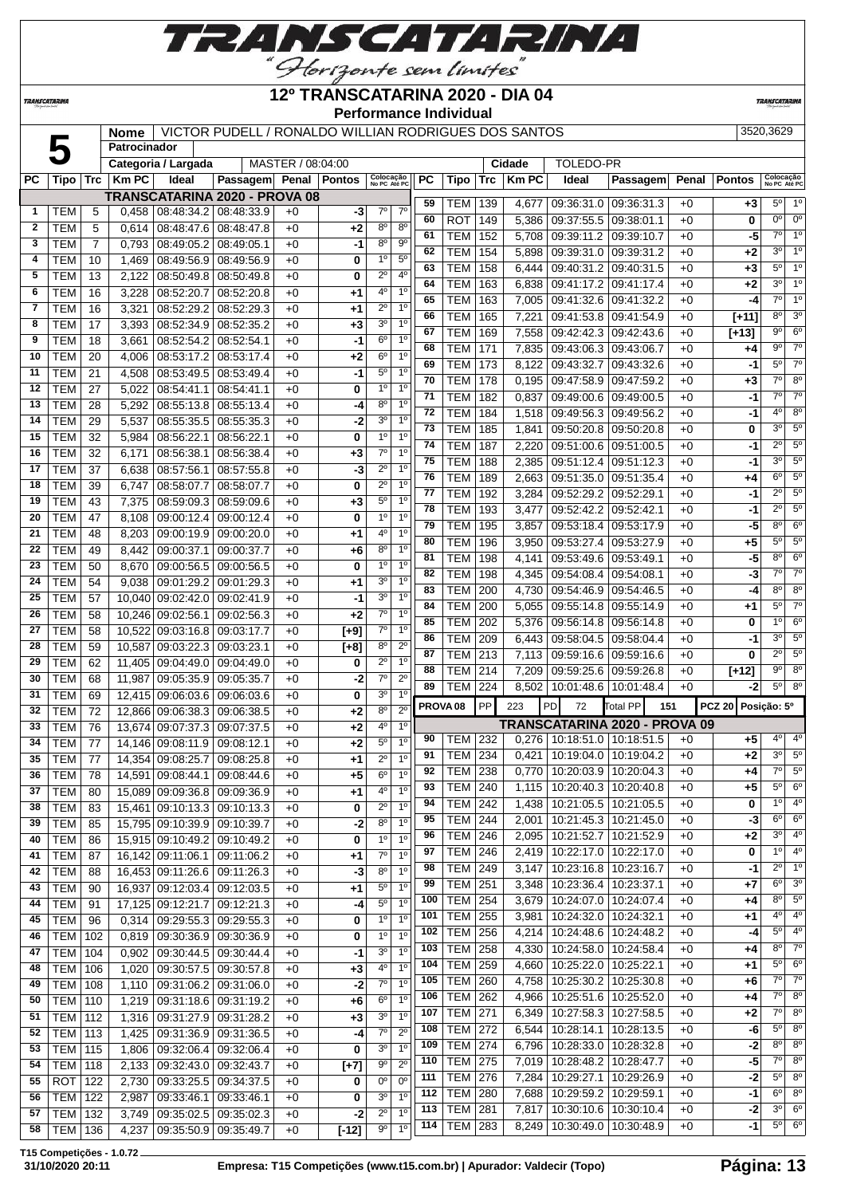# 12º TRANSCATARINA 2020 - DIA 04

**Performance Individual**

| 5 | Nome | VICTOR PUDELL / RONALDO WILLIAN RODRIGUES DOS SANTOS | 3520,3629 |
|---|---|---|---|
| | Patrocinador | | |
| | Categoria / Largada | MASTER / 08:04:00 | Cidade: TOLEDO-PR |

## TRANSCATARINA 2020 - PROVA 08

| PC | Tipo | Trc | Km PC | Ideal | Passagem | Penal | Pontos | Colocação No PC | Colocação Até PC |
|---|---|---|---|---|---|---|---|---|---|
| 1 | TEM | 5 | 0,458 | 08:48:34.2 | 08:48:33.9 | +0 | -3 | 7º | 7º |
| 2 | TEM | 5 | 0,614 | 08:48:47.6 | 08:48:47.8 | +0 | +2 | 8º | 8º |
| 3 | TEM | 7 | 0,793 | 08:49:05.2 | 08:49:05.1 | +0 | -1 | 8º | 9º |
| 4 | TEM | 10 | 1,469 | 08:49:56.9 | 08:49:56.9 | +0 | 0 | 1º | 5º |
| 5 | TEM | 13 | 2,122 | 08:50:49.8 | 08:50:49.8 | +0 | 0 | 2º | 4º |
| 6 | TEM | 16 | 3,228 | 08:52:20.7 | 08:52:20.8 | +0 | +1 | 4º | 1º |
| 7 | TEM | 16 | 3,321 | 08:52:29.2 | 08:52:29.3 | +0 | +1 | 2º | 1º |
| 8 | TEM | 17 | 3,393 | 08:52:34.9 | 08:52:35.2 | +0 | +3 | 3º | 1º |
| 9 | TEM | 18 | 3,661 | 08:52:54.2 | 08:52:54.1 | +0 | -1 | 6º | 1º |
| 10 | TEM | 20 | 4,006 | 08:53:17.2 | 08:53:17.4 | +0 | +2 | 6º | 1º |
| 11 | TEM | 21 | 4,508 | 08:53:49.5 | 08:53:49.4 | +0 | -1 | 5º | 1º |
| 12 | TEM | 27 | 5,022 | 08:54:41.1 | 08:54:41.1 | +0 | 0 | 1º | 1º |
| 13 | TEM | 28 | 5,292 | 08:55:13.8 | 08:55:13.4 | +0 | -4 | 8º | 1º |
| 14 | TEM | 29 | 5,537 | 08:55:35.5 | 08:55:35.3 | +0 | -2 | 3º | 1º |
| 15 | TEM | 32 | 5,984 | 08:56:22.1 | 08:56:22.1 | +0 | 0 | 1º | 1º |
| 16 | TEM | 32 | 6,171 | 08:56:38.1 | 08:56:38.4 | +0 | +3 | 7º | 1º |
| 17 | TEM | 37 | 6,638 | 08:57:56.1 | 08:57:55.8 | +0 | -3 | 2º | 1º |
| 18 | TEM | 39 | 6,747 | 08:58:07.7 | 08:58:07.7 | +0 | 0 | 2º | 1º |
| 19 | TEM | 43 | 7,375 | 08:59:09.3 | 08:59:09.6 | +0 | +3 | 5º | 1º |
| 20 | TEM | 47 | 8,108 | 09:00:12.4 | 09:00:12.4 | +0 | 0 | 1º | 1º |
| 21 | TEM | 48 | 8,203 | 09:00:19.9 | 09:00:20.0 | +0 | +1 | 4º | 1º |
| 22 | TEM | 49 | 8,442 | 09:00:37.1 | 09:00:37.7 | +0 | +6 | 8º | 1º |
| 23 | TEM | 50 | 8,670 | 09:00:56.5 | 09:00:56.5 | +0 | 0 | 1º | 1º |
| 24 | TEM | 54 | 9,038 | 09:01:29.2 | 09:01:29.3 | +0 | +1 | 3º | 1º |
| 25 | TEM | 57 | 10,040 | 09:02:42.0 | 09:02:41.9 | +0 | -1 | 3º | 1º |
| 26 | TEM | 58 | 10,246 | 09:02:56.1 | 09:02:56.3 | +0 | +2 | 7º | 1º |
| 27 | TEM | 58 | 10,522 | 09:03:16.8 | 09:03:17.7 | +0 | [+9] | 7º | 1º |
| 28 | TEM | 59 | 10,587 | 09:03:22.3 | 09:03:23.1 | +0 | [+8] | 8º | 2º |
| 29 | TEM | 62 | 11,405 | 09:04:49.0 | 09:04:49.0 | +0 | 0 | 2º | 1º |
| 30 | TEM | 68 | 11,987 | 09:05:35.9 | 09:05:35.7 | +0 | -2 | 7º | 2º |
| 31 | TEM | 69 | 12,415 | 09:06:03.6 | 09:06:03.6 | +0 | 0 | 3º | 1º |
| 32 | TEM | 72 | 12,866 | 09:06:38.3 | 09:06:38.5 | +0 | +2 | 8º | 2º |
| 33 | TEM | 76 | 13,674 | 09:07:37.3 | 09:07:37.5 | +0 | +2 | 4º | 1º |
| 34 | TEM | 77 | 14,146 | 09:08:11.9 | 09:08:12.1 | +0 | +2 | 5º | 1º |
| 35 | TEM | 77 | 14,354 | 09:08:25.7 | 09:08:25.8 | +0 | +1 | 2º | 1º |
| 36 | TEM | 78 | 14,591 | 09:08:44.1 | 09:08:44.6 | +0 | +5 | 6º | 1º |
| 37 | TEM | 80 | 15,089 | 09:09:36.8 | 09:09:36.9 | +0 | +1 | 4º | 1º |
| 38 | TEM | 83 | 15,461 | 09:10:13.3 | 09:10:13.3 | +0 | 0 | 2º | 1º |
| 39 | TEM | 85 | 15,795 | 09:10:39.9 | 09:10:39.7 | +0 | -2 | 8º | 1º |
| 40 | TEM | 86 | 15,915 | 09:10:49.2 | 09:10:49.2 | +0 | 0 | 1º | 1º |
| 41 | TEM | 87 | 16,142 | 09:11:06.1 | 09:11:06.2 | +0 | +1 | 7º | 1º |
| 42 | TEM | 88 | 16,453 | 09:11:26.6 | 09:11:26.3 | +0 | -3 | 8º | 1º |
| 43 | TEM | 90 | 16,937 | 09:12:03.4 | 09:12:03.5 | +0 | +1 | 5º | 1º |
| 44 | TEM | 91 | 17,125 | 09:12:21.7 | 09:12:21.3 | +0 | -4 | 5º | 1º |
| 45 | TEM | 96 | 0,314 | 09:29:55.3 | 09:29:55.3 | +0 | 0 | 1º | 1º |
| 46 | TEM | 102 | 0,819 | 09:30:36.9 | 09:30:36.9 | +0 | 0 | 1º | 1º |
| 47 | TEM | 104 | 0,902 | 09:30:44.5 | 09:30:44.4 | +0 | -1 | 3º | 1º |
| 48 | TEM | 106 | 1,020 | 09:30:57.5 | 09:30:57.8 | +0 | +3 | 4º | 1º |
| 49 | TEM | 108 | 1,110 | 09:31:06.2 | 09:31:06.0 | +0 | -2 | 7º | 1º |
| 50 | TEM | 110 | 1,219 | 09:31:18.6 | 09:31:19.2 | +0 | +6 | 6º | 1º |
| 51 | TEM | 112 | 1,316 | 09:31:27.9 | 09:31:28.2 | +0 | +3 | 3º | 1º |
| 52 | TEM | 113 | 1,425 | 09:31:36.9 | 09:31:36.5 | +0 | -4 | 7º | 2º |
| 53 | TEM | 115 | 1,806 | 09:32:06.4 | 09:32:06.4 | +0 | 0 | 3º | 1º |
| 54 | TEM | 118 | 2,133 | 09:32:43.0 | 09:32:43.7 | +0 | [+7] | 9º | 2º |
| 55 | ROT | 122 | 2,730 | 09:33:25.5 | 09:34:37.5 | +0 | 0 | 0º | 0º |
| 56 | TEM | 122 | 2,987 | 09:33:46.1 | 09:33:46.1 | +0 | 0 | 3º | 1º |
| 57 | TEM | 132 | 3,749 | 09:35:02.5 | 09:35:02.3 | +0 | -2 | 2º | 1º |
| 58 | TEM | 136 | 4,237 | 09:35:50.9 | 09:35:49.7 | +0 | [-12] | 9º | 1º |
| 59 | TEM | 139 | 4,677 | 09:36:31.0 | 09:36:31.3 | +0 | +3 | 5º | 1º |
| 60 | ROT | 149 | 5,386 | 09:37:55.5 | 09:38:01.1 | +0 | 0 | 0º | 0º |
| 61 | TEM | 152 | 5,708 | 09:39:11.2 | 09:39:10.7 | +0 | -5 | 7º | 1º |
| 62 | TEM | 154 | 5,898 | 09:39:31.0 | 09:39:31.2 | +0 | +2 | 3º | 1º |
| 63 | TEM | 158 | 6,444 | 09:40:31.2 | 09:40:31.5 | +0 | +3 | 5º | 1º |
| 64 | TEM | 163 | 6,838 | 09:41:17.2 | 09:41:17.4 | +0 | +2 | 3º | 1º |
| 65 | TEM | 163 | 7,005 | 09:41:32.6 | 09:41:32.2 | +0 | -4 | 7º | 1º |
| 66 | TEM | 165 | 7,221 | 09:41:53.8 | 09:41:54.9 | +0 | [+11] | 8º | 3º |
| 67 | TEM | 169 | 7,558 | 09:42:42.3 | 09:42:43.6 | +0 | [+13] | 9º | 6º |
| 68 | TEM | 171 | 7,835 | 09:43:06.3 | 09:43:06.7 | +0 | +4 | 9º | 7º |
| 69 | TEM | 173 | 8,122 | 09:43:32.7 | 09:43:32.6 | +0 | -1 | 5º | 7º |
| 70 | TEM | 178 | 0,195 | 09:47:58.9 | 09:47:59.2 | +0 | +3 | 7º | 8º |
| 71 | TEM | 182 | 0,837 | 09:49:00.6 | 09:49:00.5 | +0 | -1 | 7º | 7º |
| 72 | TEM | 184 | 1,518 | 09:49:56.3 | 09:49:56.2 | +0 | -1 | 4º | 8º |
| 73 | TEM | 185 | 1,841 | 09:50:20.8 | 09:50:20.8 | +0 | 0 | 3º | 5º |
| 74 | TEM | 187 | 2,220 | 09:51:00.6 | 09:51:00.5 | +0 | -1 | 2º | 5º |
| 75 | TEM | 188 | 2,385 | 09:51:12.4 | 09:51:12.3 | +0 | -1 | 3º | 5º |
| 76 | TEM | 189 | 2,663 | 09:51:35.0 | 09:51:35.4 | +0 | +4 | 6º | 5º |
| 77 | TEM | 192 | 3,284 | 09:52:29.2 | 09:52:29.1 | +0 | -1 | 2º | 5º |
| 78 | TEM | 193 | 3,477 | 09:52:42.2 | 09:52:42.1 | +0 | -1 | 2º | 5º |
| 79 | TEM | 195 | 3,857 | 09:53:18.4 | 09:53:17.9 | +0 | -5 | 8º | 6º |
| 80 | TEM | 196 | 3,950 | 09:53:27.4 | 09:53:27.9 | +0 | +5 | 5º | 5º |
| 81 | TEM | 198 | 4,141 | 09:53:49.6 | 09:53:49.1 | +0 | -5 | 8º | 6º |
| 82 | TEM | 198 | 4,345 | 09:54:08.4 | 09:54:08.1 | +0 | -3 | 7º | 7º |
| 83 | TEM | 200 | 4,730 | 09:54:46.9 | 09:54:46.5 | +0 | -4 | 8º | 8º |
| 84 | TEM | 200 | 5,055 | 09:55:14.8 | 09:55:14.9 | +0 | +1 | 5º | 7º |
| 85 | TEM | 202 | 5,376 | 09:56:14.8 | 09:56:14.8 | +0 | 0 | 1º | 6º |
| 86 | TEM | 209 | 6,443 | 09:58:04.5 | 09:58:04.4 | +0 | -1 | 3º | 5º |
| 87 | TEM | 213 | 7,113 | 09:59:16.6 | 09:59:16.6 | +0 | 0 | 2º | 5º |
| 88 | TEM | 214 | 7,209 | 09:59:25.6 | 09:59:26.8 | +0 | [+12] | 9º | 8º |
| 89 | TEM | 224 | 8,502 | 10:01:48.6 | 10:01:48.4 | +0 | -2 | 5º | 8º |

| PROVA 08 | PP | 223 | PD | 72 | Total PP | 151 | PCZ 20 | Posição: 5º |
|---|---|---|---|---|---|---|---|---|

## TRANSCATARINA 2020 - PROVA 09

| PC | Tipo | Trc | Km PC | Ideal | Passagem | Penal | Pontos | Colocação No PC | Colocação Até PC |
|---|---|---|---|---|---|---|---|---|---|
| 90 | TEM | 232 | 0,276 | 10:18:51.0 | 10:18:51.5 | +0 | +5 | 4º | 4º |
| 91 | TEM | 234 | 0,421 | 10:19:04.0 | 10:19:04.2 | +0 | +2 | 3º | 5º |
| 92 | TEM | 238 | 0,770 | 10:20:03.9 | 10:20:04.3 | +0 | +4 | 7º | 5º |
| 93 | TEM | 240 | 1,115 | 10:20:40.3 | 10:20:40.8 | +0 | +5 | 5º | 6º |
| 94 | TEM | 242 | 1,438 | 10:21:05.5 | 10:21:05.5 | +0 | 0 | 1º | 4º |
| 95 | TEM | 244 | 2,001 | 10:21:45.3 | 10:21:45.0 | +0 | -3 | 6º | 6º |
| 96 | TEM | 246 | 2,095 | 10:21:52.7 | 10:21:52.9 | +0 | +2 | 3º | 4º |
| 97 | TEM | 246 | 2,419 | 10:22:17.0 | 10:22:17.0 | +0 | 0 | 1º | 4º |
| 98 | TEM | 249 | 3,147 | 10:23:16.8 | 10:23:16.7 | +0 | -1 | 2º | 1º |
| 99 | TEM | 251 | 3,348 | 10:23:36.4 | 10:23:37.1 | +0 | +7 | 6º | 3º |
| 100 | TEM | 254 | 3,679 | 10:24:07.0 | 10:24:07.4 | +0 | +4 | 8º | 5º |
| 101 | TEM | 255 | 3,981 | 10:24:32.0 | 10:24:32.1 | +0 | +1 | 4º | 4º |
| 102 | TEM | 256 | 4,214 | 10:24:48.6 | 10:24:48.2 | +0 | -4 | 5º | 4º |
| 103 | TEM | 258 | 4,330 | 10:24:58.0 | 10:24:58.4 | +0 | +4 | 8º | 7º |
| 104 | TEM | 259 | 4,660 | 10:25:22.0 | 10:25:22.1 | +0 | +1 | 5º | 6º |
| 105 | TEM | 260 | 4,758 | 10:25:30.2 | 10:25:30.8 | +0 | +6 | 7º | 7º |
| 106 | TEM | 262 | 4,966 | 10:25:51.6 | 10:25:52.0 | +0 | +4 | 7º | 8º |
| 107 | TEM | 271 | 6,349 | 10:27:58.3 | 10:27:58.5 | +0 | +2 | 7º | 8º |
| 108 | TEM | 272 | 6,544 | 10:28:14.1 | 10:28:13.5 | +0 | -6 | 5º | 8º |
| 109 | TEM | 274 | 6,796 | 10:28:33.0 | 10:28:32.8 | +0 | -2 | 8º | 8º |
| 110 | TEM | 275 | 7,019 | 10:28:48.2 | 10:28:47.7 | +0 | -5 | 7º | 8º |
| 111 | TEM | 276 | 7,284 | 10:29:27.1 | 10:29:26.9 | +0 | -2 | 5º | 8º |
| 112 | TEM | 280 | 7,688 | 10:29:59.2 | 10:29:59.1 | +0 | -1 | 6º | 8º |
| 113 | TEM | 281 | 7,817 | 10:30:10.6 | 10:30:10.4 | +0 | -2 | 3º | 6º |
| 114 | TEM | 283 | 8,249 | 10:30:49.0 | 10:30:48.9 | +0 | -1 | 5º | 6º |

T15 Competições - 1.0.72
31/10/2020 20:11 — Empresa: T15 Competições (www.t15.com.br) | Apurador: Valdecir (Topo)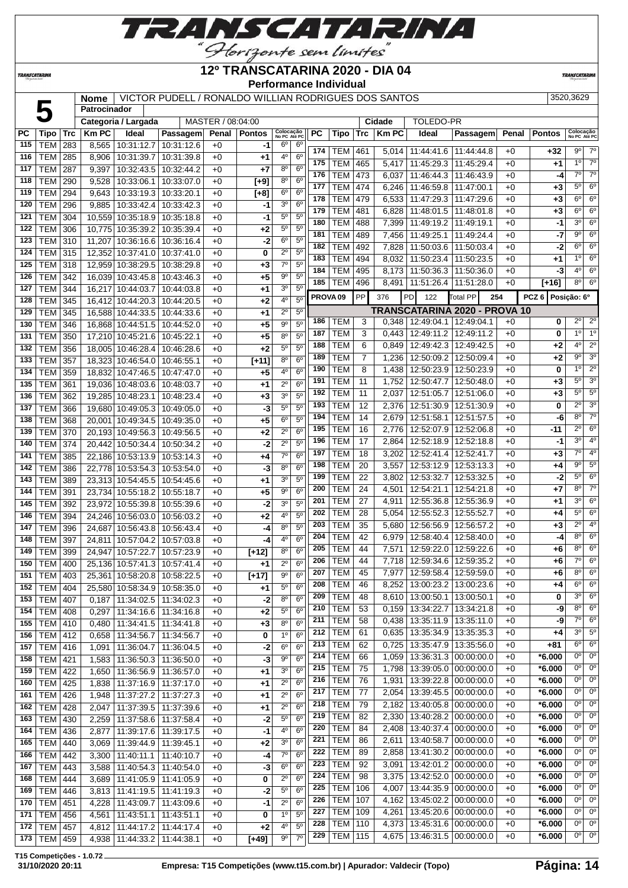# 12º TRANSCATARINA 2020 - DIA 04

**Performance Individual**

| 5 | Nome | VICTOR PUDELL / RONALDO WILLIAN RODRIGUES DOS SANTOS | 3520,3629 |
|---|---|---|---|
| | Patrocinador | | |
| | Categoria / Largada | MASTER / 08:04:00 | Cidade: TOLEDO-PR |

| PC | Tipo | Trc | Km PC | Ideal | Passagem | Penal | Pontos | Colocação No PC | Colocação Até PC |
|---|---|---|---|---|---|---|---|---|---|
| 115 | TEM | 283 | 8,565 | 10:31:12.7 | 10:31:12.6 | +0 | -1 | 6º | 6º |
| 116 | TEM | 285 | 8,906 | 10:31:39.7 | 10:31:39.8 | +0 | +1 | 4º | 6º |
| 117 | TEM | 287 | 9,397 | 10:32:43.5 | 10:32:44.2 | +0 | +7 | 8º | 6º |
| 118 | TEM | 290 | 9,528 | 10:33:06.1 | 10:33:07.0 | +0 | [+9] | 8º | 6º |
| 119 | TEM | 294 | 9,643 | 10:33:19.3 | 10:33:20.1 | +0 | [+8] | 6º | 6º |
| 120 | TEM | 296 | 9,885 | 10:33:42.4 | 10:33:42.3 | +0 | -1 | 3º | 6º |
| 121 | TEM | 304 | 10,559 | 10:35:18.9 | 10:35:18.8 | +0 | -1 | 5º | 5º |
| 122 | TEM | 306 | 10,775 | 10:35:39.2 | 10:35:39.4 | +0 | +2 | 5º | 5º |
| 123 | TEM | 310 | 11,207 | 10:36:16.6 | 10:36:16.4 | +0 | -2 | 6º | 5º |
| 124 | TEM | 315 | 12,352 | 10:37:41.0 | 10:37:41.0 | +0 | 0 | 2º | 5º |
| 125 | TEM | 318 | 12,959 | 10:38:29.5 | 10:38:29.8 | +0 | +3 | 7º | 5º |
| 126 | TEM | 342 | 16,039 | 10:43:45.8 | 10:43:46.3 | +0 | +5 | 9º | 5º |
| 127 | TEM | 344 | 16,217 | 10:44:03.7 | 10:44:03.8 | +0 | +1 | 3º | 5º |
| 128 | TEM | 345 | 16,412 | 10:44:20.3 | 10:44:20.5 | +0 | +2 | 4º | 5º |
| 129 | TEM | 345 | 16,588 | 10:44:33.5 | 10:44:33.6 | +0 | +1 | 2º | 5º |
| 130 | TEM | 346 | 16,868 | 10:44:51.5 | 10:44:52.0 | +0 | +5 | 9º | 5º |
| 131 | TEM | 350 | 17,210 | 10:45:21.6 | 10:45:22.1 | +0 | +5 | 8º | 5º |
| 132 | TEM | 356 | 18,005 | 10:46:28.4 | 10:46:28.6 | +0 | +2 | 5º | 5º |
| 133 | TEM | 357 | 18,323 | 10:46:54.0 | 10:46:55.1 | +0 | [+11] | 8º | 6º |
| 134 | TEM | 359 | 18,832 | 10:47:46.5 | 10:47:47.0 | +0 | +5 | 4º | 6º |
| 135 | TEM | 361 | 19,036 | 10:48:03.6 | 10:48:03.7 | +0 | +1 | 2º | 6º |
| 136 | TEM | 362 | 19,285 | 10:48:23.1 | 10:48:23.4 | +0 | +3 | 3º | 5º |
| 137 | TEM | 366 | 19,680 | 10:49:05.3 | 10:49:05.0 | +0 | -3 | 5º | 5º |
| 138 | TEM | 368 | 20,001 | 10:49:34.5 | 10:49:35.0 | +0 | +5 | 6º | 5º |
| 139 | TEM | 370 | 20,193 | 10:49:56.3 | 10:49:56.5 | +0 | +2 | 2º | 6º |
| 140 | TEM | 374 | 20,442 | 10:50:34.4 | 10:50:34.2 | +0 | -2 | 2º | 5º |
| 141 | TEM | 385 | 22,186 | 10:53:13.9 | 10:53:14.3 | +0 | +4 | 7º | 6º |
| 142 | TEM | 386 | 22,778 | 10:53:54.3 | 10:53:54.0 | +0 | -3 | 8º | 6º |
| 143 | TEM | 389 | 23,313 | 10:54:45.5 | 10:54:45.6 | +0 | +1 | 3º | 5º |
| 144 | TEM | 391 | 23,734 | 10:55:18.2 | 10:55:18.7 | +0 | +5 | 9º | 6º |
| 145 | TEM | 392 | 23,972 | 10:55:39.8 | 10:55:39.6 | +0 | -2 | 3º | 5º |
| 146 | TEM | 394 | 24,246 | 10:56:03.0 | 10:56:03.2 | +0 | +2 | 4º | 5º |
| 147 | TEM | 396 | 24,687 | 10:56:43.8 | 10:56:43.4 | +0 | -4 | 8º | 5º |
| 148 | TEM | 397 | 24,811 | 10:57:04.2 | 10:57:03.8 | +0 | -4 | 4º | 6º |
| 149 | TEM | 399 | 24,947 | 10:57:22.7 | 10:57:23.9 | +0 | [+12] | 8º | 6º |
| 150 | TEM | 400 | 25,136 | 10:57:41.3 | 10:57:41.4 | +0 | +1 | 2º | 6º |
| 151 | TEM | 403 | 25,361 | 10:58:20.8 | 10:58:22.5 | +0 | [+17] | 9º | 6º |
| 152 | TEM | 404 | 25,580 | 10:58:34.9 | 10:58:35.0 | +0 | +1 | 5º | 6º |
| 153 | TEM | 407 | 0,187 | 11:34:02.5 | 11:34:02.3 | +0 | -2 | 8º | 6º |
| 154 | TEM | 408 | 0,297 | 11:34:16.6 | 11:34:16.8 | +0 | +2 | 5º | 6º |
| 155 | TEM | 410 | 0,480 | 11:34:41.5 | 11:34:41.8 | +0 | +3 | 8º | 6º |
| 156 | TEM | 412 | 0,658 | 11:34:56.7 | 11:34:56.7 | +0 | 0 | 1º | 6º |
| 157 | TEM | 416 | 1,091 | 11:36:04.7 | 11:36:04.5 | +0 | -2 | 6º | 6º |
| 158 | TEM | 421 | 1,583 | 11:36:50.3 | 11:36:50.0 | +0 | -3 | 9º | 6º |
| 159 | TEM | 422 | 1,650 | 11:36:56.9 | 11:36:57.0 | +0 | +1 | 3º | 6º |
| 160 | TEM | 425 | 1,838 | 11:37:16.9 | 11:37:17.0 | +0 | +1 | 2º | 6º |
| 161 | TEM | 426 | 1,948 | 11:37:27.2 | 11:37:27.3 | +0 | +1 | 2º | 6º |
| 162 | TEM | 428 | 2,047 | 11:37:39.5 | 11:37:39.6 | +0 | +1 | 2º | 6º |
| 163 | TEM | 430 | 2,259 | 11:37:58.6 | 11:37:58.4 | +0 | -2 | 5º | 6º |
| 164 | TEM | 436 | 2,877 | 11:39:17.6 | 11:39:17.5 | +0 | -1 | 4º | 6º |
| 165 | TEM | 440 | 3,069 | 11:39:44.9 | 11:39:45.1 | +0 | +2 | 3º | 6º |
| 166 | TEM | 442 | 3,300 | 11:40:11.1 | 11:40:10.7 | +0 | -4 | 7º | 6º |
| 167 | TEM | 443 | 3,588 | 11:40:54.3 | 11:40:54.0 | +0 | -3 | 6º | 6º |
| 168 | TEM | 444 | 3,689 | 11:41:05.9 | 11:41:05.9 | +0 | 0 | 2º | 6º |
| 169 | TEM | 446 | 3,813 | 11:41:19.5 | 11:41:19.3 | +0 | -2 | 5º | 6º |
| 170 | TEM | 451 | 4,228 | 11:43:09.7 | 11:43:09.6 | +0 | -1 | 2º | 6º |
| 171 | TEM | 456 | 4,561 | 11:43:51.1 | 11:43:51.1 | +0 | 0 | 1º | 5º |
| 172 | TEM | 457 | 4,812 | 11:44:17.2 | 11:44:17.4 | +0 | +2 | 4º | 5º |
| 173 | TEM | 459 | 4,938 | 11:44:33.2 | 11:44:38.1 | +0 | [+49] | 9º | 7º |
| 174 | TEM | 461 | 5,014 | 11:44:41.6 | 11:44:44.8 | +0 | +32 | 9º | 7º |
| 175 | TEM | 465 | 5,417 | 11:45:29.3 | 11:45:29.4 | +0 | +1 | 1º | 7º |
| 176 | TEM | 473 | 6,037 | 11:46:44.3 | 11:46:43.9 | +0 | -4 | 7º | 7º |
| 177 | TEM | 474 | 6,246 | 11:46:59.8 | 11:47:00.1 | +0 | +3 | 5º | 6º |
| 178 | TEM | 479 | 6,533 | 11:47:29.3 | 11:47:29.6 | +0 | +3 | 6º | 6º |
| 179 | TEM | 481 | 6,828 | 11:48:01.5 | 11:48:01.8 | +0 | +3 | 6º | 6º |
| 180 | TEM | 488 | 7,399 | 11:49:19.2 | 11:49:19.1 | +0 | -1 | 3º | 6º |
| 181 | TEM | 489 | 7,456 | 11:49:25.1 | 11:49:24.4 | +0 | -7 | 9º | 6º |
| 182 | TEM | 492 | 7,828 | 11:50:03.6 | 11:50:03.4 | +0 | -2 | 6º | 6º |
| 183 | TEM | 494 | 8,032 | 11:50:23.4 | 11:50:23.5 | +0 | +1 | 1º | 6º |
| 184 | TEM | 495 | 8,173 | 11:50:36.3 | 11:50:36.0 | +0 | -3 | 4º | 6º |
| 185 | TEM | 496 | 8,491 | 11:51:26.4 | 11:51:28.0 | +0 | [+16] | 8º | 6º |

| PROVA 09 | PP | 376 | PD | 122 | Total PP | 254 | PCZ 6 | Posição: 6º |
|---|---|---|---|---|---|---|---|---|

## TRANSCATARINA 2020 - PROVA 10

| PC | Tipo | Trc | Km PC | Ideal | Passagem | Penal | Pontos | Colocação No PC | Colocação Até PC |
|---|---|---|---|---|---|---|---|---|---|
| 186 | TEM | 3 | 0,348 | 12:49:04.1 | 12:49:04.1 | +0 | 0 | 2º | 2º |
| 187 | TEM | 3 | 0,443 | 12:49:11.2 | 12:49:11.2 | +0 | 0 | 1º | 1º |
| 188 | TEM | 6 | 0,849 | 12:49:42.3 | 12:49:42.5 | +0 | +2 | 4º | 2º |
| 189 | TEM | 7 | 1,236 | 12:50:09.2 | 12:50:09.4 | +0 | +2 | 9º | 3º |
| 190 | TEM | 8 | 1,438 | 12:50:23.9 | 12:50:23.9 | +0 | 0 | 1º | 2º |
| 191 | TEM | 11 | 1,752 | 12:50:47.7 | 12:50:48.0 | +0 | +3 | 5º | 3º |
| 192 | TEM | 11 | 2,037 | 12:51:05.7 | 12:51:06.0 | +0 | +3 | 5º | 5º |
| 193 | TEM | 12 | 2,376 | 12:51:30.9 | 12:51:30.9 | +0 | 0 | 2º | 3º |
| 194 | TEM | 14 | 2,679 | 12:51:58.1 | 12:51:57.5 | +0 | -6 | 8º | 7º |
| 195 | TEM | 16 | 2,776 | 12:52:07.9 | 12:52:06.8 | +0 | -11 | 2º | 6º |
| 196 | TEM | 17 | 2,864 | 12:52:18.9 | 12:52:18.8 | +0 | -1 | 3º | 4º |
| 197 | TEM | 18 | 3,202 | 12:52:41.4 | 12:52:41.7 | +0 | +3 | 7º | 4º |
| 198 | TEM | 20 | 3,557 | 12:53:12.9 | 12:53:13.3 | +0 | +4 | 9º | 5º |
| 199 | TEM | 22 | 3,802 | 12:53:32.7 | 12:53:32.5 | +0 | -2 | 5º | 6º |
| 200 | TEM | 24 | 4,501 | 12:54:21.1 | 12:54:21.8 | +0 | +7 | 8º | 7º |
| 201 | TEM | 27 | 4,911 | 12:55:36.8 | 12:55:36.9 | +0 | +1 | 3º | 6º |
| 202 | TEM | 28 | 5,054 | 12:55:52.3 | 12:55:52.7 | +0 | +4 | 5º | 6º |
| 203 | TEM | 35 | 5,680 | 12:56:56.9 | 12:56:57.2 | +0 | +3 | 2º | 4º |
| 204 | TEM | 42 | 6,979 | 12:58:40.4 | 12:58:40.0 | +0 | -4 | 8º | 6º |
| 205 | TEM | 44 | 7,571 | 12:59:22.0 | 12:59:22.6 | +0 | +6 | 8º | 6º |
| 206 | TEM | 44 | 7,718 | 12:59:34.6 | 12:59:35.2 | +0 | +6 | 7º | 6º |
| 207 | TEM | 45 | 7,977 | 12:59:58.4 | 12:59:59.0 | +0 | +6 | 8º | 6º |
| 208 | TEM | 46 | 8,252 | 13:00:23.2 | 13:00:23.6 | +0 | +4 | 6º | 6º |
| 209 | TEM | 48 | 8,610 | 13:00:50.1 | 13:00:50.1 | +0 | 0 | 3º | 6º |
| 210 | TEM | 53 | 0,159 | 13:34:22.7 | 13:34:21.8 | +0 | -9 | 8º | 6º |
| 211 | TEM | 58 | 0,438 | 13:35:11.9 | 13:35:11.0 | +0 | -9 | 7º | 6º |
| 212 | TEM | 61 | 0,635 | 13:35:34.9 | 13:35:35.3 | +0 | +4 | 3º | 5º |
| 213 | TEM | 62 | 0,725 | 13:35:47.9 | 13:35:56.0 | +0 | +81 | 6º | 6º |
| 214 | TEM | 66 | 1,059 | 13:36:31.3 | 00:00:00.0 | +0 | *6.000 | 0º | 0º |
| 215 | TEM | 75 | 1,798 | 13:39:05.0 | 00:00:00.0 | +0 | *6.000 | 0º | 0º |
| 216 | TEM | 76 | 1,931 | 13:39:22.8 | 00:00:00.0 | +0 | *6.000 | 0º | 0º |
| 217 | TEM | 77 | 2,054 | 13:39:45.5 | 00:00:00.0 | +0 | *6.000 | 0º | 0º |
| 218 | TEM | 79 | 2,182 | 13:40:05.8 | 00:00:00.0 | +0 | *6.000 | 0º | 0º |
| 219 | TEM | 82 | 2,330 | 13:40:28.2 | 00:00:00.0 | +0 | *6.000 | 0º | 0º |
| 220 | TEM | 84 | 2,408 | 13:40:37.4 | 00:00:00.0 | +0 | *6.000 | 0º | 0º |
| 221 | TEM | 86 | 2,611 | 13:40:58.7 | 00:00:00.0 | +0 | *6.000 | 0º | 0º |
| 222 | TEM | 89 | 2,858 | 13:41:30.2 | 00:00:00.0 | +0 | *6.000 | 0º | 0º |
| 223 | TEM | 92 | 3,091 | 13:42:01.2 | 00:00:00.0 | +0 | *6.000 | 0º | 0º |
| 224 | TEM | 98 | 3,375 | 13:42:52.0 | 00:00:00.0 | +0 | *6.000 | 0º | 0º |
| 225 | TEM | 106 | 4,007 | 13:44:35.9 | 00:00:00.0 | +0 | *6.000 | 0º | 0º |
| 226 | TEM | 107 | 4,162 | 13:45:02.2 | 00:00:00.0 | +0 | *6.000 | 0º | 0º |
| 227 | TEM | 109 | 4,261 | 13:45:20.6 | 00:00:00.0 | +0 | *6.000 | 0º | 0º |
| 228 | TEM | 110 | 4,373 | 13:45:31.6 | 00:00:00.0 | +0 | *6.000 | 0º | 0º |
| 229 | TEM | 115 | 4,675 | 13:46:31.5 | 00:00:00.0 | +0 | *6.000 | 0º | 0º |

T15 Competições - 1.0.72

31/10/2020 20:11 — Empresa: T15 Competições (www.t15.com.br) | Apurador: Valdecir (Topo)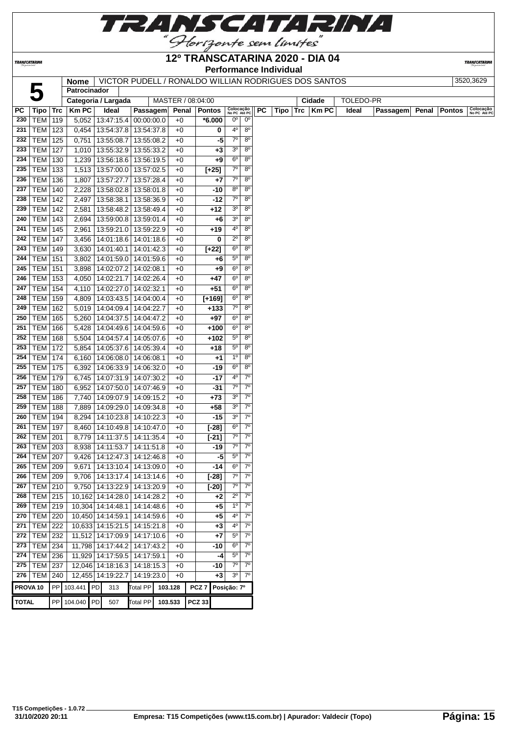# 12º TRANSCATARINA 2020 - DIA 04

**Performance Individual**

| 5 | Nome | VICTOR PUDELL / RONALDO WILLIAN RODRIGUES DOS SANTOS | 3520,3629 |
|---|---|---|---|
| | Patrocinador | | |
| | Categoria / Largada | MASTER / 08:04:00 | Cidade: TOLEDO-PR |

| PC | Tipo | Trc | Km PC | Ideal | Passagem | Penal | Pontos | Colocação No PC | Colocação Até PC |
|---|---|---|---|---|---|---|---|---|---|
| 230 | TEM | 119 | 5,052 | 13:47:15.4 | 00:00:00.0 | +0 | *6.000 | 0º | 0º |
| 231 | TEM | 123 | 0,454 | 13:54:37.8 | 13:54:37.8 | +0 | 0 | 4º | 8º |
| 232 | TEM | 125 | 0,751 | 13:55:08.7 | 13:55:08.2 | +0 | -5 | 7º | 8º |
| 233 | TEM | 127 | 1,010 | 13:55:32.9 | 13:55:33.2 | +0 | +3 | 3º | 8º |
| 234 | TEM | 130 | 1,239 | 13:56:18.6 | 13:56:19.5 | +0 | +9 | 6º | 8º |
| 235 | TEM | 133 | 1,513 | 13:57:00.0 | 13:57:02.5 | +0 | [+25] | 7º | 8º |
| 236 | TEM | 136 | 1,807 | 13:57:27.7 | 13:57:28.4 | +0 | +7 | 7º | 8º |
| 237 | TEM | 140 | 2,228 | 13:58:02.8 | 13:58:01.8 | +0 | -10 | 8º | 8º |
| 238 | TEM | 142 | 2,497 | 13:58:38.1 | 13:58:36.9 | +0 | -12 | 7º | 8º |
| 239 | TEM | 142 | 2,581 | 13:58:48.2 | 13:58:49.4 | +0 | +12 | 3º | 8º |
| 240 | TEM | 143 | 2,694 | 13:59:00.8 | 13:59:01.4 | +0 | +6 | 3º | 8º |
| 241 | TEM | 145 | 2,961 | 13:59:21.0 | 13:59:22.9 | +0 | +19 | 4º | 8º |
| 242 | TEM | 147 | 3,456 | 14:01:18.6 | 14:01:18.6 | +0 | 0 | 2º | 8º |
| 243 | TEM | 149 | 3,630 | 14:01:40.1 | 14:01:42.3 | +0 | [+22] | 6º | 8º |
| 244 | TEM | 151 | 3,802 | 14:01:59.0 | 14:01:59.6 | +0 | +6 | 5º | 8º |
| 245 | TEM | 151 | 3,898 | 14:02:07.2 | 14:02:08.1 | +0 | +9 | 6º | 8º |
| 246 | TEM | 153 | 4,050 | 14:02:21.7 | 14:02:26.4 | +0 | +47 | 6º | 8º |
| 247 | TEM | 154 | 4,110 | 14:02:27.0 | 14:02:32.1 | +0 | +51 | 6º | 8º |
| 248 | TEM | 159 | 4,809 | 14:03:43.5 | 14:04:00.4 | +0 | [+169] | 6º | 8º |
| 249 | TEM | 162 | 5,019 | 14:04:09.4 | 14:04:22.7 | +0 | +133 | 7º | 8º |
| 250 | TEM | 165 | 5,260 | 14:04:37.5 | 14:04:47.2 | +0 | +97 | 6º | 8º |
| 251 | TEM | 166 | 5,428 | 14:04:49.6 | 14:04:59.6 | +0 | +100 | 6º | 8º |
| 252 | TEM | 168 | 5,504 | 14:04:57.4 | 14:05:07.6 | +0 | +102 | 5º | 8º |
| 253 | TEM | 172 | 5,854 | 14:05:37.6 | 14:05:39.4 | +0 | +18 | 5º | 8º |
| 254 | TEM | 174 | 6,160 | 14:06:08.0 | 14:06:08.1 | +0 | +1 | 1º | 8º |
| 255 | TEM | 175 | 6,392 | 14:06:33.9 | 14:06:32.0 | +0 | -19 | 6º | 8º |
| 256 | TEM | 179 | 6,745 | 14:07:31.9 | 14:07:30.2 | +0 | -17 | 4º | 7º |
| 257 | TEM | 180 | 6,952 | 14:07:50.0 | 14:07:46.9 | +0 | -31 | 7º | 7º |
| 258 | TEM | 186 | 7,740 | 14:09:07.9 | 14:09:15.2 | +0 | +73 | 3º | 7º |
| 259 | TEM | 188 | 7,889 | 14:09:29.0 | 14:09:34.8 | +0 | +58 | 3º | 7º |
| 260 | TEM | 194 | 8,294 | 14:10:23.8 | 14:10:22.3 | +0 | -15 | 3º | 7º |
| 261 | TEM | 197 | 8,460 | 14:10:49.8 | 14:10:47.0 | +0 | [-28] | 6º | 7º |
| 262 | TEM | 201 | 8,779 | 14:11:37.5 | 14:11:35.4 | +0 | [-21] | 7º | 7º |
| 263 | TEM | 203 | 8,938 | 14:11:53.7 | 14:11:51.8 | +0 | -19 | 7º | 7º |
| 264 | TEM | 207 | 9,426 | 14:12:47.3 | 14:12:46.8 | +0 | -5 | 5º | 7º |
| 265 | TEM | 209 | 9,671 | 14:13:10.4 | 14:13:09.0 | +0 | -14 | 6º | 7º |
| 266 | TEM | 209 | 9,706 | 14:13:17.4 | 14:13:14.6 | +0 | [-28] | 7º | 7º |
| 267 | TEM | 210 | 9,750 | 14:13:22.9 | 14:13:20.9 | +0 | [-20] | 7º | 7º |
| 268 | TEM | 215 | 10,162 | 14:14:28.0 | 14:14:28.2 | +0 | +2 | 2º | 7º |
| 269 | TEM | 219 | 10,304 | 14:14:48.1 | 14:14:48.6 | +0 | +5 | 1º | 7º |
| 270 | TEM | 220 | 10,450 | 14:14:59.1 | 14:14:59.6 | +0 | +5 | 4º | 7º |
| 271 | TEM | 222 | 10,633 | 14:15:21.5 | 14:15:21.8 | +0 | +3 | 4º | 7º |
| 272 | TEM | 232 | 11,512 | 14:17:09.9 | 14:17:10.6 | +0 | +7 | 5º | 7º |
| 273 | TEM | 234 | 11,798 | 14:17:44.2 | 14:17:43.2 | +0 | -10 | 6º | 7º |
| 274 | TEM | 236 | 11,929 | 14:17:59.5 | 14:17:59.1 | +0 | -4 | 5º | 7º |
| 275 | TEM | 237 | 12,046 | 14:18:16.3 | 14:18:15.3 | +0 | -10 | 7º | 7º |
| 276 | TEM | 240 | 12,455 | 14:19:22.7 | 14:19:23.0 | +0 | +3 | 3º | 7º |

| PROVA 10 | PP | 103.441 | PD | 313 | Total PP | 103.128 | PCZ 7 | Posição: 7º |
|---|---|---|---|---|---|---|---|---|
| TOTAL | PP | 104.040 | PD | 507 | Total PP | 103.533 | PCZ 33 | |

T15 Competições - 1.0.72
31/10/2020 20:11
Empresa: T15 Competições (www.t15.com.br) | Apurador: Valdecir (Topo)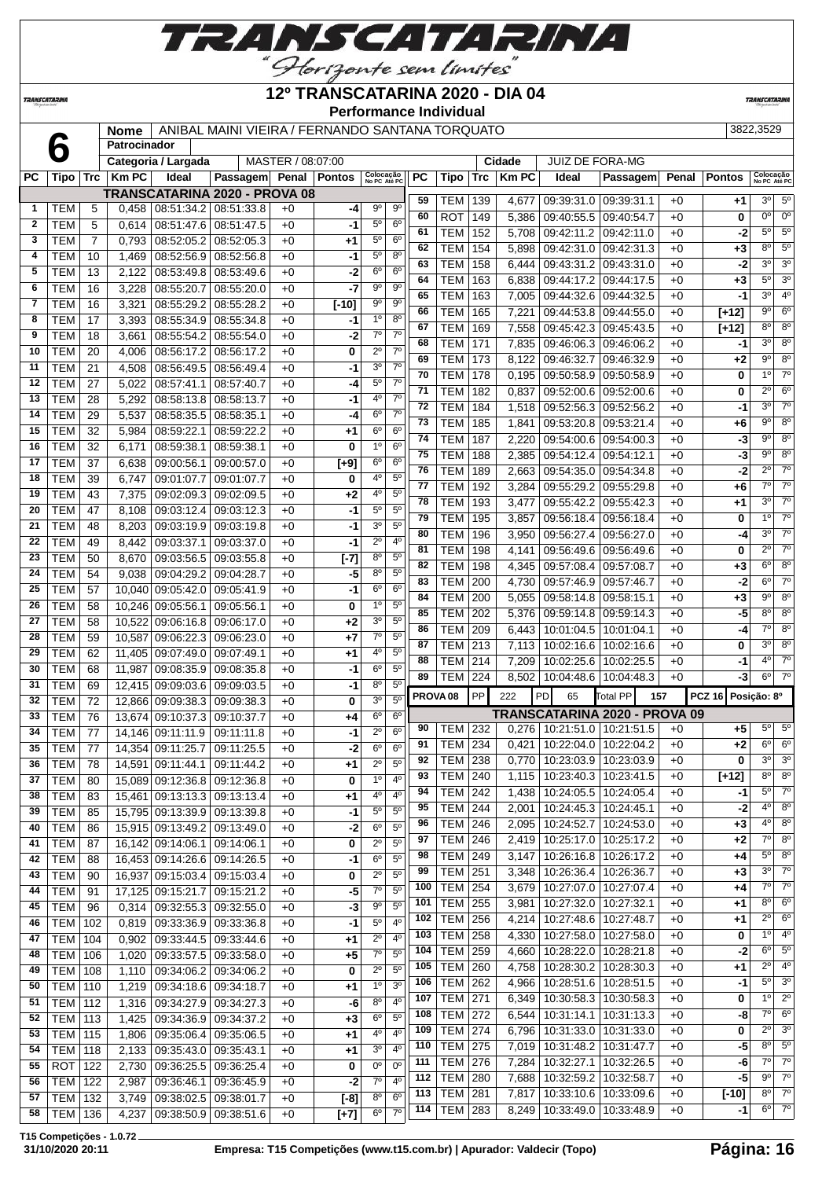# 12º TRANSCATARINA 2020 - DIA 04

**Performance Individual**

| | | |
|---|---|---|
| **6** | **Nome** | ANIBAL MAINI VIEIRA / FERNANDO SANTANA TORQUATO | 3822,3529 |
| | **Patrocinador** | |
| | **Categoria / Largada** | MASTER / 08:07:00 | **Cidade** JUIZ DE FORA-MG |

| PC | Tipo | Trc | Km PC | Ideal | Passagem | Penal | Pontos | Colocação No PC | Colocação Até PC |
|---|---|---|---|---|---|---|---|---|---|
| **TRANSCATARINA 2020 - PROVA 08** | | | | | | | | | |
| 1 | TEM | 5 | 0,458 | 08:51:34.2 | 08:51:33.8 | +0 | -4 | 9º | 9º |
| 2 | TEM | 5 | 0,614 | 08:51:47.6 | 08:51:47.5 | +0 | -1 | 5º | 6º |
| 3 | TEM | 7 | 0,793 | 08:52:05.2 | 08:52:05.3 | +0 | +1 | 5º | 6º |
| 4 | TEM | 10 | 1,469 | 08:52:56.9 | 08:52:56.8 | +0 | -1 | 5º | 8º |
| 5 | TEM | 13 | 2,122 | 08:53:49.8 | 08:53:49.6 | +0 | -2 | 6º | 6º |
| 6 | TEM | 16 | 3,228 | 08:55:20.7 | 08:55:20.0 | +0 | -7 | 9º | 9º |
| 7 | TEM | 16 | 3,321 | 08:55:29.2 | 08:55:28.2 | +0 | [-10] | 9º | 9º |
| 8 | TEM | 17 | 3,393 | 08:55:34.9 | 08:55:34.8 | +0 | -1 | 1º | 8º |
| 9 | TEM | 18 | 3,661 | 08:55:54.2 | 08:55:54.0 | +0 | -2 | 7º | 7º |
| 10 | TEM | 20 | 4,006 | 08:56:17.2 | 08:56:17.2 | +0 | 0 | 2º | 7º |
| 11 | TEM | 21 | 4,508 | 08:56:49.5 | 08:56:49.4 | +0 | -1 | 3º | 7º |
| 12 | TEM | 27 | 5,022 | 08:57:41.1 | 08:57:40.7 | +0 | -4 | 5º | 7º |
| 13 | TEM | 28 | 5,292 | 08:58:13.8 | 08:58:13.7 | +0 | -1 | 4º | 7º |
| 14 | TEM | 29 | 5,537 | 08:58:35.5 | 08:58:35.1 | +0 | -4 | 6º | 7º |
| 15 | TEM | 32 | 5,984 | 08:59:22.1 | 08:59:22.2 | +0 | +1 | 6º | 6º |
| 16 | TEM | 32 | 6,171 | 08:59:38.1 | 08:59:38.1 | +0 | 0 | 1º | 6º |
| 17 | TEM | 37 | 6,638 | 09:00:56.1 | 09:00:57.0 | +0 | [+9] | 6º | 6º |
| 18 | TEM | 39 | 6,747 | 09:01:07.7 | 09:01:07.7 | +0 | 0 | 4º | 5º |
| 19 | TEM | 43 | 7,375 | 09:02:09.3 | 09:02:09.5 | +0 | +2 | 4º | 5º |
| 20 | TEM | 47 | 8,108 | 09:03:12.4 | 09:03:12.3 | +0 | -1 | 5º | 5º |
| 21 | TEM | 48 | 8,203 | 09:03:19.9 | 09:03:19.8 | +0 | -1 | 3º | 5º |
| 22 | TEM | 49 | 8,442 | 09:03:37.1 | 09:03:37.0 | +0 | -1 | 2º | 4º |
| 23 | TEM | 50 | 8,670 | 09:03:56.5 | 09:03:55.8 | +0 | [-7] | 8º | 5º |
| 24 | TEM | 54 | 9,038 | 09:04:29.2 | 09:04:28.7 | +0 | -5 | 8º | 5º |
| 25 | TEM | 57 | 10,040 | 09:05:42.0 | 09:05:41.9 | +0 | -1 | 6º | 6º |
| 26 | TEM | 58 | 10,246 | 09:05:56.1 | 09:05:56.1 | +0 | 0 | 1º | 5º |
| 27 | TEM | 58 | 10,522 | 09:06:16.8 | 09:06:17.0 | +0 | +2 | 3º | 5º |
| 28 | TEM | 59 | 10,587 | 09:06:22.3 | 09:06:23.0 | +0 | +7 | 7º | 5º |
| 29 | TEM | 62 | 11,405 | 09:07:49.0 | 09:07:49.1 | +0 | +1 | 4º | 5º |
| 30 | TEM | 68 | 11,987 | 09:08:35.9 | 09:08:35.8 | +0 | -1 | 6º | 5º |
| 31 | TEM | 69 | 12,415 | 09:09:03.6 | 09:09:03.5 | +0 | -1 | 8º | 5º |
| 32 | TEM | 72 | 12,866 | 09:09:38.3 | 09:09:38.3 | +0 | 0 | 3º | 5º |
| 33 | TEM | 76 | 13,674 | 09:10:37.3 | 09:10:37.7 | +0 | +4 | 6º | 6º |
| 34 | TEM | 77 | 14,146 | 09:11:11.9 | 09:11:11.8 | +0 | -1 | 2º | 6º |
| 35 | TEM | 77 | 14,354 | 09:11:25.7 | 09:11:25.5 | +0 | -2 | 6º | 6º |
| 36 | TEM | 78 | 14,591 | 09:11:44.1 | 09:11:44.2 | +0 | +1 | 2º | 5º |
| 37 | TEM | 80 | 15,089 | 09:12:36.8 | 09:12:36.8 | +0 | 0 | 1º | 4º |
| 38 | TEM | 83 | 15,461 | 09:13:13.3 | 09:13:13.4 | +0 | +1 | 4º | 4º |
| 39 | TEM | 85 | 15,795 | 09:13:39.9 | 09:13:39.8 | +0 | -1 | 5º | 5º |
| 40 | TEM | 86 | 15,915 | 09:13:49.2 | 09:13:49.0 | +0 | -2 | 6º | 5º |
| 41 | TEM | 87 | 16,142 | 09:14:06.1 | 09:14:06.1 | +0 | 0 | 2º | 5º |
| 42 | TEM | 88 | 16,453 | 09:14:26.6 | 09:14:26.5 | +0 | -1 | 6º | 5º |
| 43 | TEM | 90 | 16,937 | 09:15:03.4 | 09:15:03.4 | +0 | 0 | 2º | 5º |
| 44 | TEM | 91 | 17,125 | 09:15:21.7 | 09:15:21.2 | +0 | -5 | 7º | 5º |
| 45 | TEM | 96 | 0,314 | 09:32:55.3 | 09:32:55.0 | +0 | -3 | 9º | 5º |
| 46 | TEM | 102 | 0,819 | 09:33:36.9 | 09:33:36.8 | +0 | -1 | 5º | 4º |
| 47 | TEM | 104 | 0,902 | 09:33:44.5 | 09:33:44.6 | +0 | +1 | 2º | 4º |
| 48 | TEM | 106 | 1,020 | 09:33:57.5 | 09:33:58.0 | +0 | +5 | 7º | 5º |
| 49 | TEM | 108 | 1,110 | 09:34:06.2 | 09:34:06.2 | +0 | 0 | 2º | 5º |
| 50 | TEM | 110 | 1,219 | 09:34:18.6 | 09:34:18.7 | +0 | +1 | 1º | 3º |
| 51 | TEM | 112 | 1,316 | 09:34:27.9 | 09:34:27.3 | +0 | -6 | 8º | 4º |
| 52 | TEM | 113 | 1,425 | 09:34:36.9 | 09:34:37.2 | +0 | +3 | 6º | 5º |
| 53 | TEM | 115 | 1,806 | 09:35:06.4 | 09:35:06.5 | +0 | +1 | 4º | 4º |
| 54 | TEM | 118 | 2,133 | 09:35:43.0 | 09:35:43.1 | +0 | +1 | 3º | 4º |
| 55 | ROT | 122 | 2,730 | 09:36:25.5 | 09:36:25.4 | +0 | 0 | 0º | 0º |
| 56 | TEM | 122 | 2,987 | 09:36:46.1 | 09:36:45.9 | +0 | -2 | 7º | 4º |
| 57 | TEM | 132 | 3,749 | 09:38:02.5 | 09:38:01.7 | +0 | [-8] | 8º | 6º |
| 58 | TEM | 136 | 4,237 | 09:38:50.9 | 09:38:51.6 | +0 | [+7] | 6º | 7º |
| 59 | TEM | 139 | 4,677 | 09:39:31.0 | 09:39:31.1 | +0 | +1 | 3º | 5º |
| 60 | ROT | 149 | 5,386 | 09:40:55.5 | 09:40:54.7 | +0 | 0 | 0º | 0º |
| 61 | TEM | 152 | 5,708 | 09:42:11.2 | 09:42:11.0 | +0 | -2 | 5º | 5º |
| 62 | TEM | 154 | 5,898 | 09:42:31.0 | 09:42:31.3 | +0 | +3 | 8º | 5º |
| 63 | TEM | 158 | 6,444 | 09:43:31.2 | 09:43:31.0 | +0 | -2 | 3º | 3º |
| 64 | TEM | 163 | 6,838 | 09:44:17.2 | 09:44:17.5 | +0 | +3 | 5º | 3º |
| 65 | TEM | 163 | 7,005 | 09:44:32.6 | 09:44:32.5 | +0 | -1 | 3º | 4º |
| 66 | TEM | 165 | 7,221 | 09:44:53.8 | 09:44:55.0 | +0 | [+12] | 9º | 6º |
| 67 | TEM | 169 | 7,558 | 09:45:42.3 | 09:45:43.5 | +0 | [+12] | 8º | 8º |
| 68 | TEM | 171 | 7,835 | 09:46:06.3 | 09:46:06.2 | +0 | -1 | 3º | 8º |
| 69 | TEM | 173 | 8,122 | 09:46:32.7 | 09:46:32.9 | +0 | +2 | 9º | 8º |
| 70 | TEM | 178 | 0,195 | 09:50:58.9 | 09:50:58.9 | +0 | 0 | 1º | 7º |
| 71 | TEM | 182 | 0,837 | 09:52:00.6 | 09:52:00.6 | +0 | 0 | 2º | 6º |
| 72 | TEM | 184 | 1,518 | 09:52:56.3 | 09:52:56.2 | +0 | -1 | 3º | 7º |
| 73 | TEM | 185 | 1,841 | 09:53:20.8 | 09:53:21.4 | +0 | +6 | 9º | 8º |
| 74 | TEM | 187 | 2,220 | 09:54:00.6 | 09:54:00.3 | +0 | -3 | 9º | 8º |
| 75 | TEM | 188 | 2,385 | 09:54:12.4 | 09:54:12.1 | +0 | -3 | 9º | 8º |
| 76 | TEM | 189 | 2,663 | 09:54:35.0 | 09:54:34.8 | +0 | -2 | 2º | 7º |
| 77 | TEM | 192 | 3,284 | 09:55:29.2 | 09:55:29.8 | +0 | +6 | 7º | 7º |
| 78 | TEM | 193 | 3,477 | 09:55:42.2 | 09:55:42.3 | +0 | +1 | 3º | 7º |
| 79 | TEM | 195 | 3,857 | 09:56:18.4 | 09:56:18.4 | +0 | 0 | 1º | 7º |
| 80 | TEM | 196 | 3,950 | 09:56:27.4 | 09:56:27.0 | +0 | -4 | 3º | 7º |
| 81 | TEM | 198 | 4,141 | 09:56:49.6 | 09:56:49.6 | +0 | 0 | 2º | 7º |
| 82 | TEM | 198 | 4,345 | 09:57:08.4 | 09:57:08.7 | +0 | +3 | 6º | 8º |
| 83 | TEM | 200 | 4,730 | 09:57:46.9 | 09:57:46.7 | +0 | -2 | 6º | 7º |
| 84 | TEM | 200 | 5,055 | 09:58:14.8 | 09:58:15.1 | +0 | +3 | 9º | 8º |
| 85 | TEM | 202 | 5,376 | 09:59:14.8 | 09:59:14.3 | +0 | -5 | 8º | 8º |
| 86 | TEM | 209 | 6,443 | 10:01:04.5 | 10:01:04.1 | +0 | -4 | 7º | 8º |
| 87 | TEM | 213 | 7,113 | 10:02:16.6 | 10:02:16.6 | +0 | 0 | 3º | 8º |
| 88 | TEM | 214 | 7,209 | 10:02:25.6 | 10:02:25.5 | +0 | -1 | 4º | 7º |
| 89 | TEM | 224 | 8,502 | 10:04:48.6 | 10:04:48.3 | +0 | -3 | 6º | 7º |
| **PROVA 08** | PP | 222 | PD 65 | Total PP 157 | | | PCZ 16 | Posição: 8º | |
| **TRANSCATARINA 2020 - PROVA 09** | | | | | | | | | |
| 90 | TEM | 232 | 0,276 | 10:21:51.0 | 10:21:51.5 | +0 | +5 | 5º | 5º |
| 91 | TEM | 234 | 0,421 | 10:22:04.0 | 10:22:04.2 | +0 | +2 | 6º | 6º |
| 92 | TEM | 238 | 0,770 | 10:23:03.9 | 10:23:03.9 | +0 | 0 | 3º | 3º |
| 93 | TEM | 240 | 1,115 | 10:23:40.3 | 10:23:41.5 | +0 | [+12] | 8º | 8º |
| 94 | TEM | 242 | 1,438 | 10:24:05.5 | 10:24:05.4 | +0 | -1 | 5º | 7º |
| 95 | TEM | 244 | 2,001 | 10:24:45.3 | 10:24:45.1 | +0 | -2 | 4º | 8º |
| 96 | TEM | 246 | 2,095 | 10:24:52.7 | 10:24:53.0 | +0 | +3 | 4º | 8º |
| 97 | TEM | 246 | 2,419 | 10:25:17.0 | 10:25:17.2 | +0 | +2 | 7º | 8º |
| 98 | TEM | 249 | 3,147 | 10:26:16.8 | 10:26:17.2 | +0 | +4 | 5º | 8º |
| 99 | TEM | 251 | 3,348 | 10:26:36.4 | 10:26:36.7 | +0 | +3 | 3º | 7º |
| 100 | TEM | 254 | 3,679 | 10:27:07.0 | 10:27:07.4 | +0 | +4 | 7º | 7º |
| 101 | TEM | 255 | 3,981 | 10:27:32.0 | 10:27:32.1 | +0 | +1 | 8º | 6º |
| 102 | TEM | 256 | 4,214 | 10:27:48.6 | 10:27:48.7 | +0 | +1 | 2º | 6º |
| 103 | TEM | 258 | 4,330 | 10:27:58.0 | 10:27:58.0 | +0 | 0 | 1º | 4º |
| 104 | TEM | 259 | 4,660 | 10:28:22.0 | 10:28:21.8 | +0 | -2 | 6º | 5º |
| 105 | TEM | 260 | 4,758 | 10:28:30.2 | 10:28:30.3 | +0 | +1 | 2º | 4º |
| 106 | TEM | 262 | 4,966 | 10:28:51.6 | 10:28:51.5 | +0 | -1 | 5º | 3º |
| 107 | TEM | 271 | 6,349 | 10:30:58.3 | 10:30:58.3 | +0 | 0 | 1º | 2º |
| 108 | TEM | 272 | 6,544 | 10:31:14.1 | 10:31:13.3 | +0 | -8 | 7º | 6º |
| 109 | TEM | 274 | 6,796 | 10:31:33.0 | 10:31:33.0 | +0 | 0 | 2º | 3º |
| 110 | TEM | 275 | 7,019 | 10:31:48.2 | 10:31:47.7 | +0 | -5 | 8º | 5º |
| 111 | TEM | 276 | 7,284 | 10:32:27.1 | 10:32:26.5 | +0 | -6 | 7º | 7º |
| 112 | TEM | 280 | 7,688 | 10:32:59.2 | 10:32:58.7 | +0 | -5 | 9º | 7º |
| 113 | TEM | 281 | 7,817 | 10:33:10.6 | 10:33:09.6 | +0 | [-10] | 8º | 7º |
| 114 | TEM | 283 | 8,249 | 10:33:49.0 | 10:33:48.9 | +0 | -1 | 6º | 7º |

T15 Competições - 1.0.72
31/10/2020 20:11 — Empresa: T15 Competições (www.t15.com.br) | Apurador: Valdecir (Topo)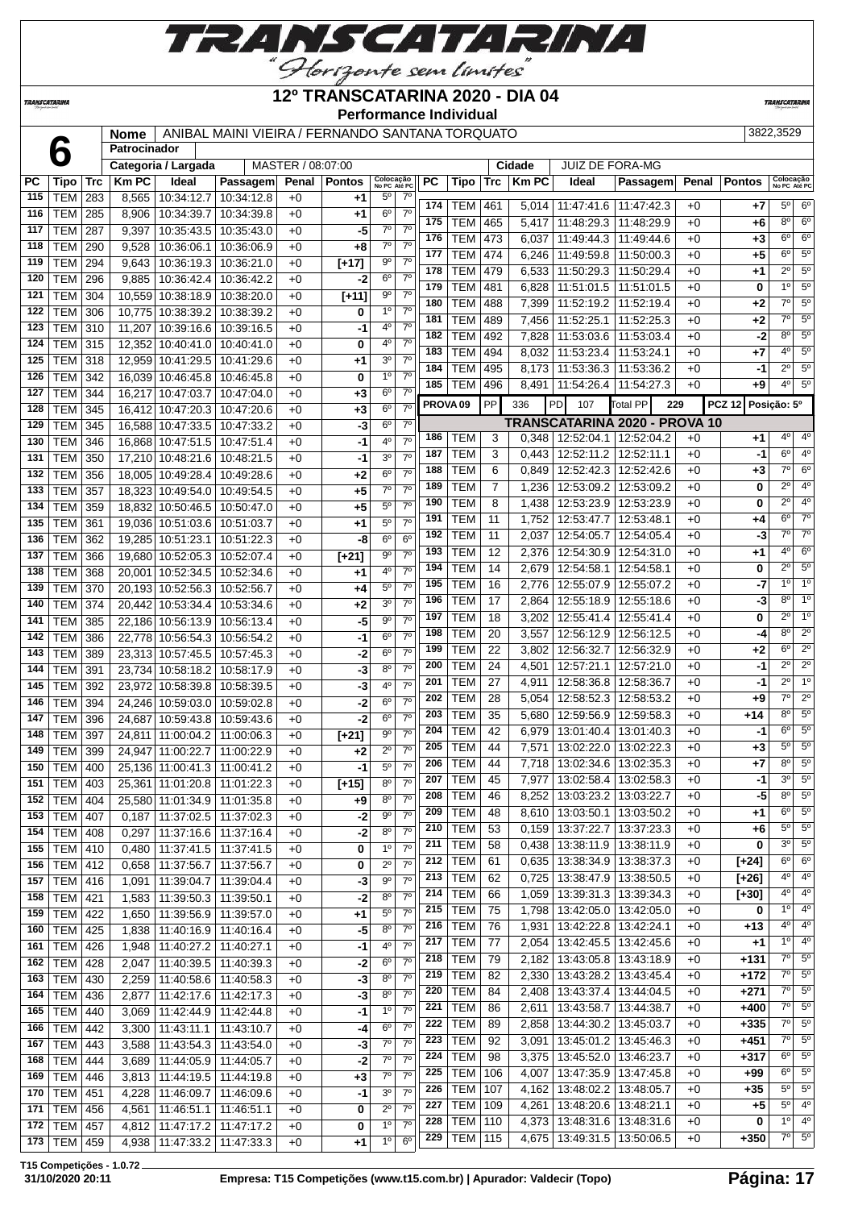# 12º TRANSCATARINA 2020 - DIA 04

**Performance Individual**

| 6 | Nome | ANIBAL MAINI VIEIRA / FERNANDO SANTANA TORQUATO | 3822,3529 |
|---|---|---|---|
| | Patrocinador | | |
| | Categoria / Largada | MASTER / 08:07:00 | Cidade: JUIZ DE FORA-MG |

| PC | Tipo | Trc | Km PC | Ideal | Passagem | Penal | Pontos | Colocação No PC | Colocação Até PC |
|---|---|---|---|---|---|---|---|---|---|
| 115 | TEM | 283 | 8,565 | 10:34:12.7 | 10:34:12.8 | +0 | +1 | 5º | 7º |
| 116 | TEM | 285 | 8,906 | 10:34:39.7 | 10:34:39.8 | +0 | +1 | 6º | 7º |
| 117 | TEM | 287 | 9,397 | 10:35:43.5 | 10:35:43.0 | +0 | -5 | 7º | 7º |
| 118 | TEM | 290 | 9,528 | 10:36:06.1 | 10:36:06.9 | +0 | +8 | 7º | 7º |
| 119 | TEM | 294 | 9,643 | 10:36:19.3 | 10:36:21.0 | +0 | [+17] | 9º | 7º |
| 120 | TEM | 296 | 9,885 | 10:36:42.4 | 10:36:42.2 | +0 | -2 | 6º | 7º |
| 121 | TEM | 304 | 10,559 | 10:38:18.9 | 10:38:20.0 | +0 | [+11] | 9º | 7º |
| 122 | TEM | 306 | 10,775 | 10:38:39.2 | 10:38:39.2 | +0 | 0 | 1º | 7º |
| 123 | TEM | 310 | 11,207 | 10:39:16.6 | 10:39:16.5 | +0 | -1 | 4º | 7º |
| 124 | TEM | 315 | 12,352 | 10:40:41.0 | 10:40:41.0 | +0 | 0 | 4º | 7º |
| 125 | TEM | 318 | 12,959 | 10:41:29.5 | 10:41:29.6 | +0 | +1 | 3º | 7º |
| 126 | TEM | 342 | 16,039 | 10:46:45.8 | 10:46:45.8 | +0 | 0 | 1º | 7º |
| 127 | TEM | 344 | 16,217 | 10:47:03.7 | 10:47:04.0 | +0 | +3 | 6º | 7º |
| 128 | TEM | 345 | 16,412 | 10:47:20.3 | 10:47:20.6 | +0 | +3 | 6º | 7º |
| 129 | TEM | 345 | 16,588 | 10:47:33.5 | 10:47:33.2 | +0 | -3 | 6º | 7º |
| 130 | TEM | 346 | 16,868 | 10:47:51.5 | 10:47:51.4 | +0 | -1 | 4º | 7º |
| 131 | TEM | 350 | 17,210 | 10:48:21.6 | 10:48:21.5 | +0 | -1 | 3º | 7º |
| 132 | TEM | 356 | 18,005 | 10:49:28.4 | 10:49:28.6 | +0 | +2 | 6º | 7º |
| 133 | TEM | 357 | 18,323 | 10:49:54.0 | 10:49:54.5 | +0 | +5 | 7º | 7º |
| 134 | TEM | 359 | 18,832 | 10:50:46.5 | 10:50:47.0 | +0 | +5 | 5º | 7º |
| 135 | TEM | 361 | 19,036 | 10:51:03.6 | 10:51:03.7 | +0 | +1 | 5º | 7º |
| 136 | TEM | 362 | 19,285 | 10:51:23.1 | 10:51:22.3 | +0 | -8 | 6º | 6º |
| 137 | TEM | 366 | 19,680 | 10:52:05.3 | 10:52:07.4 | +0 | [+21] | 9º | 7º |
| 138 | TEM | 368 | 20,001 | 10:52:34.5 | 10:52:34.6 | +0 | +1 | 4º | 7º |
| 139 | TEM | 370 | 20,193 | 10:52:56.3 | 10:52:56.7 | +0 | +4 | 5º | 7º |
| 140 | TEM | 374 | 20,442 | 10:53:34.4 | 10:53:34.6 | +0 | +2 | 3º | 7º |
| 141 | TEM | 385 | 22,186 | 10:56:13.9 | 10:56:13.4 | +0 | -5 | 9º | 7º |
| 142 | TEM | 386 | 22,778 | 10:56:54.3 | 10:56:54.2 | +0 | -1 | 6º | 7º |
| 143 | TEM | 389 | 23,313 | 10:57:45.5 | 10:57:45.3 | +0 | -2 | 6º | 7º |
| 144 | TEM | 391 | 23,734 | 10:58:18.2 | 10:58:17.9 | +0 | -3 | 8º | 7º |
| 145 | TEM | 392 | 23,972 | 10:58:39.8 | 10:58:39.5 | +0 | -3 | 4º | 7º |
| 146 | TEM | 394 | 24,246 | 10:59:03.0 | 10:59:02.8 | +0 | -2 | 6º | 7º |
| 147 | TEM | 396 | 24,687 | 10:59:43.8 | 10:59:43.6 | +0 | -2 | 6º | 7º |
| 148 | TEM | 397 | 24,811 | 11:00:04.2 | 11:00:06.3 | +0 | [+21] | 9º | 7º |
| 149 | TEM | 399 | 24,947 | 11:00:22.7 | 11:00:22.9 | +0 | +2 | 2º | 7º |
| 150 | TEM | 400 | 25,136 | 11:00:41.3 | 11:00:41.2 | +0 | -1 | 5º | 7º |
| 151 | TEM | 403 | 25,361 | 11:01:20.8 | 11:01:22.3 | +0 | [+15] | 8º | 7º |
| 152 | TEM | 404 | 25,580 | 11:01:34.9 | 11:01:35.8 | +0 | +9 | 8º | 7º |
| 153 | TEM | 407 | 0,187 | 11:37:02.5 | 11:37:02.3 | +0 | -2 | 9º | 7º |
| 154 | TEM | 408 | 0,297 | 11:37:16.6 | 11:37:16.4 | +0 | -2 | 8º | 7º |
| 155 | TEM | 410 | 0,480 | 11:37:41.5 | 11:37:41.5 | +0 | 0 | 1º | 7º |
| 156 | TEM | 412 | 0,658 | 11:37:56.7 | 11:37:56.7 | +0 | 0 | 2º | 7º |
| 157 | TEM | 416 | 1,091 | 11:39:04.7 | 11:39:04.4 | +0 | -3 | 9º | 7º |
| 158 | TEM | 421 | 1,583 | 11:39:50.3 | 11:39:50.1 | +0 | -2 | 8º | 7º |
| 159 | TEM | 422 | 1,650 | 11:39:56.9 | 11:39:57.0 | +0 | +1 | 5º | 7º |
| 160 | TEM | 425 | 1,838 | 11:40:16.9 | 11:40:16.4 | +0 | -5 | 8º | 7º |
| 161 | TEM | 426 | 1,948 | 11:40:27.2 | 11:40:27.1 | +0 | -1 | 4º | 7º |
| 162 | TEM | 428 | 2,047 | 11:40:39.5 | 11:40:39.3 | +0 | -2 | 6º | 7º |
| 163 | TEM | 430 | 2,259 | 11:40:58.6 | 11:40:58.3 | +0 | -3 | 8º | 7º |
| 164 | TEM | 436 | 2,877 | 11:42:17.6 | 11:42:17.3 | +0 | -3 | 8º | 7º |
| 165 | TEM | 440 | 3,069 | 11:42:44.9 | 11:42:44.8 | +0 | -1 | 1º | 7º |
| 166 | TEM | 442 | 3,300 | 11:43:11.1 | 11:43:10.7 | +0 | -4 | 6º | 7º |
| 167 | TEM | 443 | 3,588 | 11:43:54.3 | 11:43:54.0 | +0 | -3 | 7º | 7º |
| 168 | TEM | 444 | 3,689 | 11:44:05.9 | 11:44:05.7 | +0 | -2 | 7º | 7º |
| 169 | TEM | 446 | 3,813 | 11:44:19.5 | 11:44:19.8 | +0 | +3 | 7º | 7º |
| 170 | TEM | 451 | 4,228 | 11:46:09.7 | 11:46:09.6 | +0 | -1 | 3º | 7º |
| 171 | TEM | 456 | 4,561 | 11:46:51.1 | 11:46:51.1 | +0 | 0 | 2º | 7º |
| 172 | TEM | 457 | 4,812 | 11:47:17.2 | 11:47:17.2 | +0 | 0 | 1º | 7º |
| 173 | TEM | 459 | 4,938 | 11:47:33.2 | 11:47:33.3 | +0 | +1 | 1º | 6º |
| 174 | TEM | 461 | 5,014 | 11:47:41.6 | 11:47:42.3 | +0 | +7 | 5º | 6º |
| 175 | TEM | 465 | 5,417 | 11:48:29.3 | 11:48:29.9 | +0 | +6 | 8º | 6º |
| 176 | TEM | 473 | 6,037 | 11:49:44.3 | 11:49:44.6 | +0 | +3 | 6º | 6º |
| 177 | TEM | 474 | 6,246 | 11:49:59.8 | 11:50:00.3 | +0 | +5 | 6º | 5º |
| 178 | TEM | 479 | 6,533 | 11:50:29.3 | 11:50:29.4 | +0 | +1 | 2º | 5º |
| 179 | TEM | 481 | 6,828 | 11:51:01.5 | 11:51:01.5 | +0 | 0 | 1º | 5º |
| 180 | TEM | 488 | 7,399 | 11:52:19.2 | 11:52:19.4 | +0 | +2 | 7º | 5º |
| 181 | TEM | 489 | 7,456 | 11:52:25.1 | 11:52:25.3 | +0 | +2 | 7º | 5º |
| 182 | TEM | 492 | 7,828 | 11:53:03.6 | 11:53:03.4 | +0 | -2 | 8º | 5º |
| 183 | TEM | 494 | 8,032 | 11:53:23.4 | 11:53:24.1 | +0 | +7 | 4º | 5º |
| 184 | TEM | 495 | 8,173 | 11:53:36.3 | 11:53:36.2 | +0 | -1 | 2º | 5º |
| 185 | TEM | 496 | 8,491 | 11:54:26.4 | 11:54:27.3 | +0 | +9 | 4º | 5º |

PROVA 09 | PP 336 | PD 107 | Total PP 229 | PCZ 12 | Posição: 5º

## TRANSCATARINA 2020 - PROVA 10

| PC | Tipo | Trc | Km PC | Ideal | Passagem | Penal | Pontos | Colocação No PC | Colocação Até PC |
|---|---|---|---|---|---|---|---|---|---|
| 186 | TEM | 3 | 0,348 | 12:52:04.1 | 12:52:04.2 | +0 | +1 | 4º | 4º |
| 187 | TEM | 3 | 0,443 | 12:52:11.2 | 12:52:11.1 | +0 | -1 | 6º | 4º |
| 188 | TEM | 6 | 0,849 | 12:52:42.3 | 12:52:42.6 | +0 | +3 | 7º | 6º |
| 189 | TEM | 7 | 1,236 | 12:53:09.2 | 12:53:09.2 | +0 | 0 | 2º | 4º |
| 190 | TEM | 8 | 1,438 | 12:53:23.9 | 12:53:23.9 | +0 | 0 | 2º | 4º |
| 191 | TEM | 11 | 1,752 | 12:53:47.7 | 12:53:48.1 | +0 | +4 | 6º | 7º |
| 192 | TEM | 11 | 2,037 | 12:54:05.7 | 12:54:05.4 | +0 | -3 | 7º | 7º |
| 193 | TEM | 12 | 2,376 | 12:54:30.9 | 12:54:31.0 | +0 | +1 | 4º | 6º |
| 194 | TEM | 14 | 2,679 | 12:54:58.1 | 12:54:58.1 | +0 | 0 | 2º | 5º |
| 195 | TEM | 16 | 2,776 | 12:55:07.9 | 12:55:07.2 | +0 | -7 | 1º | 1º |
| 196 | TEM | 17 | 2,864 | 12:55:18.9 | 12:55:18.6 | +0 | -3 | 8º | 1º |
| 197 | TEM | 18 | 3,202 | 12:55:41.4 | 12:55:41.4 | +0 | 0 | 2º | 1º |
| 198 | TEM | 20 | 3,557 | 12:56:12.9 | 12:56:12.5 | +0 | -4 | 8º | 2º |
| 199 | TEM | 22 | 3,802 | 12:56:32.7 | 12:56:32.9 | +0 | +2 | 6º | 2º |
| 200 | TEM | 24 | 4,501 | 12:57:21.1 | 12:57:21.0 | +0 | -1 | 2º | 2º |
| 201 | TEM | 27 | 4,911 | 12:58:36.8 | 12:58:36.7 | +0 | -1 | 2º | 1º |
| 202 | TEM | 28 | 5,054 | 12:58:52.3 | 12:58:53.2 | +0 | +9 | 7º | 2º |
| 203 | TEM | 35 | 5,680 | 12:59:56.9 | 12:59:58.3 | +0 | +14 | 8º | 5º |
| 204 | TEM | 42 | 6,979 | 13:01:40.4 | 13:01:40.3 | +0 | -1 | 6º | 5º |
| 205 | TEM | 44 | 7,571 | 13:02:22.0 | 13:02:22.3 | +0 | +3 | 5º | 5º |
| 206 | TEM | 44 | 7,718 | 13:02:34.6 | 13:02:35.3 | +0 | +7 | 8º | 5º |
| 207 | TEM | 45 | 7,977 | 13:02:58.4 | 13:02:58.3 | +0 | -1 | 3º | 5º |
| 208 | TEM | 46 | 8,252 | 13:03:23.2 | 13:03:22.7 | +0 | -5 | 8º | 5º |
| 209 | TEM | 48 | 8,610 | 13:03:50.1 | 13:03:50.2 | +0 | +1 | 6º | 5º |
| 210 | TEM | 53 | 0,159 | 13:37:22.7 | 13:37:23.3 | +0 | +6 | 5º | 5º |
| 211 | TEM | 58 | 0,438 | 13:38:11.9 | 13:38:11.9 | +0 | 0 | 3º | 5º |
| 212 | TEM | 61 | 0,635 | 13:38:34.9 | 13:38:37.3 | +0 | [+24] | 6º | 6º |
| 213 | TEM | 62 | 0,725 | 13:38:47.9 | 13:38:50.5 | +0 | [+26] | 4º | 4º |
| 214 | TEM | 66 | 1,059 | 13:39:31.3 | 13:39:34.3 | +0 | [+30] | 4º | 4º |
| 215 | TEM | 75 | 1,798 | 13:42:05.0 | 13:42:05.0 | +0 | 0 | 1º | 4º |
| 216 | TEM | 76 | 1,931 | 13:42:22.8 | 13:42:24.1 | +0 | +13 | 4º | 4º |
| 217 | TEM | 77 | 2,054 | 13:42:45.5 | 13:42:45.6 | +0 | +1 | 1º | 4º |
| 218 | TEM | 79 | 2,182 | 13:43:05.8 | 13:43:18.9 | +0 | +131 | 7º | 5º |
| 219 | TEM | 82 | 2,330 | 13:43:28.2 | 13:43:45.4 | +0 | +172 | 7º | 5º |
| 220 | TEM | 84 | 2,408 | 13:43:37.4 | 13:44:04.5 | +0 | +271 | 7º | 5º |
| 221 | TEM | 86 | 2,611 | 13:43:58.7 | 13:44:38.7 | +0 | +400 | 7º | 5º |
| 222 | TEM | 89 | 2,858 | 13:44:30.2 | 13:45:03.7 | +0 | +335 | 7º | 5º |
| 223 | TEM | 92 | 3,091 | 13:45:01.2 | 13:45:46.3 | +0 | +451 | 7º | 5º |
| 224 | TEM | 98 | 3,375 | 13:45:52.0 | 13:46:23.7 | +0 | +317 | 6º | 5º |
| 225 | TEM | 106 | 4,007 | 13:47:35.9 | 13:47:45.8 | +0 | +99 | 6º | 5º |
| 226 | TEM | 107 | 4,162 | 13:48:02.2 | 13:48:05.7 | +0 | +35 | 5º | 5º |
| 227 | TEM | 109 | 4,261 | 13:48:20.6 | 13:48:21.1 | +0 | +5 | 5º | 4º |
| 228 | TEM | 110 | 4,373 | 13:48:31.6 | 13:48:31.6 | +0 | 0 | 1º | 4º |
| 229 | TEM | 115 | 4,675 | 13:49:31.5 | 13:50:06.5 | +0 | +350 | 7º | 5º |

T15 Competições - 1.0.72
31/10/2020 20:11 — Empresa: T15 Competições (www.t15.com.br) | Apurador: Valdecir (Topo)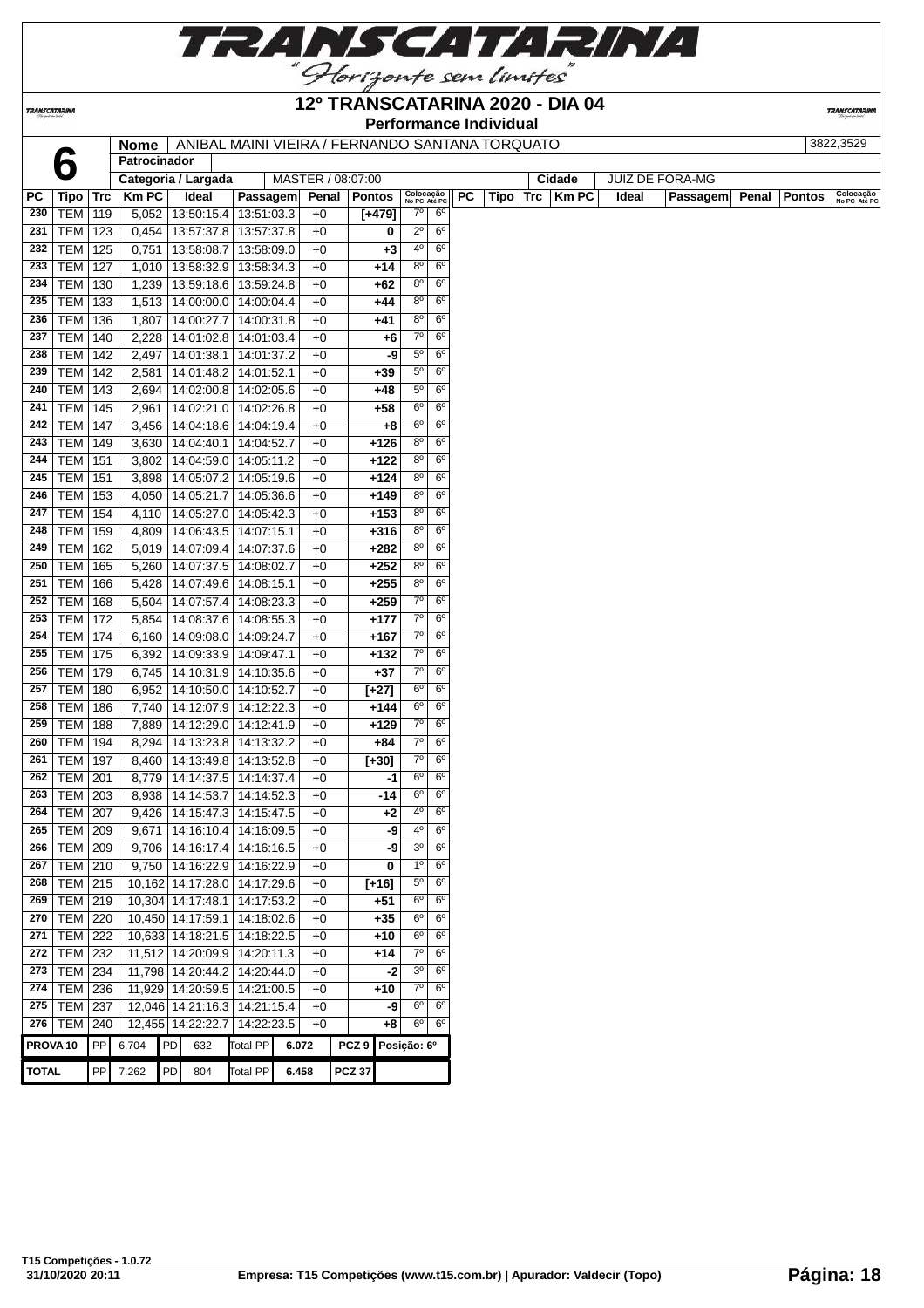# 12º TRANSCATARINA 2020 - DIA 04

## Performance Individual

| 6 | Nome | ANIBAL MAINI VIEIRA / FERNANDO SANTANA TORQUATO | 3822,3529 |
|---|---|---|---|
| | Patrocinador | | |
| | Categoria / Largada | MASTER / 08:07:00 | Cidade: JUIZ DE FORA-MG |

| PC | Tipo | Trc | Km PC | Ideal | Passagem | Penal | Pontos | Colocação No PC | Colocação Até PC |
|---|---|---|---|---|---|---|---|---|---|
| 230 | TEM | 119 | 5,052 | 13:50:15.4 | 13:51:03.3 | +0 | [+479] | 7º | 6º |
| 231 | TEM | 123 | 0,454 | 13:57:37.8 | 13:57:37.8 | +0 | 0 | 2º | 6º |
| 232 | TEM | 125 | 0,751 | 13:58:08.7 | 13:58:09.0 | +0 | +3 | 4º | 6º |
| 233 | TEM | 127 | 1,010 | 13:58:32.9 | 13:58:34.3 | +0 | +14 | 8º | 6º |
| 234 | TEM | 130 | 1,239 | 13:59:18.6 | 13:59:24.8 | +0 | +62 | 8º | 6º |
| 235 | TEM | 133 | 1,513 | 14:00:00.0 | 14:00:04.4 | +0 | +44 | 8º | 6º |
| 236 | TEM | 136 | 1,807 | 14:00:27.7 | 14:00:31.8 | +0 | +41 | 8º | 6º |
| 237 | TEM | 140 | 2,228 | 14:01:02.8 | 14:01:03.4 | +0 | +6 | 7º | 6º |
| 238 | TEM | 142 | 2,497 | 14:01:38.1 | 14:01:37.2 | +0 | -9 | 5º | 6º |
| 239 | TEM | 142 | 2,581 | 14:01:48.2 | 14:01:52.1 | +0 | +39 | 5º | 6º |
| 240 | TEM | 143 | 2,694 | 14:02:00.8 | 14:02:05.6 | +0 | +48 | 5º | 6º |
| 241 | TEM | 145 | 2,961 | 14:02:21.0 | 14:02:26.8 | +0 | +58 | 6º | 6º |
| 242 | TEM | 147 | 3,456 | 14:04:18.6 | 14:04:19.4 | +0 | +8 | 6º | 6º |
| 243 | TEM | 149 | 3,630 | 14:04:40.1 | 14:04:52.7 | +0 | +126 | 8º | 6º |
| 244 | TEM | 151 | 3,802 | 14:04:59.0 | 14:05:11.2 | +0 | +122 | 8º | 6º |
| 245 | TEM | 151 | 3,898 | 14:05:07.2 | 14:05:19.6 | +0 | +124 | 8º | 6º |
| 246 | TEM | 153 | 4,050 | 14:05:21.7 | 14:05:36.6 | +0 | +149 | 8º | 6º |
| 247 | TEM | 154 | 4,110 | 14:05:27.0 | 14:05:42.3 | +0 | +153 | 8º | 6º |
| 248 | TEM | 159 | 4,809 | 14:06:43.5 | 14:07:15.1 | +0 | +316 | 8º | 6º |
| 249 | TEM | 162 | 5,019 | 14:07:09.4 | 14:07:37.6 | +0 | +282 | 8º | 6º |
| 250 | TEM | 165 | 5,260 | 14:07:37.5 | 14:08:02.7 | +0 | +252 | 8º | 6º |
| 251 | TEM | 166 | 5,428 | 14:07:49.6 | 14:08:15.1 | +0 | +255 | 8º | 6º |
| 252 | TEM | 168 | 5,504 | 14:07:57.4 | 14:08:23.3 | +0 | +259 | 7º | 6º |
| 253 | TEM | 172 | 5,854 | 14:08:37.6 | 14:08:55.3 | +0 | +177 | 7º | 6º |
| 254 | TEM | 174 | 6,160 | 14:09:08.0 | 14:09:24.7 | +0 | +167 | 7º | 6º |
| 255 | TEM | 175 | 6,392 | 14:09:33.9 | 14:09:47.1 | +0 | +132 | 7º | 6º |
| 256 | TEM | 179 | 6,745 | 14:10:31.9 | 14:10:35.6 | +0 | +37 | 7º | 6º |
| 257 | TEM | 180 | 6,952 | 14:10:50.0 | 14:10:52.7 | +0 | [+27] | 6º | 6º |
| 258 | TEM | 186 | 7,740 | 14:12:07.9 | 14:12:22.3 | +0 | +144 | 6º | 6º |
| 259 | TEM | 188 | 7,889 | 14:12:29.0 | 14:12:41.9 | +0 | +129 | 7º | 6º |
| 260 | TEM | 194 | 8,294 | 14:13:23.8 | 14:13:32.2 | +0 | +84 | 7º | 6º |
| 261 | TEM | 197 | 8,460 | 14:13:49.8 | 14:13:52.8 | +0 | [+30] | 7º | 6º |
| 262 | TEM | 201 | 8,779 | 14:14:37.5 | 14:14:37.4 | +0 | -1 | 6º | 6º |
| 263 | TEM | 203 | 8,938 | 14:14:53.7 | 14:14:52.3 | +0 | -14 | 6º | 6º |
| 264 | TEM | 207 | 9,426 | 14:15:47.3 | 14:15:47.5 | +0 | +2 | 4º | 6º |
| 265 | TEM | 209 | 9,671 | 14:16:10.4 | 14:16:09.5 | +0 | -9 | 4º | 6º |
| 266 | TEM | 209 | 9,706 | 14:16:17.4 | 14:16:16.5 | +0 | -9 | 3º | 6º |
| 267 | TEM | 210 | 9,750 | 14:16:22.9 | 14:16:22.9 | +0 | 0 | 1º | 6º |
| 268 | TEM | 215 | 10,162 | 14:17:28.0 | 14:17:29.6 | +0 | [+16] | 5º | 6º |
| 269 | TEM | 219 | 10,304 | 14:17:48.1 | 14:17:53.2 | +0 | +51 | 6º | 6º |
| 270 | TEM | 220 | 10,450 | 14:17:59.1 | 14:18:02.6 | +0 | +35 | 6º | 6º |
| 271 | TEM | 222 | 10,633 | 14:18:21.5 | 14:18:22.5 | +0 | +10 | 6º | 6º |
| 272 | TEM | 232 | 11,512 | 14:20:09.9 | 14:20:11.3 | +0 | +14 | 7º | 6º |
| 273 | TEM | 234 | 11,798 | 14:20:44.2 | 14:20:44.0 | +0 | -2 | 3º | 6º |
| 274 | TEM | 236 | 11,929 | 14:20:59.5 | 14:21:00.5 | +0 | +10 | 7º | 6º |
| 275 | TEM | 237 | 12,046 | 14:21:16.3 | 14:21:15.4 | +0 | -9 | 6º | 6º |
| 276 | TEM | 240 | 12,455 | 14:22:22.7 | 14:22:23.5 | +0 | +8 | 6º | 6º |

| | | | | | | | | |
|---|---|---|---|---|---|---|---|---|
| PROVA 10 | PP | 6.704 | PD | 632 | Total PP | 6.072 | PCZ 9 | Posição: 6º |
| TOTAL | PP | 7.262 | PD | 804 | Total PP | 6.458 | PCZ 37 | |

T15 Competições - 1.0.72
31/10/2020 20:11

Empresa: T15 Competições (www.t15.com.br) | Apurador: Valdecir (Topo)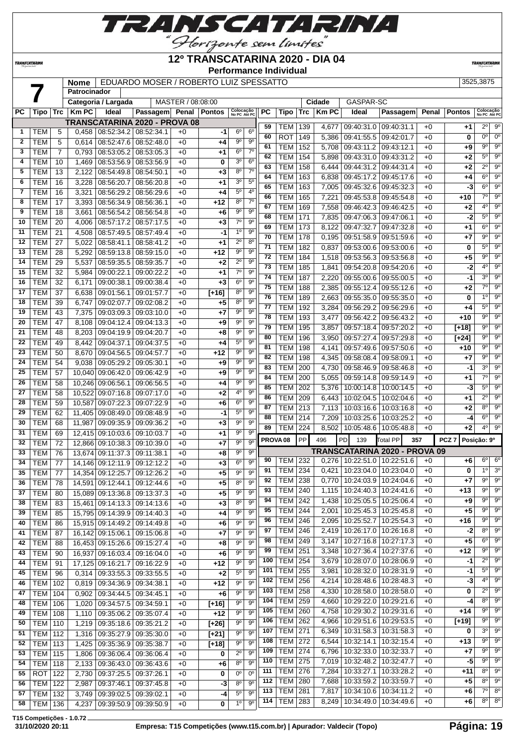# 12º TRANSCATARINA 2020 - DIA 04

**Performance Individual**

| 7 | Nome | EDUARDO MOSER / ROBERTO LUIZ SPESSATTO | 3525,3875 |
|---|---|---|---|
| | Patrocinador | | |
| | Categoria / Largada | MASTER / 08:08:00 | Cidade: GASPAR-SC |

## TRANSCATARINA 2020 - PROVA 08

| PC | Tipo | Trc | Km PC | Ideal | Passagem | Penal | Pontos | Colocação No PC | Colocação Até PC |
|---|---|---|---|---|---|---|---|---|---|
| 1 | TEM | 5 | 0,458 | 08:52:34.2 | 08:52:34.1 | +0 | -1 | 6º | 6º |
| 2 | TEM | 5 | 0,614 | 08:52:47.6 | 08:52:48.0 | +0 | +4 | 9º | 9º |
| 3 | TEM | 7 | 0,793 | 08:53:05.2 | 08:53:05.3 | +0 | +1 | 6º | 7º |
| 4 | TEM | 10 | 1,469 | 08:53:56.9 | 08:53:56.9 | +0 | 0 | 3º | 6º |
| 5 | TEM | 13 | 2,122 | 08:54:49.8 | 08:54:50.1 | +0 | +3 | 8º | 7º |
| 6 | TEM | 16 | 3,228 | 08:56:20.7 | 08:56:20.8 | +0 | +1 | 3º | 5º |
| 7 | TEM | 16 | 3,321 | 08:56:29.2 | 08:56:29.6 | +0 | +4 | 5º | 4º |
| 8 | TEM | 17 | 3,393 | 08:56:34.9 | 08:56:36.1 | +0 | +12 | 8º | 7º |
| 9 | TEM | 18 | 3,661 | 08:56:54.2 | 08:56:54.8 | +0 | +6 | 9º | 9º |
| 10 | TEM | 20 | 4,006 | 08:57:17.2 | 08:57:17.5 | +0 | +3 | 7º | 9º |
| 11 | TEM | 21 | 4,508 | 08:57:49.5 | 08:57:49.4 | +0 | -1 | 1º | 9º |
| 12 | TEM | 27 | 5,022 | 08:58:41.1 | 08:58:41.2 | +0 | +1 | 2º | 8º |
| 13 | TEM | 28 | 5,292 | 08:59:13.8 | 08:59:15.0 | +0 | +12 | 9º | 9º |
| 14 | TEM | 29 | 5,537 | 08:59:35.5 | 08:59:35.7 | +0 | +2 | 2º | 9º |
| 15 | TEM | 32 | 5,984 | 09:00:22.1 | 09:00:22.2 | +0 | +1 | 7º | 9º |
| 16 | TEM | 32 | 6,171 | 09:00:38.1 | 09:00:38.4 | +0 | +3 | 6º | 9º |
| 17 | TEM | 37 | 6,638 | 09:01:56.1 | 09:01:57.7 | +0 | [+16] | 8º | 9º |
| 18 | TEM | 39 | 6,747 | 09:02:07.7 | 09:02:08.2 | +0 | +5 | 8º | 9º |
| 19 | TEM | 43 | 7,375 | 09:03:09.3 | 09:03:10.0 | +0 | +7 | 9º | 9º |
| 20 | TEM | 47 | 8,108 | 09:04:12.4 | 09:04:13.3 | +0 | +9 | 9º | 9º |
| 21 | TEM | 48 | 8,203 | 09:04:19.9 | 09:04:20.7 | +0 | +8 | 9º | 9º |
| 22 | TEM | 49 | 8,442 | 09:04:37.1 | 09:04:37.5 | +0 | +4 | 5º | 9º |
| 23 | TEM | 50 | 8,670 | 09:04:56.5 | 09:04:57.7 | +0 | +12 | 9º | 9º |
| 24 | TEM | 54 | 9,038 | 09:05:29.2 | 09:05:30.1 | +0 | +9 | 9º | 9º |
| 25 | TEM | 57 | 10,040 | 09:06:42.0 | 09:06:42.9 | +0 | +9 | 9º | 9º |
| 26 | TEM | 58 | 10,246 | 09:06:56.1 | 09:06:56.5 | +0 | +4 | 9º | 9º |
| 27 | TEM | 58 | 10,522 | 09:07:16.8 | 09:07:17.0 | +0 | +2 | 4º | 9º |
| 28 | TEM | 59 | 10,587 | 09:07:22.3 | 09:07:22.9 | +0 | +6 | 6º | 9º |
| 29 | TEM | 62 | 11,405 | 09:08:49.0 | 09:08:48.9 | +0 | -1 | 5º | 9º |
| 30 | TEM | 68 | 11,987 | 09:09:35.9 | 09:09:36.2 | +0 | +3 | 9º | 9º |
| 31 | TEM | 69 | 12,415 | 09:10:03.6 | 09:10:03.7 | +0 | +1 | 9º | 9º |
| 32 | TEM | 72 | 12,866 | 09:10:38.3 | 09:10:39.0 | +0 | +7 | 9º | 9º |
| 33 | TEM | 76 | 13,674 | 09:11:37.3 | 09:11:38.1 | +0 | +8 | 9º | 9º |
| 34 | TEM | 77 | 14,146 | 09:12:11.9 | 09:12:12.2 | +0 | +3 | 6º | 9º |
| 35 | TEM | 77 | 14,354 | 09:12:25.7 | 09:12:26.2 | +0 | +5 | 9º | 9º |
| 36 | TEM | 78 | 14,591 | 09:12:44.1 | 09:12:44.6 | +0 | +5 | 8º | 9º |
| 37 | TEM | 80 | 15,089 | 09:13:36.8 | 09:13:37.3 | +0 | +5 | 9º | 9º |
| 38 | TEM | 83 | 15,461 | 09:14:13.3 | 09:14:13.6 | +0 | +3 | 8º | 9º |
| 39 | TEM | 85 | 15,795 | 09:14:39.9 | 09:14:40.3 | +0 | +4 | 9º | 9º |
| 40 | TEM | 86 | 15,915 | 09:14:49.2 | 09:14:49.8 | +0 | +6 | 9º | 9º |
| 41 | TEM | 87 | 16,142 | 09:15:06.1 | 09:15:06.8 | +0 | +7 | 9º | 9º |
| 42 | TEM | 88 | 16,453 | 09:15:26.6 | 09:15:27.4 | +0 | +8 | 9º | 9º |
| 43 | TEM | 90 | 16,937 | 09:16:03.4 | 09:16:04.0 | +0 | +6 | 9º | 9º |
| 44 | TEM | 91 | 17,125 | 09:16:21.7 | 09:16:22.9 | +0 | +12 | 9º | 9º |
| 45 | TEM | 96 | 0,314 | 09:33:55.3 | 09:33:55.5 | +0 | +2 | 5º | 9º |
| 46 | TEM | 102 | 0,819 | 09:34:36.9 | 09:34:38.1 | +0 | +12 | 9º | 9º |
| 47 | TEM | 104 | 0,902 | 09:34:44.5 | 09:34:45.1 | +0 | +6 | 9º | 9º |
| 48 | TEM | 106 | 1,020 | 09:34:57.5 | 09:34:59.1 | +0 | [+16] | 9º | 9º |
| 49 | TEM | 108 | 1,110 | 09:35:06.2 | 09:35:07.4 | +0 | +12 | 9º | 9º |
| 50 | TEM | 110 | 1,219 | 09:35:18.6 | 09:35:21.2 | +0 | [+26] | 9º | 9º |
| 51 | TEM | 112 | 1,316 | 09:35:27.9 | 09:35:30.0 | +0 | [+21] | 9º | 9º |
| 52 | TEM | 113 | 1,425 | 09:35:36.9 | 09:35:38.7 | +0 | [+18] | 9º | 9º |
| 53 | TEM | 115 | 1,806 | 09:36:06.4 | 09:36:06.4 | +0 | 0 | 2º | 9º |
| 54 | TEM | 118 | 2,133 | 09:36:43.0 | 09:36:43.6 | +0 | +6 | 8º | 9º |
| 55 | ROT | 122 | 2,730 | 09:37:25.5 | 09:37:26.1 | +0 | 0 | 0º | 0º |
| 56 | TEM | 122 | 2,987 | 09:37:46.1 | 09:37:45.8 | +0 | -3 | 8º | 9º |
| 57 | TEM | 132 | 3,749 | 09:39:02.5 | 09:39:02.1 | +0 | -4 | 5º | 9º |
| 58 | TEM | 136 | 4,237 | 09:39:50.9 | 09:39:50.9 | +0 | 0 | 1º | 9º |
| 59 | TEM | 139 | 4,677 | 09:40:31.0 | 09:40:31.1 | +0 | +1 | 2º | 9º |
| 60 | ROT | 149 | 5,386 | 09:41:55.5 | 09:42:01.7 | +0 | 0 | 0º | 0º |
| 61 | TEM | 152 | 5,708 | 09:43:11.2 | 09:43:12.1 | +0 | +9 | 9º | 9º |
| 62 | TEM | 154 | 5,898 | 09:43:31.0 | 09:43:31.2 | +0 | +2 | 5º | 9º |
| 63 | TEM | 158 | 6,444 | 09:44:31.2 | 09:44:31.4 | +0 | +2 | 2º | 9º |
| 64 | TEM | 163 | 6,838 | 09:45:17.2 | 09:45:17.6 | +0 | +4 | 6º | 9º |
| 65 | TEM | 163 | 7,005 | 09:45:32.6 | 09:45:32.3 | +0 | -3 | 6º | 9º |
| 66 | TEM | 165 | 7,221 | 09:45:53.8 | 09:45:54.8 | +0 | +10 | 7º | 9º |
| 67 | TEM | 169 | 7,558 | 09:46:42.3 | 09:46:42.5 | +0 | +2 | 4º | 9º |
| 68 | TEM | 171 | 7,835 | 09:47:06.3 | 09:47:06.1 | +0 | -2 | 5º | 9º |
| 69 | TEM | 173 | 8,122 | 09:47:32.7 | 09:47:32.8 | +0 | +1 | 6º | 9º |
| 70 | TEM | 178 | 0,195 | 09:51:58.9 | 09:51:59.6 | +0 | +7 | 9º | 9º |
| 71 | TEM | 182 | 0,837 | 09:53:00.6 | 09:53:00.6 | +0 | 0 | 5º | 9º |
| 72 | TEM | 184 | 1,518 | 09:53:56.3 | 09:53:56.8 | +0 | +5 | 9º | 9º |
| 73 | TEM | 185 | 1,841 | 09:54:20.8 | 09:54:20.6 | +0 | -2 | 4º | 9º |
| 74 | TEM | 187 | 2,220 | 09:55:00.6 | 09:55:00.5 | +0 | -1 | 3º | 9º |
| 75 | TEM | 188 | 2,385 | 09:55:12.4 | 09:55:12.6 | +0 | +2 | 7º | 9º |
| 76 | TEM | 189 | 2,663 | 09:55:35.0 | 09:55:35.0 | +0 | 0 | 1º | 9º |
| 77 | TEM | 192 | 3,284 | 09:56:29.2 | 09:56:29.6 | +0 | +4 | 5º | 9º |
| 78 | TEM | 193 | 3,477 | 09:56:42.2 | 09:56:43.2 | +0 | +10 | 9º | 9º |
| 79 | TEM | 195 | 3,857 | 09:57:18.4 | 09:57:20.2 | +0 | [+18] | 9º | 9º |
| 80 | TEM | 196 | 3,950 | 09:57:27.4 | 09:57:29.8 | +0 | [+24] | 9º | 9º |
| 81 | TEM | 198 | 4,141 | 09:57:49.6 | 09:57:50.6 | +0 | +10 | 9º | 9º |
| 82 | TEM | 198 | 4,345 | 09:58:08.4 | 09:58:09.1 | +0 | +7 | 9º | 9º |
| 83 | TEM | 200 | 4,730 | 09:58:46.9 | 09:58:46.8 | +0 | -1 | 3º | 9º |
| 84 | TEM | 200 | 5,055 | 09:59:14.8 | 09:59:14.9 | +0 | +1 | 7º | 9º |
| 85 | TEM | 202 | 5,376 | 10:00:14.8 | 10:00:14.5 | +0 | -3 | 5º | 9º |
| 86 | TEM | 209 | 6,443 | 10:02:04.5 | 10:02:04.6 | +0 | +1 | 2º | 9º |
| 87 | TEM | 213 | 7,113 | 10:03:16.6 | 10:03:16.8 | +0 | +2 | 8º | 9º |
| 88 | TEM | 214 | 7,209 | 10:03:25.6 | 10:03:25.2 | +0 | -4 | 6º | 9º |
| 89 | TEM | 224 | 8,502 | 10:05:48.6 | 10:05:48.8 | +0 | +2 | 4º | 9º |

PROVA 08 | PP 496 | PD 139 | Total PP 357 | PCZ 7 | Posição: 9º

## TRANSCATARINA 2020 - PROVA 09

| PC | Tipo | Trc | Km PC | Ideal | Passagem | Penal | Pontos | Colocação No PC | Colocação Até PC |
|---|---|---|---|---|---|---|---|---|---|
| 90 | TEM | 232 | 0,276 | 10:22:51.0 | 10:22:51.6 | +0 | +6 | 6º | 6º |
| 91 | TEM | 234 | 0,421 | 10:23:04.0 | 10:23:04.0 | +0 | 0 | 1º | 3º |
| 92 | TEM | 238 | 0,770 | 10:24:03.9 | 10:24:04.6 | +0 | +7 | 9º | 9º |
| 93 | TEM | 240 | 1,115 | 10:24:40.3 | 10:24:41.6 | +0 | +13 | 9º | 9º |
| 94 | TEM | 242 | 1,438 | 10:25:05.5 | 10:25:06.4 | +0 | +9 | 9º | 9º |
| 95 | TEM | 244 | 2,001 | 10:25:45.3 | 10:25:45.8 | +0 | +5 | 9º | 9º |
| 96 | TEM | 246 | 2,095 | 10:25:52.7 | 10:25:54.3 | +0 | +16 | 9º | 9º |
| 97 | TEM | 246 | 2,419 | 10:26:17.0 | 10:26:16.8 | +0 | -2 | 8º | 9º |
| 98 | TEM | 249 | 3,147 | 10:27:16.8 | 10:27:17.3 | +0 | +5 | 6º | 9º |
| 99 | TEM | 251 | 3,348 | 10:27:36.4 | 10:27:37.6 | +0 | +12 | 9º | 9º |
| 100 | TEM | 254 | 3,679 | 10:28:07.0 | 10:28:06.9 | +0 | -1 | 2º | 9º |
| 101 | TEM | 255 | 3,981 | 10:28:32.0 | 10:28:31.9 | +0 | -1 | 5º | 9º |
| 102 | TEM | 256 | 4,214 | 10:28:48.6 | 10:28:48.3 | +0 | -3 | 4º | 9º |
| 103 | TEM | 258 | 4,330 | 10:28:58.0 | 10:28:58.0 | +0 | 0 | 2º | 9º |
| 104 | TEM | 259 | 4,660 | 10:29:22.0 | 10:29:21.6 | +0 | -4 | 8º | 9º |
| 105 | TEM | 260 | 4,758 | 10:29:30.2 | 10:29:31.6 | +0 | +14 | 9º | 9º |
| 106 | TEM | 262 | 4,966 | 10:29:51.6 | 10:29:53.5 | +0 | [+19] | 9º | 9º |
| 107 | TEM | 271 | 6,349 | 10:31:58.3 | 10:31:58.3 | +0 | 0 | 3º | 9º |
| 108 | TEM | 272 | 6,544 | 10:32:14.1 | 10:32:15.4 | +0 | +13 | 9º | 9º |
| 109 | TEM | 274 | 6,796 | 10:32:33.0 | 10:32:33.7 | +0 | +7 | 9º | 9º |
| 110 | TEM | 275 | 7,019 | 10:32:48.2 | 10:32:47.7 | +0 | -5 | 9º | 9º |
| 111 | TEM | 276 | 7,284 | 10:33:27.1 | 10:33:28.2 | +0 | +11 | 8º | 9º |
| 112 | TEM | 280 | 7,688 | 10:33:59.2 | 10:33:59.7 | +0 | +5 | 8º | 9º |
| 113 | TEM | 281 | 7,817 | 10:34:10.6 | 10:34:11.2 | +0 | +6 | 7º | 8º |
| 114 | TEM | 283 | 8,249 | 10:34:49.0 | 10:34:49.6 | +0 | +6 | 8º | 8º |

T15 Competições - 1.0.72
31/10/2020 20:11 — Empresa: T15 Competições (www.t15.com.br) | Apurador: Valdecir (Topo)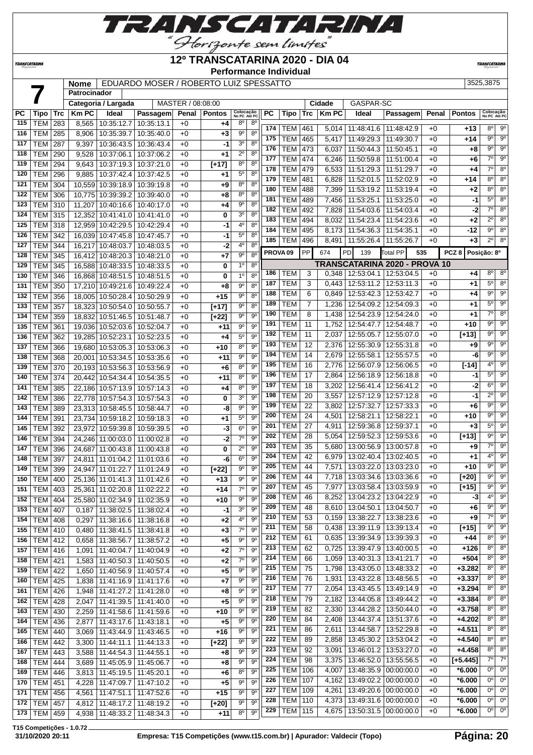# 12º TRANSCATARINA 2020 - DIA 04

**Performance Individual**

| 7 | Nome | EDUARDO MOSER / ROBERTO LUIZ SPESSATTO | 3525,3875 |
|---|---|---|---|
| | Patrocinador | | |
| | Categoria / Largada | MASTER / 08:08:00 | Cidade: GASPAR-SC |

| PC | Tipo | Trc | Km PC | Ideal | Passagem | Penal | Pontos | Colocação No PC | Colocação Até PC |
|---|---|---|---|---|---|---|---|---|---|
| 115 | TEM | 283 | 8,565 | 10:35:12.7 | 10:35:13.1 | +0 | +4 | 8º | 8º |
| 116 | TEM | 285 | 8,906 | 10:35:39.7 | 10:35:40.0 | +0 | +3 | 9º | 8º |
| 117 | TEM | 287 | 9,397 | 10:36:43.5 | 10:36:43.4 | +0 | -1 | 3º | 8º |
| 118 | TEM | 290 | 9,528 | 10:37:06.1 | 10:37:06.2 | +0 | +1 | 2º | 8º |
| 119 | TEM | 294 | 9,643 | 10:37:19.3 | 10:37:21.0 | +0 | [+17] | 8º | 8º |
| 120 | TEM | 296 | 9,885 | 10:37:42.4 | 10:37:42.5 | +0 | +1 | 5º | 8º |
| 121 | TEM | 304 | 10,559 | 10:39:18.9 | 10:39:19.8 | +0 | +9 | 8º | 8º |
| 122 | TEM | 306 | 10,775 | 10:39:39.2 | 10:39:40.0 | +0 | +8 | 8º | 8º |
| 123 | TEM | 310 | 11,207 | 10:40:16.6 | 10:40:17.0 | +0 | +4 | 9º | 8º |
| 124 | TEM | 315 | 12,352 | 10:41:41.0 | 10:41:41.0 | +0 | 0 | 3º | 8º |
| 125 | TEM | 318 | 12,959 | 10:42:29.5 | 10:42:29.4 | +0 | -1 | 4º | 8º |
| 126 | TEM | 342 | 16,039 | 10:47:45.8 | 10:47:45.7 | +0 | -1 | 5º | 8º |
| 127 | TEM | 344 | 16,217 | 10:48:03.7 | 10:48:03.5 | +0 | -2 | 4º | 8º |
| 128 | TEM | 345 | 16,412 | 10:48:20.3 | 10:48:21.0 | +0 | +7 | 9º | 8º |
| 129 | TEM | 345 | 16,588 | 10:48:33.5 | 10:48:33.5 | +0 | 0 | 1º | 8º |
| 130 | TEM | 346 | 16,868 | 10:48:51.5 | 10:48:51.5 | +0 | 0 | 1º | 8º |
| 131 | TEM | 350 | 17,210 | 10:49:21.6 | 10:49:22.4 | +0 | +8 | 9º | 8º |
| 132 | TEM | 356 | 18,005 | 10:50:28.4 | 10:50:29.9 | +0 | +15 | 9º | 8º |
| 133 | TEM | 357 | 18,323 | 10:50:54.0 | 10:50:55.7 | +0 | [+17] | 9º | 8º |
| 134 | TEM | 359 | 18,832 | 10:51:46.5 | 10:51:48.7 | +0 | [+22] | 9º | 9º |
| 135 | TEM | 361 | 19,036 | 10:52:03.6 | 10:52:04.7 | +0 | +11 | 9º | 9º |
| 136 | TEM | 362 | 19,285 | 10:52:23.1 | 10:52:23.5 | +0 | +4 | 5º | 9º |
| 137 | TEM | 366 | 19,680 | 10:53:05.3 | 10:53:06.3 | +0 | +10 | 8º | 9º |
| 138 | TEM | 368 | 20,001 | 10:53:34.5 | 10:53:35.6 | +0 | +11 | 9º | 9º |
| 139 | TEM | 370 | 20,193 | 10:53:56.3 | 10:53:56.9 | +0 | +6 | 8º | 9º |
| 140 | TEM | 374 | 20,442 | 10:54:34.4 | 10:54:35.5 | +0 | +11 | 8º | 9º |
| 141 | TEM | 385 | 22,186 | 10:57:13.9 | 10:57:14.3 | +0 | +4 | 8º | 9º |
| 142 | TEM | 386 | 22,778 | 10:57:54.3 | 10:57:54.3 | +0 | 0 | 3º | 9º |
| 143 | TEM | 389 | 23,313 | 10:58:45.5 | 10:58:44.7 | +0 | -8 | 9º | 9º |
| 144 | TEM | 391 | 23,734 | 10:59:18.2 | 10:59:18.3 | +0 | +1 | 5º | 9º |
| 145 | TEM | 392 | 23,972 | 10:59:39.8 | 10:59:39.5 | +0 | -3 | 6º | 9º |
| 146 | TEM | 394 | 24,246 | 11:00:03.0 | 11:00:02.8 | +0 | -2 | 7º | 9º |
| 147 | TEM | 396 | 24,687 | 11:00:43.8 | 11:00:43.8 | +0 | 0 | 2º | 9º |
| 148 | TEM | 397 | 24,811 | 11:01:04.2 | 11:01:03.6 | +0 | -6 | 6º | 9º |
| 149 | TEM | 399 | 24,947 | 11:01:22.7 | 11:01:24.9 | +0 | [+22] | 9º | 9º |
| 150 | TEM | 400 | 25,136 | 11:01:41.3 | 11:01:42.6 | +0 | +13 | 9º | 9º |
| 151 | TEM | 403 | 25,361 | 11:02:20.8 | 11:02:22.2 | +0 | +14 | 7º | 9º |
| 152 | TEM | 404 | 25,580 | 11:02:34.9 | 11:02:35.9 | +0 | +10 | 9º | 9º |
| 153 | TEM | 407 | 0,187 | 11:38:02.5 | 11:38:02.4 | +0 | -1 | 3º | 9º |
| 154 | TEM | 408 | 0,297 | 11:38:16.6 | 11:38:16.8 | +0 | +2 | 4º | 9º |
| 155 | TEM | 410 | 0,480 | 11:38:41.5 | 11:38:41.8 | +0 | +3 | 7º | 9º |
| 156 | TEM | 412 | 0,658 | 11:38:56.7 | 11:38:57.2 | +0 | +5 | 9º | 9º |
| 157 | TEM | 416 | 1,091 | 11:40:04.7 | 11:40:04.9 | +0 | +2 | 7º | 9º |
| 158 | TEM | 421 | 1,583 | 11:40:50.3 | 11:40:50.5 | +0 | +2 | 7º | 9º |
| 159 | TEM | 422 | 1,650 | 11:40:56.9 | 11:40:57.4 | +0 | +5 | 9º | 9º |
| 160 | TEM | 425 | 1,838 | 11:41:16.9 | 11:41:17.6 | +0 | +7 | 9º | 9º |
| 161 | TEM | 426 | 1,948 | 11:41:27.2 | 11:41:28.0 | +0 | +8 | 9º | 9º |
| 162 | TEM | 428 | 2,047 | 11:41:39.5 | 11:41:40.0 | +0 | +5 | 9º | 9º |
| 163 | TEM | 430 | 2,259 | 11:41:58.6 | 11:41:59.6 | +0 | +10 | 9º | 9º |
| 164 | TEM | 436 | 2,877 | 11:43:17.6 | 11:43:18.1 | +0 | +5 | 9º | 9º |
| 165 | TEM | 440 | 3,069 | 11:43:44.9 | 11:43:46.5 | +0 | +16 | 9º | 9º |
| 166 | TEM | 442 | 3,300 | 11:44:11.1 | 11:44:13.3 | +0 | [+22] | 9º | 9º |
| 167 | TEM | 443 | 3,588 | 11:44:54.3 | 11:44:55.1 | +0 | +8 | 9º | 9º |
| 168 | TEM | 444 | 3,689 | 11:45:05.9 | 11:45:06.7 | +0 | +8 | 9º | 9º |
| 169 | TEM | 446 | 3,813 | 11:45:19.5 | 11:45:20.1 | +0 | +6 | 8º | 9º |
| 170 | TEM | 451 | 4,228 | 11:47:09.7 | 11:47:10.2 | +0 | +5 | 9º | 9º |
| 171 | TEM | 456 | 4,561 | 11:47:51.1 | 11:47:52.6 | +0 | +15 | 9º | 9º |
| 172 | TEM | 457 | 4,812 | 11:48:17.2 | 11:48:19.2 | +0 | [+20] | 9º | 9º |
| 173 | TEM | 459 | 4,938 | 11:48:33.2 | 11:48:34.3 | +0 | +11 | 8º | 9º |
| 174 | TEM | 461 | 5,014 | 11:48:41.6 | 11:48:42.9 | +0 | +13 | 8º | 9º |
| 175 | TEM | 465 | 5,417 | 11:49:29.3 | 11:49:30.7 | +0 | +14 | 9º | 9º |
| 176 | TEM | 473 | 6,037 | 11:50:44.3 | 11:50:45.1 | +0 | +8 | 9º | 9º |
| 177 | TEM | 474 | 6,246 | 11:50:59.8 | 11:51:00.4 | +0 | +6 | 7º | 9º |
| 178 | TEM | 479 | 6,533 | 11:51:29.3 | 11:51:29.7 | +0 | +4 | 7º | 8º |
| 179 | TEM | 481 | 6,828 | 11:52:01.5 | 11:52:02.9 | +0 | +14 | 8º | 8º |
| 180 | TEM | 488 | 7,399 | 11:53:19.2 | 11:53:19.4 | +0 | +2 | 8º | 8º |
| 181 | TEM | 489 | 7,456 | 11:53:25.1 | 11:53:25.0 | +0 | -1 | 5º | 8º |
| 182 | TEM | 492 | 7,828 | 11:54:03.6 | 11:54:03.4 | +0 | -2 | 7º | 8º |
| 183 | TEM | 494 | 8,032 | 11:54:23.4 | 11:54:23.6 | +0 | +2 | 2º | 8º |
| 184 | TEM | 495 | 8,173 | 11:54:36.3 | 11:54:35.1 | +0 | -12 | 9º | 8º |
| 185 | TEM | 496 | 8,491 | 11:55:26.4 | 11:55:26.7 | +0 | +3 | 2º | 8º |
| PROVA 09 | PP | 674 | PD | 139 | Total PP | 535 | PCZ 8 | Posição: 8º | |

## TRANSCATARINA 2020 - PROVA 10

| PC | Tipo | Trc | Km PC | Ideal | Passagem | Penal | Pontos | Colocação No PC | Colocação Até PC |
|---|---|---|---|---|---|---|---|---|---|
| 186 | TEM | 3 | 0,348 | 12:53:04.1 | 12:53:04.5 | +0 | +4 | 8º | 8º |
| 187 | TEM | 3 | 0,443 | 12:53:11.2 | 12:53:11.3 | +0 | +1 | 5º | 8º |
| 188 | TEM | 6 | 0,849 | 12:53:42.3 | 12:53:42.7 | +0 | +4 | 9º | 9º |
| 189 | TEM | 7 | 1,236 | 12:54:09.2 | 12:54:09.3 | +0 | +1 | 5º | 9º |
| 190 | TEM | 8 | 1,438 | 12:54:23.9 | 12:54:24.0 | +0 | +1 | 7º | 8º |
| 191 | TEM | 11 | 1,752 | 12:54:47.7 | 12:54:48.7 | +0 | +10 | 9º | 9º |
| 192 | TEM | 11 | 2,037 | 12:55:05.7 | 12:55:07.0 | +0 | [+13] | 9º | 9º |
| 193 | TEM | 12 | 2,376 | 12:55:30.9 | 12:55:31.8 | +0 | +9 | 9º | 9º |
| 194 | TEM | 14 | 2,679 | 12:55:58.1 | 12:55:57.5 | +0 | -6 | 9º | 9º |
| 195 | TEM | 16 | 2,776 | 12:56:07.9 | 12:56:06.5 | +0 | [-14] | 4º | 9º |
| 196 | TEM | 17 | 2,864 | 12:56:18.9 | 12:56:18.8 | +0 | -1 | 5º | 9º |
| 197 | TEM | 18 | 3,202 | 12:56:41.4 | 12:56:41.2 | +0 | -2 | 6º | 9º |
| 198 | TEM | 20 | 3,557 | 12:57:12.9 | 12:57:12.8 | +0 | -1 | 2º | 9º |
| 199 | TEM | 22 | 3,802 | 12:57:32.7 | 12:57:33.3 | +0 | +6 | 9º | 9º |
| 200 | TEM | 24 | 4,501 | 12:58:21.1 | 12:58:22.1 | +0 | +10 | 9º | 9º |
| 201 | TEM | 27 | 4,911 | 12:59:36.8 | 12:59:37.1 | +0 | +3 | 5º | 9º |
| 202 | TEM | 28 | 5,054 | 12:59:52.3 | 12:59:53.6 | +0 | [+13] | 9º | 9º |
| 203 | TEM | 35 | 5,680 | 13:00:56.9 | 13:00:57.8 | +0 | +9 | 7º | 9º |
| 204 | TEM | 42 | 6,979 | 13:02:40.4 | 13:02:40.5 | +0 | +1 | 4º | 9º |
| 205 | TEM | 44 | 7,571 | 13:03:22.0 | 13:03:23.0 | +0 | +10 | 9º | 9º |
| 206 | TEM | 44 | 7,718 | 13:03:34.6 | 13:03:36.6 | +0 | [+20] | 9º | 9º |
| 207 | TEM | 45 | 7,977 | 13:03:58.4 | 13:03:59.9 | +0 | [+15] | 9º | 9º |
| 208 | TEM | 46 | 8,252 | 13:04:23.2 | 13:04:22.9 | +0 | -3 | 4º | 9º |
| 209 | TEM | 48 | 8,610 | 13:04:50.1 | 13:04:50.7 | +0 | +6 | 9º | 9º |
| 210 | TEM | 53 | 0,159 | 13:38:22.7 | 13:38:23.6 | +0 | +9 | 7º | 9º |
| 211 | TEM | 58 | 0,438 | 13:39:11.9 | 13:39:13.4 | +0 | [+15] | 9º | 9º |
| 212 | TEM | 61 | 0,635 | 13:39:34.9 | 13:39:39.3 | +0 | +44 | 8º | 9º |
| 213 | TEM | 62 | 0,725 | 13:39:47.9 | 13:40:00.5 | +0 | +126 | 8º | 8º |
| 214 | TEM | 66 | 1,059 | 13:40:31.3 | 13:41:21.7 | +0 | +504 | 8º | 8º |
| 215 | TEM | 75 | 1,798 | 13:43:05.0 | 13:48:33.2 | +0 | +3.282 | 8º | 8º |
| 216 | TEM | 76 | 1,931 | 13:43:22.8 | 13:48:56.5 | +0 | +3.337 | 8º | 8º |
| 217 | TEM | 77 | 2,054 | 13:43:45.5 | 13:49:14.9 | +0 | +3.294 | 8º | 8º |
| 218 | TEM | 79 | 2,182 | 13:44:05.8 | 13:49:44.2 | +0 | +3.384 | 8º | 8º |
| 219 | TEM | 82 | 2,330 | 13:44:28.2 | 13:50:44.0 | +0 | +3.758 | 8º | 8º |
| 220 | TEM | 84 | 2,408 | 13:44:37.4 | 13:51:37.6 | +0 | +4.202 | 8º | 8º |
| 221 | TEM | 86 | 2,611 | 13:44:58.7 | 13:52:29.8 | +0 | +4.511 | 8º | 8º |
| 222 | TEM | 89 | 2,858 | 13:45:30.2 | 13:53:04.2 | +0 | +4.540 | 8º | 8º |
| 223 | TEM | 92 | 3,091 | 13:46:01.2 | 13:53:27.0 | +0 | +4.458 | 8º | 8º |
| 224 | TEM | 98 | 3,375 | 13:46:52.0 | 13:55:56.5 | +0 | [+5.445] | 7º | 7º |
| 225 | TEM | 106 | 4,007 | 13:48:35.9 | 00:00:00.0 | +0 | *6.000 | 0º | 0º |
| 226 | TEM | 107 | 4,162 | 13:49:02.2 | 00:00:00.0 | +0 | *6.000 | 0º | 0º |
| 227 | TEM | 109 | 4,261 | 13:49:20.6 | 00:00:00.0 | +0 | *6.000 | 0º | 0º |
| 228 | TEM | 110 | 4,373 | 13:49:31.6 | 00:00:00.0 | +0 | *6.000 | 0º | 0º |
| 229 | TEM | 115 | 4,675 | 13:50:31.5 | 00:00:00.0 | +0 | *6.000 | 0º | 0º |

T15 Competições - 1.0.72
31/10/2020 20:11 — Empresa: T15 Competições (www.t15.com.br) | Apurador: Valdecir (Topo)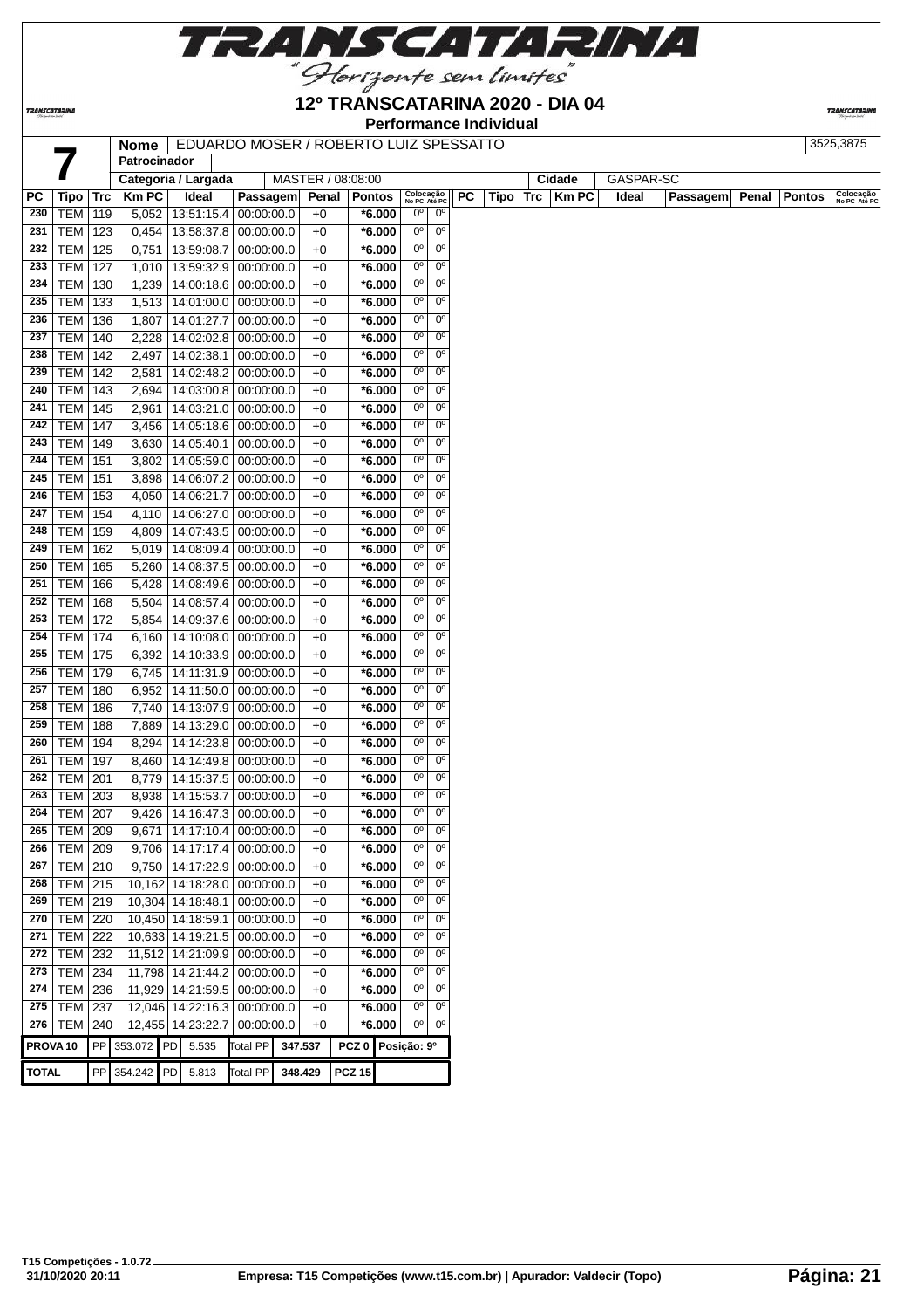# 12º TRANSCATARINA 2020 - DIA 04

**Performance Individual**

| 7 | Nome | EDUARDO MOSER / ROBERTO LUIZ SPESSATTO | 3525,3875 |
|---|---|---|---|
| | Patrocinador | | |
| | Categoria / Largada | MASTER / 08:08:00 | Cidade: GASPAR-SC |

| PC | Tipo | Trc | Km PC | Ideal | Passagem | Penal | Pontos | Colocação No PC | Colocação Até PC |
|---|---|---|---|---|---|---|---|---|---|
| 230 | TEM | 119 | 5,052 | 13:51:15.4 | 00:00:00.0 | +0 | *6.000 | 0º | 0º |
| 231 | TEM | 123 | 0,454 | 13:58:37.8 | 00:00:00.0 | +0 | *6.000 | 0º | 0º |
| 232 | TEM | 125 | 0,751 | 13:59:08.7 | 00:00:00.0 | +0 | *6.000 | 0º | 0º |
| 233 | TEM | 127 | 1,010 | 13:59:32.9 | 00:00:00.0 | +0 | *6.000 | 0º | 0º |
| 234 | TEM | 130 | 1,239 | 14:00:18.6 | 00:00:00.0 | +0 | *6.000 | 0º | 0º |
| 235 | TEM | 133 | 1,513 | 14:01:00.0 | 00:00:00.0 | +0 | *6.000 | 0º | 0º |
| 236 | TEM | 136 | 1,807 | 14:01:27.7 | 00:00:00.0 | +0 | *6.000 | 0º | 0º |
| 237 | TEM | 140 | 2,228 | 14:02:02.8 | 00:00:00.0 | +0 | *6.000 | 0º | 0º |
| 238 | TEM | 142 | 2,497 | 14:02:38.1 | 00:00:00.0 | +0 | *6.000 | 0º | 0º |
| 239 | TEM | 142 | 2,581 | 14:02:48.2 | 00:00:00.0 | +0 | *6.000 | 0º | 0º |
| 240 | TEM | 143 | 2,694 | 14:03:00.8 | 00:00:00.0 | +0 | *6.000 | 0º | 0º |
| 241 | TEM | 145 | 2,961 | 14:03:21.0 | 00:00:00.0 | +0 | *6.000 | 0º | 0º |
| 242 | TEM | 147 | 3,456 | 14:05:18.6 | 00:00:00.0 | +0 | *6.000 | 0º | 0º |
| 243 | TEM | 149 | 3,630 | 14:05:40.1 | 00:00:00.0 | +0 | *6.000 | 0º | 0º |
| 244 | TEM | 151 | 3,802 | 14:05:59.0 | 00:00:00.0 | +0 | *6.000 | 0º | 0º |
| 245 | TEM | 151 | 3,898 | 14:06:07.2 | 00:00:00.0 | +0 | *6.000 | 0º | 0º |
| 246 | TEM | 153 | 4,050 | 14:06:21.7 | 00:00:00.0 | +0 | *6.000 | 0º | 0º |
| 247 | TEM | 154 | 4,110 | 14:06:27.0 | 00:00:00.0 | +0 | *6.000 | 0º | 0º |
| 248 | TEM | 159 | 4,809 | 14:07:43.5 | 00:00:00.0 | +0 | *6.000 | 0º | 0º |
| 249 | TEM | 162 | 5,019 | 14:08:09.4 | 00:00:00.0 | +0 | *6.000 | 0º | 0º |
| 250 | TEM | 165 | 5,260 | 14:08:37.5 | 00:00:00.0 | +0 | *6.000 | 0º | 0º |
| 251 | TEM | 166 | 5,428 | 14:08:49.6 | 00:00:00.0 | +0 | *6.000 | 0º | 0º |
| 252 | TEM | 168 | 5,504 | 14:08:57.4 | 00:00:00.0 | +0 | *6.000 | 0º | 0º |
| 253 | TEM | 172 | 5,854 | 14:09:37.6 | 00:00:00.0 | +0 | *6.000 | 0º | 0º |
| 254 | TEM | 174 | 6,160 | 14:10:08.0 | 00:00:00.0 | +0 | *6.000 | 0º | 0º |
| 255 | TEM | 175 | 6,392 | 14:10:33.9 | 00:00:00.0 | +0 | *6.000 | 0º | 0º |
| 256 | TEM | 179 | 6,745 | 14:11:31.9 | 00:00:00.0 | +0 | *6.000 | 0º | 0º |
| 257 | TEM | 180 | 6,952 | 14:11:50.0 | 00:00:00.0 | +0 | *6.000 | 0º | 0º |
| 258 | TEM | 186 | 7,740 | 14:13:07.9 | 00:00:00.0 | +0 | *6.000 | 0º | 0º |
| 259 | TEM | 188 | 7,889 | 14:13:29.0 | 00:00:00.0 | +0 | *6.000 | 0º | 0º |
| 260 | TEM | 194 | 8,294 | 14:14:23.8 | 00:00:00.0 | +0 | *6.000 | 0º | 0º |
| 261 | TEM | 197 | 8,460 | 14:14:49.8 | 00:00:00.0 | +0 | *6.000 | 0º | 0º |
| 262 | TEM | 201 | 8,779 | 14:15:37.5 | 00:00:00.0 | +0 | *6.000 | 0º | 0º |
| 263 | TEM | 203 | 8,938 | 14:15:53.7 | 00:00:00.0 | +0 | *6.000 | 0º | 0º |
| 264 | TEM | 207 | 9,426 | 14:16:47.3 | 00:00:00.0 | +0 | *6.000 | 0º | 0º |
| 265 | TEM | 209 | 9,671 | 14:17:10.4 | 00:00:00.0 | +0 | *6.000 | 0º | 0º |
| 266 | TEM | 209 | 9,706 | 14:17:17.4 | 00:00:00.0 | +0 | *6.000 | 0º | 0º |
| 267 | TEM | 210 | 9,750 | 14:17:22.9 | 00:00:00.0 | +0 | *6.000 | 0º | 0º |
| 268 | TEM | 215 | 10,162 | 14:18:28.0 | 00:00:00.0 | +0 | *6.000 | 0º | 0º |
| 269 | TEM | 219 | 10,304 | 14:18:48.1 | 00:00:00.0 | +0 | *6.000 | 0º | 0º |
| 270 | TEM | 220 | 10,450 | 14:18:59.1 | 00:00:00.0 | +0 | *6.000 | 0º | 0º |
| 271 | TEM | 222 | 10,633 | 14:19:21.5 | 00:00:00.0 | +0 | *6.000 | 0º | 0º |
| 272 | TEM | 232 | 11,512 | 14:21:09.9 | 00:00:00.0 | +0 | *6.000 | 0º | 0º |
| 273 | TEM | 234 | 11,798 | 14:21:44.2 | 00:00:00.0 | +0 | *6.000 | 0º | 0º |
| 274 | TEM | 236 | 11,929 | 14:21:59.5 | 00:00:00.0 | +0 | *6.000 | 0º | 0º |
| 275 | TEM | 237 | 12,046 | 14:22:16.3 | 00:00:00.0 | +0 | *6.000 | 0º | 0º |
| 276 | TEM | 240 | 12,455 | 14:23:22.7 | 00:00:00.0 | +0 | *6.000 | 0º | 0º |

| PROVA 10 | PP | 353.072 | PD | 5.535 | Total PP | 347.537 | PCZ 0 | Posição: 9º |
|---|---|---|---|---|---|---|---|---|
| TOTAL | PP | 354.242 | PD | 5.813 | Total PP | 348.429 | PCZ 15 | |

T15 Competições - 1.0.72
31/10/2020 20:11

Empresa: T15 Competições (www.t15.com.br) | Apurador: Valdecir (Topo)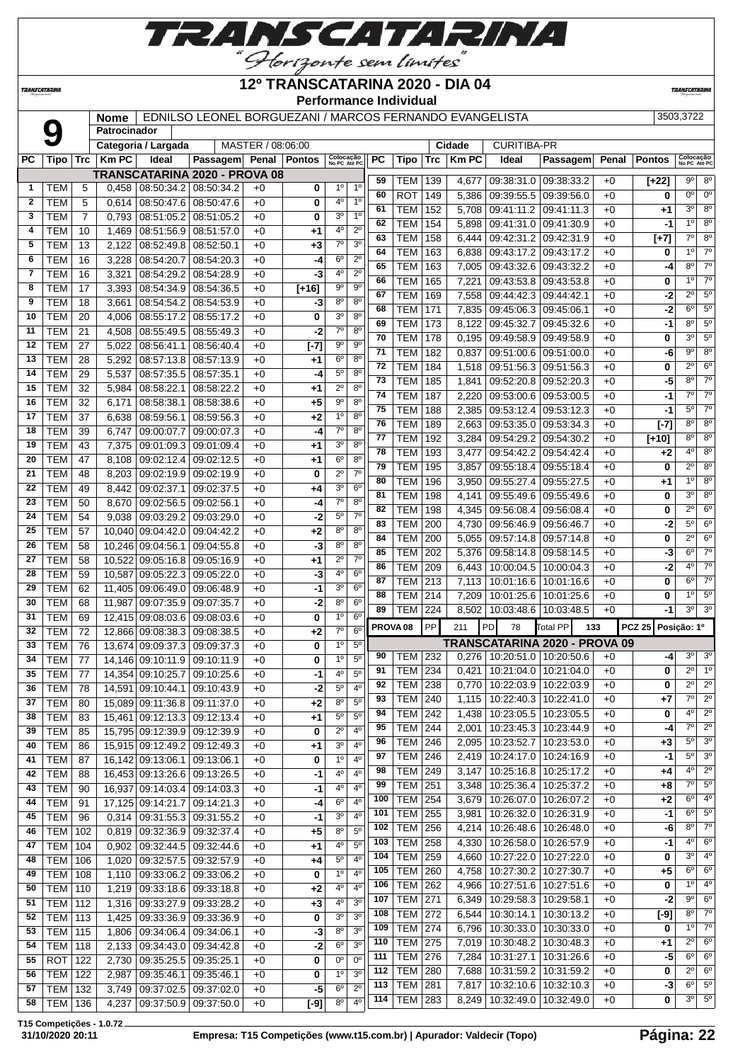# 12º TRANSCATARINA 2020 - DIA 04

**Performance Individual**

| | | |
|---|---|---|
| **9** | **Nome** | EDNILSO LEONEL BORGUEZANI / MARCOS FERNANDO EVANGELISTA — 3503,3722 |
| | **Patrocinador** | |
| | **Categoria / Largada** | MASTER / 08:06:00 — **Cidade** CURITIBA-PR |

| PC | Tipo | Trc | Km PC | Ideal | Passagem | Penal | Pontos | Colocação No PC | Colocação Até PC |
|---|---|---|---|---|---|---|---|---|---|
| **TRANSCATARINA 2020 - PROVA 08** | | | | | | | | | |
| 1 | TEM | 5 | 0,458 | 08:50:34.2 | 08:50:34.2 | +0 | 0 | 1º | 1º |
| 2 | TEM | 5 | 0,614 | 08:50:47.6 | 08:50:47.6 | +0 | 0 | 4º | 1º |
| 3 | TEM | 7 | 0,793 | 08:51:05.2 | 08:51:05.2 | +0 | 0 | 3º | 1º |
| 4 | TEM | 10 | 1,469 | 08:51:56.9 | 08:51:57.0 | +0 | +1 | 4º | 2º |
| 5 | TEM | 13 | 2,122 | 08:52:49.8 | 08:52:50.1 | +0 | +3 | 7º | 3º |
| 6 | TEM | 16 | 3,228 | 08:54:20.7 | 08:54:20.3 | +0 | -4 | 6º | 2º |
| 7 | TEM | 16 | 3,321 | 08:54:29.2 | 08:54:28.9 | +0 | -3 | 4º | 2º |
| 8 | TEM | 17 | 3,393 | 08:54:34.9 | 08:54:36.5 | +0 | [+16] | 9º | 9º |
| 9 | TEM | 18 | 3,661 | 08:54:54.2 | 08:54:53.9 | +0 | -3 | 8º | 8º |
| 10 | TEM | 20 | 4,006 | 08:55:17.2 | 08:55:17.2 | +0 | 0 | 3º | 8º |
| 11 | TEM | 21 | 4,508 | 08:55:49.5 | 08:55:49.3 | +0 | -2 | 7º | 8º |
| 12 | TEM | 27 | 5,022 | 08:56:41.1 | 08:56:40.4 | +0 | [-7] | 9º | 9º |
| 13 | TEM | 28 | 5,292 | 08:57:13.8 | 08:57:13.9 | +0 | +1 | 6º | 8º |
| 14 | TEM | 29 | 5,537 | 08:57:35.5 | 08:57:35.1 | +0 | -4 | 5º | 8º |
| 15 | TEM | 32 | 5,984 | 08:58:22.1 | 08:58:22.2 | +0 | +1 | 2º | 8º |
| 16 | TEM | 32 | 6,171 | 08:58:38.1 | 08:58:38.6 | +0 | +5 | 9º | 8º |
| 17 | TEM | 37 | 6,638 | 08:59:56.1 | 08:59:56.3 | +0 | +2 | 1º | 8º |
| 18 | TEM | 39 | 6,747 | 09:00:07.7 | 09:00:07.3 | +0 | -4 | 7º | 8º |
| 19 | TEM | 43 | 7,375 | 09:01:09.3 | 09:01:09.4 | +0 | +1 | 3º | 8º |
| 20 | TEM | 47 | 8,108 | 09:02:12.4 | 09:02:12.5 | +0 | +1 | 6º | 8º |
| 21 | TEM | 48 | 8,203 | 09:02:19.9 | 09:02:19.9 | +0 | 0 | 2º | 7º |
| 22 | TEM | 49 | 8,442 | 09:02:37.1 | 09:02:37.5 | +0 | +4 | 3º | 6º |
| 23 | TEM | 50 | 8,670 | 09:02:56.5 | 09:02:56.1 | +0 | -4 | 7º | 8º |
| 24 | TEM | 54 | 9,038 | 09:03:29.2 | 09:03:29.0 | +0 | -2 | 5º | 7º |
| 25 | TEM | 57 | 10,040 | 09:04:42.0 | 09:04:42.2 | +0 | +2 | 8º | 8º |
| 26 | TEM | 58 | 10,246 | 09:04:56.1 | 09:04:55.8 | +0 | -3 | 8º | 8º |
| 27 | TEM | 58 | 10,522 | 09:05:16.8 | 09:05:16.9 | +0 | +1 | 2º | 7º |
| 28 | TEM | 59 | 10,587 | 09:05:22.3 | 09:05:22.0 | +0 | -3 | 4º | 6º |
| 29 | TEM | 62 | 11,405 | 09:06:49.0 | 09:06:48.9 | +0 | -1 | 3º | 6º |
| 30 | TEM | 68 | 11,987 | 09:07:35.9 | 09:07:35.7 | +0 | -2 | 8º | 6º |
| 31 | TEM | 69 | 12,415 | 09:08:03.6 | 09:08:03.6 | +0 | 0 | 1º | 6º |
| 32 | TEM | 72 | 12,866 | 09:08:38.3 | 09:08:38.5 | +0 | +2 | 7º | 6º |
| 33 | TEM | 76 | 13,674 | 09:09:37.3 | 09:09:37.3 | +0 | 0 | 1º | 5º |
| 34 | TEM | 77 | 14,146 | 09:10:11.9 | 09:10:11.9 | +0 | 0 | 1º | 5º |
| 35 | TEM | 77 | 14,354 | 09:10:25.7 | 09:10:25.6 | +0 | -1 | 4º | 5º |
| 36 | TEM | 78 | 14,591 | 09:10:44.1 | 09:10:43.9 | +0 | -2 | 5º | 4º |
| 37 | TEM | 80 | 15,089 | 09:11:36.8 | 09:11:37.0 | +0 | +2 | 8º | 5º |
| 38 | TEM | 83 | 15,461 | 09:12:13.3 | 09:12:13.4 | +0 | +1 | 5º | 5º |
| 39 | TEM | 85 | 15,795 | 09:12:39.9 | 09:12:39.9 | +0 | 0 | 2º | 4º |
| 40 | TEM | 86 | 15,915 | 09:12:49.2 | 09:12:49.3 | +0 | +1 | 3º | 4º |
| 41 | TEM | 87 | 16,142 | 09:13:06.1 | 09:13:06.1 | +0 | 0 | 1º | 4º |
| 42 | TEM | 88 | 16,453 | 09:13:26.6 | 09:13:26.5 | +0 | -1 | 4º | 4º |
| 43 | TEM | 90 | 16,937 | 09:14:03.4 | 09:14:03.3 | +0 | -1 | 4º | 4º |
| 44 | TEM | 91 | 17,125 | 09:14:21.7 | 09:14:21.3 | +0 | -4 | 6º | 4º |
| 45 | TEM | 96 | 0,314 | 09:31:55.3 | 09:31:55.2 | +0 | -1 | 3º | 4º |
| 46 | TEM | 102 | 0,819 | 09:32:36.9 | 09:32:37.4 | +0 | +5 | 8º | 5º |
| 47 | TEM | 104 | 0,902 | 09:32:44.5 | 09:32:44.6 | +0 | +1 | 4º | 5º |
| 48 | TEM | 106 | 1,020 | 09:32:57.5 | 09:32:57.9 | +0 | +4 | 5º | 4º |
| 49 | TEM | 108 | 1,110 | 09:33:06.2 | 09:33:06.2 | +0 | 0 | 1º | 4º |
| 50 | TEM | 110 | 1,219 | 09:33:18.6 | 09:33:18.8 | +0 | +2 | 4º | 4º |
| 51 | TEM | 112 | 1,316 | 09:33:27.9 | 09:33:28.2 | +0 | +3 | 4º | 3º |
| 52 | TEM | 113 | 1,425 | 09:33:36.9 | 09:33:36.9 | +0 | 0 | 3º | 3º |
| 53 | TEM | 115 | 1,806 | 09:34:06.4 | 09:34:06.1 | +0 | -3 | 8º | 3º |
| 54 | TEM | 118 | 2,133 | 09:34:43.0 | 09:34:42.8 | +0 | -2 | 6º | 3º |
| 55 | ROT | 122 | 2,730 | 09:35:25.5 | 09:35:25.1 | +0 | 0 | 0º | 0º |
| 56 | TEM | 122 | 2,987 | 09:35:46.1 | 09:35:46.1 | +0 | 0 | 1º | 3º |
| 57 | TEM | 132 | 3,749 | 09:37:02.5 | 09:37:02.0 | +0 | -5 | 6º | 2º |
| 58 | TEM | 136 | 4,237 | 09:37:50.9 | 09:37:50.0 | +0 | [-9] | 8º | 4º |
| 59 | TEM | 139 | 4,677 | 09:38:31.0 | 09:38:33.2 | +0 | [+22] | 9º | 8º |
| 60 | ROT | 149 | 5,386 | 09:39:55.5 | 09:39:56.0 | +0 | 0 | 0º | 0º |
| 61 | TEM | 152 | 5,708 | 09:41:11.2 | 09:41:11.3 | +0 | +1 | 3º | 8º |
| 62 | TEM | 154 | 5,898 | 09:41:31.0 | 09:41:30.9 | +0 | -1 | 1º | 8º |
| 63 | TEM | 158 | 6,444 | 09:42:31.2 | 09:42:31.9 | +0 | [+7] | 7º | 8º |
| 64 | TEM | 163 | 6,838 | 09:43:17.2 | 09:43:17.2 | +0 | 0 | 1º | 7º |
| 65 | TEM | 163 | 7,005 | 09:43:32.6 | 09:43:32.2 | +0 | -4 | 8º | 7º |
| 66 | TEM | 165 | 7,221 | 09:43:53.8 | 09:43:53.8 | +0 | 0 | 1º | 7º |
| 67 | TEM | 169 | 7,558 | 09:44:42.3 | 09:44:42.1 | +0 | -2 | 2º | 5º |
| 68 | TEM | 171 | 7,835 | 09:45:06.3 | 09:45:06.1 | +0 | -2 | 6º | 5º |
| 69 | TEM | 173 | 8,122 | 09:45:32.7 | 09:45:32.6 | +0 | -1 | 8º | 5º |
| 70 | TEM | 178 | 0,195 | 09:49:58.9 | 09:49:58.9 | +0 | 0 | 3º | 5º |
| 71 | TEM | 182 | 0,837 | 09:51:00.6 | 09:51:00.0 | +0 | -6 | 9º | 8º |
| 72 | TEM | 184 | 1,518 | 09:51:56.3 | 09:51:56.3 | +0 | 0 | 2º | 6º |
| 73 | TEM | 185 | 1,841 | 09:52:20.8 | 09:52:20.3 | +0 | -5 | 8º | 7º |
| 74 | TEM | 187 | 2,220 | 09:53:00.6 | 09:53:00.5 | +0 | -1 | 7º | 7º |
| 75 | TEM | 188 | 2,385 | 09:53:12.4 | 09:53:12.3 | +0 | -1 | 5º | 7º |
| 76 | TEM | 189 | 2,663 | 09:53:35.0 | 09:53:34.3 | +0 | [-7] | 8º | 8º |
| 77 | TEM | 192 | 3,284 | 09:54:29.2 | 09:54:30.2 | +0 | [+10] | 8º | 8º |
| 78 | TEM | 193 | 3,477 | 09:54:42.2 | 09:54:42.4 | +0 | +2 | 4º | 8º |
| 79 | TEM | 195 | 3,857 | 09:55:18.4 | 09:55:18.4 | +0 | 0 | 2º | 8º |
| 80 | TEM | 196 | 3,950 | 09:55:27.4 | 09:55:27.5 | +0 | +1 | 1º | 8º |
| 81 | TEM | 198 | 4,141 | 09:55:49.6 | 09:55:49.6 | +0 | 0 | 3º | 8º |
| 82 | TEM | 198 | 4,345 | 09:56:08.4 | 09:56:08.4 | +0 | 0 | 2º | 6º |
| 83 | TEM | 200 | 4,730 | 09:56:46.9 | 09:56:46.7 | +0 | -2 | 5º | 6º |
| 84 | TEM | 200 | 5,055 | 09:57:14.8 | 09:57:14.8 | +0 | 0 | 2º | 6º |
| 85 | TEM | 202 | 5,376 | 09:58:14.8 | 09:58:14.5 | +0 | -3 | 6º | 7º |
| 86 | TEM | 209 | 6,443 | 10:00:04.5 | 10:00:04.3 | +0 | -2 | 4º | 7º |
| 87 | TEM | 213 | 7,113 | 10:01:16.6 | 10:01:16.6 | +0 | 0 | 6º | 7º |
| 88 | TEM | 214 | 7,209 | 10:01:25.6 | 10:01:25.6 | +0 | 0 | 1º | 5º |
| 89 | TEM | 224 | 8,502 | 10:03:48.6 | 10:03:48.5 | +0 | -1 | 3º | 3º |
| **PROVA 08** | PP | 211 | PD | 78 | Total PP | 133 | PCZ 25 | Posição: 1º | |
| **TRANSCATARINA 2020 - PROVA 09** | | | | | | | | | |
| 90 | TEM | 232 | 0,276 | 10:20:51.0 | 10:20:50.6 | +0 | -4 | 3º | 3º |
| 91 | TEM | 234 | 0,421 | 10:21:04.0 | 10:21:04.0 | +0 | 0 | 2º | 1º |
| 92 | TEM | 238 | 0,770 | 10:22:03.9 | 10:22:03.9 | +0 | 0 | 2º | 2º |
| 93 | TEM | 240 | 1,115 | 10:22:40.3 | 10:22:41.0 | +0 | +7 | 7º | 2º |
| 94 | TEM | 242 | 1,438 | 10:23:05.5 | 10:23:05.5 | +0 | 0 | 4º | 2º |
| 95 | TEM | 244 | 2,001 | 10:23:45.3 | 10:23:44.9 | +0 | -4 | 7º | 2º |
| 96 | TEM | 246 | 2,095 | 10:23:52.7 | 10:23:53.0 | +0 | +3 | 5º | 3º |
| 97 | TEM | 246 | 2,419 | 10:24:17.0 | 10:24:16.9 | +0 | -1 | 5º | 3º |
| 98 | TEM | 249 | 3,147 | 10:25:16.8 | 10:25:17.2 | +0 | +4 | 4º | 2º |
| 99 | TEM | 251 | 3,348 | 10:25:36.4 | 10:25:37.2 | +0 | +8 | 7º | 5º |
| 100 | TEM | 254 | 3,679 | 10:26:07.0 | 10:26:07.2 | +0 | +2 | 6º | 4º |
| 101 | TEM | 255 | 3,981 | 10:26:32.0 | 10:26:31.9 | +0 | -1 | 6º | 5º |
| 102 | TEM | 256 | 4,214 | 10:26:48.6 | 10:26:48.0 | +0 | -6 | 8º | 7º |
| 103 | TEM | 258 | 4,330 | 10:26:58.0 | 10:26:57.9 | +0 | -1 | 4º | 6º |
| 104 | TEM | 259 | 4,660 | 10:27:22.0 | 10:27:22.0 | +0 | 0 | 3º | 4º |
| 105 | TEM | 260 | 4,758 | 10:27:30.2 | 10:27:30.7 | +0 | +5 | 6º | 6º |
| 106 | TEM | 262 | 4,966 | 10:27:51.6 | 10:27:51.6 | +0 | 0 | 1º | 4º |
| 107 | TEM | 271 | 6,349 | 10:29:58.3 | 10:29:58.1 | +0 | -2 | 9º | 6º |
| 108 | TEM | 272 | 6,544 | 10:30:14.1 | 10:30:13.2 | +0 | [-9] | 8º | 7º |
| 109 | TEM | 274 | 6,796 | 10:30:33.0 | 10:30:33.0 | +0 | 0 | 1º | 7º |
| 110 | TEM | 275 | 7,019 | 10:30:48.2 | 10:30:48.3 | +0 | +1 | 2º | 6º |
| 111 | TEM | 276 | 7,284 | 10:31:27.1 | 10:31:26.6 | +0 | -5 | 6º | 6º |
| 112 | TEM | 280 | 7,688 | 10:31:59.2 | 10:31:59.2 | +0 | 0 | 2º | 6º |
| 113 | TEM | 281 | 7,817 | 10:32:10.6 | 10:32:10.3 | +0 | -3 | 6º | 5º |
| 114 | TEM | 283 | 8,249 | 10:32:49.0 | 10:32:49.0 | +0 | 0 | 3º | 5º |

T15 Competições - 1.0.72
31/10/2020 20:11 — Empresa: T15 Competições (www.t15.com.br) | Apurador: Valdecir (Topo)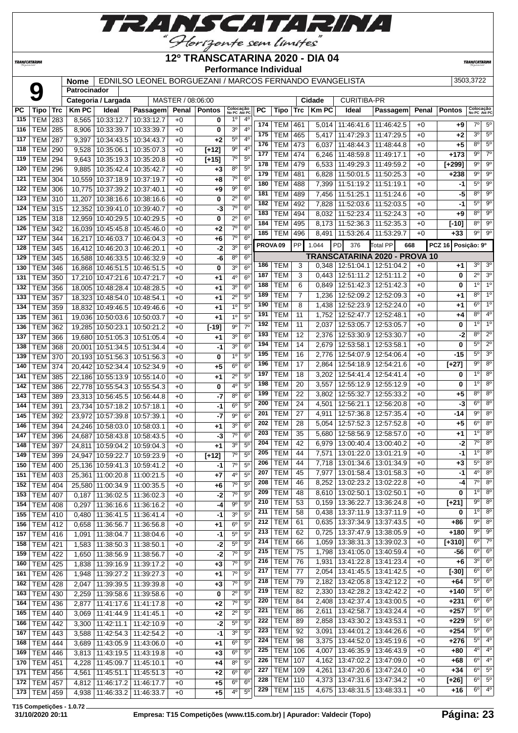# 12º TRANSCATARINA 2020 - DIA 04

**Performance Individual**

| | | | |
|---|---|---|---|
| **9** | **Nome** | EDNILSO LEONEL BORGUEZANI / MARCOS FERNANDO EVANGELISTA | 3503,3722 |
| | **Patrocinador** | | |
| | **Categoria / Largada** | MASTER / 08:06:00 | **Cidade** CURITIBA-PR |

| PC | Tipo | Trc | Km PC | Ideal | Passagem | Penal | Pontos | Colocação No PC | Colocação Até PC |
|---|---|---|---|---|---|---|---|---|---|
| 115 | TEM | 283 | 8,565 | 10:33:12.7 | 10:33:12.7 | +0 | 0 | 1º | 4º |
| 116 | TEM | 285 | 8,906 | 10:33:39.7 | 10:33:39.7 | +0 | 0 | 3º | 4º |
| 117 | TEM | 287 | 9,397 | 10:34:43.5 | 10:34:43.7 | +0 | +2 | 5º | 4º |
| 118 | TEM | 290 | 9,528 | 10:35:06.1 | 10:35:07.3 | +0 | [+12] | 9º | 4º |
| 119 | TEM | 294 | 9,643 | 10:35:19.3 | 10:35:20.8 | +0 | [+15] | 7º | 5º |
| 120 | TEM | 296 | 9,885 | 10:35:42.4 | 10:35:42.7 | +0 | +3 | 8º | 5º |
| 121 | TEM | 304 | 10,559 | 10:37:18.9 | 10:37:19.7 | +0 | +8 | 7º | 6º |
| 122 | TEM | 306 | 10,775 | 10:37:39.2 | 10:37:40.1 | +0 | +9 | 9º | 6º |
| 123 | TEM | 310 | 11,207 | 10:38:16.6 | 10:38:16.6 | +0 | 0 | 2º | 6º |
| 124 | TEM | 315 | 12,352 | 10:39:41.0 | 10:39:40.7 | +0 | -3 | 7º | 6º |
| 125 | TEM | 318 | 12,959 | 10:40:29.5 | 10:40:29.5 | +0 | 0 | 2º | 6º |
| 126 | TEM | 342 | 16,039 | 10:45:45.8 | 10:45:46.0 | +0 | +2 | 7º | 6º |
| 127 | TEM | 344 | 16,217 | 10:46:03.7 | 10:46:04.3 | +0 | +6 | 7º | 6º |
| 128 | TEM | 345 | 16,412 | 10:46:20.3 | 10:46:20.1 | +0 | -2 | 3º | 6º |
| 129 | TEM | 345 | 16,588 | 10:46:33.5 | 10:46:32.9 | +0 | -6 | 8º | 6º |
| 130 | TEM | 346 | 16,868 | 10:46:51.5 | 10:46:51.5 | +0 | 0 | 3º | 6º |
| 131 | TEM | 350 | 17,210 | 10:47:21.6 | 10:47:21.7 | +0 | +1 | 4º | 6º |
| 132 | TEM | 356 | 18,005 | 10:48:28.4 | 10:48:28.5 | +0 | +1 | 3º | 6º |
| 133 | TEM | 357 | 18,323 | 10:48:54.0 | 10:48:54.1 | +0 | +1 | 2º | 5º |
| 134 | TEM | 359 | 18,832 | 10:49:46.5 | 10:49:46.6 | +0 | +1 | 1º | 5º |
| 135 | TEM | 361 | 19,036 | 10:50:03.6 | 10:50:03.7 | +0 | +1 | 1º | 5º |
| 136 | TEM | 362 | 19,285 | 10:50:23.1 | 10:50:21.2 | +0 | [-19] | 9º | 7º |
| 137 | TEM | 366 | 19,680 | 10:51:05.3 | 10:51:05.4 | +0 | +1 | 3º | 6º |
| 138 | TEM | 368 | 20,001 | 10:51:34.5 | 10:51:34.4 | +0 | -1 | 3º | 6º |
| 139 | TEM | 370 | 20,193 | 10:51:56.3 | 10:51:56.3 | +0 | 0 | 1º | 5º |
| 140 | TEM | 374 | 20,442 | 10:52:34.4 | 10:52:34.9 | +0 | +5 | 6º | 6º |
| 141 | TEM | 385 | 22,186 | 10:55:13.9 | 10:55:14.0 | +0 | +1 | 2º | 5º |
| 142 | TEM | 386 | 22,778 | 10:55:54.3 | 10:55:54.3 | +0 | 0 | 4º | 5º |
| 143 | TEM | 389 | 23,313 | 10:56:45.5 | 10:56:44.8 | +0 | -7 | 8º | 6º |
| 144 | TEM | 391 | 23,734 | 10:57:18.2 | 10:57:18.1 | +0 | -1 | 6º | 5º |
| 145 | TEM | 392 | 23,972 | 10:57:39.8 | 10:57:39.1 | +0 | -7 | 9º | 6º |
| 146 | TEM | 394 | 24,246 | 10:58:03.0 | 10:58:03.1 | +0 | +1 | 3º | 6º |
| 147 | TEM | 396 | 24,687 | 10:58:43.8 | 10:58:43.5 | +0 | -3 | 7º | 6º |
| 148 | TEM | 397 | 24,811 | 10:59:04.2 | 10:59:04.3 | +0 | +1 | 3º | 5º |
| 149 | TEM | 399 | 24,947 | 10:59:22.7 | 10:59:23.9 | +0 | [+12] | 7º | 5º |
| 150 | TEM | 400 | 25,136 | 10:59:41.3 | 10:59:41.2 | +0 | -1 | 7º | 5º |
| 151 | TEM | 403 | 25,361 | 11:00:20.8 | 11:00:21.5 | +0 | +7 | 4º | 5º |
| 152 | TEM | 404 | 25,580 | 11:00:34.9 | 11:00:35.5 | +0 | +6 | 7º | 5º |
| 153 | TEM | 407 | 0,187 | 11:36:02.5 | 11:36:02.3 | +0 | -2 | 7º | 5º |
| 154 | TEM | 408 | 0,297 | 11:36:16.6 | 11:36:16.2 | +0 | -4 | 9º | 5º |
| 155 | TEM | 410 | 0,480 | 11:36:41.5 | 11:36:41.4 | +0 | -1 | 3º | 5º |
| 156 | TEM | 412 | 0,658 | 11:36:56.7 | 11:36:56.8 | +0 | +1 | 6º | 5º |
| 157 | TEM | 416 | 1,091 | 11:38:04.7 | 11:38:04.6 | +0 | -1 | 5º | 5º |
| 158 | TEM | 421 | 1,583 | 11:38:50.3 | 11:38:50.1 | +0 | -2 | 5º | 5º |
| 159 | TEM | 422 | 1,650 | 11:38:56.9 | 11:38:56.7 | +0 | -2 | 7º | 5º |
| 160 | TEM | 425 | 1,838 | 11:39:16.9 | 11:39:17.2 | +0 | +3 | 7º | 5º |
| 161 | TEM | 426 | 1,948 | 11:39:27.2 | 11:39:27.3 | +0 | +1 | 7º | 5º |
| 162 | TEM | 428 | 2,047 | 11:39:39.5 | 11:39:39.8 | +0 | +3 | 7º | 5º |
| 163 | TEM | 430 | 2,259 | 11:39:58.6 | 11:39:58.6 | +0 | 0 | 2º | 5º |
| 164 | TEM | 436 | 2,877 | 11:41:17.6 | 11:41:17.8 | +0 | +2 | 7º | 5º |
| 165 | TEM | 440 | 3,069 | 11:41:44.9 | 11:41:45.1 | +0 | +2 | 2º | 5º |
| 166 | TEM | 442 | 3,300 | 11:42:11.1 | 11:42:10.9 | +0 | -2 | 5º | 5º |
| 167 | TEM | 443 | 3,588 | 11:42:54.3 | 11:42:54.2 | +0 | -1 | 3º | 5º |
| 168 | TEM | 444 | 3,689 | 11:43:05.9 | 11:43:06.0 | +0 | +1 | 6º | 5º |
| 169 | TEM | 446 | 3,813 | 11:43:19.5 | 11:43:19.8 | +0 | +3 | 6º | 5º |
| 170 | TEM | 451 | 4,228 | 11:45:09.7 | 11:45:10.1 | +0 | +4 | 8º | 5º |
| 171 | TEM | 456 | 4,561 | 11:45:51.1 | 11:45:51.3 | +0 | +2 | 6º | 6º |
| 172 | TEM | 457 | 4,812 | 11:46:17.2 | 11:46:17.7 | +0 | +5 | 6º | 6º |
| 173 | TEM | 459 | 4,938 | 11:46:33.2 | 11:46:33.7 | +0 | +5 | 4º | 5º |
| 174 | TEM | 461 | 5,014 | 11:46:41.6 | 11:46:42.5 | +0 | +9 | 7º | 5º |
| 175 | TEM | 465 | 5,417 | 11:47:29.3 | 11:47:29.5 | +0 | +2 | 3º | 5º |
| 176 | TEM | 473 | 6,037 | 11:48:44.3 | 11:48:44.8 | +0 | +5 | 8º | 5º |
| 177 | TEM | 474 | 6,246 | 11:48:59.8 | 11:49:17.1 | +0 | +173 | 9º | 7º |
| 178 | TEM | 479 | 6,533 | 11:49:29.3 | 11:49:59.2 | +0 | [+299] | 9º | 9º |
| 179 | TEM | 481 | 6,828 | 11:50:01.5 | 11:50:25.3 | +0 | +238 | 9º | 9º |
| 180 | TEM | 488 | 7,399 | 11:51:19.2 | 11:51:19.1 | +0 | -1 | 5º | 9º |
| 181 | TEM | 489 | 7,456 | 11:51:25.1 | 11:51:24.6 | +0 | -5 | 8º | 9º |
| 182 | TEM | 492 | 7,828 | 11:52:03.6 | 11:52:03.5 | +0 | -1 | 5º | 9º |
| 183 | TEM | 494 | 8,032 | 11:52:23.4 | 11:52:24.3 | +0 | +9 | 8º | 9º |
| 184 | TEM | 495 | 8,173 | 11:52:36.3 | 11:52:35.3 | +0 | [-10] | 8º | 9º |
| 185 | TEM | 496 | 8,491 | 11:53:26.4 | 11:53:29.7 | +0 | +33 | 9º | 9º |

**PROVA 09** PP 1.044 PD 376 Total PP 668 PCZ 16 Posição: 9º

## TRANSCATARINA 2020 - PROVA 10

| PC | Tipo | Trc | Km PC | Ideal | Passagem | Penal | Pontos | Colocação No PC | Colocação Até PC |
|---|---|---|---|---|---|---|---|---|---|
| 186 | TEM | 3 | 0,348 | 12:51:04.1 | 12:51:04.2 | +0 | +1 | 3º | 3º |
| 187 | TEM | 3 | 0,443 | 12:51:11.2 | 12:51:11.2 | +0 | 0 | 2º | 3º |
| 188 | TEM | 6 | 0,849 | 12:51:42.3 | 12:51:42.3 | +0 | 0 | 1º | 1º |
| 189 | TEM | 7 | 1,236 | 12:52:09.2 | 12:52:09.3 | +0 | +1 | 8º | 1º |
| 190 | TEM | 8 | 1,438 | 12:52:23.9 | 12:52:24.0 | +0 | +1 | 6º | 1º |
| 191 | TEM | 11 | 1,752 | 12:52:47.7 | 12:52:48.1 | +0 | +4 | 8º | 4º |
| 192 | TEM | 11 | 2,037 | 12:53:05.7 | 12:53:05.7 | +0 | 0 | 1º | 1º |
| 193 | TEM | 12 | 2,376 | 12:53:30.9 | 12:53:30.7 | +0 | -2 | 8º | 2º |
| 194 | TEM | 14 | 2,679 | 12:53:58.1 | 12:53:58.1 | +0 | 0 | 5º | 2º |
| 195 | TEM | 16 | 2,776 | 12:54:07.9 | 12:54:06.4 | +0 | -15 | 5º | 3º |
| 196 | TEM | 17 | 2,864 | 12:54:18.9 | 12:54:21.6 | +0 | [+27] | 9º | 8º |
| 197 | TEM | 18 | 3,202 | 12:54:41.4 | 12:54:41.4 | +0 | 0 | 1º | 8º |
| 198 | TEM | 20 | 3,557 | 12:55:12.9 | 12:55:12.9 | +0 | 0 | 1º | 8º |
| 199 | TEM | 22 | 3,802 | 12:55:32.7 | 12:55:33.2 | +0 | +5 | 8º | 8º |
| 200 | TEM | 24 | 4,501 | 12:56:21.1 | 12:56:20.8 | +0 | -3 | 6º | 8º |
| 201 | TEM | 27 | 4,911 | 12:57:36.8 | 12:57:35.4 | +0 | -14 | 9º | 8º |
| 202 | TEM | 28 | 5,054 | 12:57:52.3 | 12:57:52.8 | +0 | +5 | 6º | 8º |
| 203 | TEM | 35 | 5,680 | 12:58:56.9 | 12:58:57.0 | +0 | +1 | 1º | 8º |
| 204 | TEM | 42 | 6,979 | 13:00:40.4 | 13:00:40.2 | +0 | -2 | 7º | 8º |
| 205 | TEM | 44 | 7,571 | 13:01:22.0 | 13:01:21.9 | +0 | -1 | 1º | 8º |
| 206 | TEM | 44 | 7,718 | 13:01:34.6 | 13:01:34.9 | +0 | +3 | 5º | 8º |
| 207 | TEM | 45 | 7,977 | 13:01:58.4 | 13:01:58.3 | +0 | -1 | 4º | 8º |
| 208 | TEM | 46 | 8,252 | 13:02:23.2 | 13:02:22.8 | +0 | -4 | 7º | 8º |
| 209 | TEM | 48 | 8,610 | 13:02:50.1 | 13:02:50.1 | +0 | 0 | 1º | 8º |
| 210 | TEM | 53 | 0,159 | 13:36:22.7 | 13:36:24.8 | +0 | [+21] | 9º | 8º |
| 211 | TEM | 58 | 0,438 | 13:37:11.9 | 13:37:11.9 | +0 | 0 | 1º | 8º |
| 212 | TEM | 61 | 0,635 | 13:37:34.9 | 13:37:43.5 | +0 | +86 | 9º | 8º |
| 213 | TEM | 62 | 0,725 | 13:37:47.9 | 13:38:05.9 | +0 | +180 | 9º | 9º |
| 214 | TEM | 66 | 1,059 | 13:38:31.3 | 13:39:02.3 | +0 | [+310] | 6º | 7º |
| 215 | TEM | 75 | 1,798 | 13:41:05.0 | 13:40:59.4 | +0 | -56 | 6º | 6º |
| 216 | TEM | 76 | 1,931 | 13:41:22.8 | 13:41:23.4 | +0 | +6 | 3º | 6º |
| 217 | TEM | 77 | 2,054 | 13:41:45.5 | 13:41:42.5 | +0 | [-30] | 6º | 6º |
| 218 | TEM | 79 | 2,182 | 13:42:05.8 | 13:42:12.2 | +0 | +64 | 5º | 6º |
| 219 | TEM | 82 | 2,330 | 13:42:28.2 | 13:42:42.2 | +0 | +140 | 5º | 6º |
| 220 | TEM | 84 | 2,408 | 13:42:37.4 | 13:43:00.5 | +0 | +231 | 6º | 6º |
| 221 | TEM | 86 | 2,611 | 13:42:58.7 | 13:43:24.4 | +0 | +257 | 5º | 6º |
| 222 | TEM | 89 | 2,858 | 13:43:30.2 | 13:43:53.1 | +0 | +229 | 5º | 6º |
| 223 | TEM | 92 | 3,091 | 13:44:01.2 | 13:44:26.6 | +0 | +254 | 5º | 6º |
| 224 | TEM | 98 | 3,375 | 13:44:52.0 | 13:45:19.6 | +0 | +276 | 5º | 4º |
| 225 | TEM | 106 | 4,007 | 13:46:35.9 | 13:46:43.9 | +0 | +80 | 4º | 4º |
| 226 | TEM | 107 | 4,162 | 13:47:02.2 | 13:47:09.0 | +0 | +68 | 6º | 4º |
| 227 | TEM | 109 | 4,261 | 13:47:20.6 | 13:47:24.0 | +0 | +34 | 6º | 5º |
| 228 | TEM | 110 | 4,373 | 13:47:31.6 | 13:47:34.2 | +0 | [+26] | 6º | 5º |
| 229 | TEM | 115 | 4,675 | 13:48:31.5 | 13:48:33.1 | +0 | +16 | 6º | 4º |

T15 Competições - 1.0.72
31/10/2020 20:11 Empresa: T15 Competições (www.t15.com.br) | Apurador: Valdecir (Topo)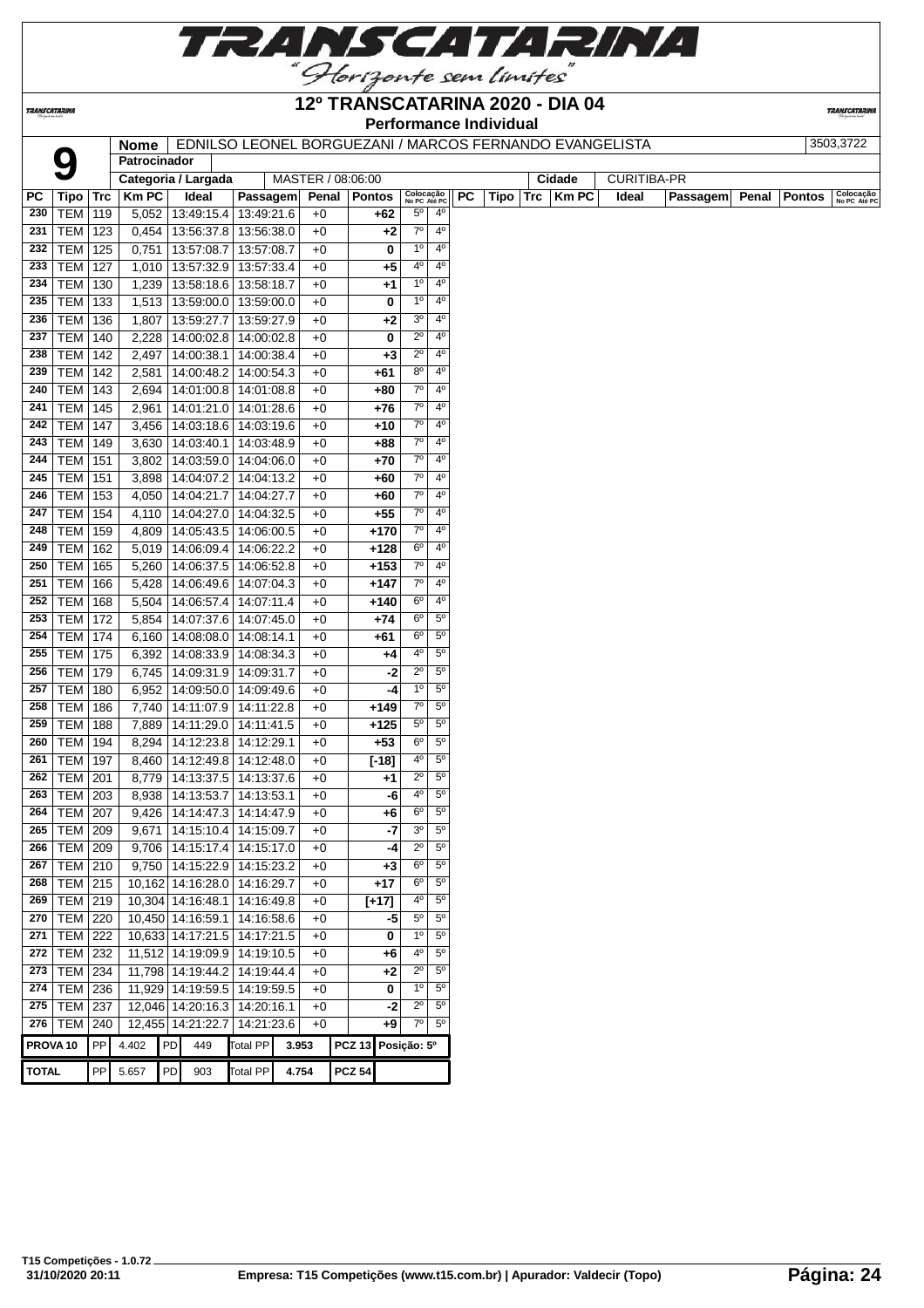# 12º TRANSCATARINA 2020 - DIA 04

## Performance Individual

| 9 | Nome | EDNILSO LEONEL BORGUEZANI / MARCOS FERNANDO EVANGELISTA | 3503,3722 |
|---|---|---|---|
| | Patrocinador | | |
| | Categoria / Largada | MASTER / 08:06:00 | Cidade: CURITIBA-PR |

| PC | Tipo | Trc | Km PC | Ideal | Passagem | Penal | Pontos | Colocação No PC | Colocação Até PC |
|---|---|---|---|---|---|---|---|---|---|
| 230 | TEM | 119 | 5,052 | 13:49:15.4 | 13:49:21.6 | +0 | +62 | 5º | 4º |
| 231 | TEM | 123 | 0,454 | 13:56:37.8 | 13:56:38.0 | +0 | +2 | 7º | 4º |
| 232 | TEM | 125 | 0,751 | 13:57:08.7 | 13:57:08.7 | +0 | 0 | 1º | 4º |
| 233 | TEM | 127 | 1,010 | 13:57:32.9 | 13:57:33.4 | +0 | +5 | 4º | 4º |
| 234 | TEM | 130 | 1,239 | 13:58:18.6 | 13:58:18.7 | +0 | +1 | 1º | 4º |
| 235 | TEM | 133 | 1,513 | 13:59:00.0 | 13:59:00.0 | +0 | 0 | 1º | 4º |
| 236 | TEM | 136 | 1,807 | 13:59:27.7 | 13:59:27.9 | +0 | +2 | 3º | 4º |
| 237 | TEM | 140 | 2,228 | 14:00:02.8 | 14:00:02.8 | +0 | 0 | 2º | 4º |
| 238 | TEM | 142 | 2,497 | 14:00:38.1 | 14:00:38.4 | +0 | +3 | 2º | 4º |
| 239 | TEM | 142 | 2,581 | 14:00:48.2 | 14:00:54.3 | +0 | +61 | 8º | 4º |
| 240 | TEM | 143 | 2,694 | 14:01:00.8 | 14:01:08.8 | +0 | +80 | 7º | 4º |
| 241 | TEM | 145 | 2,961 | 14:01:21.0 | 14:01:28.6 | +0 | +76 | 7º | 4º |
| 242 | TEM | 147 | 3,456 | 14:03:18.6 | 14:03:19.6 | +0 | +10 | 7º | 4º |
| 243 | TEM | 149 | 3,630 | 14:03:40.1 | 14:03:48.9 | +0 | +88 | 7º | 4º |
| 244 | TEM | 151 | 3,802 | 14:03:59.0 | 14:04:06.0 | +0 | +70 | 7º | 4º |
| 245 | TEM | 151 | 3,898 | 14:04:07.2 | 14:04:13.2 | +0 | +60 | 7º | 4º |
| 246 | TEM | 153 | 4,050 | 14:04:21.7 | 14:04:27.7 | +0 | +60 | 7º | 4º |
| 247 | TEM | 154 | 4,110 | 14:04:27.0 | 14:04:32.5 | +0 | +55 | 7º | 4º |
| 248 | TEM | 159 | 4,809 | 14:05:43.5 | 14:06:00.5 | +0 | +170 | 7º | 4º |
| 249 | TEM | 162 | 5,019 | 14:06:09.4 | 14:06:22.2 | +0 | +128 | 6º | 4º |
| 250 | TEM | 165 | 5,260 | 14:06:37.5 | 14:06:52.8 | +0 | +153 | 7º | 4º |
| 251 | TEM | 166 | 5,428 | 14:06:49.6 | 14:07:04.3 | +0 | +147 | 7º | 4º |
| 252 | TEM | 168 | 5,504 | 14:06:57.4 | 14:07:11.4 | +0 | +140 | 6º | 4º |
| 253 | TEM | 172 | 5,854 | 14:07:37.6 | 14:07:45.0 | +0 | +74 | 6º | 5º |
| 254 | TEM | 174 | 6,160 | 14:08:08.0 | 14:08:14.1 | +0 | +61 | 6º | 5º |
| 255 | TEM | 175 | 6,392 | 14:08:33.9 | 14:08:34.3 | +0 | +4 | 4º | 5º |
| 256 | TEM | 179 | 6,745 | 14:09:31.9 | 14:09:31.7 | +0 | -2 | 2º | 5º |
| 257 | TEM | 180 | 6,952 | 14:09:50.0 | 14:09:49.6 | +0 | -4 | 1º | 5º |
| 258 | TEM | 186 | 7,740 | 14:11:07.9 | 14:11:22.8 | +0 | +149 | 7º | 5º |
| 259 | TEM | 188 | 7,889 | 14:11:29.0 | 14:11:41.5 | +0 | +125 | 5º | 5º |
| 260 | TEM | 194 | 8,294 | 14:12:23.8 | 14:12:29.1 | +0 | +53 | 6º | 5º |
| 261 | TEM | 197 | 8,460 | 14:12:49.8 | 14:12:48.0 | +0 | [-18] | 4º | 5º |
| 262 | TEM | 201 | 8,779 | 14:13:37.5 | 14:13:37.6 | +0 | +1 | 2º | 5º |
| 263 | TEM | 203 | 8,938 | 14:13:53.7 | 14:13:53.1 | +0 | -6 | 4º | 5º |
| 264 | TEM | 207 | 9,426 | 14:14:47.3 | 14:14:47.9 | +0 | +6 | 6º | 5º |
| 265 | TEM | 209 | 9,671 | 14:15:10.4 | 14:15:09.7 | +0 | -7 | 3º | 5º |
| 266 | TEM | 209 | 9,706 | 14:15:17.4 | 14:15:17.0 | +0 | -4 | 2º | 5º |
| 267 | TEM | 210 | 9,750 | 14:15:22.9 | 14:15:23.2 | +0 | +3 | 6º | 5º |
| 268 | TEM | 215 | 10,162 | 14:16:28.0 | 14:16:29.7 | +0 | +17 | 6º | 5º |
| 269 | TEM | 219 | 10,304 | 14:16:48.1 | 14:16:49.8 | +0 | [+17] | 4º | 5º |
| 270 | TEM | 220 | 10,450 | 14:16:59.1 | 14:16:58.6 | +0 | -5 | 5º | 5º |
| 271 | TEM | 222 | 10,633 | 14:17:21.5 | 14:17:21.5 | +0 | 0 | 1º | 5º |
| 272 | TEM | 232 | 11,512 | 14:19:09.9 | 14:19:10.5 | +0 | +6 | 4º | 5º |
| 273 | TEM | 234 | 11,798 | 14:19:44.2 | 14:19:44.4 | +0 | +2 | 2º | 5º |
| 274 | TEM | 236 | 11,929 | 14:19:59.5 | 14:19:59.5 | +0 | 0 | 1º | 5º |
| 275 | TEM | 237 | 12,046 | 14:20:16.3 | 14:20:16.1 | +0 | -2 | 2º | 5º |
| 276 | TEM | 240 | 12,455 | 14:21:22.7 | 14:21:23.6 | +0 | +9 | 7º | 5º |

| | | | | | | | | |
|---|---|---|---|---|---|---|---|---|
| PROVA 10 | PP | 4.402 | PD | 449 | Total PP | 3.953 | PCZ 13 | Posição: 5º |
| TOTAL | PP | 5.657 | PD | 903 | Total PP | 4.754 | PCZ 54 | |

T15 Competições - 1.0.72
31/10/2020 20:11

Empresa: T15 Competições (www.t15.com.br) | Apurador: Valdecir (Topo)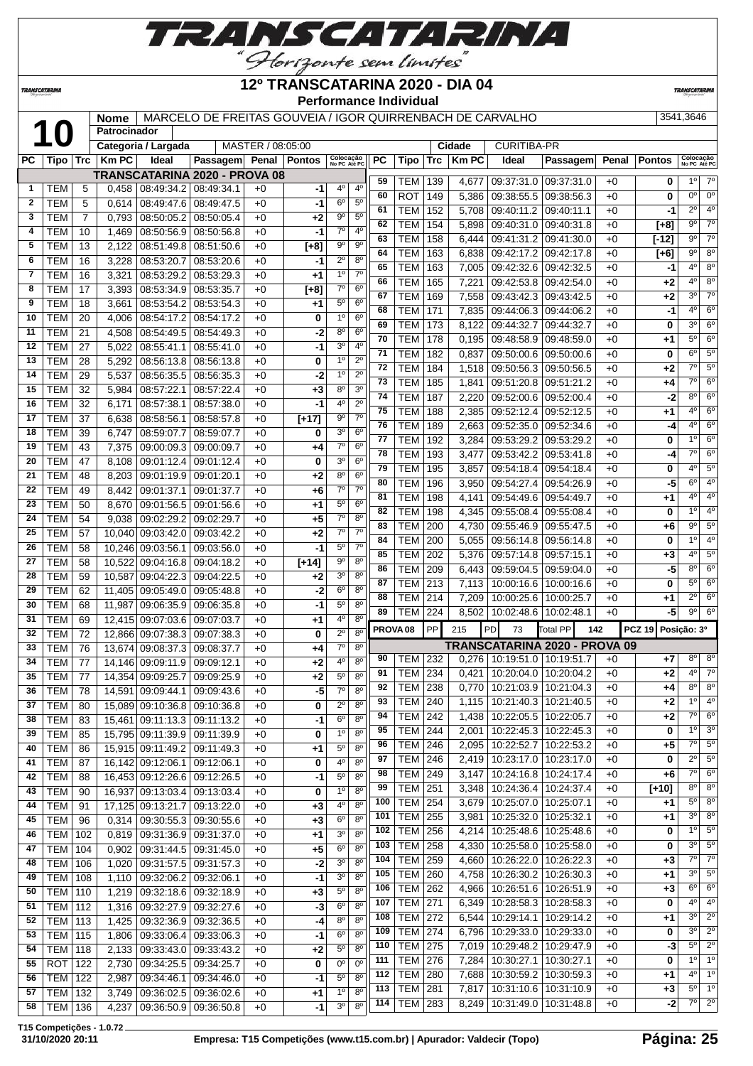# 12º TRANSCATARINA 2020 - DIA 04

**Performance Individual**

| 10 | Nome | MARCELO DE FREITAS GOUVEIA / IGOR QUIRRENBACH DE CARVALHO | 3541,3646 |
|---|---|---|---|
| | Patrocinador | | |
| | Categoria / Largada | MASTER / 08:05:00 | Cidade: CURITIBA-PR |

**TRANSCATARINA 2020 - PROVA 08**

| PC | Tipo | Trc | Km PC | Ideal | Passagem | Penal | Pontos | Colocação No PC | Colocação Até PC |
|---|---|---|---|---|---|---|---|---|---|
| 1 | TEM | 5 | 0,458 | 08:49:34.2 | 08:49:34.1 | +0 | -1 | 4º | 4º |
| 2 | TEM | 5 | 0,614 | 08:49:47.6 | 08:49:47.5 | +0 | -1 | 6º | 5º |
| 3 | TEM | 7 | 0,793 | 08:50:05.2 | 08:50:05.4 | +0 | +2 | 9º | 5º |
| 4 | TEM | 10 | 1,469 | 08:50:56.9 | 08:50:56.8 | +0 | -1 | 7º | 4º |
| 5 | TEM | 13 | 2,122 | 08:51:49.8 | 08:51:50.6 | +0 | [+8] | 9º | 9º |
| 6 | TEM | 16 | 3,228 | 08:53:20.7 | 08:53:20.6 | +0 | -1 | 2º | 8º |
| 7 | TEM | 16 | 3,321 | 08:53:29.2 | 08:53:29.3 | +0 | +1 | 1º | 7º |
| 8 | TEM | 17 | 3,393 | 08:53:34.9 | 08:53:35.7 | +0 | [+8] | 7º | 6º |
| 9 | TEM | 18 | 3,661 | 08:53:54.2 | 08:53:54.3 | +0 | +1 | 5º | 6º |
| 10 | TEM | 20 | 4,006 | 08:54:17.2 | 08:54:17.2 | +0 | 0 | 1º | 6º |
| 11 | TEM | 21 | 4,508 | 08:54:49.5 | 08:54:49.3 | +0 | -2 | 8º | 6º |
| 12 | TEM | 27 | 5,022 | 08:55:41.1 | 08:55:41.0 | +0 | -1 | 3º | 4º |
| 13 | TEM | 28 | 5,292 | 08:56:13.8 | 08:56:13.8 | +0 | 0 | 1º | 2º |
| 14 | TEM | 29 | 5,537 | 08:56:35.5 | 08:56:35.3 | +0 | -2 | 1º | 2º |
| 15 | TEM | 32 | 5,984 | 08:57:22.1 | 08:57:22.4 | +0 | +3 | 8º | 3º |
| 16 | TEM | 32 | 6,171 | 08:57:38.1 | 08:57:38.0 | +0 | -1 | 4º | 2º |
| 17 | TEM | 37 | 6,638 | 08:58:56.1 | 08:58:57.8 | +0 | [+17] | 9º | 7º |
| 18 | TEM | 39 | 6,747 | 08:59:07.7 | 08:59:07.7 | +0 | 0 | 3º | 6º |
| 19 | TEM | 43 | 7,375 | 09:00:09.3 | 09:00:09.7 | +0 | +4 | 7º | 6º |
| 20 | TEM | 47 | 8,108 | 09:01:12.4 | 09:01:12.4 | +0 | 0 | 3º | 6º |
| 21 | TEM | 48 | 8,203 | 09:01:19.9 | 09:01:20.1 | +0 | +2 | 8º | 6º |
| 22 | TEM | 49 | 8,442 | 09:01:37.1 | 09:01:37.7 | +0 | +6 | 7º | 7º |
| 23 | TEM | 50 | 8,670 | 09:01:56.5 | 09:01:56.6 | +0 | +1 | 5º | 6º |
| 24 | TEM | 54 | 9,038 | 09:02:29.2 | 09:02:29.7 | +0 | +5 | 7º | 8º |
| 25 | TEM | 57 | 10,040 | 09:03:42.0 | 09:03:42.2 | +0 | +2 | 7º | 7º |
| 26 | TEM | 58 | 10,246 | 09:03:56.1 | 09:03:56.0 | +0 | -1 | 5º | 7º |
| 27 | TEM | 58 | 10,522 | 09:04:16.8 | 09:04:18.2 | +0 | [+14] | 9º | 8º |
| 28 | TEM | 59 | 10,587 | 09:04:22.3 | 09:04:22.5 | +0 | +2 | 3º | 8º |
| 29 | TEM | 62 | 11,405 | 09:05:49.0 | 09:05:48.8 | +0 | -2 | 6º | 8º |
| 30 | TEM | 68 | 11,987 | 09:06:35.9 | 09:06:35.8 | +0 | -1 | 5º | 8º |
| 31 | TEM | 69 | 12,415 | 09:07:03.6 | 09:07:03.7 | +0 | +1 | 4º | 8º |
| 32 | TEM | 72 | 12,866 | 09:07:38.3 | 09:07:38.3 | +0 | 0 | 2º | 8º |
| 33 | TEM | 76 | 13,674 | 09:08:37.3 | 09:08:37.7 | +0 | +4 | 7º | 8º |
| 34 | TEM | 77 | 14,146 | 09:09:11.9 | 09:09:12.1 | +0 | +2 | 4º | 8º |
| 35 | TEM | 77 | 14,354 | 09:09:25.7 | 09:09:25.9 | +0 | +2 | 5º | 8º |
| 36 | TEM | 78 | 14,591 | 09:09:44.1 | 09:09:43.6 | +0 | -5 | 7º | 8º |
| 37 | TEM | 80 | 15,089 | 09:10:36.8 | 09:10:36.8 | +0 | 0 | 2º | 8º |
| 38 | TEM | 83 | 15,461 | 09:11:13.3 | 09:11:13.2 | +0 | -1 | 6º | 8º |
| 39 | TEM | 85 | 15,795 | 09:11:39.9 | 09:11:39.9 | +0 | 0 | 1º | 8º |
| 40 | TEM | 86 | 15,915 | 09:11:49.2 | 09:11:49.3 | +0 | +1 | 5º | 8º |
| 41 | TEM | 87 | 16,142 | 09:12:06.1 | 09:12:06.1 | +0 | 0 | 4º | 8º |
| 42 | TEM | 88 | 16,453 | 09:12:26.6 | 09:12:26.5 | +0 | -1 | 5º | 8º |
| 43 | TEM | 90 | 16,937 | 09:13:03.4 | 09:13:03.4 | +0 | 0 | 1º | 8º |
| 44 | TEM | 91 | 17,125 | 09:13:21.7 | 09:13:22.0 | +0 | +3 | 4º | 8º |
| 45 | TEM | 96 | 0,314 | 09:30:55.3 | 09:30:55.6 | +0 | +3 | 6º | 8º |
| 46 | TEM | 102 | 0,819 | 09:31:36.9 | 09:31:37.0 | +0 | +1 | 3º | 8º |
| 47 | TEM | 104 | 0,902 | 09:31:44.5 | 09:31:45.0 | +0 | +5 | 6º | 8º |
| 48 | TEM | 106 | 1,020 | 09:31:57.5 | 09:31:57.3 | +0 | -2 | 3º | 8º |
| 49 | TEM | 108 | 1,110 | 09:32:06.2 | 09:32:06.1 | +0 | -1 | 3º | 8º |
| 50 | TEM | 110 | 1,219 | 09:32:18.6 | 09:32:18.9 | +0 | +3 | 5º | 8º |
| 51 | TEM | 112 | 1,316 | 09:32:27.9 | 09:32:27.6 | +0 | -3 | 6º | 8º |
| 52 | TEM | 113 | 1,425 | 09:32:36.9 | 09:32:36.5 | +0 | -4 | 8º | 8º |
| 53 | TEM | 115 | 1,806 | 09:33:06.4 | 09:33:06.3 | +0 | -1 | 6º | 8º |
| 54 | TEM | 118 | 2,133 | 09:33:43.0 | 09:33:43.2 | +0 | +2 | 5º | 8º |
| 55 | ROT | 122 | 2,730 | 09:34:25.5 | 09:34:25.7 | +0 | 0 | 0º | 0º |
| 56 | TEM | 122 | 2,987 | 09:34:46.1 | 09:34:46.0 | +0 | -1 | 5º | 8º |
| 57 | TEM | 132 | 3,749 | 09:36:02.5 | 09:36:02.6 | +0 | +1 | 1º | 8º |
| 58 | TEM | 136 | 4,237 | 09:36:50.9 | 09:36:50.8 | +0 | -1 | 3º | 8º |
| 59 | TEM | 139 | 4,677 | 09:37:31.0 | 09:37:31.0 | +0 | 0 | 1º | 7º |
| 60 | ROT | 149 | 5,386 | 09:38:55.5 | 09:38:56.3 | +0 | 0 | 0º | 0º |
| 61 | TEM | 152 | 5,708 | 09:40:11.2 | 09:40:11.1 | +0 | -1 | 2º | 4º |
| 62 | TEM | 154 | 5,898 | 09:40:31.0 | 09:40:31.8 | +0 | [+8] | 9º | 7º |
| 63 | TEM | 158 | 6,444 | 09:41:31.2 | 09:41:30.0 | +0 | [-12] | 9º | 7º |
| 64 | TEM | 163 | 6,838 | 09:42:17.2 | 09:42:17.8 | +0 | [+6] | 9º | 8º |
| 65 | TEM | 163 | 7,005 | 09:42:32.6 | 09:42:32.5 | +0 | -1 | 4º | 8º |
| 66 | TEM | 165 | 7,221 | 09:42:53.8 | 09:42:54.0 | +0 | +2 | 4º | 8º |
| 67 | TEM | 169 | 7,558 | 09:43:42.3 | 09:43:42.5 | +0 | +2 | 3º | 7º |
| 68 | TEM | 171 | 7,835 | 09:44:06.3 | 09:44:06.2 | +0 | -1 | 4º | 6º |
| 69 | TEM | 173 | 8,122 | 09:44:32.7 | 09:44:32.7 | +0 | 0 | 3º | 6º |
| 70 | TEM | 178 | 0,195 | 09:48:58.9 | 09:48:59.0 | +0 | +1 | 5º | 6º |
| 71 | TEM | 182 | 0,837 | 09:50:00.6 | 09:50:00.6 | +0 | 0 | 6º | 5º |
| 72 | TEM | 184 | 1,518 | 09:50:56.3 | 09:50:56.5 | +0 | +2 | 7º | 5º |
| 73 | TEM | 185 | 1,841 | 09:51:20.8 | 09:51:21.2 | +0 | +4 | 7º | 6º |
| 74 | TEM | 187 | 2,220 | 09:52:00.6 | 09:52:00.4 | +0 | -2 | 8º | 6º |
| 75 | TEM | 188 | 2,385 | 09:52:12.4 | 09:52:12.5 | +0 | +1 | 4º | 6º |
| 76 | TEM | 189 | 2,663 | 09:52:35.0 | 09:52:34.6 | +0 | -4 | 4º | 6º |
| 77 | TEM | 192 | 3,284 | 09:53:29.2 | 09:53:29.2 | +0 | 0 | 1º | 6º |
| 78 | TEM | 193 | 3,477 | 09:53:42.2 | 09:53:41.8 | +0 | -4 | 7º | 6º |
| 79 | TEM | 195 | 3,857 | 09:54:18.4 | 09:54:18.4 | +0 | 0 | 4º | 5º |
| 80 | TEM | 196 | 3,950 | 09:54:27.4 | 09:54:26.9 | +0 | -5 | 6º | 4º |
| 81 | TEM | 198 | 4,141 | 09:54:49.6 | 09:54:49.7 | +0 | +1 | 4º | 4º |
| 82 | TEM | 198 | 4,345 | 09:55:08.4 | 09:55:08.4 | +0 | 0 | 1º | 4º |
| 83 | TEM | 200 | 4,730 | 09:55:46.9 | 09:55:47.5 | +0 | +6 | 9º | 5º |
| 84 | TEM | 200 | 5,055 | 09:56:14.8 | 09:56:14.8 | +0 | 0 | 1º | 4º |
| 85 | TEM | 202 | 5,376 | 09:57:14.8 | 09:57:15.1 | +0 | +3 | 4º | 5º |
| 86 | TEM | 209 | 6,443 | 09:59:04.5 | 09:59:04.0 | +0 | -5 | 8º | 6º |
| 87 | TEM | 213 | 7,113 | 10:00:16.6 | 10:00:16.6 | +0 | 0 | 5º | 6º |
| 88 | TEM | 214 | 7,209 | 10:00:25.6 | 10:00:25.7 | +0 | +1 | 2º | 6º |
| 89 | TEM | 224 | 8,502 | 10:02:48.6 | 10:02:48.1 | +0 | -5 | 9º | 6º |

**PROVA 08** — PP: 215 — PD: 73 — Total PP: 142 — PCZ 19 — Posição: 3º

**TRANSCATARINA 2020 - PROVA 09**

| PC | Tipo | Trc | Km PC | Ideal | Passagem | Penal | Pontos | Colocação No PC | Colocação Até PC |
|---|---|---|---|---|---|---|---|---|---|
| 90 | TEM | 232 | 0,276 | 10:19:51.0 | 10:19:51.7 | +0 | +7 | 8º | 8º |
| 91 | TEM | 234 | 0,421 | 10:20:04.0 | 10:20:04.2 | +0 | +2 | 4º | 7º |
| 92 | TEM | 238 | 0,770 | 10:21:03.9 | 10:21:04.3 | +0 | +4 | 8º | 8º |
| 93 | TEM | 240 | 1,115 | 10:21:40.3 | 10:21:40.5 | +0 | +2 | 1º | 4º |
| 94 | TEM | 242 | 1,438 | 10:22:05.5 | 10:22:05.7 | +0 | +2 | 7º | 6º |
| 95 | TEM | 244 | 2,001 | 10:22:45.3 | 10:22:45.3 | +0 | 0 | 1º | 3º |
| 96 | TEM | 246 | 2,095 | 10:22:52.7 | 10:22:53.2 | +0 | +5 | 7º | 5º |
| 97 | TEM | 246 | 2,419 | 10:23:17.0 | 10:23:17.0 | +0 | 0 | 2º | 5º |
| 98 | TEM | 249 | 3,147 | 10:24:16.8 | 10:24:17.4 | +0 | +6 | 7º | 6º |
| 99 | TEM | 251 | 3,348 | 10:24:36.4 | 10:24:37.4 | +0 | [+10] | 8º | 8º |
| 100 | TEM | 254 | 3,679 | 10:25:07.0 | 10:25:07.1 | +0 | +1 | 5º | 8º |
| 101 | TEM | 255 | 3,981 | 10:25:32.0 | 10:25:32.1 | +0 | +1 | 3º | 8º |
| 102 | TEM | 256 | 4,214 | 10:25:48.6 | 10:25:48.6 | +0 | 0 | 1º | 5º |
| 103 | TEM | 258 | 4,330 | 10:25:58.0 | 10:25:58.0 | +0 | 0 | 3º | 5º |
| 104 | TEM | 259 | 4,660 | 10:26:22.0 | 10:26:22.3 | +0 | +3 | 7º | 7º |
| 105 | TEM | 260 | 4,758 | 10:26:30.2 | 10:26:30.3 | +0 | +1 | 3º | 5º |
| 106 | TEM | 262 | 4,966 | 10:26:51.6 | 10:26:51.9 | +0 | +3 | 6º | 6º |
| 107 | TEM | 271 | 6,349 | 10:28:58.3 | 10:28:58.3 | +0 | 0 | 4º | 4º |
| 108 | TEM | 272 | 6,544 | 10:29:14.1 | 10:29:14.2 | +0 | +1 | 3º | 2º |
| 109 | TEM | 274 | 6,796 | 10:29:33.0 | 10:29:33.0 | +0 | 0 | 3º | 2º |
| 110 | TEM | 275 | 7,019 | 10:29:48.2 | 10:29:47.9 | +0 | -3 | 5º | 2º |
| 111 | TEM | 276 | 7,284 | 10:30:27.1 | 10:30:27.1 | +0 | 0 | 1º | 1º |
| 112 | TEM | 280 | 7,688 | 10:30:59.2 | 10:30:59.3 | +0 | +1 | 4º | 1º |
| 113 | TEM | 281 | 7,817 | 10:31:10.6 | 10:31:10.9 | +0 | +3 | 5º | 1º |
| 114 | TEM | 283 | 8,249 | 10:31:49.0 | 10:31:48.8 | +0 | -2 | 7º | 2º |

T15 Competições - 1.0.72
31/10/2020 20:11 — Empresa: T15 Competições (www.t15.com.br) | Apurador: Valdecir (Topo)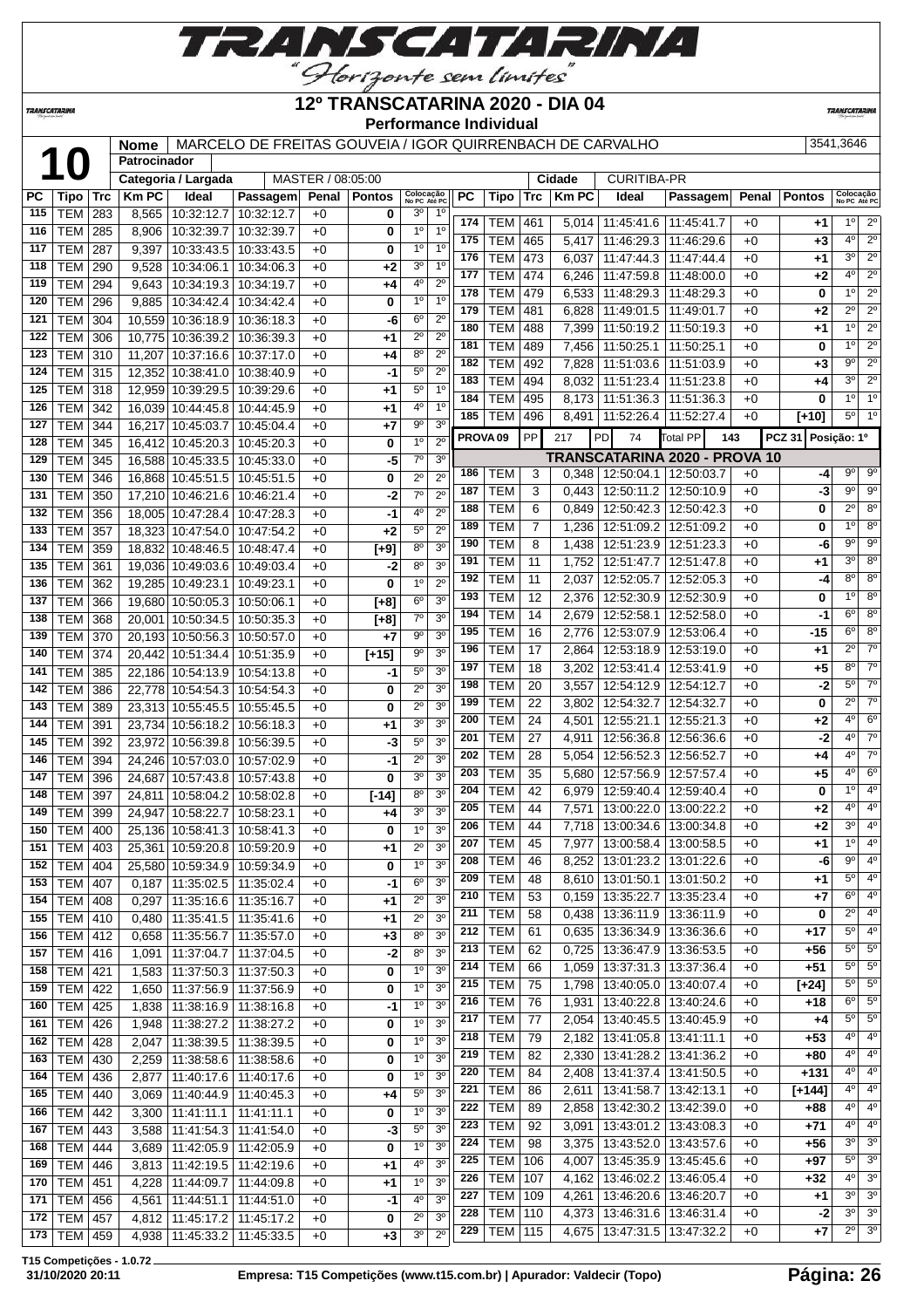# 12º TRANSCATARINA 2020 - DIA 04

## Performance Individual

**10**

| Nome | MARCELO DE FREITAS GOUVEIA / IGOR QUIRRENBACH DE CARVALHO | 3541,3646 |
|---|---|---|
| Patrocinador | | |
| Categoria / Largada | MASTER / 08:05:00 | Cidade: CURITIBA-PR |

| PC | Tipo | Trc | Km PC | Ideal | Passagem | Penal | Pontos | Colocação No PC | Colocação Até PC |
|---|---|---|---|---|---|---|---|---|---|
| 115 | TEM | 283 | 8,565 | 10:32:12.7 | 10:32:12.7 | +0 | 0 | 3º | 1º |
| 116 | TEM | 285 | 8,906 | 10:32:39.7 | 10:32:39.7 | +0 | 0 | 1º | 1º |
| 117 | TEM | 287 | 9,397 | 10:33:43.5 | 10:33:43.5 | +0 | 0 | 1º | 1º |
| 118 | TEM | 290 | 9,528 | 10:34:06.1 | 10:34:06.3 | +0 | +2 | 3º | 1º |
| 119 | TEM | 294 | 9,643 | 10:34:19.3 | 10:34:19.7 | +0 | +4 | 4º | 2º |
| 120 | TEM | 296 | 9,885 | 10:34:42.4 | 10:34:42.4 | +0 | 0 | 1º | 1º |
| 121 | TEM | 304 | 10,559 | 10:36:18.9 | 10:36:18.3 | +0 | -6 | 6º | 2º |
| 122 | TEM | 306 | 10,775 | 10:36:39.2 | 10:36:39.3 | +0 | +1 | 2º | 2º |
| 123 | TEM | 310 | 11,207 | 10:37:16.6 | 10:37:17.0 | +0 | +4 | 8º | 2º |
| 124 | TEM | 315 | 12,352 | 10:38:41.0 | 10:38:40.9 | +0 | -1 | 5º | 2º |
| 125 | TEM | 318 | 12,959 | 10:39:29.5 | 10:39:29.6 | +0 | +1 | 5º | 1º |
| 126 | TEM | 342 | 16,039 | 10:44:45.8 | 10:44:45.9 | +0 | +1 | 4º | 1º |
| 127 | TEM | 344 | 16,217 | 10:45:03.7 | 10:45:04.4 | +0 | +7 | 9º | 3º |
| 128 | TEM | 345 | 16,412 | 10:45:20.3 | 10:45:20.3 | +0 | 0 | 1º | 2º |
| 129 | TEM | 345 | 16,588 | 10:45:33.5 | 10:45:33.0 | +0 | -5 | 7º | 3º |
| 130 | TEM | 346 | 16,868 | 10:45:51.5 | 10:45:51.5 | +0 | 0 | 2º | 2º |
| 131 | TEM | 350 | 17,210 | 10:46:21.6 | 10:46:21.4 | +0 | -2 | 7º | 2º |
| 132 | TEM | 356 | 18,005 | 10:47:28.4 | 10:47:28.3 | +0 | -1 | 4º | 2º |
| 133 | TEM | 357 | 18,323 | 10:47:54.0 | 10:47:54.2 | +0 | +2 | 5º | 2º |
| 134 | TEM | 359 | 18,832 | 10:48:46.5 | 10:48:47.4 | +0 | [+9] | 8º | 3º |
| 135 | TEM | 361 | 19,036 | 10:49:03.6 | 10:49:03.4 | +0 | -2 | 8º | 3º |
| 136 | TEM | 362 | 19,285 | 10:49:23.1 | 10:49:23.1 | +0 | 0 | 1º | 2º |
| 137 | TEM | 366 | 19,680 | 10:50:05.3 | 10:50:06.1 | +0 | [+8] | 6º | 3º |
| 138 | TEM | 368 | 20,001 | 10:50:34.5 | 10:50:35.3 | +0 | [+8] | 7º | 3º |
| 139 | TEM | 370 | 20,193 | 10:50:56.3 | 10:50:57.0 | +0 | +7 | 9º | 3º |
| 140 | TEM | 374 | 20,442 | 10:51:34.4 | 10:51:35.9 | +0 | [+15] | 9º | 3º |
| 141 | TEM | 385 | 22,186 | 10:54:13.9 | 10:54:13.8 | +0 | -1 | 5º | 3º |
| 142 | TEM | 386 | 22,778 | 10:54:54.3 | 10:54:54.3 | +0 | 0 | 2º | 3º |
| 143 | TEM | 389 | 23,313 | 10:55:45.5 | 10:55:45.5 | +0 | 0 | 2º | 3º |
| 144 | TEM | 391 | 23,734 | 10:56:18.2 | 10:56:18.3 | +0 | +1 | 3º | 3º |
| 145 | TEM | 392 | 23,972 | 10:56:39.8 | 10:56:39.5 | +0 | -3 | 5º | 3º |
| 146 | TEM | 394 | 24,246 | 10:57:03.0 | 10:57:02.9 | +0 | -1 | 2º | 3º |
| 147 | TEM | 396 | 24,687 | 10:57:43.8 | 10:57:43.8 | +0 | 0 | 3º | 3º |
| 148 | TEM | 397 | 24,811 | 10:58:04.2 | 10:58:02.8 | +0 | [-14] | 8º | 3º |
| 149 | TEM | 399 | 24,947 | 10:58:22.7 | 10:58:23.1 | +0 | +4 | 3º | 3º |
| 150 | TEM | 400 | 25,136 | 10:58:41.3 | 10:58:41.3 | +0 | 0 | 1º | 3º |
| 151 | TEM | 403 | 25,361 | 10:59:20.8 | 10:59:20.9 | +0 | +1 | 2º | 3º |
| 152 | TEM | 404 | 25,580 | 10:59:34.9 | 10:59:34.9 | +0 | 0 | 1º | 3º |
| 153 | TEM | 407 | 0,187 | 11:35:02.5 | 11:35:02.4 | +0 | -1 | 6º | 3º |
| 154 | TEM | 408 | 0,297 | 11:35:16.6 | 11:35:16.7 | +0 | +1 | 2º | 3º |
| 155 | TEM | 410 | 0,480 | 11:35:41.5 | 11:35:41.6 | +0 | +1 | 2º | 3º |
| 156 | TEM | 412 | 0,658 | 11:35:56.7 | 11:35:57.0 | +0 | +3 | 8º | 3º |
| 157 | TEM | 416 | 1,091 | 11:37:04.7 | 11:37:04.5 | +0 | -2 | 8º | 3º |
| 158 | TEM | 421 | 1,583 | 11:37:50.3 | 11:37:50.3 | +0 | 0 | 1º | 3º |
| 159 | TEM | 422 | 1,650 | 11:37:56.9 | 11:37:56.9 | +0 | 0 | 1º | 3º |
| 160 | TEM | 425 | 1,838 | 11:38:16.9 | 11:38:16.8 | +0 | -1 | 1º | 3º |
| 161 | TEM | 426 | 1,948 | 11:38:27.2 | 11:38:27.2 | +0 | 0 | 1º | 3º |
| 162 | TEM | 428 | 2,047 | 11:38:39.5 | 11:38:39.5 | +0 | 0 | 1º | 3º |
| 163 | TEM | 430 | 2,259 | 11:38:58.6 | 11:38:58.6 | +0 | 0 | 1º | 3º |
| 164 | TEM | 436 | 2,877 | 11:40:17.6 | 11:40:17.6 | +0 | 0 | 1º | 3º |
| 165 | TEM | 440 | 3,069 | 11:40:44.9 | 11:40:45.3 | +0 | +4 | 5º | 3º |
| 166 | TEM | 442 | 3,300 | 11:41:11.1 | 11:41:11.1 | +0 | 0 | 1º | 3º |
| 167 | TEM | 443 | 3,588 | 11:41:54.3 | 11:41:54.0 | +0 | -3 | 5º | 3º |
| 168 | TEM | 444 | 3,689 | 11:42:05.9 | 11:42:05.9 | +0 | 0 | 1º | 3º |
| 169 | TEM | 446 | 3,813 | 11:42:19.5 | 11:42:19.6 | +0 | +1 | 4º | 3º |
| 170 | TEM | 451 | 4,228 | 11:44:09.7 | 11:44:09.8 | +0 | +1 | 1º | 3º |
| 171 | TEM | 456 | 4,561 | 11:44:51.1 | 11:44:51.0 | +0 | -1 | 4º | 3º |
| 172 | TEM | 457 | 4,812 | 11:45:17.2 | 11:45:17.2 | +0 | 0 | 2º | 3º |
| 173 | TEM | 459 | 4,938 | 11:45:33.2 | 11:45:33.5 | +0 | +3 | 3º | 2º |
| 174 | TEM | 461 | 5,014 | 11:45:41.6 | 11:45:41.7 | +0 | +1 | 1º | 2º |
| 175 | TEM | 465 | 5,417 | 11:46:29.3 | 11:46:29.6 | +0 | +3 | 4º | 2º |
| 176 | TEM | 473 | 6,037 | 11:47:44.3 | 11:47:44.4 | +0 | +1 | 3º | 2º |
| 177 | TEM | 474 | 6,246 | 11:47:59.8 | 11:48:00.0 | +0 | +2 | 4º | 2º |
| 178 | TEM | 479 | 6,533 | 11:48:29.3 | 11:48:29.3 | +0 | 0 | 1º | 2º |
| 179 | TEM | 481 | 6,828 | 11:49:01.5 | 11:49:01.7 | +0 | +2 | 2º | 2º |
| 180 | TEM | 488 | 7,399 | 11:50:19.2 | 11:50:19.3 | +0 | +1 | 1º | 2º |
| 181 | TEM | 489 | 7,456 | 11:50:25.1 | 11:50:25.1 | +0 | 0 | 1º | 2º |
| 182 | TEM | 492 | 7,828 | 11:51:03.6 | 11:51:03.9 | +0 | +3 | 9º | 2º |
| 183 | TEM | 494 | 8,032 | 11:51:23.4 | 11:51:23.8 | +0 | +4 | 3º | 2º |
| 184 | TEM | 495 | 8,173 | 11:51:36.3 | 11:51:36.3 | +0 | 0 | 1º | 1º |
| 185 | TEM | 496 | 8,491 | 11:52:26.4 | 11:52:27.4 | +0 | [+10] | 5º | 1º |

PROVA 09 | PP: 217 | PD: 74 | Total PP: 143 | PCZ 31 | Posição: 1º

### TRANSCATARINA 2020 - PROVA 10

| PC | Tipo | Trc | Km PC | Ideal | Passagem | Penal | Pontos | Colocação No PC | Colocação Até PC |
|---|---|---|---|---|---|---|---|---|---|
| 186 | TEM | 3 | 0,348 | 12:50:04.1 | 12:50:03.7 | +0 | -4 | 9º | 9º |
| 187 | TEM | 3 | 0,443 | 12:50:11.2 | 12:50:10.9 | +0 | -3 | 9º | 9º |
| 188 | TEM | 6 | 0,849 | 12:50:42.3 | 12:50:42.3 | +0 | 0 | 2º | 8º |
| 189 | TEM | 7 | 1,236 | 12:51:09.2 | 12:51:09.2 | +0 | 0 | 1º | 8º |
| 190 | TEM | 8 | 1,438 | 12:51:23.9 | 12:51:23.3 | +0 | -6 | 9º | 9º |
| 191 | TEM | 11 | 1,752 | 12:51:47.7 | 12:51:47.8 | +0 | +1 | 3º | 8º |
| 192 | TEM | 11 | 2,037 | 12:52:05.7 | 12:52:05.3 | +0 | -4 | 8º | 8º |
| 193 | TEM | 12 | 2,376 | 12:52:30.9 | 12:52:30.9 | +0 | 0 | 1º | 8º |
| 194 | TEM | 14 | 2,679 | 12:52:58.1 | 12:52:58.0 | +0 | -1 | 6º | 8º |
| 195 | TEM | 16 | 2,776 | 12:53:07.9 | 12:53:06.4 | +0 | -15 | 6º | 8º |
| 196 | TEM | 17 | 2,864 | 12:53:18.9 | 12:53:19.0 | +0 | +1 | 2º | 7º |
| 197 | TEM | 18 | 3,202 | 12:53:41.4 | 12:53:41.9 | +0 | +5 | 8º | 7º |
| 198 | TEM | 20 | 3,557 | 12:54:12.9 | 12:54:12.7 | +0 | -2 | 5º | 7º |
| 199 | TEM | 22 | 3,802 | 12:54:32.7 | 12:54:32.7 | +0 | 0 | 2º | 7º |
| 200 | TEM | 24 | 4,501 | 12:55:21.1 | 12:55:21.3 | +0 | +2 | 4º | 6º |
| 201 | TEM | 27 | 4,911 | 12:56:36.8 | 12:56:36.6 | +0 | -2 | 4º | 7º |
| 202 | TEM | 28 | 5,054 | 12:56:52.3 | 12:56:52.7 | +0 | +4 | 4º | 7º |
| 203 | TEM | 35 | 5,680 | 12:57:56.9 | 12:57:57.4 | +0 | +5 | 4º | 6º |
| 204 | TEM | 42 | 6,979 | 12:59:40.4 | 12:59:40.4 | +0 | 0 | 1º | 4º |
| 205 | TEM | 44 | 7,571 | 13:00:22.0 | 13:00:22.2 | +0 | +2 | 4º | 4º |
| 206 | TEM | 44 | 7,718 | 13:00:34.6 | 13:00:34.8 | +0 | +2 | 3º | 4º |
| 207 | TEM | 45 | 7,977 | 13:00:58.4 | 13:00:58.5 | +0 | +1 | 1º | 4º |
| 208 | TEM | 46 | 8,252 | 13:01:23.2 | 13:01:22.6 | +0 | -6 | 9º | 4º |
| 209 | TEM | 48 | 8,610 | 13:01:50.1 | 13:01:50.2 | +0 | +1 | 5º | 4º |
| 210 | TEM | 53 | 0,159 | 13:35:22.7 | 13:35:23.4 | +0 | +7 | 6º | 4º |
| 211 | TEM | 58 | 0,438 | 13:36:11.9 | 13:36:11.9 | +0 | 0 | 2º | 4º |
| 212 | TEM | 61 | 0,635 | 13:36:34.9 | 13:36:36.6 | +0 | +17 | 5º | 4º |
| 213 | TEM | 62 | 0,725 | 13:36:47.9 | 13:36:53.5 | +0 | +56 | 5º | 5º |
| 214 | TEM | 66 | 1,059 | 13:37:31.3 | 13:37:36.4 | +0 | +51 | 5º | 5º |
| 215 | TEM | 75 | 1,798 | 13:40:05.0 | 13:40:07.4 | +0 | [+24] | 5º | 5º |
| 216 | TEM | 76 | 1,931 | 13:40:22.8 | 13:40:24.6 | +0 | +18 | 6º | 5º |
| 217 | TEM | 77 | 2,054 | 13:40:45.5 | 13:40:45.9 | +0 | +4 | 5º | 5º |
| 218 | TEM | 79 | 2,182 | 13:41:05.8 | 13:41:11.1 | +0 | +53 | 4º | 4º |
| 219 | TEM | 82 | 2,330 | 13:41:28.2 | 13:41:36.2 | +0 | +80 | 4º | 4º |
| 220 | TEM | 84 | 2,408 | 13:41:37.4 | 13:41:50.5 | +0 | +131 | 4º | 4º |
| 221 | TEM | 86 | 2,611 | 13:41:58.7 | 13:42:13.1 | +0 | [+144] | 4º | 4º |
| 222 | TEM | 89 | 2,858 | 13:42:30.2 | 13:42:39.0 | +0 | +88 | 4º | 4º |
| 223 | TEM | 92 | 3,091 | 13:43:01.2 | 13:43:08.3 | +0 | +71 | 4º | 4º |
| 224 | TEM | 98 | 3,375 | 13:43:52.0 | 13:43:57.6 | +0 | +56 | 3º | 3º |
| 225 | TEM | 106 | 4,007 | 13:45:35.9 | 13:45:45.6 | +0 | +97 | 5º | 3º |
| 226 | TEM | 107 | 4,162 | 13:46:02.2 | 13:46:05.4 | +0 | +32 | 4º | 3º |
| 227 | TEM | 109 | 4,261 | 13:46:20.6 | 13:46:20.7 | +0 | +1 | 3º | 3º |
| 228 | TEM | 110 | 4,373 | 13:46:31.6 | 13:46:31.4 | +0 | -2 | 3º | 3º |
| 229 | TEM | 115 | 4,675 | 13:47:31.5 | 13:47:32.2 | +0 | +7 | 2º | 3º |

T15 Competições - 1.0.72
31/10/2020 20:11 — Empresa: T15 Competições (www.t15.com.br) | Apurador: Valdecir (Topo)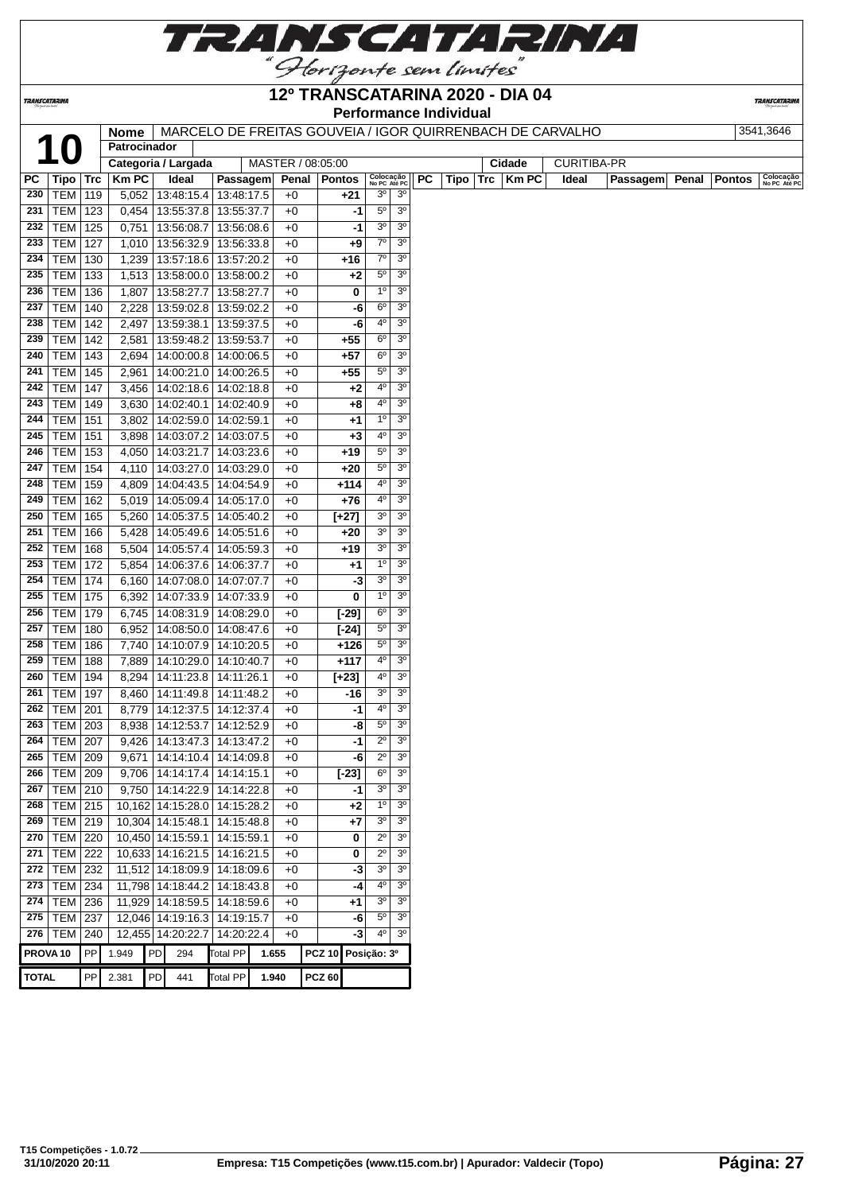# 12º TRANSCATARINA 2020 - DIA 04

**Performance Individual**

| **10** | Nome | MARCELO DE FREITAS GOUVEIA / IGOR QUIRRENBACH DE CARVALHO | 3541,3646 |
|---|---|---|---|
| | Patrocinador | | |
| | Categoria / Largada | MASTER / 08:05:00 | Cidade: CURITIBA-PR |

| PC | Tipo | Trc | Km PC | Ideal | Passagem | Penal | Pontos | Colocação No PC | Colocação Até PC |
|---|---|---|---|---|---|---|---|---|---|
| 230 | TEM | 119 | 5,052 | 13:48:15.4 | 13:48:17.5 | +0 | +21 | 3º | 3º |
| 231 | TEM | 123 | 0,454 | 13:55:37.8 | 13:55:37.7 | +0 | -1 | 5º | 3º |
| 232 | TEM | 125 | 0,751 | 13:56:08.7 | 13:56:08.6 | +0 | -1 | 3º | 3º |
| 233 | TEM | 127 | 1,010 | 13:56:32.9 | 13:56:33.8 | +0 | +9 | 7º | 3º |
| 234 | TEM | 130 | 1,239 | 13:57:18.6 | 13:57:20.2 | +0 | +16 | 7º | 3º |
| 235 | TEM | 133 | 1,513 | 13:58:00.0 | 13:58:00.2 | +0 | +2 | 5º | 3º |
| 236 | TEM | 136 | 1,807 | 13:58:27.7 | 13:58:27.7 | +0 | 0 | 1º | 3º |
| 237 | TEM | 140 | 2,228 | 13:59:02.8 | 13:59:02.2 | +0 | -6 | 6º | 3º |
| 238 | TEM | 142 | 2,497 | 13:59:38.1 | 13:59:37.5 | +0 | -6 | 4º | 3º |
| 239 | TEM | 142 | 2,581 | 13:59:48.2 | 13:59:53.7 | +0 | +55 | 6º | 3º |
| 240 | TEM | 143 | 2,694 | 14:00:00.8 | 14:00:06.5 | +0 | +57 | 6º | 3º |
| 241 | TEM | 145 | 2,961 | 14:00:21.0 | 14:00:26.5 | +0 | +55 | 5º | 3º |
| 242 | TEM | 147 | 3,456 | 14:02:18.6 | 14:02:18.8 | +0 | +2 | 4º | 3º |
| 243 | TEM | 149 | 3,630 | 14:02:40.1 | 14:02:40.9 | +0 | +8 | 4º | 3º |
| 244 | TEM | 151 | 3,802 | 14:02:59.0 | 14:02:59.1 | +0 | +1 | 1º | 3º |
| 245 | TEM | 151 | 3,898 | 14:03:07.2 | 14:03:07.5 | +0 | +3 | 4º | 3º |
| 246 | TEM | 153 | 4,050 | 14:03:21.7 | 14:03:23.6 | +0 | +19 | 5º | 3º |
| 247 | TEM | 154 | 4,110 | 14:03:27.0 | 14:03:29.0 | +0 | +20 | 5º | 3º |
| 248 | TEM | 159 | 4,809 | 14:04:43.5 | 14:04:54.9 | +0 | +114 | 4º | 3º |
| 249 | TEM | 162 | 5,019 | 14:05:09.4 | 14:05:17.0 | +0 | +76 | 4º | 3º |
| 250 | TEM | 165 | 5,260 | 14:05:37.5 | 14:05:40.2 | +0 | [+27] | 3º | 3º |
| 251 | TEM | 166 | 5,428 | 14:05:49.6 | 14:05:51.6 | +0 | +20 | 3º | 3º |
| 252 | TEM | 168 | 5,504 | 14:05:57.4 | 14:05:59.3 | +0 | +19 | 3º | 3º |
| 253 | TEM | 172 | 5,854 | 14:06:37.6 | 14:06:37.7 | +0 | +1 | 1º | 3º |
| 254 | TEM | 174 | 6,160 | 14:07:08.0 | 14:07:07.7 | +0 | -3 | 3º | 3º |
| 255 | TEM | 175 | 6,392 | 14:07:33.9 | 14:07:33.9 | +0 | 0 | 1º | 3º |
| 256 | TEM | 179 | 6,745 | 14:08:31.9 | 14:08:29.0 | +0 | [-29] | 6º | 3º |
| 257 | TEM | 180 | 6,952 | 14:08:50.0 | 14:08:47.6 | +0 | [-24] | 5º | 3º |
| 258 | TEM | 186 | 7,740 | 14:10:07.9 | 14:10:20.5 | +0 | +126 | 5º | 3º |
| 259 | TEM | 188 | 7,889 | 14:10:29.0 | 14:10:40.7 | +0 | +117 | 4º | 3º |
| 260 | TEM | 194 | 8,294 | 14:11:23.8 | 14:11:26.1 | +0 | [+23] | 4º | 3º |
| 261 | TEM | 197 | 8,460 | 14:11:49.8 | 14:11:48.2 | +0 | -16 | 3º | 3º |
| 262 | TEM | 201 | 8,779 | 14:12:37.5 | 14:12:37.4 | +0 | -1 | 4º | 3º |
| 263 | TEM | 203 | 8,938 | 14:12:53.7 | 14:12:52.9 | +0 | -8 | 5º | 3º |
| 264 | TEM | 207 | 9,426 | 14:13:47.3 | 14:13:47.2 | +0 | -1 | 2º | 3º |
| 265 | TEM | 209 | 9,671 | 14:14:10.4 | 14:14:09.8 | +0 | -6 | 2º | 3º |
| 266 | TEM | 209 | 9,706 | 14:14:17.4 | 14:14:15.1 | +0 | [-23] | 6º | 3º |
| 267 | TEM | 210 | 9,750 | 14:14:22.9 | 14:14:22.8 | +0 | -1 | 3º | 3º |
| 268 | TEM | 215 | 10,162 | 14:15:28.0 | 14:15:28.2 | +0 | +2 | 1º | 3º |
| 269 | TEM | 219 | 10,304 | 14:15:48.1 | 14:15:48.8 | +0 | +7 | 3º | 3º |
| 270 | TEM | 220 | 10,450 | 14:15:59.1 | 14:15:59.1 | +0 | 0 | 2º | 3º |
| 271 | TEM | 222 | 10,633 | 14:16:21.5 | 14:16:21.5 | +0 | 0 | 2º | 3º |
| 272 | TEM | 232 | 11,512 | 14:18:09.9 | 14:18:09.6 | +0 | -3 | 3º | 3º |
| 273 | TEM | 234 | 11,798 | 14:18:44.2 | 14:18:43.8 | +0 | -4 | 4º | 3º |
| 274 | TEM | 236 | 11,929 | 14:18:59.5 | 14:18:59.6 | +0 | +1 | 3º | 3º |
| 275 | TEM | 237 | 12,046 | 14:19:16.3 | 14:19:15.7 | +0 | -6 | 5º | 3º |
| 276 | TEM | 240 | 12,455 | 14:20:22.7 | 14:20:22.4 | +0 | -3 | 4º | 3º |

| | | | | | | | |
|---|---|---|---|---|---|---|---|
| PROVA 10 | PP 1.949 | PD 294 | Total PP 1.655 | PCZ 10 | Posição: 3º |
| TOTAL | PP 2.381 | PD 441 | Total PP 1.940 | PCZ 60 | |

T15 Competições - 1.0.72
31/10/2020 20:11

Empresa: T15 Competições (www.t15.com.br) | Apurador: Valdecir (Topo)